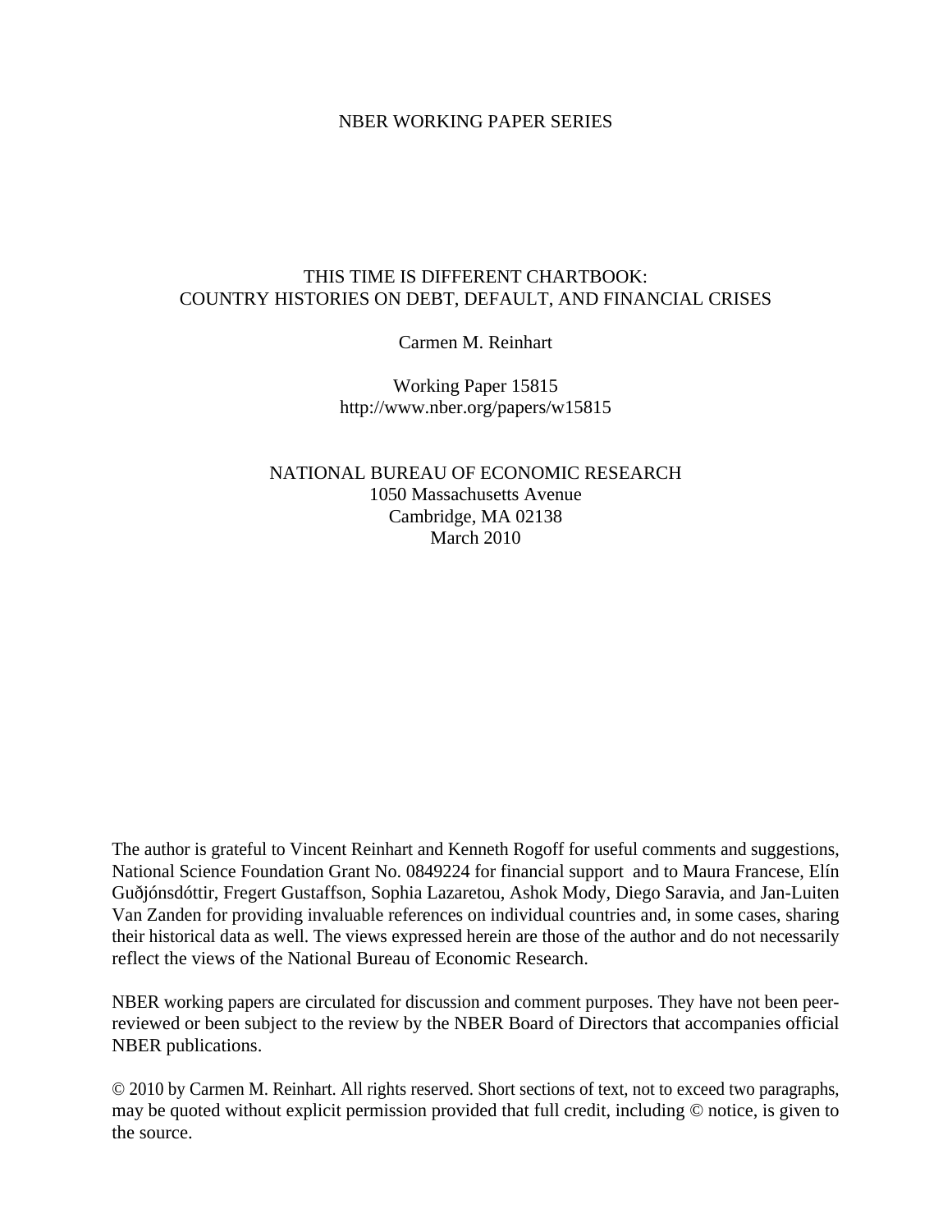NBER WORKING PAPER SERIES

# THIS TIME IS DIFFERENT CHARTBOOK: COUNTRY HISTORIES ON DEBT, DEFAULT, AND FINANCIAL CRISES

Carmen M. Reinhart

Working Paper 15815
http://www.nber.org/papers/w15815

NATIONAL BUREAU OF ECONOMIC RESEARCH
1050 Massachusetts Avenue
Cambridge, MA 02138
March 2010

The author is grateful to Vincent Reinhart and Kenneth Rogoff for useful comments and suggestions, National Science Foundation Grant No. 0849224 for financial support and to Maura Francese, Elín Guðjónsdóttir, Fregert Gustaffson, Sophia Lazaretou, Ashok Mody, Diego Saravia, and Jan-Luiten Van Zanden for providing invaluable references on individual countries and, in some cases, sharing their historical data as well. The views expressed herein are those of the author and do not necessarily reflect the views of the National Bureau of Economic Research.

NBER working papers are circulated for discussion and comment purposes. They have not been peer-reviewed or been subject to the review by the NBER Board of Directors that accompanies official NBER publications.

© 2010 by Carmen M. Reinhart. All rights reserved. Short sections of text, not to exceed two paragraphs, may be quoted without explicit permission provided that full credit, including © notice, is given to the source.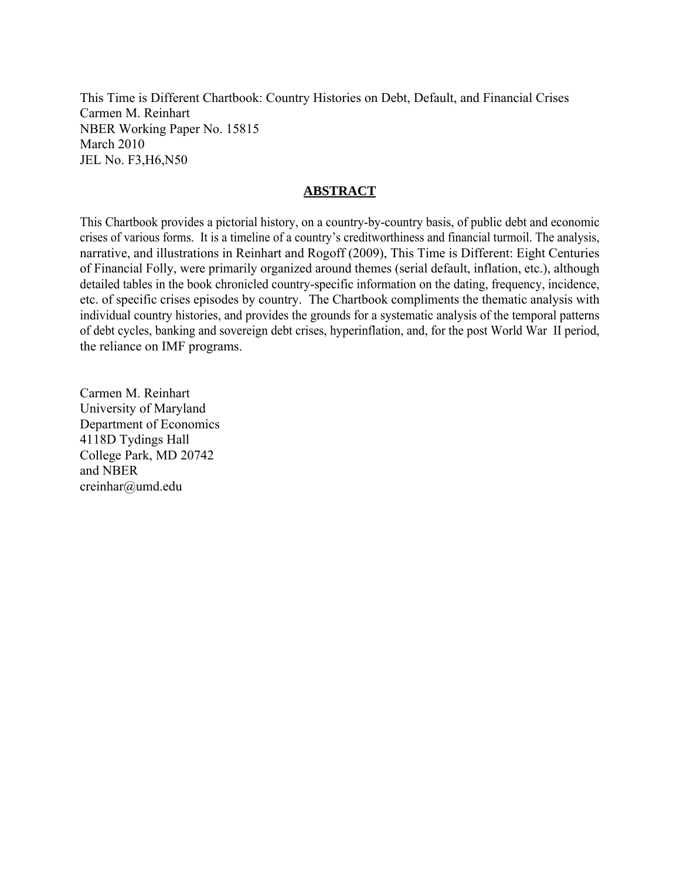This Time is Different Chartbook: Country Histories on Debt, Default, and Financial Crises
Carmen M. Reinhart
NBER Working Paper No. 15815
March 2010
JEL No. F3,H6,N50

## ABSTRACT

This Chartbook provides a pictorial history, on a country-by-country basis, of public debt and economic crises of various forms. It is a timeline of a country's creditworthiness and financial turmoil. The analysis, narrative, and illustrations in Reinhart and Rogoff (2009), This Time is Different: Eight Centuries of Financial Folly, were primarily organized around themes (serial default, inflation, etc.), although detailed tables in the book chronicled country-specific information on the dating, frequency, incidence, etc. of specific crises episodes by country. The Chartbook compliments the thematic analysis with individual country histories, and provides the grounds for a systematic analysis of the temporal patterns of debt cycles, banking and sovereign debt crises, hyperinflation, and, for the post World War II period, the reliance on IMF programs.

Carmen M. Reinhart
University of Maryland
Department of Economics
4118D Tydings Hall
College Park, MD 20742
and NBER
creinhar@umd.edu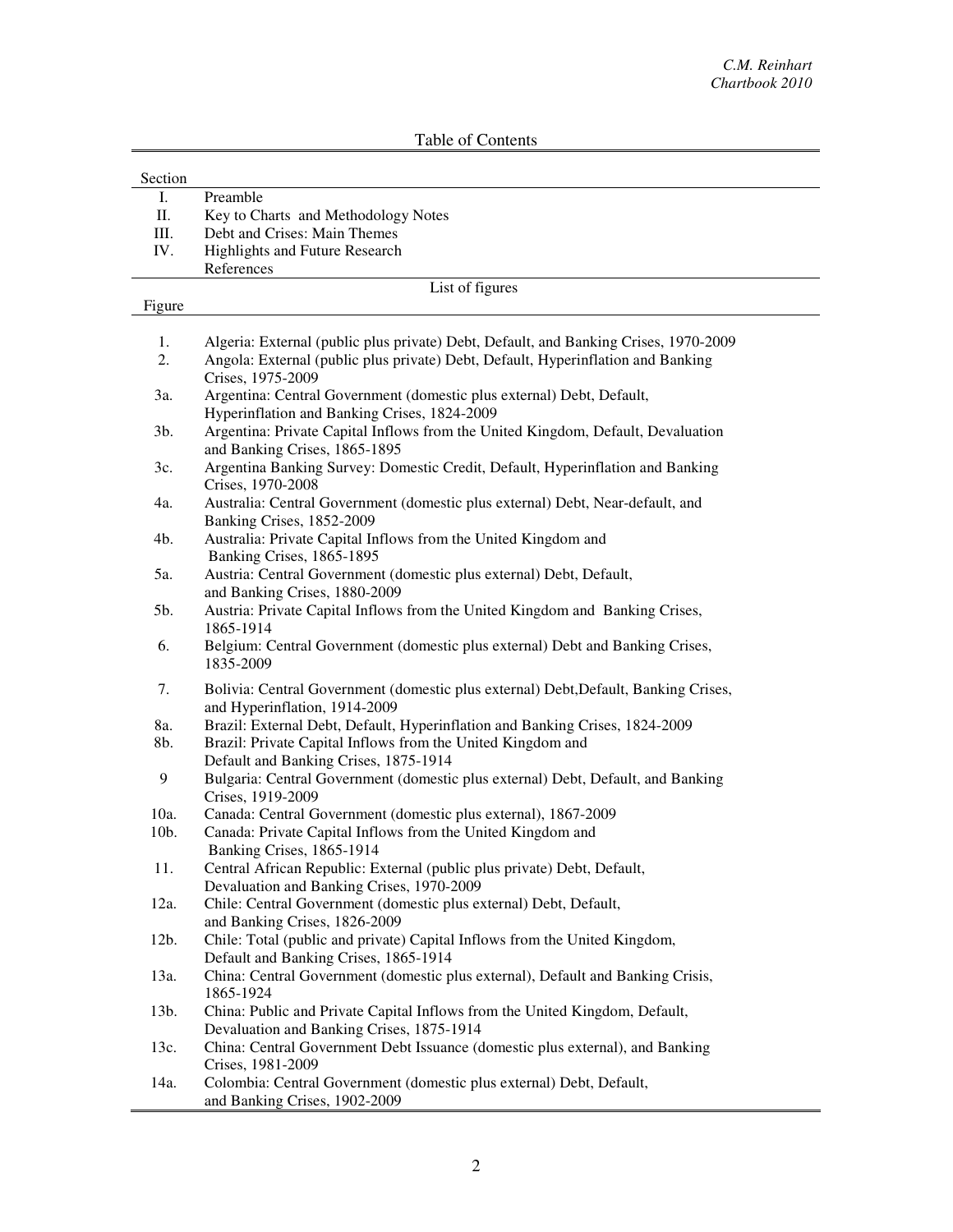## Table of Contents

| Section | |
|---|---|
| I. | Preamble |
| II. | Key to Charts and Methodology Notes |
| III. | Debt and Crises: Main Themes |
| IV. | Highlights and Future Research |
| | References |

### List of figures

| Figure | |
|---|---|
| 1. | Algeria: External (public plus private) Debt, Default, and Banking Crises, 1970-2009 |
| 2. | Angola: External (public plus private) Debt, Default, Hyperinflation and Banking Crises, 1975-2009 |
| 3a. | Argentina: Central Government (domestic plus external) Debt, Default, Hyperinflation and Banking Crises, 1824-2009 |
| 3b. | Argentina: Private Capital Inflows from the United Kingdom, Default, Devaluation and Banking Crises, 1865-1895 |
| 3c. | Argentina Banking Survey: Domestic Credit, Default, Hyperinflation and Banking Crises, 1970-2008 |
| 4a. | Australia: Central Government (domestic plus external) Debt, Near-default, and Banking Crises, 1852-2009 |
| 4b. | Australia: Private Capital Inflows from the United Kingdom and Banking Crises, 1865-1895 |
| 5a. | Austria: Central Government (domestic plus external) Debt, Default, and Banking Crises, 1880-2009 |
| 5b. | Austria: Private Capital Inflows from the United Kingdom and Banking Crises, 1865-1914 |
| 6. | Belgium: Central Government (domestic plus external) Debt and Banking Crises, 1835-2009 |
| 7. | Bolivia: Central Government (domestic plus external) Debt,Default, Banking Crises, and Hyperinflation, 1914-2009 |
| 8a. | Brazil: External Debt, Default, Hyperinflation and Banking Crises, 1824-2009 |
| 8b. | Brazil: Private Capital Inflows from the United Kingdom and Default and Banking Crises, 1875-1914 |
| 9 | Bulgaria: Central Government (domestic plus external) Debt, Default, and Banking Crises, 1919-2009 |
| 10a. | Canada: Central Government (domestic plus external), 1867-2009 |
| 10b. | Canada: Private Capital Inflows from the United Kingdom and Banking Crises, 1865-1914 |
| 11. | Central African Republic: External (public plus private) Debt, Default, Devaluation and Banking Crises, 1970-2009 |
| 12a. | Chile: Central Government (domestic plus external) Debt, Default, and Banking Crises, 1826-2009 |
| 12b. | Chile: Total (public and private) Capital Inflows from the United Kingdom, Default and Banking Crises, 1865-1914 |
| 13a. | China: Central Government (domestic plus external), Default and Banking Crisis, 1865-1924 |
| 13b. | China: Public and Private Capital Inflows from the United Kingdom, Default, Devaluation and Banking Crises, 1875-1914 |
| 13c. | China: Central Government Debt Issuance (domestic plus external), and Banking Crises, 1981-2009 |
| 14a. | Colombia: Central Government (domestic plus external) Debt, Default, and Banking Crises, 1902-2009 |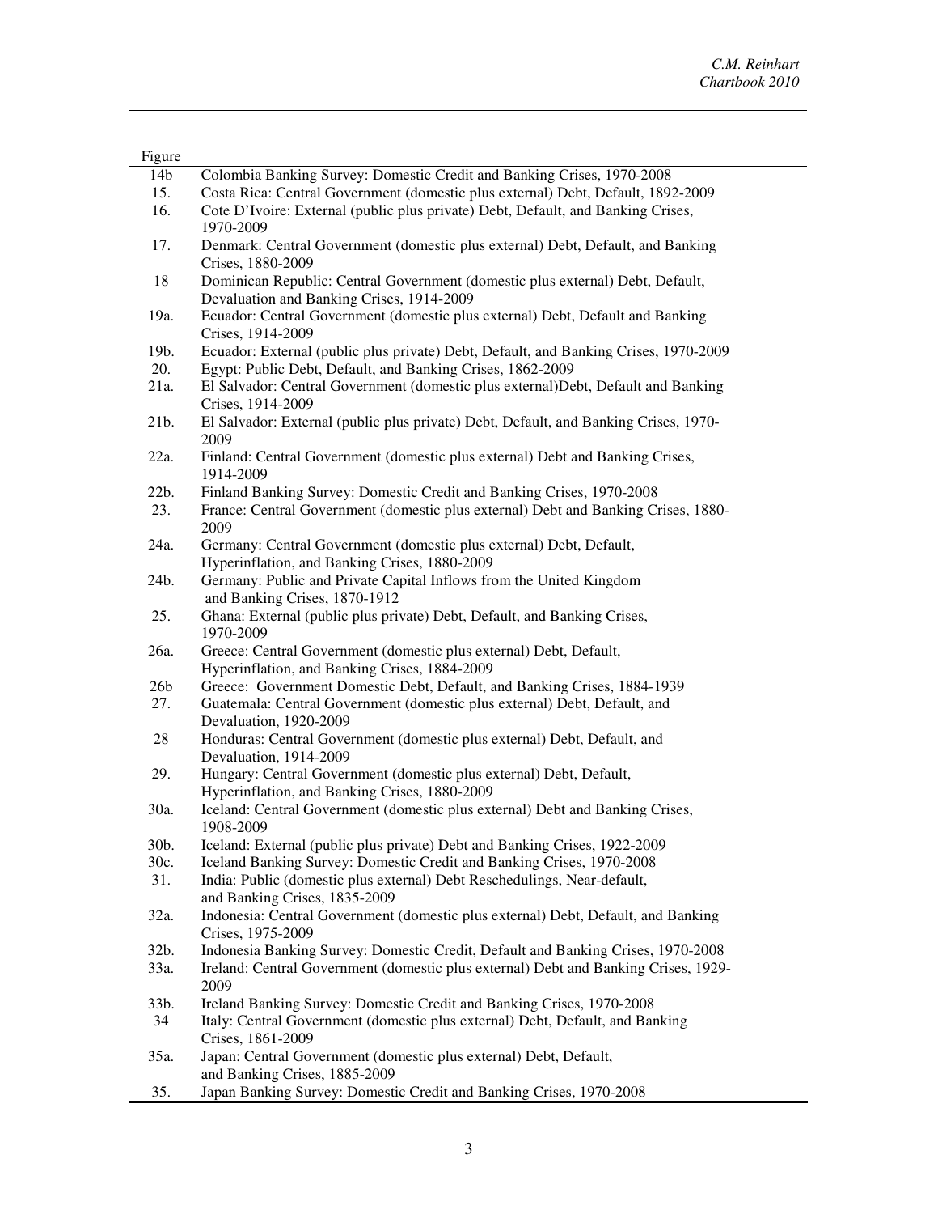| Figure | |
|---|---|
| 14b | Colombia Banking Survey: Domestic Credit and Banking Crises, 1970-2008 |
| 15. | Costa Rica: Central Government (domestic plus external) Debt, Default, 1892-2009 |
| 16. | Cote D'Ivoire: External (public plus private) Debt, Default, and Banking Crises, 1970-2009 |
| 17. | Denmark: Central Government (domestic plus external) Debt, Default, and Banking Crises, 1880-2009 |
| 18 | Dominican Republic: Central Government (domestic plus external) Debt, Default, Devaluation and Banking Crises, 1914-2009 |
| 19a. | Ecuador: Central Government (domestic plus external) Debt, Default and Banking Crises, 1914-2009 |
| 19b. | Ecuador: External (public plus private) Debt, Default, and Banking Crises, 1970-2009 |
| 20. | Egypt: Public Debt, Default, and Banking Crises, 1862-2009 |
| 21a. | El Salvador: Central Government (domestic plus external)Debt, Default and Banking Crises, 1914-2009 |
| 21b. | El Salvador: External (public plus private) Debt, Default, and Banking Crises, 1970-2009 |
| 22a. | Finland: Central Government (domestic plus external) Debt and Banking Crises, 1914-2009 |
| 22b. | Finland Banking Survey: Domestic Credit and Banking Crises, 1970-2008 |
| 23. | France: Central Government (domestic plus external) Debt and Banking Crises, 1880-2009 |
| 24a. | Germany: Central Government (domestic plus external) Debt, Default, Hyperinflation, and Banking Crises, 1880-2009 |
| 24b. | Germany: Public and Private Capital Inflows from the United Kingdom and Banking Crises, 1870-1912 |
| 25. | Ghana: External (public plus private) Debt, Default, and Banking Crises, 1970-2009 |
| 26a. | Greece: Central Government (domestic plus external) Debt, Default, Hyperinflation, and Banking Crises, 1884-2009 |
| 26b | Greece: Government Domestic Debt, Default, and Banking Crises, 1884-1939 |
| 27. | Guatemala: Central Government (domestic plus external) Debt, Default, and Devaluation, 1920-2009 |
| 28 | Honduras: Central Government (domestic plus external) Debt, Default, and Devaluation, 1914-2009 |
| 29. | Hungary: Central Government (domestic plus external) Debt, Default, Hyperinflation, and Banking Crises, 1880-2009 |
| 30a. | Iceland: Central Government (domestic plus external) Debt and Banking Crises, 1908-2009 |
| 30b. | Iceland: External (public plus private) Debt and Banking Crises, 1922-2009 |
| 30c. | Iceland Banking Survey: Domestic Credit and Banking Crises, 1970-2008 |
| 31. | India: Public (domestic plus external) Debt Reschedulings, Near-default, and Banking Crises, 1835-2009 |
| 32a. | Indonesia: Central Government (domestic plus external) Debt, Default, and Banking Crises, 1975-2009 |
| 32b. | Indonesia Banking Survey: Domestic Credit, Default and Banking Crises, 1970-2008 |
| 33a. | Ireland: Central Government (domestic plus external) Debt and Banking Crises, 1929-2009 |
| 33b. | Ireland Banking Survey: Domestic Credit and Banking Crises, 1970-2008 |
| 34 | Italy: Central Government (domestic plus external) Debt, Default, and Banking Crises, 1861-2009 |
| 35a. | Japan: Central Government (domestic plus external) Debt, Default, and Banking Crises, 1885-2009 |
| 35. | Japan Banking Survey: Domestic Credit and Banking Crises, 1970-2008 |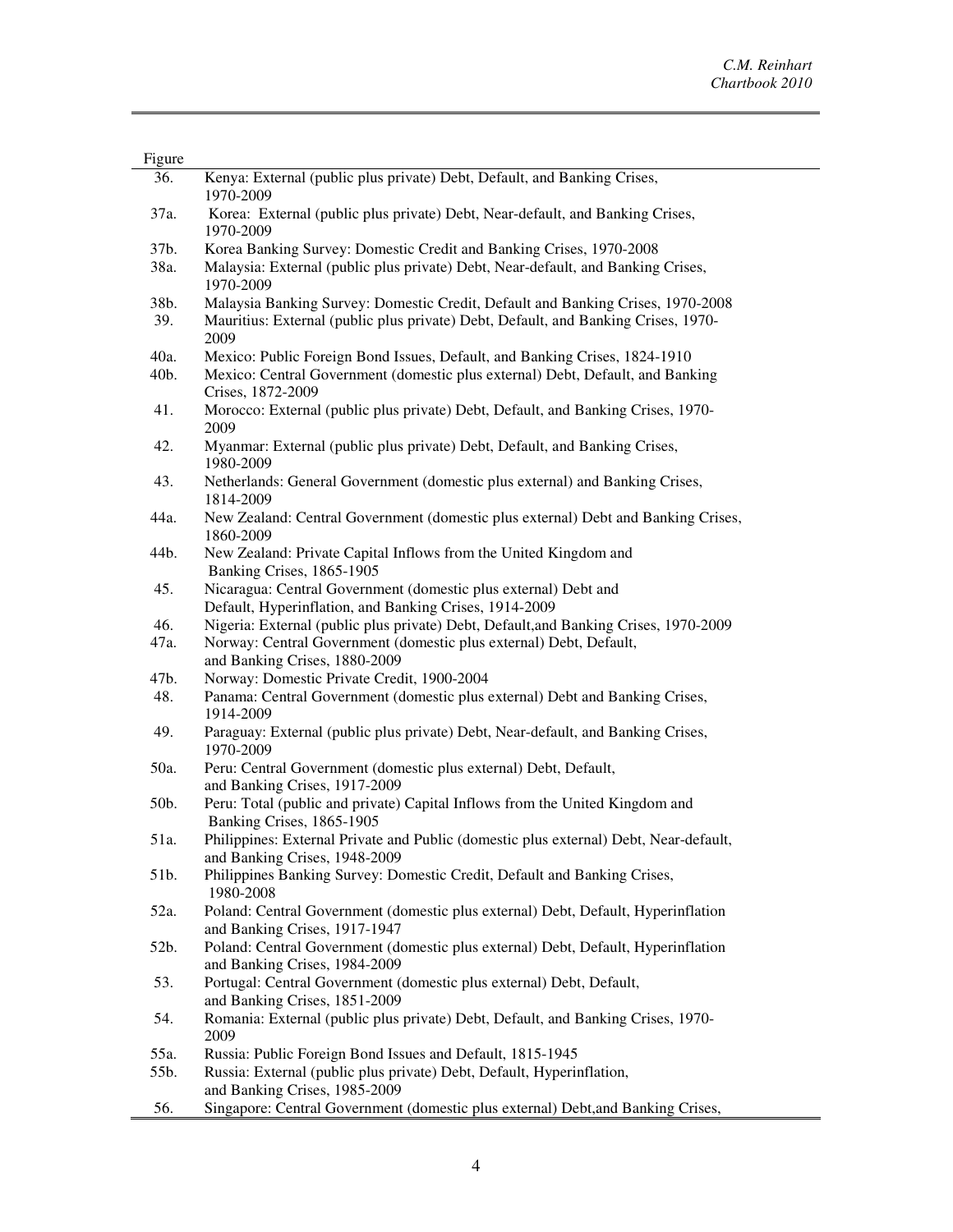| Figure | |
|---|---|
| 36. | Kenya: External (public plus private) Debt, Default, and Banking Crises, 1970-2009 |
| 37a. | Korea: External (public plus private) Debt, Near-default, and Banking Crises, 1970-2009 |
| 37b. | Korea Banking Survey: Domestic Credit and Banking Crises, 1970-2008 |
| 38a. | Malaysia: External (public plus private) Debt, Near-default, and Banking Crises, 1970-2009 |
| 38b. | Malaysia Banking Survey: Domestic Credit, Default and Banking Crises, 1970-2008 |
| 39. | Mauritius: External (public plus private) Debt, Default, and Banking Crises, 1970-2009 |
| 40a. | Mexico: Public Foreign Bond Issues, Default, and Banking Crises, 1824-1910 |
| 40b. | Mexico: Central Government (domestic plus external) Debt, Default, and Banking Crises, 1872-2009 |
| 41. | Morocco: External (public plus private) Debt, Default, and Banking Crises, 1970-2009 |
| 42. | Myanmar: External (public plus private) Debt, Default, and Banking Crises, 1980-2009 |
| 43. | Netherlands: General Government (domestic plus external) and Banking Crises, 1814-2009 |
| 44a. | New Zealand: Central Government (domestic plus external) Debt and Banking Crises, 1860-2009 |
| 44b. | New Zealand: Private Capital Inflows from the United Kingdom and Banking Crises, 1865-1905 |
| 45. | Nicaragua: Central Government (domestic plus external) Debt and Default, Hyperinflation, and Banking Crises, 1914-2009 |
| 46. | Nigeria: External (public plus private) Debt, Default,and Banking Crises, 1970-2009 |
| 47a. | Norway: Central Government (domestic plus external) Debt, Default, and Banking Crises, 1880-2009 |
| 47b. | Norway: Domestic Private Credit, 1900-2004 |
| 48. | Panama: Central Government (domestic plus external) Debt and Banking Crises, 1914-2009 |
| 49. | Paraguay: External (public plus private) Debt, Near-default, and Banking Crises, 1970-2009 |
| 50a. | Peru: Central Government (domestic plus external) Debt, Default, and Banking Crises, 1917-2009 |
| 50b. | Peru: Total (public and private) Capital Inflows from the United Kingdom and Banking Crises, 1865-1905 |
| 51a. | Philippines: External Private and Public (domestic plus external) Debt, Near-default, and Banking Crises, 1948-2009 |
| 51b. | Philippines Banking Survey: Domestic Credit, Default and Banking Crises, 1980-2008 |
| 52a. | Poland: Central Government (domestic plus external) Debt, Default, Hyperinflation and Banking Crises, 1917-1947 |
| 52b. | Poland: Central Government (domestic plus external) Debt, Default, Hyperinflation and Banking Crises, 1984-2009 |
| 53. | Portugal: Central Government (domestic plus external) Debt, Default, and Banking Crises, 1851-2009 |
| 54. | Romania: External (public plus private) Debt, Default, and Banking Crises, 1970-2009 |
| 55a. | Russia: Public Foreign Bond Issues and Default, 1815-1945 |
| 55b. | Russia: External (public plus private) Debt, Default, Hyperinflation, and Banking Crises, 1985-2009 |
| 56. | Singapore: Central Government (domestic plus external) Debt,and Banking Crises, |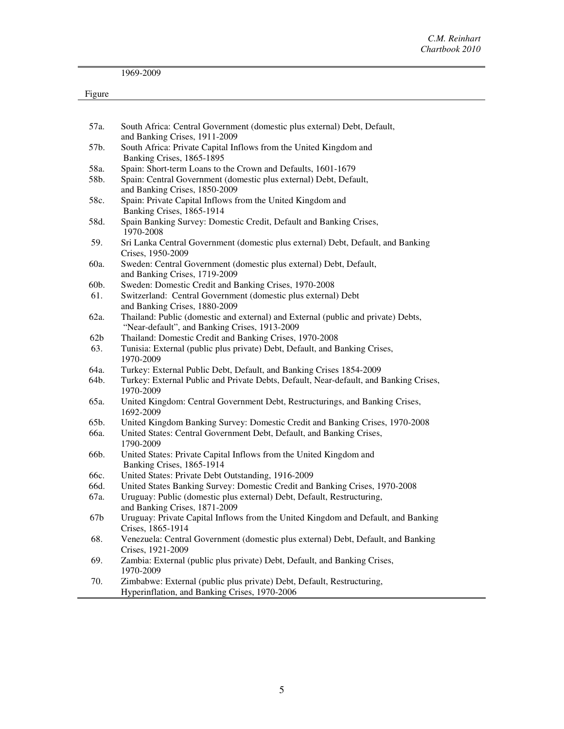1969-2009

| Figure | |
|---|---|
| 57a. | South Africa: Central Government (domestic plus external) Debt, Default, and Banking Crises, 1911-2009 |
| 57b. | South Africa: Private Capital Inflows from the United Kingdom and Banking Crises, 1865-1895 |
| 58a. | Spain: Short-term Loans to the Crown and Defaults, 1601-1679 |
| 58b. | Spain: Central Government (domestic plus external) Debt, Default, and Banking Crises, 1850-2009 |
| 58c. | Spain: Private Capital Inflows from the United Kingdom and Banking Crises, 1865-1914 |
| 58d. | Spain Banking Survey: Domestic Credit, Default and Banking Crises, 1970-2008 |
| 59. | Sri Lanka Central Government (domestic plus external) Debt, Default, and Banking Crises, 1950-2009 |
| 60a. | Sweden: Central Government (domestic plus external) Debt, Default, and Banking Crises, 1719-2009 |
| 60b. | Sweden: Domestic Credit and Banking Crises, 1970-2008 |
| 61. | Switzerland: Central Government (domestic plus external) Debt and Banking Crises, 1880-2009 |
| 62a. | Thailand: Public (domestic and external) and External (public and private) Debts, "Near-default", and Banking Crises, 1913-2009 |
| 62b | Thailand: Domestic Credit and Banking Crises, 1970-2008 |
| 63. | Tunisia: External (public plus private) Debt, Default, and Banking Crises, 1970-2009 |
| 64a. | Turkey: External Public Debt, Default, and Banking Crises 1854-2009 |
| 64b. | Turkey: External Public and Private Debts, Default, Near-default, and Banking Crises, 1970-2009 |
| 65a. | United Kingdom: Central Government Debt, Restructurings, and Banking Crises, 1692-2009 |
| 65b. | United Kingdom Banking Survey: Domestic Credit and Banking Crises, 1970-2008 |
| 66a. | United States: Central Government Debt, Default, and Banking Crises, 1790-2009 |
| 66b. | United States: Private Capital Inflows from the United Kingdom and Banking Crises, 1865-1914 |
| 66c. | United States: Private Debt Outstanding, 1916-2009 |
| 66d. | United States Banking Survey: Domestic Credit and Banking Crises, 1970-2008 |
| 67a. | Uruguay: Public (domestic plus external) Debt, Default, Restructuring, and Banking Crises, 1871-2009 |
| 67b | Uruguay: Private Capital Inflows from the United Kingdom and Default, and Banking Crises, 1865-1914 |
| 68. | Venezuela: Central Government (domestic plus external) Debt, Default, and Banking Crises, 1921-2009 |
| 69. | Zambia: External (public plus private) Debt, Default, and Banking Crises, 1970-2009 |
| 70. | Zimbabwe: External (public plus private) Debt, Default, Restructuring, Hyperinflation, and Banking Crises, 1970-2006 |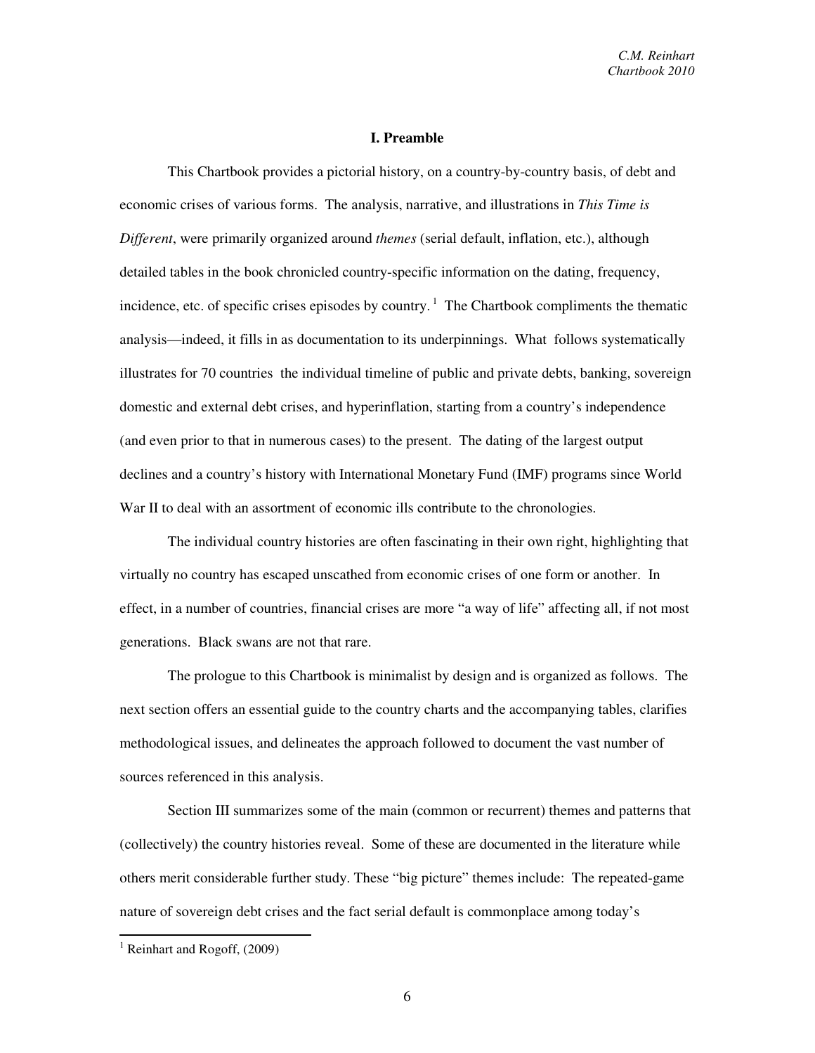## I. Preamble

This Chartbook provides a pictorial history, on a country-by-country basis, of debt and economic crises of various forms. The analysis, narrative, and illustrations in *This Time is Different*, were primarily organized around *themes* (serial default, inflation, etc.), although detailed tables in the book chronicled country-specific information on the dating, frequency, incidence, etc. of specific crises episodes by country.[1] The Chartbook compliments the thematic analysis—indeed, it fills in as documentation to its underpinnings. What follows systematically illustrates for 70 countries the individual timeline of public and private debts, banking, sovereign domestic and external debt crises, and hyperinflation, starting from a country's independence (and even prior to that in numerous cases) to the present. The dating of the largest output declines and a country's history with International Monetary Fund (IMF) programs since World War II to deal with an assortment of economic ills contribute to the chronologies.

The individual country histories are often fascinating in their own right, highlighting that virtually no country has escaped unscathed from economic crises of one form or another. In effect, in a number of countries, financial crises are more "a way of life" affecting all, if not most generations. Black swans are not that rare.

The prologue to this Chartbook is minimalist by design and is organized as follows. The next section offers an essential guide to the country charts and the accompanying tables, clarifies methodological issues, and delineates the approach followed to document the vast number of sources referenced in this analysis.

Section III summarizes some of the main (common or recurrent) themes and patterns that (collectively) the country histories reveal. Some of these are documented in the literature while others merit considerable further study. These "big picture" themes include: The repeated-game nature of sovereign debt crises and the fact serial default is commonplace among today's

[1] Reinhart and Rogoff, (2009)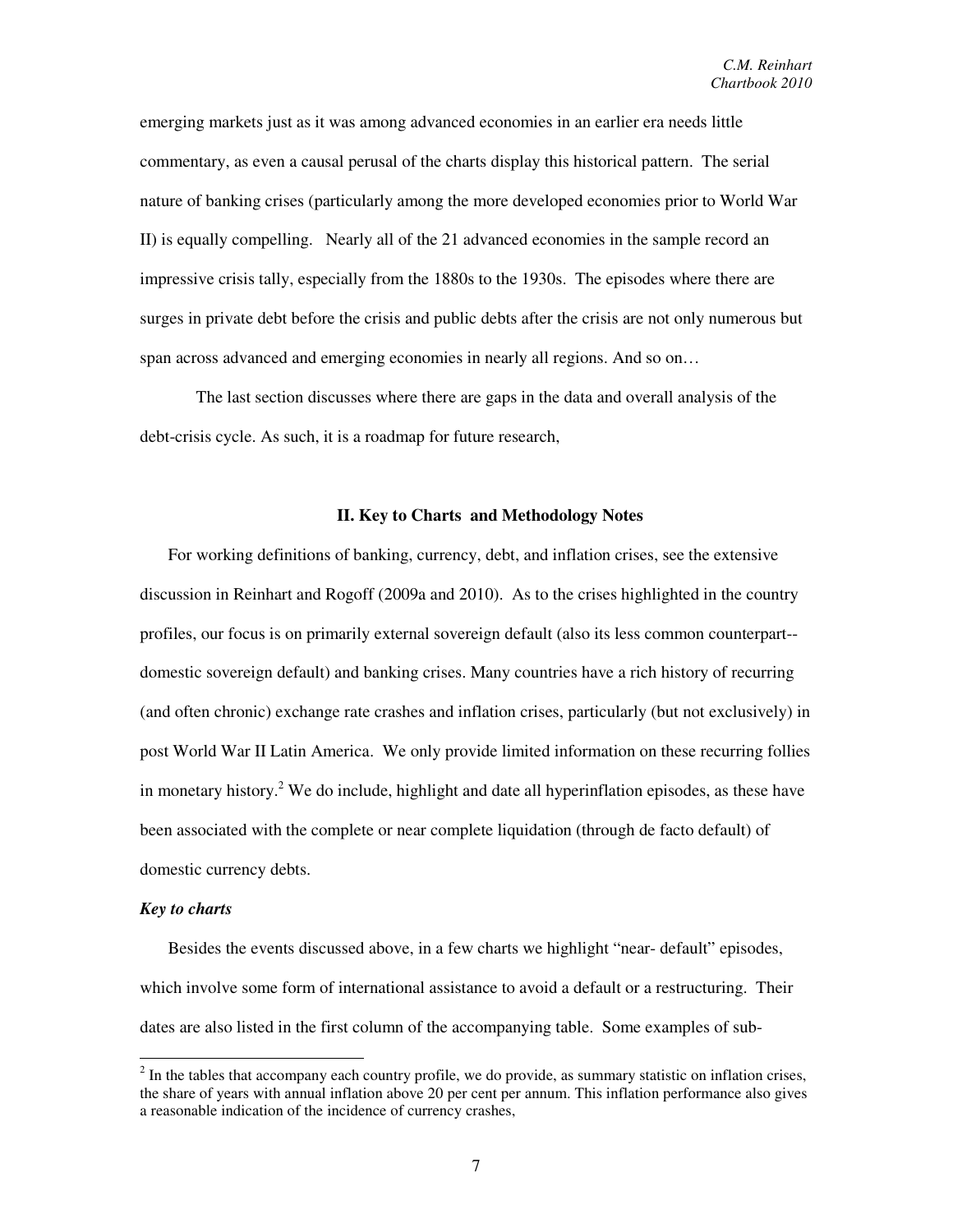emerging markets just as it was among advanced economies in an earlier era needs little commentary, as even a causal perusal of the charts display this historical pattern. The serial nature of banking crises (particularly among the more developed economies prior to World War II) is equally compelling. Nearly all of the 21 advanced economies in the sample record an impressive crisis tally, especially from the 1880s to the 1930s. The episodes where there are surges in private debt before the crisis and public debts after the crisis are not only numerous but span across advanced and emerging economies in nearly all regions. And so on…

The last section discusses where there are gaps in the data and overall analysis of the debt-crisis cycle. As such, it is a roadmap for future research,

## II. Key to Charts and Methodology Notes

For working definitions of banking, currency, debt, and inflation crises, see the extensive discussion in Reinhart and Rogoff (2009a and 2010). As to the crises highlighted in the country profiles, our focus is on primarily external sovereign default (also its less common counterpart--domestic sovereign default) and banking crises. Many countries have a rich history of recurring (and often chronic) exchange rate crashes and inflation crises, particularly (but not exclusively) in post World War II Latin America. We only provide limited information on these recurring follies in monetary history.[2] We do include, highlight and date all hyperinflation episodes, as these have been associated with the complete or near complete liquidation (through de facto default) of domestic currency debts.

### *Key to charts*

Besides the events discussed above, in a few charts we highlight "near- default" episodes, which involve some form of international assistance to avoid a default or a restructuring. Their dates are also listed in the first column of the accompanying table. Some examples of sub-

[2] In the tables that accompany each country profile, we do provide, as summary statistic on inflation crises, the share of years with annual inflation above 20 per cent per annum. This inflation performance also gives a reasonable indication of the incidence of currency crashes,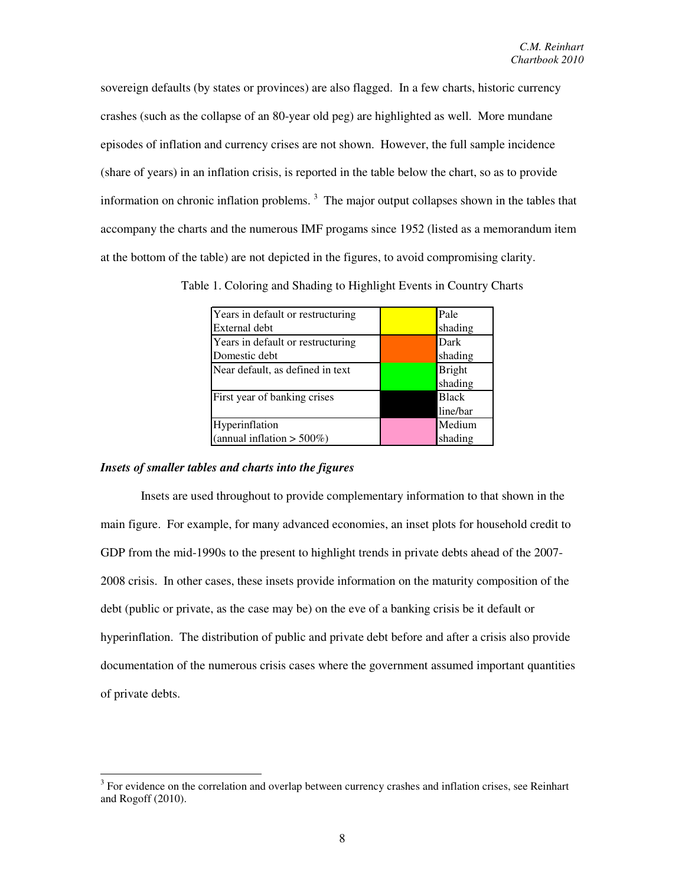sovereign defaults (by states or provinces) are also flagged. In a few charts, historic currency crashes (such as the collapse of an 80-year old peg) are highlighted as well. More mundane episodes of inflation and currency crises are not shown. However, the full sample incidence (share of years) in an inflation crisis, is reported in the table below the chart, so as to provide information on chronic inflation problems.[3] The major output collapses shown in the tables that accompany the charts and the numerous IMF progams since 1952 (listed as a memorandum item at the bottom of the table) are not depicted in the figures, to avoid compromising clarity.

Table 1. Coloring and Shading to Highlight Events in Country Charts

| Event | Color | Shading |
|---|---|---|
| Years in default or restructuring External debt | (yellow) | Pale shading |
| Years in default or restructuring Domestic debt | (orange) | Dark shading |
| Near default, as defined in text | (green) | Bright shading |
| First year of banking crises | (black) | Black line/bar |
| Hyperinflation (annual inflation > 500%) | (pink) | Medium shading |

***Insets of smaller tables and charts into the figures***

Insets are used throughout to provide complementary information to that shown in the main figure. For example, for many advanced economies, an inset plots for household credit to GDP from the mid-1990s to the present to highlight trends in private debts ahead of the 2007-2008 crisis. In other cases, these insets provide information on the maturity composition of the debt (public or private, as the case may be) on the eve of a banking crisis be it default or hyperinflation. The distribution of public and private debt before and after a crisis also provide documentation of the numerous crisis cases where the government assumed important quantities of private debts.

[3] For evidence on the correlation and overlap between currency crashes and inflation crises, see Reinhart and Rogoff (2010).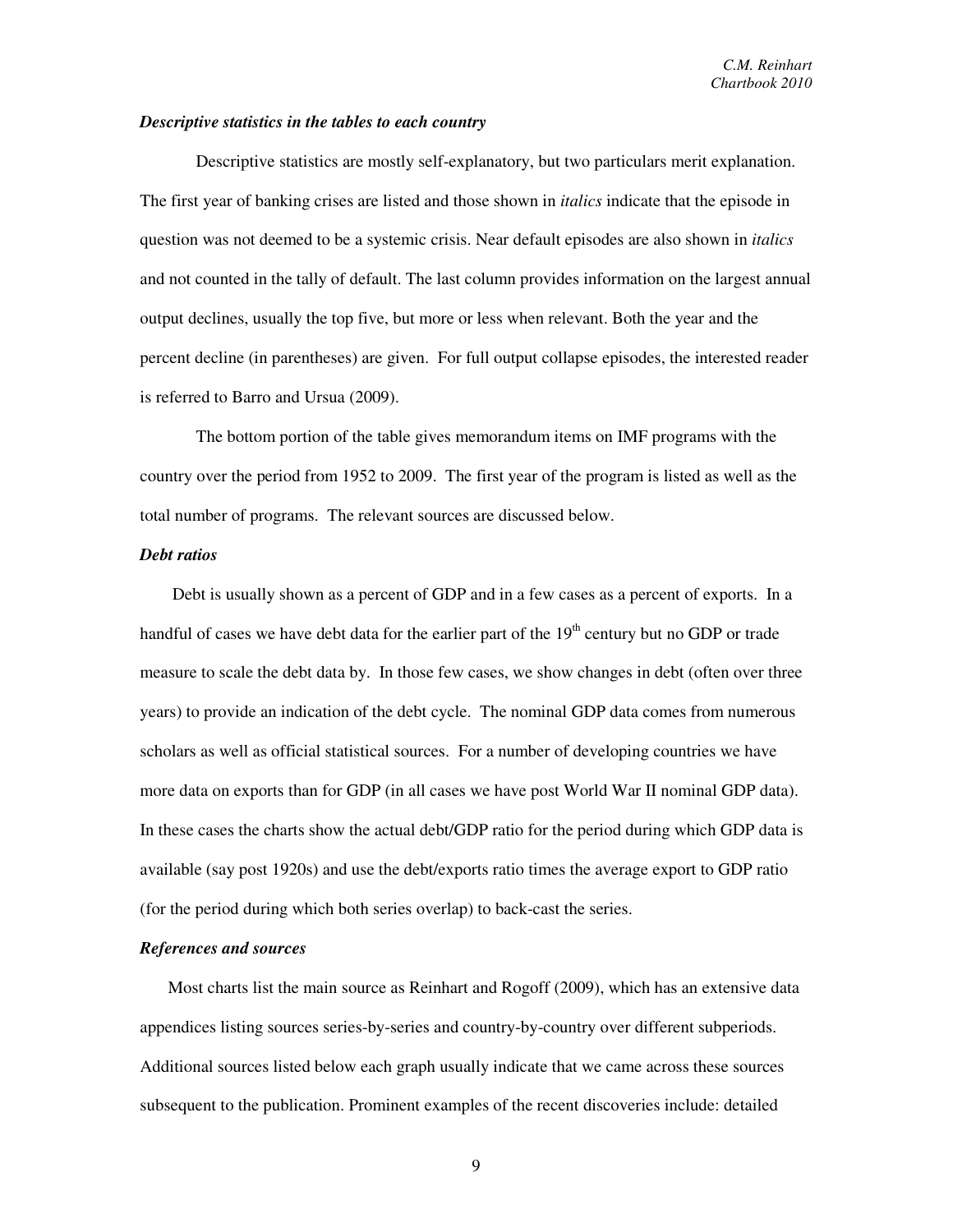***Descriptive statistics in the tables to each country***

Descriptive statistics are mostly self-explanatory, but two particulars merit explanation. The first year of banking crises are listed and those shown in *italics* indicate that the episode in question was not deemed to be a systemic crisis. Near default episodes are also shown in *italics* and not counted in the tally of default. The last column provides information on the largest annual output declines, usually the top five, but more or less when relevant. Both the year and the percent decline (in parentheses) are given. For full output collapse episodes, the interested reader is referred to Barro and Ursua (2009).

The bottom portion of the table gives memorandum items on IMF programs with the country over the period from 1952 to 2009. The first year of the program is listed as well as the total number of programs. The relevant sources are discussed below.

***Debt ratios***

Debt is usually shown as a percent of GDP and in a few cases as a percent of exports. In a handful of cases we have debt data for the earlier part of the 19th century but no GDP or trade measure to scale the debt data by. In those few cases, we show changes in debt (often over three years) to provide an indication of the debt cycle. The nominal GDP data comes from numerous scholars as well as official statistical sources. For a number of developing countries we have more data on exports than for GDP (in all cases we have post World War II nominal GDP data). In these cases the charts show the actual debt/GDP ratio for the period during which GDP data is available (say post 1920s) and use the debt/exports ratio times the average export to GDP ratio (for the period during which both series overlap) to back-cast the series.

***References and sources***

Most charts list the main source as Reinhart and Rogoff (2009), which has an extensive data appendices listing sources series-by-series and country-by-country over different subperiods. Additional sources listed below each graph usually indicate that we came across these sources subsequent to the publication. Prominent examples of the recent discoveries include: detailed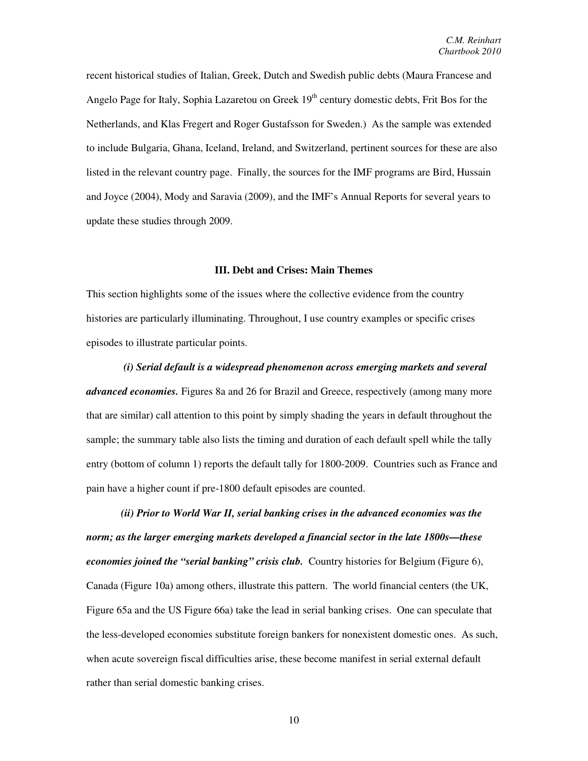recent historical studies of Italian, Greek, Dutch and Swedish public debts (Maura Francese and Angelo Page for Italy, Sophia Lazaretou on Greek 19th century domestic debts, Frit Bos for the Netherlands, and Klas Fregert and Roger Gustafsson for Sweden.) As the sample was extended to include Bulgaria, Ghana, Iceland, Ireland, and Switzerland, pertinent sources for these are also listed in the relevant country page. Finally, the sources for the IMF programs are Bird, Hussain and Joyce (2004), Mody and Saravia (2009), and the IMF's Annual Reports for several years to update these studies through 2009.

## III. Debt and Crises: Main Themes

This section highlights some of the issues where the collective evidence from the country histories are particularly illuminating. Throughout, I use country examples or specific crises episodes to illustrate particular points.

***(i) Serial default is a widespread phenomenon across emerging markets and several advanced economies.*** Figures 8a and 26 for Brazil and Greece, respectively (among many more that are similar) call attention to this point by simply shading the years in default throughout the sample; the summary table also lists the timing and duration of each default spell while the tally entry (bottom of column 1) reports the default tally for 1800-2009. Countries such as France and pain have a higher count if pre-1800 default episodes are counted.

***(ii) Prior to World War II, serial banking crises in the advanced economies was the norm; as the larger emerging markets developed a financial sector in the late 1800s—these economies joined the "serial banking" crisis club.*** Country histories for Belgium (Figure 6), Canada (Figure 10a) among others, illustrate this pattern. The world financial centers (the UK, Figure 65a and the US Figure 66a) take the lead in serial banking crises. One can speculate that the less-developed economies substitute foreign bankers for nonexistent domestic ones. As such, when acute sovereign fiscal difficulties arise, these become manifest in serial external default rather than serial domestic banking crises.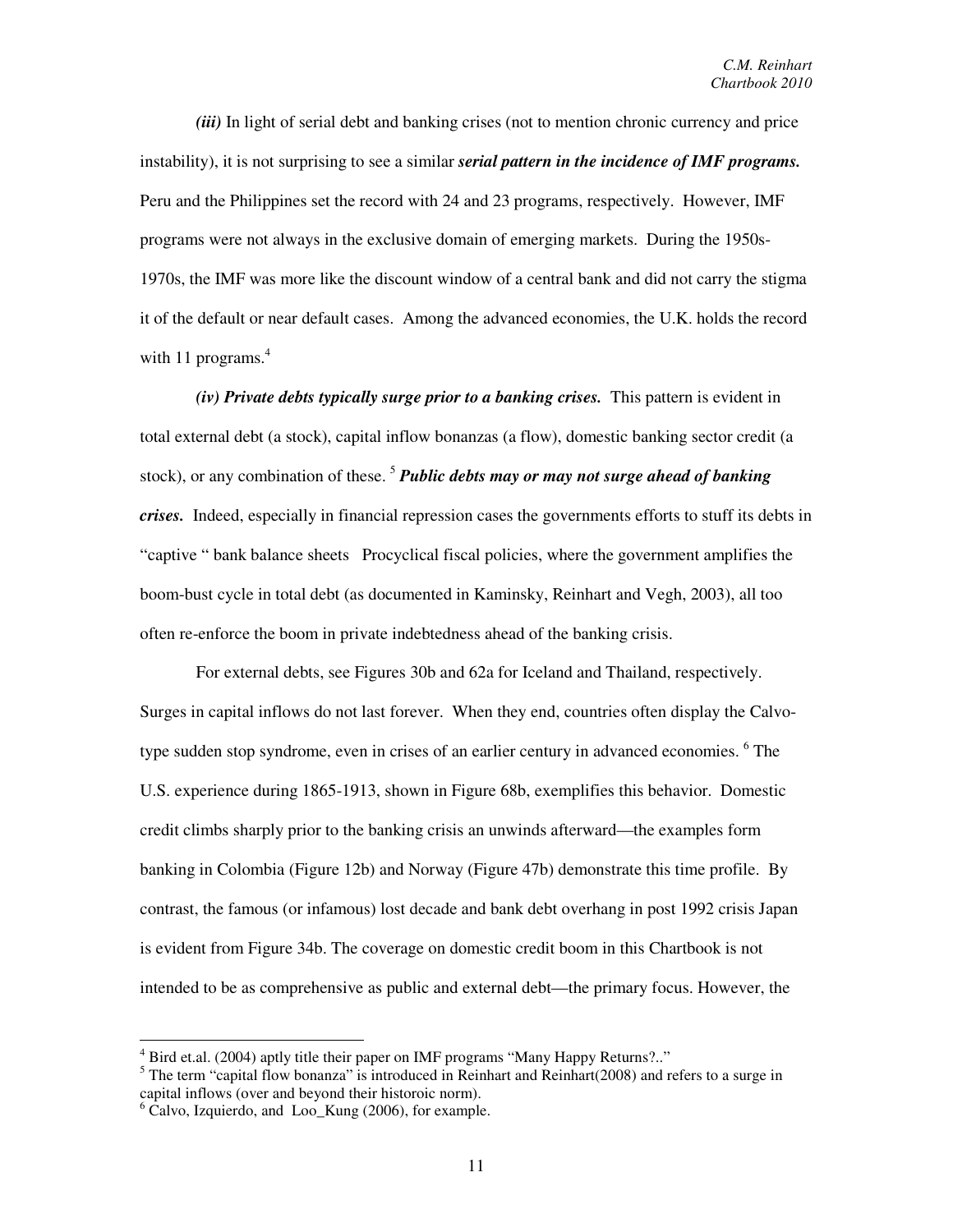***(iii)*** In light of serial debt and banking crises (not to mention chronic currency and price instability), it is not surprising to see a similar ***serial pattern in the incidence of IMF programs.*** Peru and the Philippines set the record with 24 and 23 programs, respectively. However, IMF programs were not always in the exclusive domain of emerging markets. During the 1950s-1970s, the IMF was more like the discount window of a central bank and did not carry the stigma it of the default or near default cases. Among the advanced economies, the U.K. holds the record with 11 programs.[4]

***(iv) Private debts typically surge prior to a banking crises.*** This pattern is evident in total external debt (a stock), capital inflow bonanzas (a flow), domestic banking sector credit (a stock), or any combination of these. [5] ***Public debts may or may not surge ahead of banking crises.*** Indeed, especially in financial repression cases the governments efforts to stuff its debts in "captive " bank balance sheets Procyclical fiscal policies, where the government amplifies the boom-bust cycle in total debt (as documented in Kaminsky, Reinhart and Vegh, 2003), all too often re-enforce the boom in private indebtedness ahead of the banking crisis.

For external debts, see Figures 30b and 62a for Iceland and Thailand, respectively. Surges in capital inflows do not last forever. When they end, countries often display the Calvo-type sudden stop syndrome, even in crises of an earlier century in advanced economies. [6] The U.S. experience during 1865-1913, shown in Figure 68b, exemplifies this behavior. Domestic credit climbs sharply prior to the banking crisis an unwinds afterward—the examples form banking in Colombia (Figure 12b) and Norway (Figure 47b) demonstrate this time profile. By contrast, the famous (or infamous) lost decade and bank debt overhang in post 1992 crisis Japan is evident from Figure 34b. The coverage on domestic credit boom in this Chartbook is not intended to be as comprehensive as public and external debt—the primary focus. However, the

---

[4] Bird et.al. (2004) aptly title their paper on IMF programs "Many Happy Returns?.."

[5] The term "capital flow bonanza" is introduced in Reinhart and Reinhart(2008) and refers to a surge in capital inflows (over and beyond their historoic norm).

[6] Calvo, Izquierdo, and Loo_Kung (2006), for example.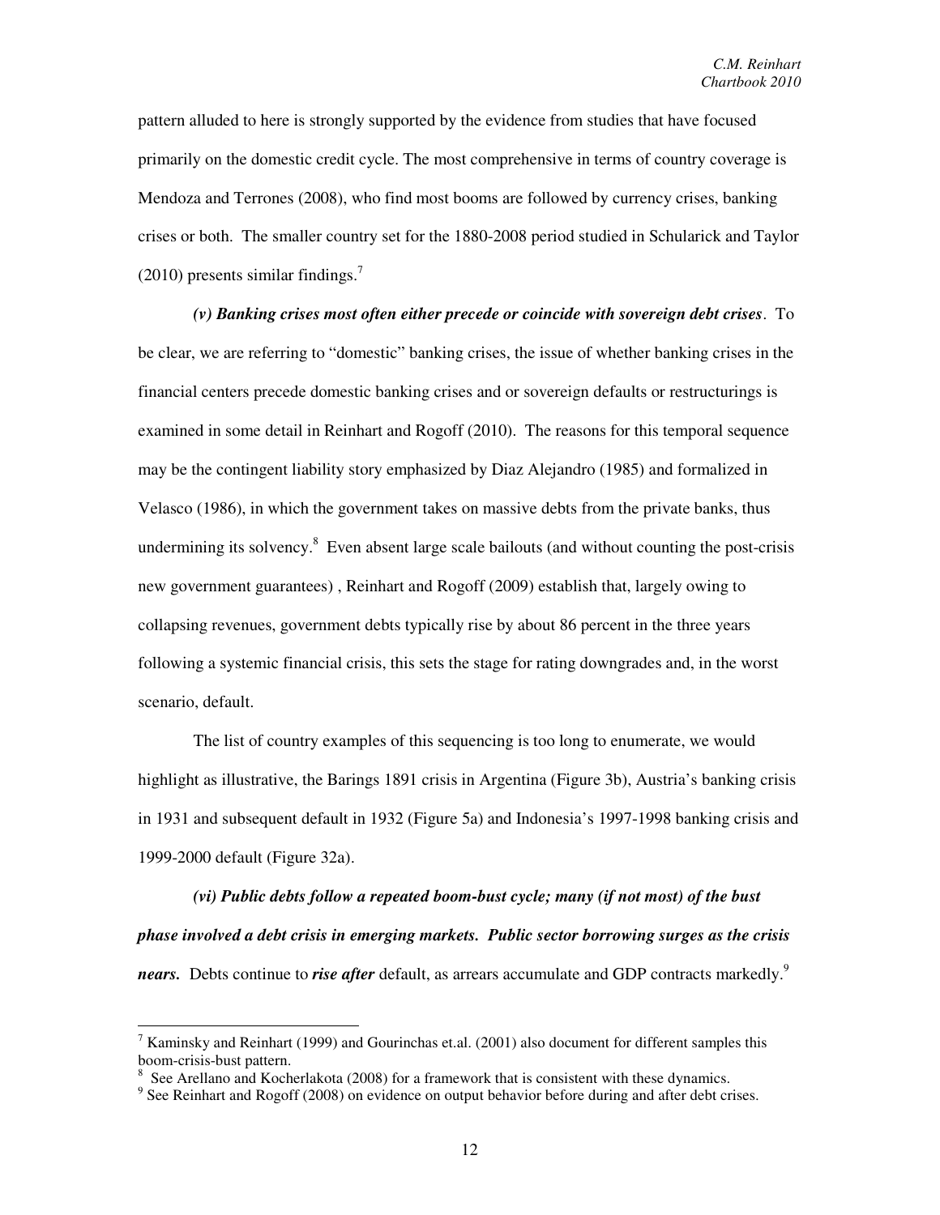pattern alluded to here is strongly supported by the evidence from studies that have focused primarily on the domestic credit cycle. The most comprehensive in terms of country coverage is Mendoza and Terrones (2008), who find most booms are followed by currency crises, banking crises or both. The smaller country set for the 1880-2008 period studied in Schularick and Taylor (2010) presents similar findings.[7]

***(v) Banking crises most often either precede or coincide with sovereign debt crises***. To be clear, we are referring to "domestic" banking crises, the issue of whether banking crises in the financial centers precede domestic banking crises and or sovereign defaults or restructurings is examined in some detail in Reinhart and Rogoff (2010). The reasons for this temporal sequence may be the contingent liability story emphasized by Diaz Alejandro (1985) and formalized in Velasco (1986), in which the government takes on massive debts from the private banks, thus undermining its solvency.[8] Even absent large scale bailouts (and without counting the post-crisis new government guarantees) , Reinhart and Rogoff (2009) establish that, largely owing to collapsing revenues, government debts typically rise by about 86 percent in the three years following a systemic financial crisis, this sets the stage for rating downgrades and, in the worst scenario, default.

The list of country examples of this sequencing is too long to enumerate, we would highlight as illustrative, the Barings 1891 crisis in Argentina (Figure 3b), Austria's banking crisis in 1931 and subsequent default in 1932 (Figure 5a) and Indonesia's 1997-1998 banking crisis and 1999-2000 default (Figure 32a).

***(vi) Public debts follow a repeated boom-bust cycle; many (if not most) of the bust phase involved a debt crisis in emerging markets. Public sector borrowing surges as the crisis nears.*** Debts continue to ***rise after*** default, as arrears accumulate and GDP contracts markedly.[9]

---

[7] Kaminsky and Reinhart (1999) and Gourinchas et.al. (2001) also document for different samples this boom-crisis-bust pattern.

[8] See Arellano and Kocherlakota (2008) for a framework that is consistent with these dynamics.

[9] See Reinhart and Rogoff (2008) on evidence on output behavior before during and after debt crises.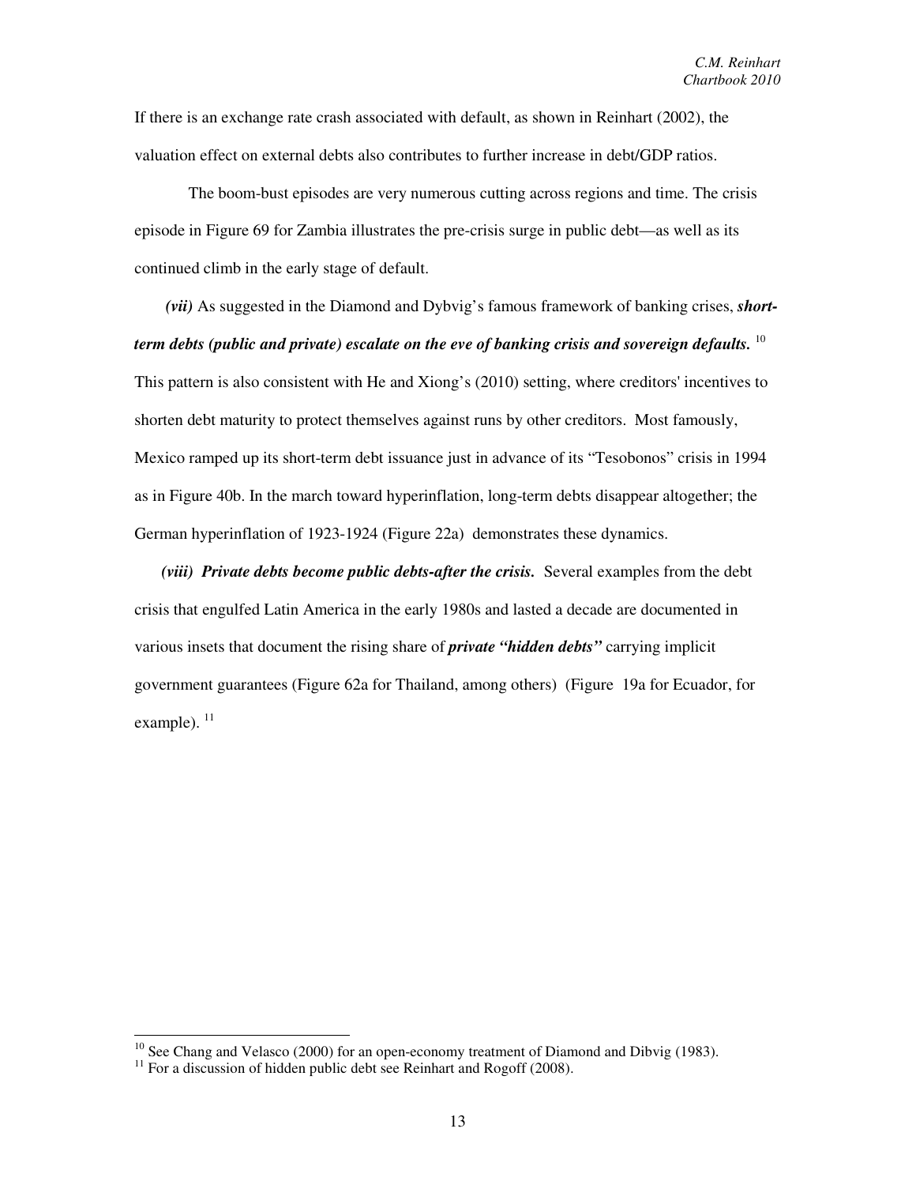If there is an exchange rate crash associated with default, as shown in Reinhart (2002), the valuation effect on external debts also contributes to further increase in debt/GDP ratios.

The boom-bust episodes are very numerous cutting across regions and time. The crisis episode in Figure 69 for Zambia illustrates the pre-crisis surge in public debt—as well as its continued climb in the early stage of default.

***(vii)*** As suggested in the Diamond and Dybvig's famous framework of banking crises, ***short-term debts (public and private) escalate on the eve of banking crisis and sovereign defaults.*** [10] This pattern is also consistent with He and Xiong's (2010) setting, where creditors' incentives to shorten debt maturity to protect themselves against runs by other creditors. Most famously, Mexico ramped up its short-term debt issuance just in advance of its "Tesobonos" crisis in 1994 as in Figure 40b. In the march toward hyperinflation, long-term debts disappear altogether; the German hyperinflation of 1923-1924 (Figure 22a) demonstrates these dynamics.

***(viii) Private debts become public debts-after the crisis.*** Several examples from the debt crisis that engulfed Latin America in the early 1980s and lasted a decade are documented in various insets that document the rising share of ***private "hidden debts"*** carrying implicit government guarantees (Figure 62a for Thailand, among others) (Figure 19a for Ecuador, for example). [11]

---

[10] See Chang and Velasco (2000) for an open-economy treatment of Diamond and Dibvig (1983).

[11] For a discussion of hidden public debt see Reinhart and Rogoff (2008).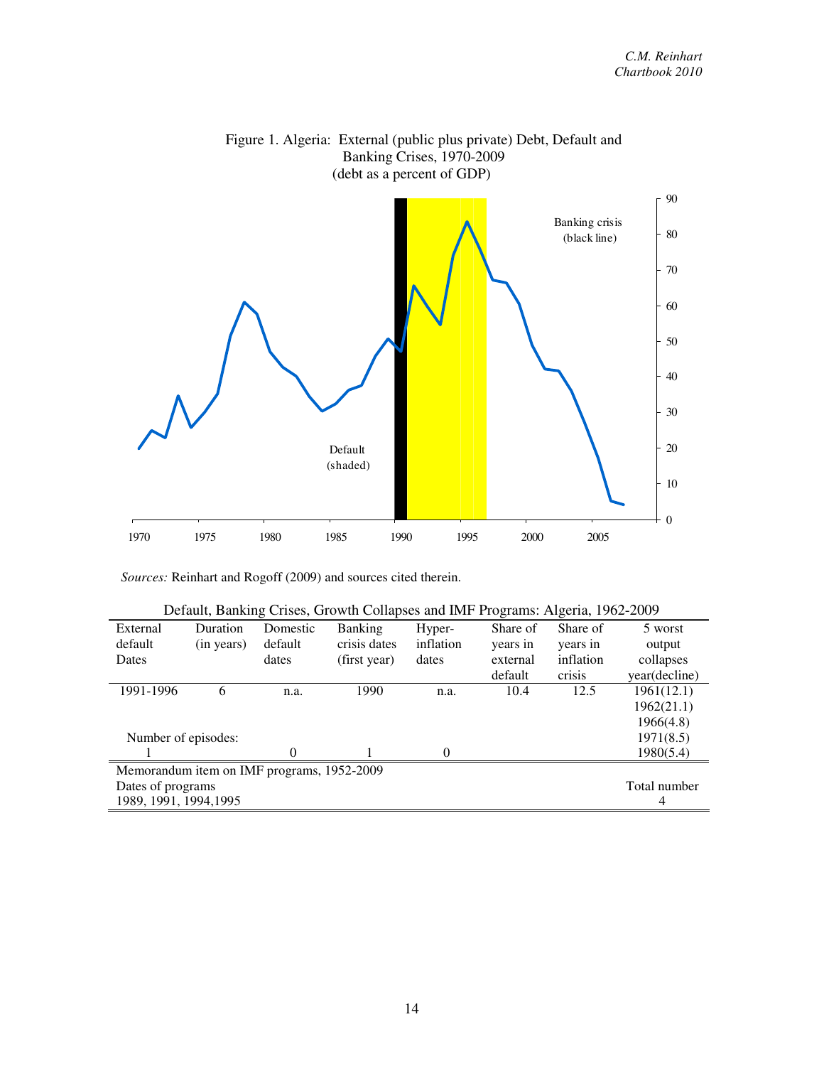Figure 1. Algeria: External (public plus private) Debt, Default and Banking Crises, 1970-2009
(debt as a percent of GDP)

*Sources:* Reinhart and Rogoff (2009) and sources cited therein.

Default, Banking Crises, Growth Collapses and IMF Programs: Algeria, 1962-2009

| External default Dates | Duration (in years) | Domestic default dates | Banking crisis dates (first year) | Hyper-inflation dates | Share of years in external default | Share of years in inflation crisis | 5 worst output collapses year(decline) |
|---|---|---|---|---|---|---|---|
| 1991-1996 | 6 | n.a. | 1990 | n.a. | 10.4 | 12.5 | 1961(12.1) |
| | | | | | | | 1962(21.1) |
| | | | | | | | 1966(4.8) |
| Number of episodes: | | | | | | | 1971(8.5) |
| 1 | | 0 | 1 | 0 | | | 1980(5.4) |

| Memorandum item on IMF programs, 1952-2009 | |
|---|---|
| Dates of programs | Total number |
| 1989, 1991, 1994,1995 | 4 |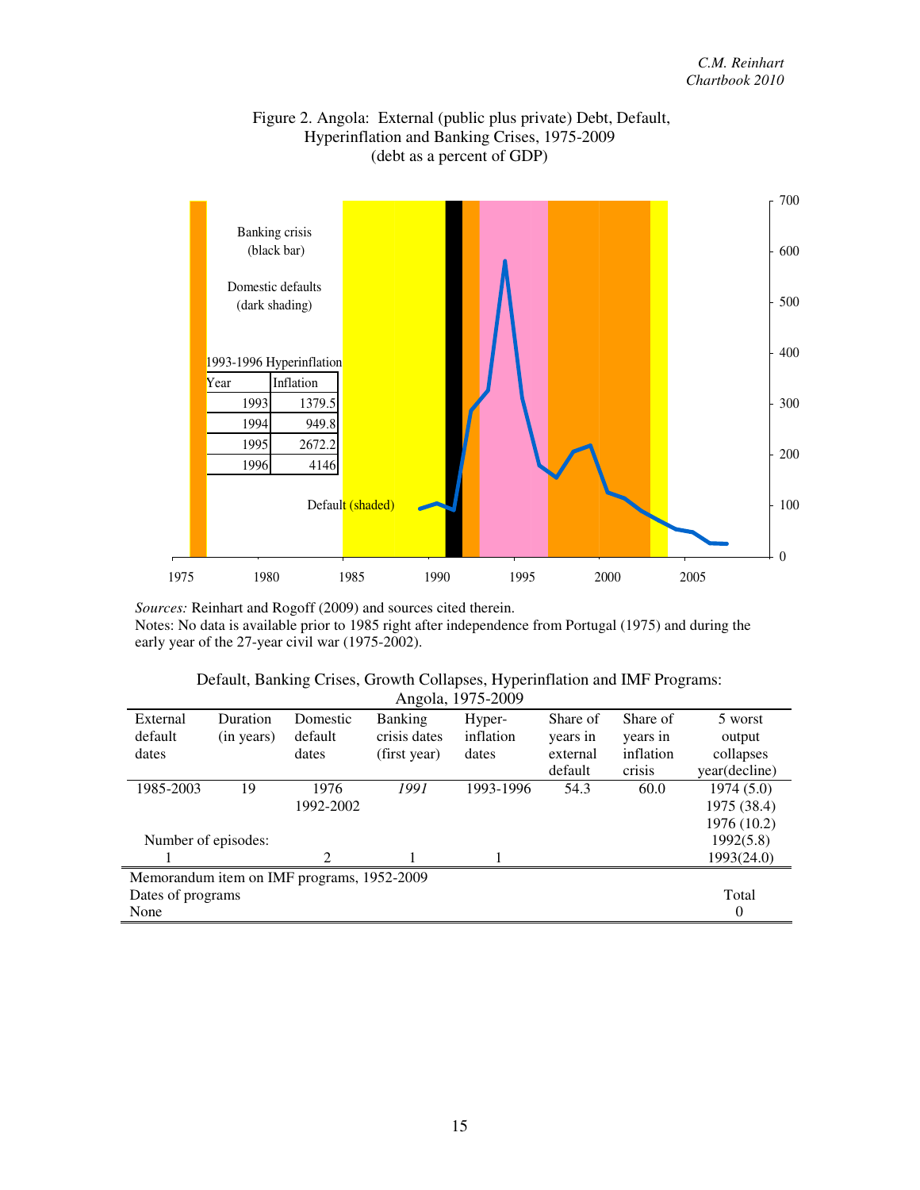Figure 2. Angola: External (public plus private) Debt, Default, Hyperinflation and Banking Crises, 1975-2009
(debt as a percent of GDP)

Banking crisis (black bar)

Domestic defaults (dark shading)

1993-1996 Hyperinflation

| Year | Inflation |
|---|---|
| 1993 | 1379.5 |
| 1994 | 949.8 |
| 1995 | 2672.2 |
| 1996 | 4146 |

Default (shaded)

*Sources:* Reinhart and Rogoff (2009) and sources cited therein.
Notes: No data is available prior to 1985 right after independence from Portugal (1975) and during the early year of the 27-year civil war (1975-2002).

Default, Banking Crises, Growth Collapses, Hyperinflation and IMF Programs:
Angola, 1975-2009

| External default dates | Duration (in years) | Domestic default dates | Banking crisis dates (first year) | Hyper-inflation dates | Share of years in external default | Share of years in inflation crisis | 5 worst output collapses year(decline) |
|---|---|---|---|---|---|---|---|
| 1985-2003 | 19 | 1976 | *1991* | 1993-1996 | 54.3 | 60.0 | 1974 (5.0) |
| | | 1992-2002 | | | | | 1975 (38.4) |
| | | | | | | | 1976 (10.2) |
| Number of episodes: | | | | | | | 1992(5.8) |
| 1 | | 2 | 1 | 1 | | | 1993(24.0) |

| Memorandum item on IMF programs, 1952-2009 | |
|---|---|
| Dates of programs | Total |
| None | 0 |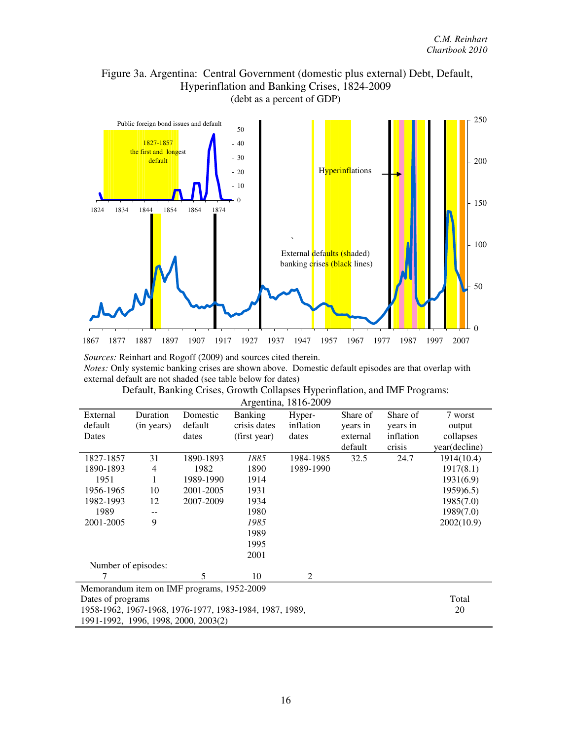Figure 3a. Argentina: Central Government (domestic plus external) Debt, Default, Hyperinflation and Banking Crises, 1824-2009
(debt as a percent of GDP)

*Sources:* Reinhart and Rogoff (2009) and sources cited therein.
*Notes:* Only systemic banking crises are shown above. Domestic default episodes are that overlap with external default are not shaded (see table below for dates)

Default, Banking Crises, Growth Collapses Hyperinflation, and IMF Programs: Argentina, 1816-2009

| External default Dates | Duration (in years) | Domestic default dates | Banking crisis dates (first year) | Hyper-inflation dates | Share of years in external default | Share of years in inflation crisis | 7 worst output collapses year(decline) |
|---|---|---|---|---|---|---|---|
| 1827-1857 | 31 | 1890-1893 | *1885* | 1984-1985 | 32.5 | 24.7 | 1914(10.4) |
| 1890-1893 | 4 | 1982 | 1890 | 1989-1990 | | | 1917(8.1) |
| 1951 | 1 | 1989-1990 | 1914 | | | | 1931(6.9) |
| 1956-1965 | 10 | 2001-2005 | 1931 | | | | 1959)6.5) |
| 1982-1993 | 12 | 2007-2009 | 1934 | | | | 1985(7.0) |
| 1989 | -- | | 1980 | | | | 1989(7.0) |
| 2001-2005 | 9 | | *1985* | | | | 2002(10.9) |
| | | | 1989 | | | | |
| | | | 1995 | | | | |
| | | | 2001 | | | | |
| Number of episodes: | | | | | | | |
| 7 | | 5 | 10 | 2 | | | |

Memorandum item on IMF programs, 1952-2009

| Dates of programs | Total |
|---|---|
| 1958-1962, 1967-1968, 1976-1977, 1983-1984, 1987, 1989, 1991-1992, 1996, 1998, 2000, 2003(2) | 20 |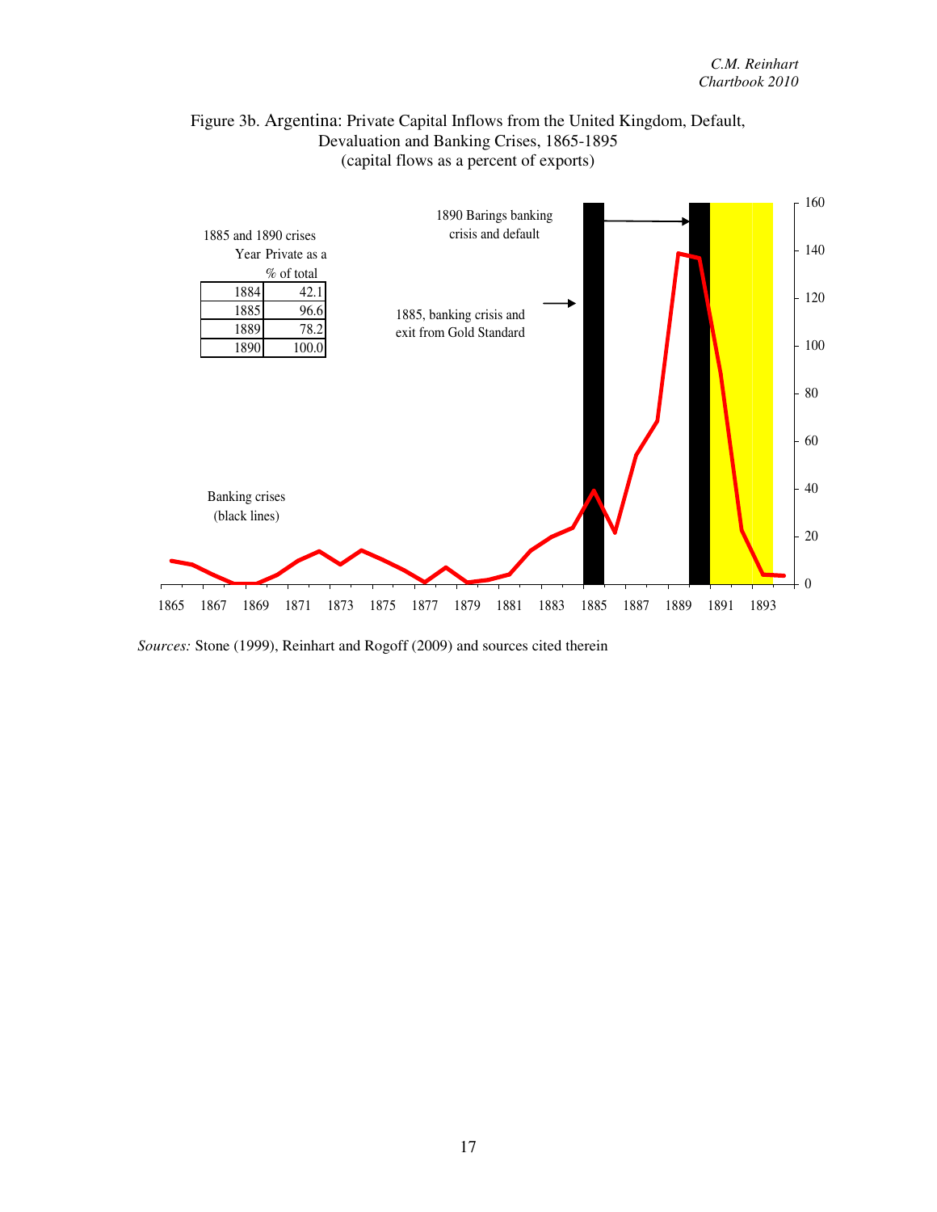Figure 3b. Argentina: Private Capital Inflows from the United Kingdom, Default, Devaluation and Banking Crises, 1865-1895
(capital flows as a percent of exports)

1885 and 1890 crises

| Year | Private as a % of total |
|---|---|
| 1884 | 42.1 |
| 1885 | 96.6 |
| 1889 | 78.2 |
| 1890 | 100.0 |

1890 Barings banking crisis and default

1885, banking crisis and exit from Gold Standard

Banking crises (black lines)

*Sources:* Stone (1999), Reinhart and Rogoff (2009) and sources cited therein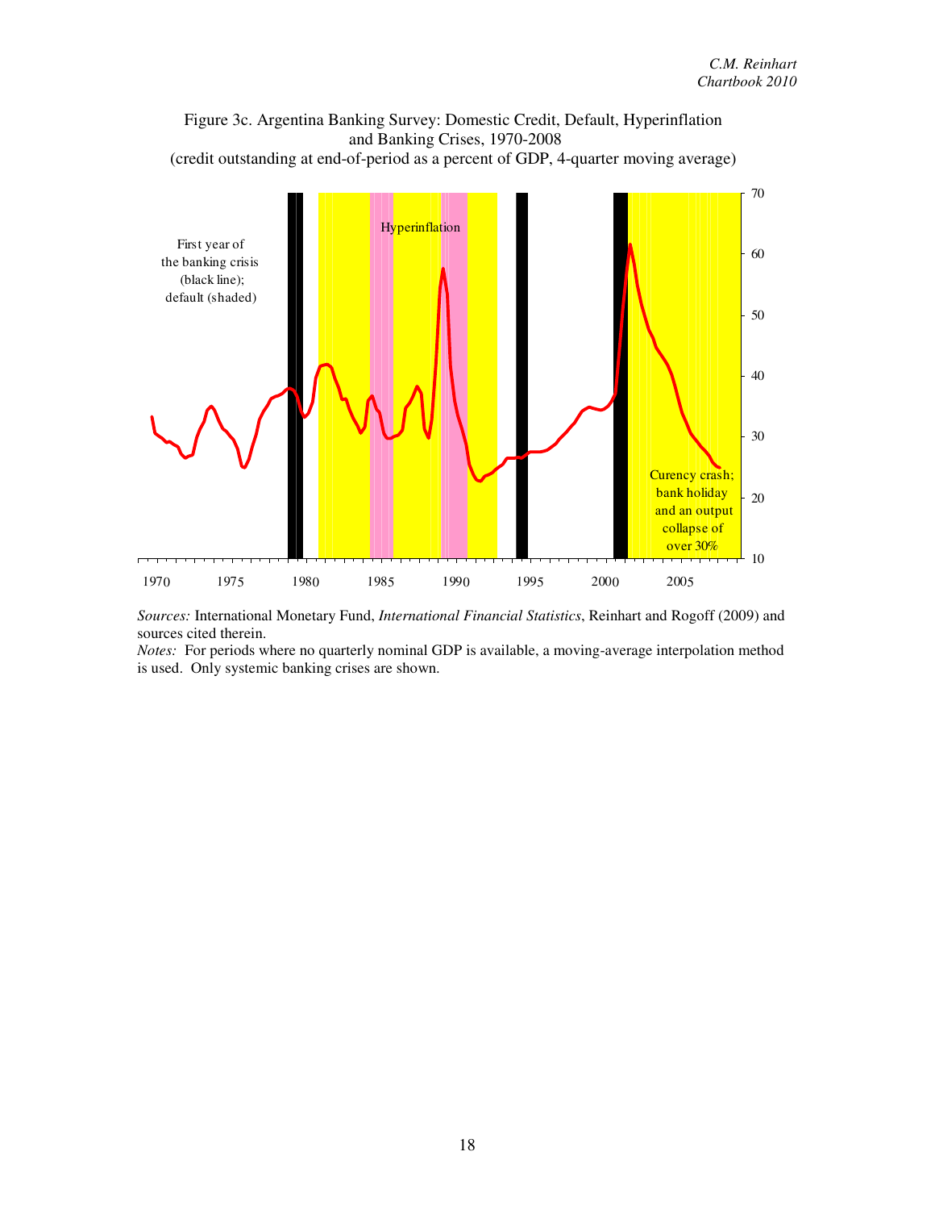Figure 3c. Argentina Banking Survey: Domestic Credit, Default, Hyperinflation and Banking Crises, 1970-2008
(credit outstanding at end-of-period as a percent of GDP, 4-quarter moving average)

*Sources:* International Monetary Fund, *International Financial Statistics*, Reinhart and Rogoff (2009) and sources cited therein.
*Notes:* For periods where no quarterly nominal GDP is available, a moving-average interpolation method is used. Only systemic banking crises are shown.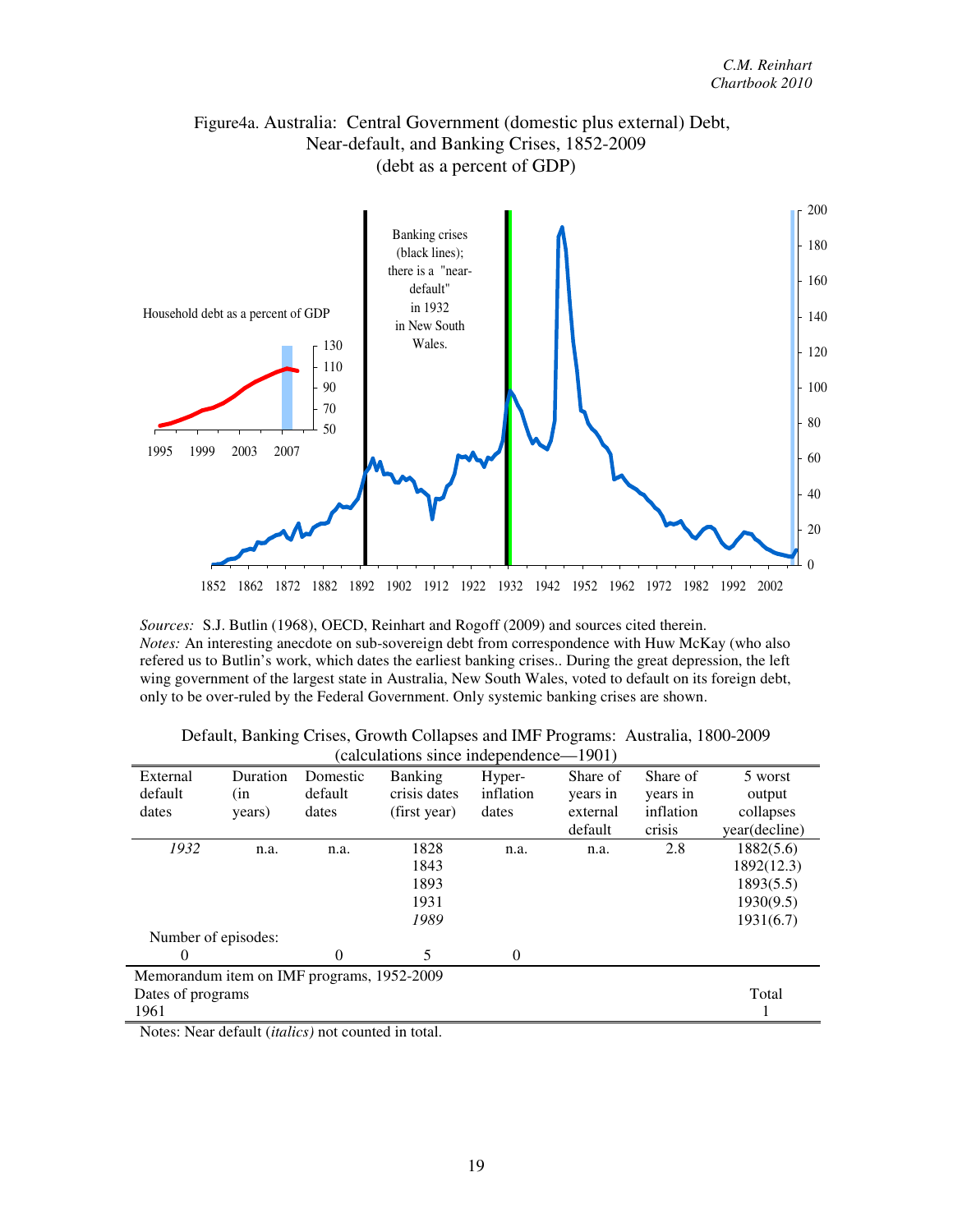Figure4a. Australia: Central Government (domestic plus external) Debt, Near-default, and Banking Crises, 1852-2009
(debt as a percent of GDP)

*Sources:* S.J. Butlin (1968), OECD, Reinhart and Rogoff (2009) and sources cited therein.
*Notes:* An interesting anecdote on sub-sovereign debt from correspondence with Huw McKay (who also refered us to Butlin's work, which dates the earliest banking crises.. During the great depression, the left wing government of the largest state in Australia, New South Wales, voted to default on its foreign debt, only to be over-ruled by the Federal Government. Only systemic banking crises are shown.

Default, Banking Crises, Growth Collapses and IMF Programs: Australia, 1800-2009
(calculations since independence—1901)

| External default dates | Duration (in years) | Domestic default dates | Banking crisis dates (first year) | Hyper-inflation dates | Share of years in external default | Share of years in inflation crisis | 5 worst output collapses year(decline) |
|---|---|---|---|---|---|---|---|
| *1932* | n.a. | n.a. | 1828 | n.a. | n.a. | 2.8 | 1882(5.6) |
| | | | 1843 | | | | 1892(12.3) |
| | | | 1893 | | | | 1893(5.5) |
| | | | 1931 | | | | 1930(9.5) |
| | | | *1989* | | | | 1931(6.7) |
| Number of episodes: | | | | | | | |
| 0 | | 0 | 5 | 0 | | | |
| Memorandum item on IMF programs, 1952-2009 | | | | | | | |
| Dates of programs | | | | | | | Total |
| 1961 | | | | | | | 1 |

Notes: Near default (*italics)* not counted in total.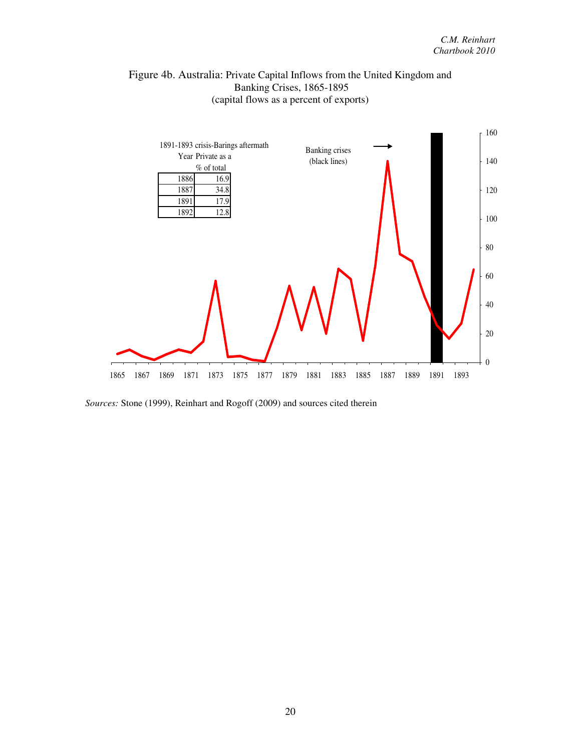Figure 4b. Australia: Private Capital Inflows from the United Kingdom and Banking Crises, 1865-1895
(capital flows as a percent of exports)

1891-1893 crisis-Barings aftermath

| Year | Private as a % of total |
|---|---|
| 1886 | 16.9 |
| 1887 | 34.8 |
| 1891 | 17.9 |
| 1892 | 12.8 |

Banking crises (black lines)

*Sources:* Stone (1999), Reinhart and Rogoff (2009) and sources cited therein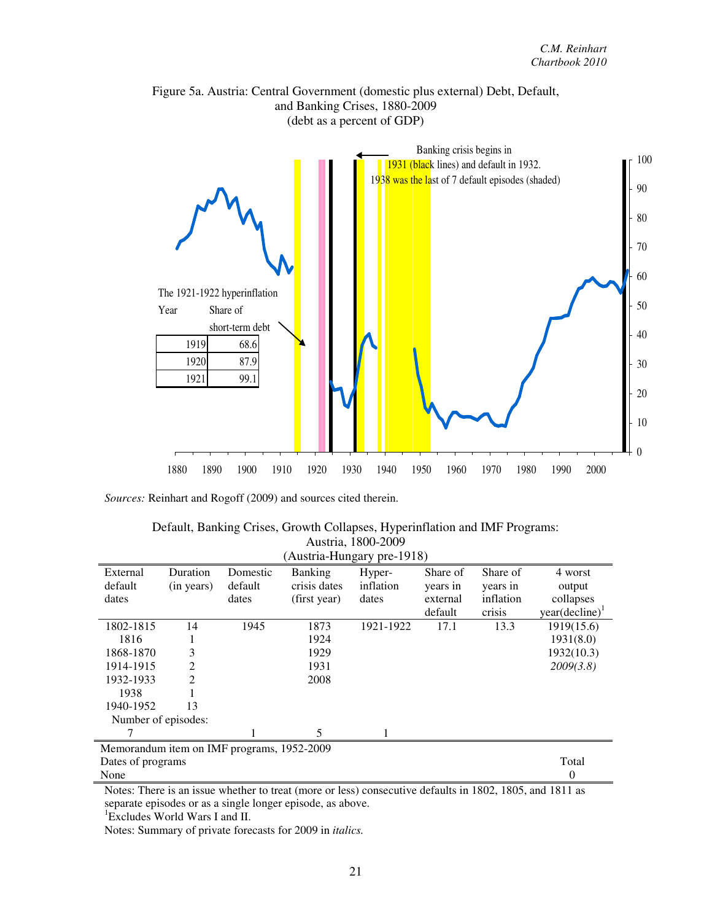Figure 5a. Austria: Central Government (domestic plus external) Debt, Default, and Banking Crises, 1880-2009
(debt as a percent of GDP)

Banking crisis begins in 1931 (black lines) and default in 1932. 1938 was the last of 7 default episodes (shaded)

The 1921-1922 hyperinflation

| Year | Share of short-term debt |
|---|---|
| 1919 | 68.6 |
| 1920 | 87.9 |
| 1921 | 99.1 |

*Sources:* Reinhart and Rogoff (2009) and sources cited therein.

Default, Banking Crises, Growth Collapses, Hyperinflation and IMF Programs:
Austria, 1800-2009
(Austria-Hungary pre-1918)

| External default dates | Duration (in years) | Domestic default dates | Banking crisis dates (first year) | Hyper-inflation dates | Share of years in external default | Share of years in inflation crisis | 4 worst output collapses year(decline)[1] |
|---|---|---|---|---|---|---|---|
| 1802-1815 | 14 | 1945 | 1873 | 1921-1922 | 17.1 | 13.3 | 1919(15.6) |
| 1816 | 1 | | 1924 | | | | 1931(8.0) |
| 1868-1870 | 3 | | 1929 | | | | 1932(10.3) |
| 1914-1915 | 2 | | 1931 | | | | *2009(3.8)* |
| 1932-1933 | 2 | | 2008 | | | | |
| 1938 | 1 | | | | | | |
| 1940-1952 | 13 | | | | | | |
| Number of episodes: | | | | | | | |
| 7 | | 1 | 5 | 1 | | | |

| Memorandum item on IMF programs, 1952-2009 | |
|---|---|
| Dates of programs | Total |
| None | 0 |

Notes: There is an issue whether to treat (more or less) consecutive defaults in 1802, 1805, and 1811 as separate episodes or as a single longer episode, as above.

[1]Excludes World Wars I and II.

Notes: Summary of private forecasts for 2009 in *italics.*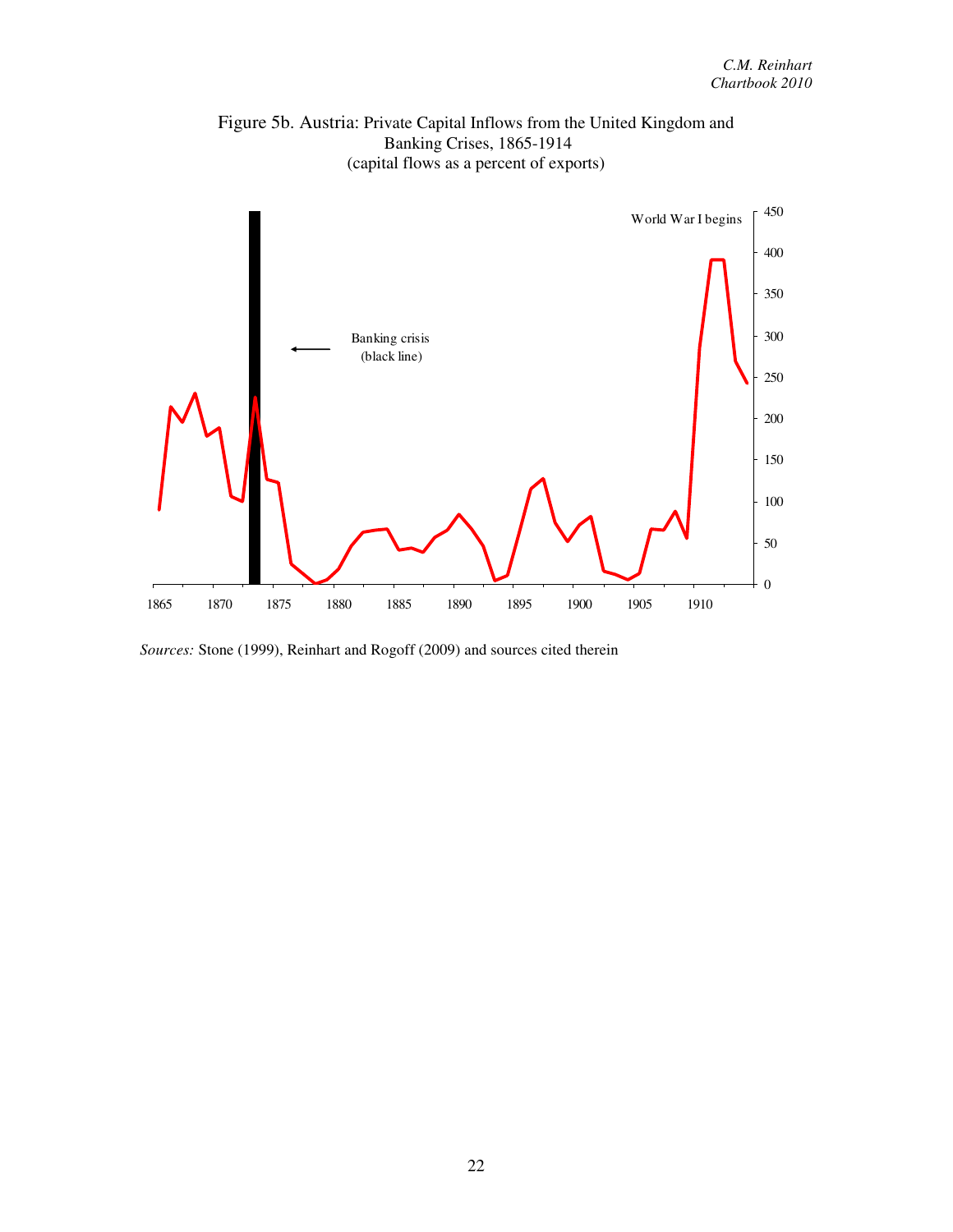Figure 5b. Austria: Private Capital Inflows from the United Kingdom and Banking Crises, 1865-1914
(capital flows as a percent of exports)

*Sources:* Stone (1999), Reinhart and Rogoff (2009) and sources cited therein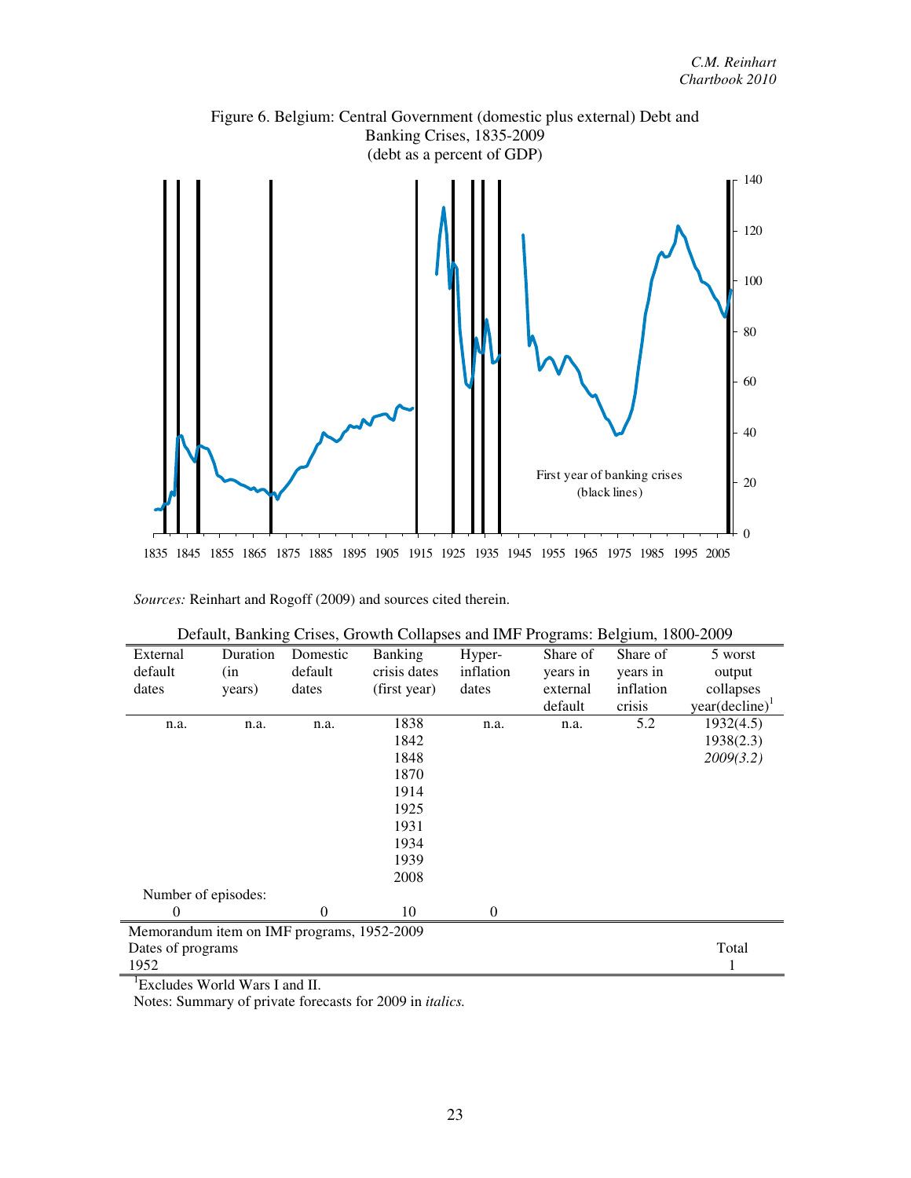Figure 6. Belgium: Central Government (domestic plus external) Debt and Banking Crises, 1835-2009
(debt as a percent of GDP)

First year of banking crises (black lines)

*Sources:* Reinhart and Rogoff (2009) and sources cited therein.

Default, Banking Crises, Growth Collapses and IMF Programs: Belgium, 1800-2009

| External default dates | Duration (in years) | Domestic default dates | Banking crisis dates (first year) | Hyper-inflation dates | Share of years in external default | Share of years in inflation crisis | 5 worst output collapses year(decline)[1] |
|---|---|---|---|---|---|---|---|
| n.a. | n.a. | n.a. | 1838 | n.a. | n.a. | 5.2 | 1932(4.5) |
| | | | 1842 | | | | 1938(2.3) |
| | | | 1848 | | | | *2009(3.2)* |
| | | | 1870 | | | | |
| | | | 1914 | | | | |
| | | | 1925 | | | | |
| | | | 1931 | | | | |
| | | | 1934 | | | | |
| | | | 1939 | | | | |
| | | | 2008 | | | | |
| Number of episodes: | | | | | | | |
| 0 | | 0 | 10 | 0 | | | |

| Memorandum item on IMF programs, 1952-2009 | |
|---|---|
| Dates of programs | Total |
| 1952 | 1 |

[1]Excludes World Wars I and II.

Notes: Summary of private forecasts for 2009 in *italics.*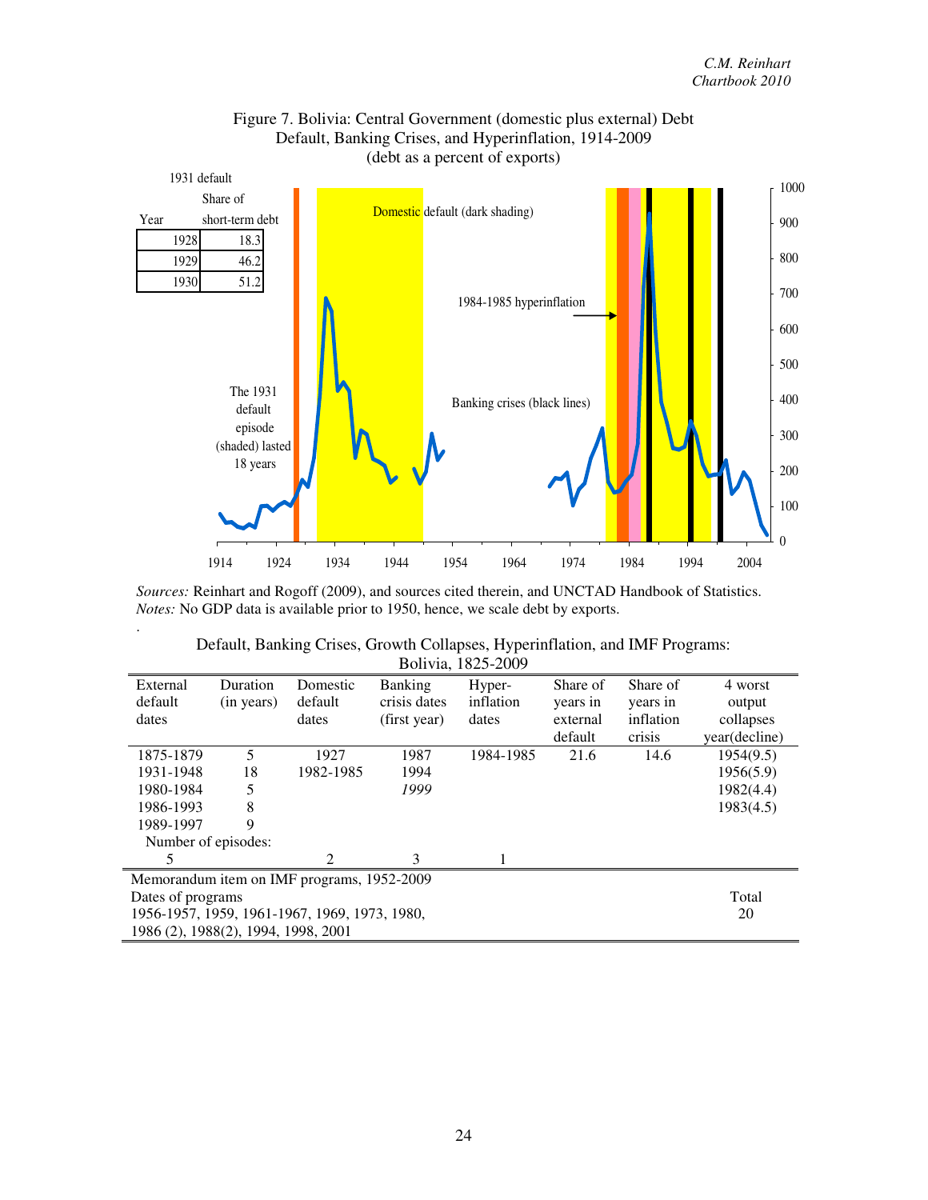Figure 7. Bolivia: Central Government (domestic plus external) Debt Default, Banking Crises, and Hyperinflation, 1914-2009
(debt as a percent of exports)

1931 default

| Year | Share of short-term debt |
|---|---|
| 1928 | 18.3 |
| 1929 | 46.2 |
| 1930 | 51.2 |

Domestic default (dark shading)

1984-1985 hyperinflation

The 1931 default episode (shaded) lasted 18 years

Banking crises (black lines)

*Sources:* Reinhart and Rogoff (2009), and sources cited therein, and UNCTAD Handbook of Statistics.
*Notes:* No GDP data is available prior to 1950, hence, we scale debt by exports.

Default, Banking Crises, Growth Collapses, Hyperinflation, and IMF Programs: Bolivia, 1825-2009

| External default dates | Duration (in years) | Domestic default dates | Banking crisis dates (first year) | Hyper-inflation dates | Share of years in external default | Share of years in inflation crisis | 4 worst output collapses year(decline) |
|---|---|---|---|---|---|---|---|
| 1875-1879 | 5 | 1927 | 1987 | 1984-1985 | 21.6 | 14.6 | 1954(9.5) |
| 1931-1948 | 18 | 1982-1985 | 1994 | | | | 1956(5.9) |
| 1980-1984 | 5 | | *1999* | | | | 1982(4.4) |
| 1986-1993 | 8 | | | | | | 1983(4.5) |
| 1989-1997 | 9 | | | | | | |
| Number of episodes: | | | | | | | |
| 5 | | 2 | 3 | 1 | | | |

Memorandum item on IMF programs, 1952-2009

| Dates of programs | Total |
|---|---|
| 1956-1957, 1959, 1961-1967, 1969, 1973, 1980, 1986 (2), 1988(2), 1994, 1998, 2001 | 20 |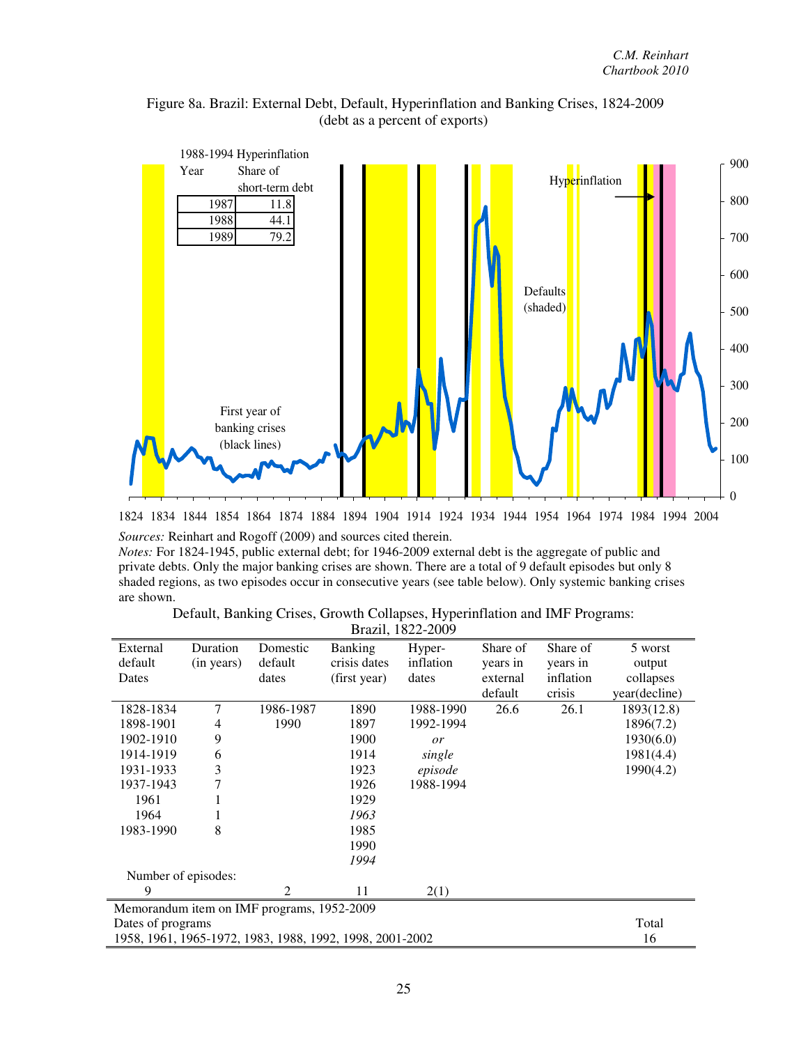Figure 8a. Brazil: External Debt, Default, Hyperinflation and Banking Crises, 1824-2009 (debt as a percent of exports)

1988-1994 Hyperinflation

| Year | Share of short-term debt |
|---|---|
| 1987 | 11.8 |
| 1988 | 44.1 |
| 1989 | 79.2 |

*Sources:* Reinhart and Rogoff (2009) and sources cited therein.
*Notes:* For 1824-1945, public external debt; for 1946-2009 external debt is the aggregate of public and private debts. Only the major banking crises are shown. There are a total of 9 default episodes but only 8 shaded regions, as two episodes occur in consecutive years (see table below). Only systemic banking crises are shown.

Default, Banking Crises, Growth Collapses, Hyperinflation and IMF Programs: Brazil, 1822-2009

| External default Dates | Duration (in years) | Domestic default dates | Banking crisis dates (first year) | Hyper-inflation dates | Share of years in external default | Share of years in inflation crisis | 5 worst output collapses year(decline) |
|---|---|---|---|---|---|---|---|
| 1828-1834 | 7 | 1986-1987 | 1890 | 1988-1990 | 26.6 | 26.1 | 1893(12.8) |
| 1898-1901 | 4 | 1990 | 1897 | 1992-1994 | | | 1896(7.2) |
| 1902-1910 | 9 | | 1900 | *or* | | | 1930(6.0) |
| 1914-1919 | 6 | | 1914 | *single* | | | 1981(4.4) |
| 1931-1933 | 3 | | 1923 | *episode* | | | 1990(4.2) |
| 1937-1943 | 7 | | 1926 | 1988-1994 | | | |
| 1961 | 1 | | 1929 | | | | |
| 1964 | 1 | | *1963* | | | | |
| 1983-1990 | 8 | | 1985 | | | | |
| | | | 1990 | | | | |
| | | | *1994* | | | | |
| Number of episodes: | | | | | | | |
| 9 | | 2 | 11 | 2(1) | | | |

Memorandum item on IMF programs, 1952-2009

| Dates of programs | Total |
|---|---|
| 1958, 1961, 1965-1972, 1983, 1988, 1992, 1998, 2001-2002 | 16 |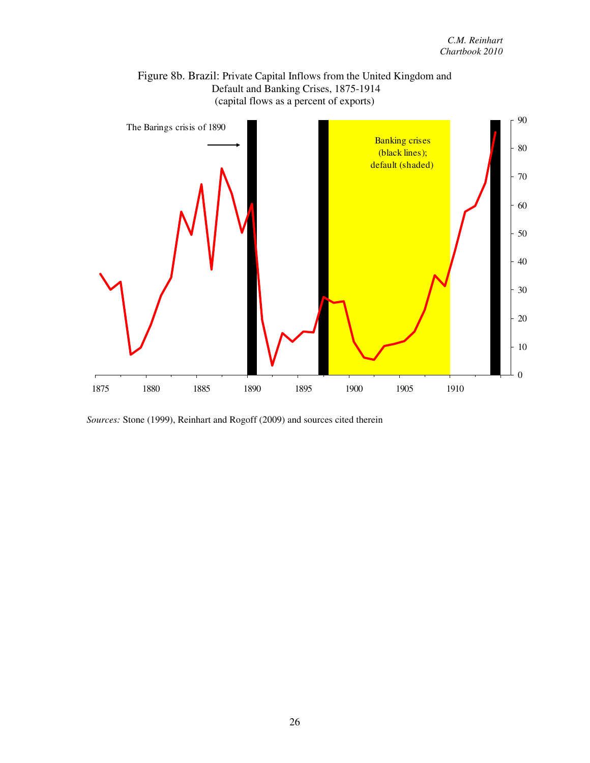Figure 8b. Brazil: Private Capital Inflows from the United Kingdom and Default and Banking Crises, 1875-1914
(capital flows as a percent of exports)

The Barings crisis of 1890

Banking crises (black lines); default (shaded)

*Sources:* Stone (1999), Reinhart and Rogoff (2009) and sources cited therein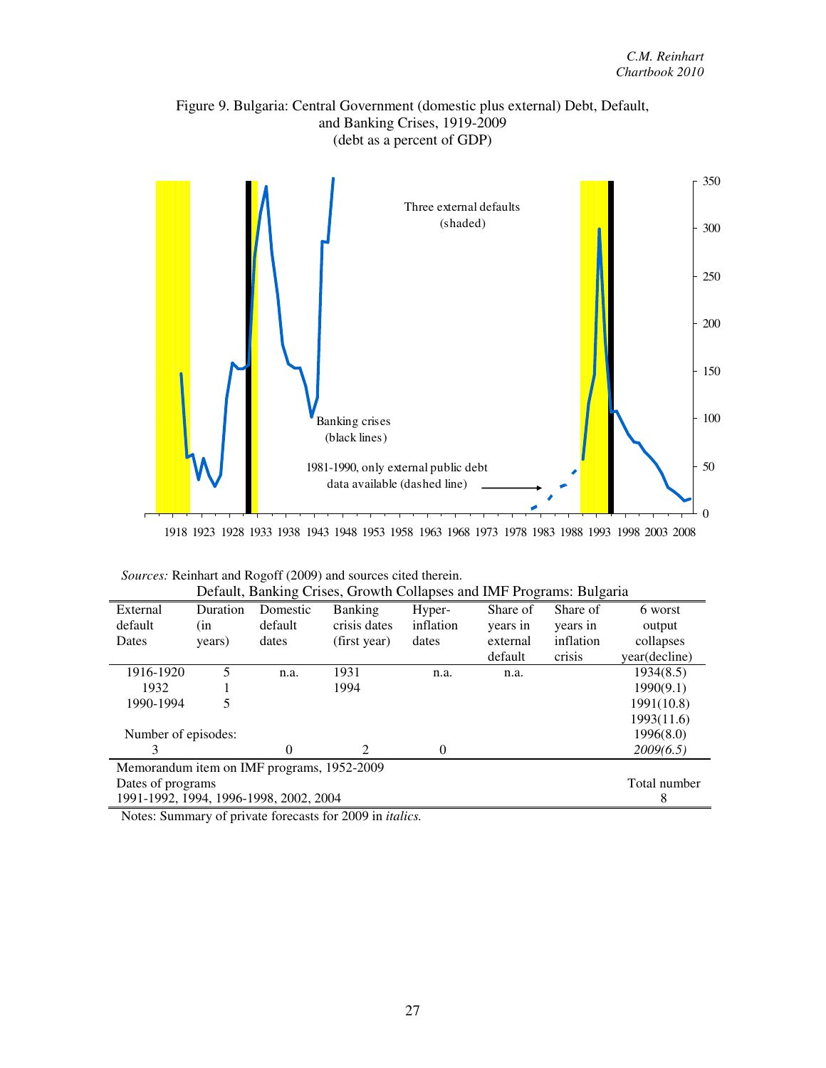Figure 9. Bulgaria: Central Government (domestic plus external) Debt, Default, and Banking Crises, 1919-2009
(debt as a percent of GDP)

*Sources:* Reinhart and Rogoff (2009) and sources cited therein.

Default, Banking Crises, Growth Collapses and IMF Programs: Bulgaria

| External default Dates | Duration (in years) | Domestic default dates | Banking crisis dates (first year) | Hyper-inflation dates | Share of years in external default | Share of years in inflation crisis | 6 worst output collapses year(decline) |
|---|---|---|---|---|---|---|---|
| 1916-1920 | 5 | n.a. | 1931 | n.a. | n.a. | | 1934(8.5) |
| 1932 | 1 | | 1994 | | | | 1990(9.1) |
| 1990-1994 | 5 | | | | | | 1991(10.8) |
| | | | | | | | 1993(11.6) |
| Number of episodes: | | | | | | | 1996(8.0) |
| 3 | | 0 | 2 | 0 | | | *2009(6.5)* |

| Memorandum item on IMF programs, 1952-2009 | |
|---|---|
| Dates of programs | Total number |
| 1991-1992, 1994, 1996-1998, 2002, 2004 | 8 |

Notes: Summary of private forecasts for 2009 in *italics.*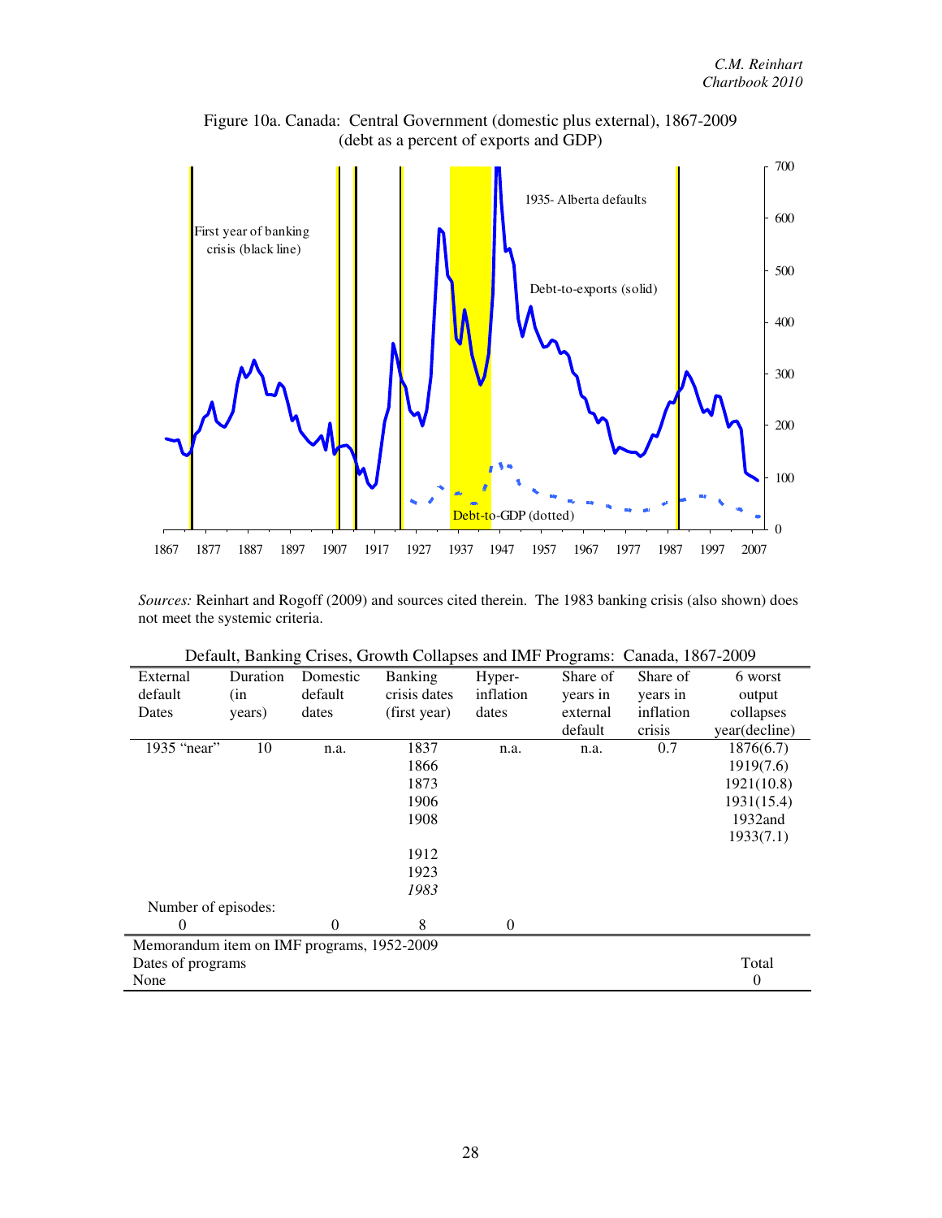Figure 10a. Canada: Central Government (domestic plus external), 1867-2009
(debt as a percent of exports and GDP)

*Sources:* Reinhart and Rogoff (2009) and sources cited therein. The 1983 banking crisis (also shown) does not meet the systemic criteria.

Default, Banking Crises, Growth Collapses and IMF Programs: Canada, 1867-2009

| External default Dates | Duration (in years) | Domestic default dates | Banking crisis dates (first year) | Hyper-inflation dates | Share of years in external default | Share of years in inflation crisis | 6 worst output collapses year(decline) |
|---|---|---|---|---|---|---|---|
| 1935 "near" | 10 | n.a. | 1837 | n.a. | n.a. | 0.7 | 1876(6.7) |
| | | | 1866 | | | | 1919(7.6) |
| | | | 1873 | | | | 1921(10.8) |
| | | | 1906 | | | | 1931(15.4) |
| | | | 1908 | | | | 1932and 1933(7.1) |
| | | | 1912 | | | | |
| | | | 1923 | | | | |
| | | | *1983* | | | | |
| Number of episodes: | | | | | | | |
| 0 | | 0 | 8 | 0 | | | |

| Memorandum item on IMF programs, 1952-2009 | |
|---|---|
| Dates of programs | Total |
| None | 0 |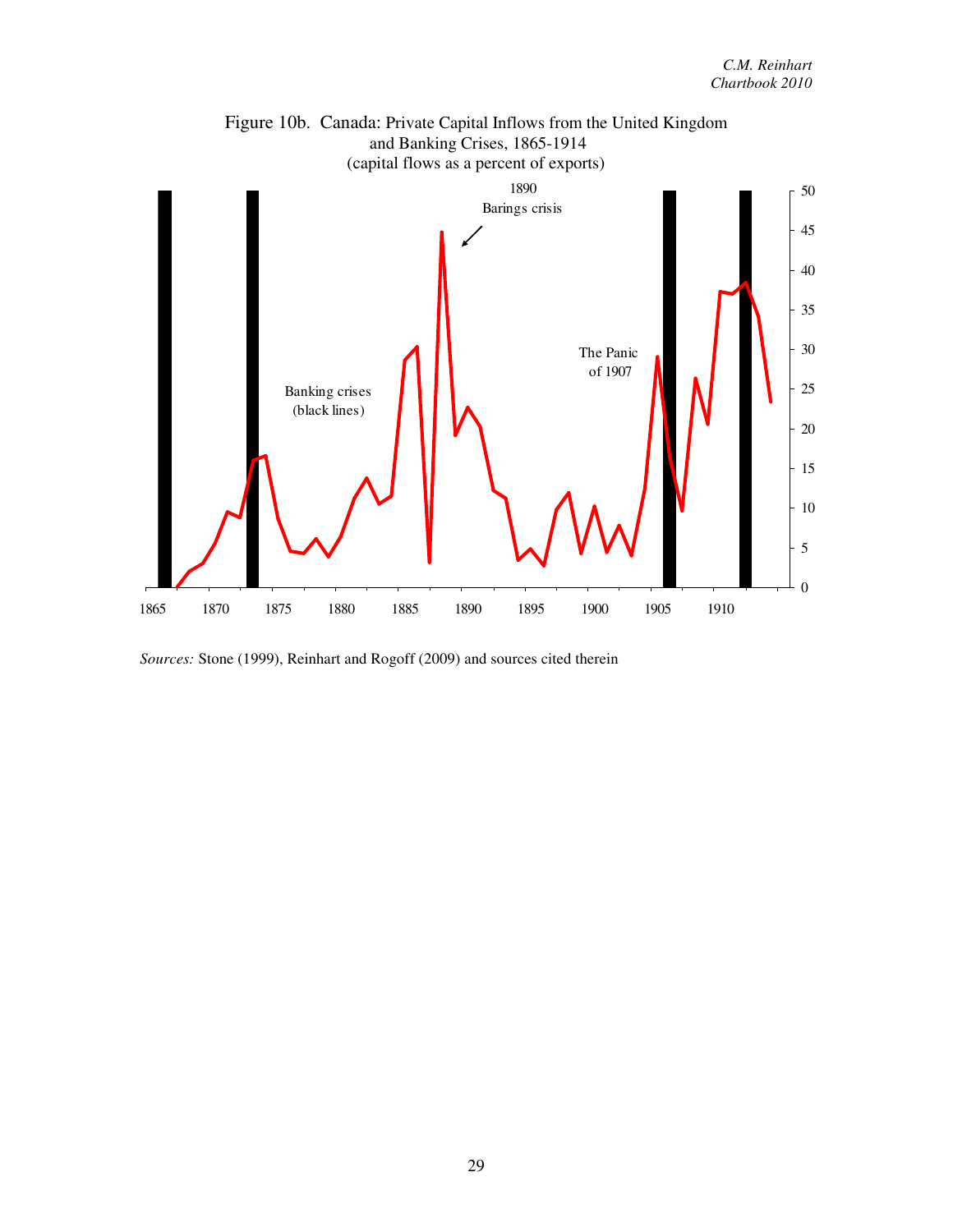Figure 10b. Canada: Private Capital Inflows from the United Kingdom and Banking Crises, 1865-1914
(capital flows as a percent of exports)

*Sources:* Stone (1999), Reinhart and Rogoff (2009) and sources cited therein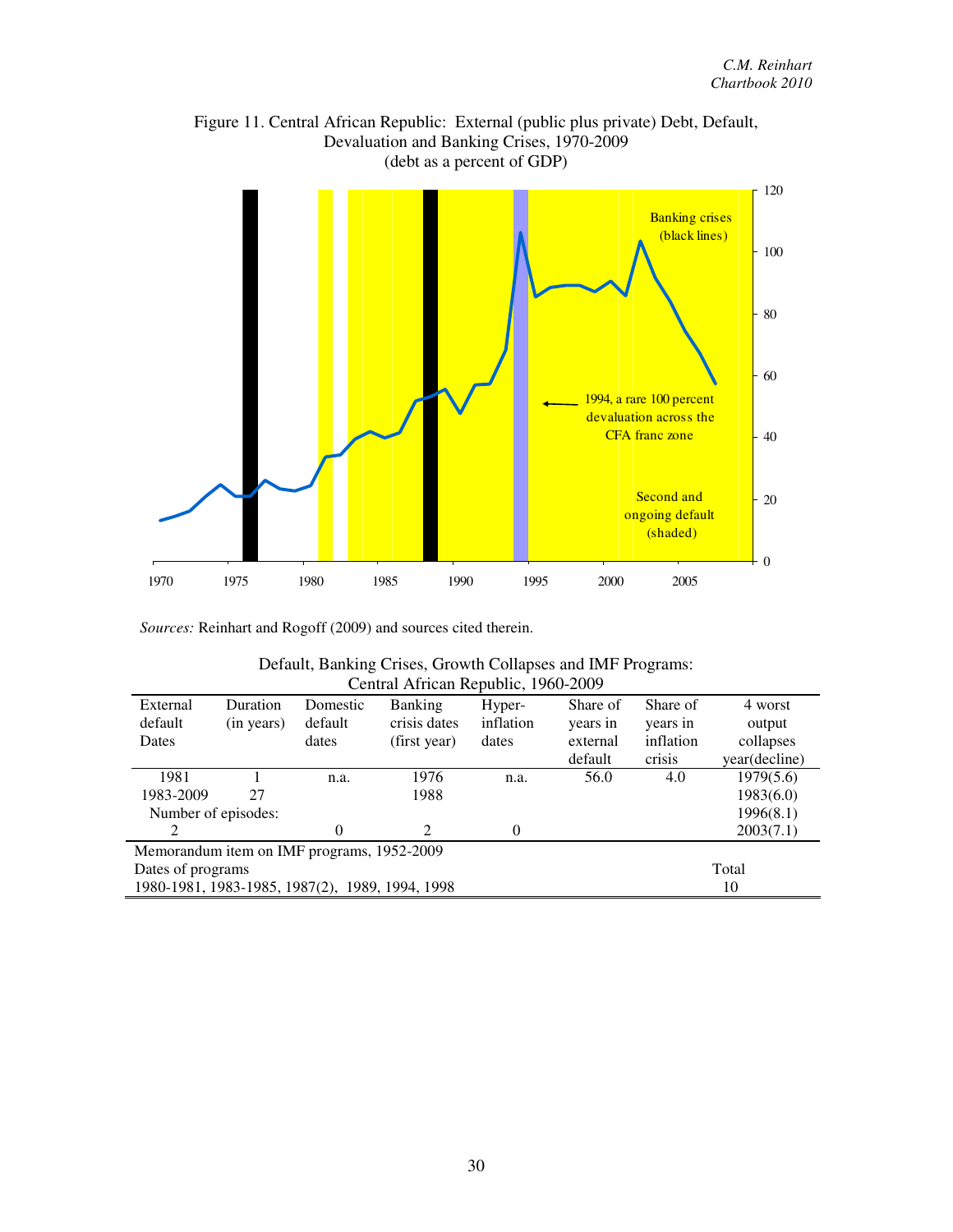Figure 11. Central African Republic: External (public plus private) Debt, Default, Devaluation and Banking Crises, 1970-2009
(debt as a percent of GDP)

*Sources:* Reinhart and Rogoff (2009) and sources cited therein.

Default, Banking Crises, Growth Collapses and IMF Programs:
Central African Republic, 1960-2009

| External default Dates | Duration (in years) | Domestic default dates | Banking crisis dates (first year) | Hyper-inflation dates | Share of years in external default | Share of years in inflation crisis | 4 worst output collapses year(decline) |
|---|---|---|---|---|---|---|---|
| 1981 | 1 | n.a. | 1976 | n.a. | 56.0 | 4.0 | 1979(5.6) |
| 1983-2009 | 27 | | 1988 | | | | 1983(6.0) |
| Number of episodes: | | | | | | | 1996(8.1) |
| 2 | | 0 | 2 | 0 | | | 2003(7.1) |

| Memorandum item on IMF programs, 1952-2009 | |
|---|---|
| Dates of programs | Total |
| 1980-1981, 1983-1985, 1987(2), 1989, 1994, 1998 | 10 |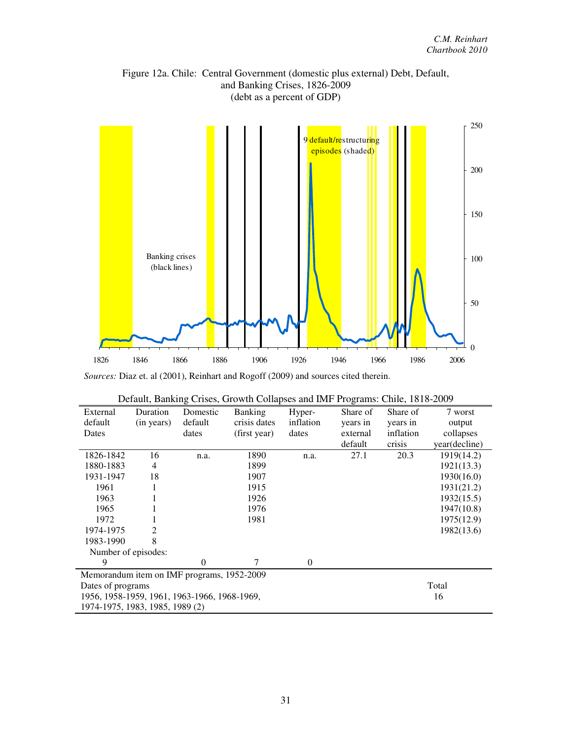Figure 12a. Chile: Central Government (domestic plus external) Debt, Default, and Banking Crises, 1826-2009
(debt as a percent of GDP)

*Sources:* Diaz et. al (2001), Reinhart and Rogoff (2009) and sources cited therein.

Default, Banking Crises, Growth Collapses and IMF Programs: Chile, 1818-2009

| External default Dates | Duration (in years) | Domestic default dates | Banking crisis dates (first year) | Hyper-inflation dates | Share of years in external default | Share of years in inflation crisis | 7 worst output collapses year(decline) |
|---|---|---|---|---|---|---|---|
| 1826-1842 | 16 | n.a. | 1890 | n.a. | 27.1 | 20.3 | 1919(14.2) |
| 1880-1883 | 4 | | 1899 | | | | 1921(13.3) |
| 1931-1947 | 18 | | 1907 | | | | 1930(16.0) |
| 1961 | 1 | | 1915 | | | | 1931(21.2) |
| 1963 | 1 | | 1926 | | | | 1932(15.5) |
| 1965 | 1 | | 1976 | | | | 1947(10.8) |
| 1972 | 1 | | 1981 | | | | 1975(12.9) |
| 1974-1975 | 2 | | | | | | 1982(13.6) |
| 1983-1990 | 8 | | | | | | |
| Number of episodes: | | | | | | | |
| 9 | | 0 | 7 | 0 | | | |

Memorandum item on IMF programs, 1952-2009

| Dates of programs | Total |
|---|---|
| 1956, 1958-1959, 1961, 1963-1966, 1968-1969, 1974-1975, 1983, 1985, 1989 (2) | 16 |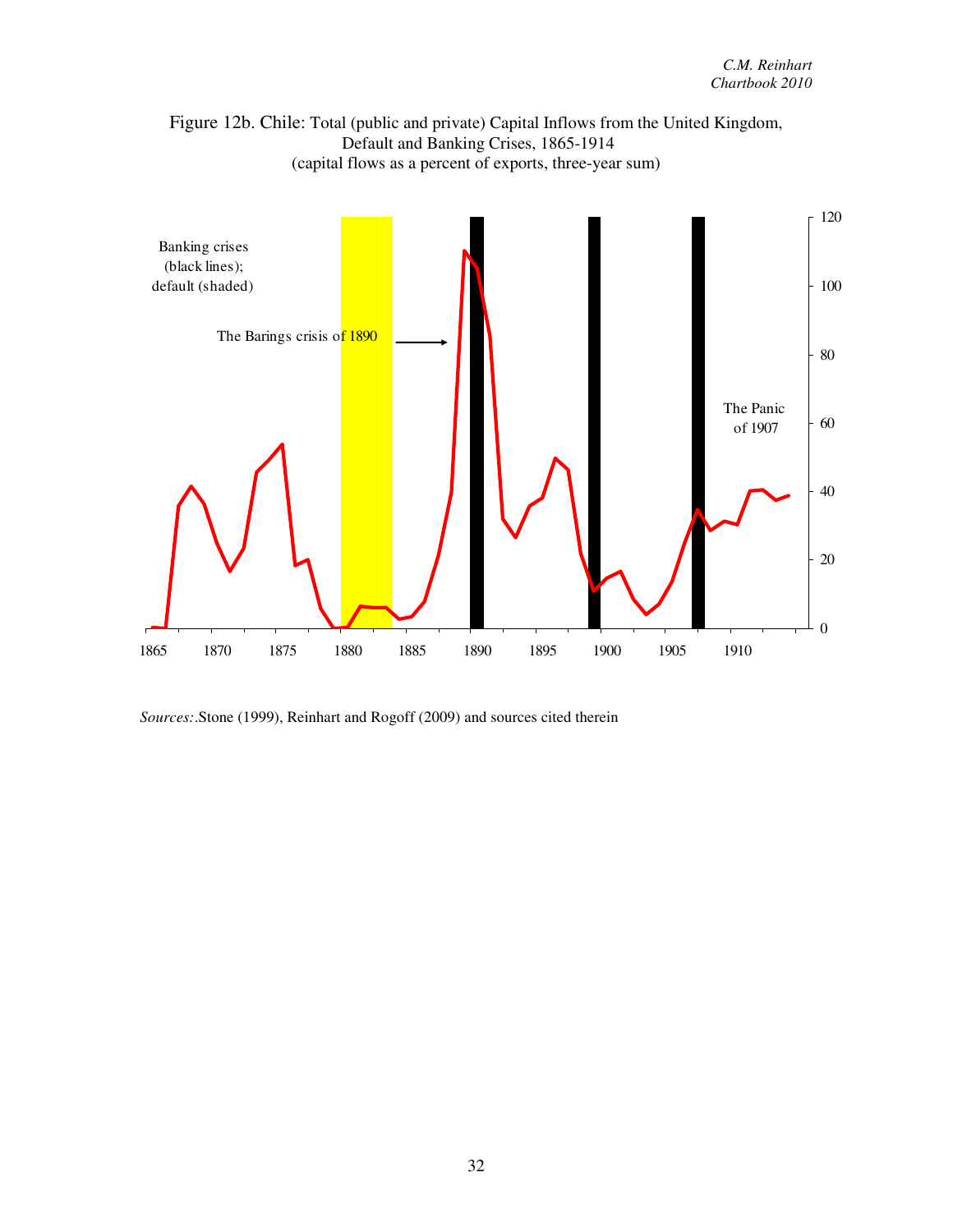Figure 12b. Chile: Total (public and private) Capital Inflows from the United Kingdom, Default and Banking Crises, 1865-1914
(capital flows as a percent of exports, three-year sum)

Banking crises (black lines); default (shaded)

The Barings crisis of 1890

The Panic of 1907

*Sources:* .Stone (1999), Reinhart and Rogoff (2009) and sources cited therein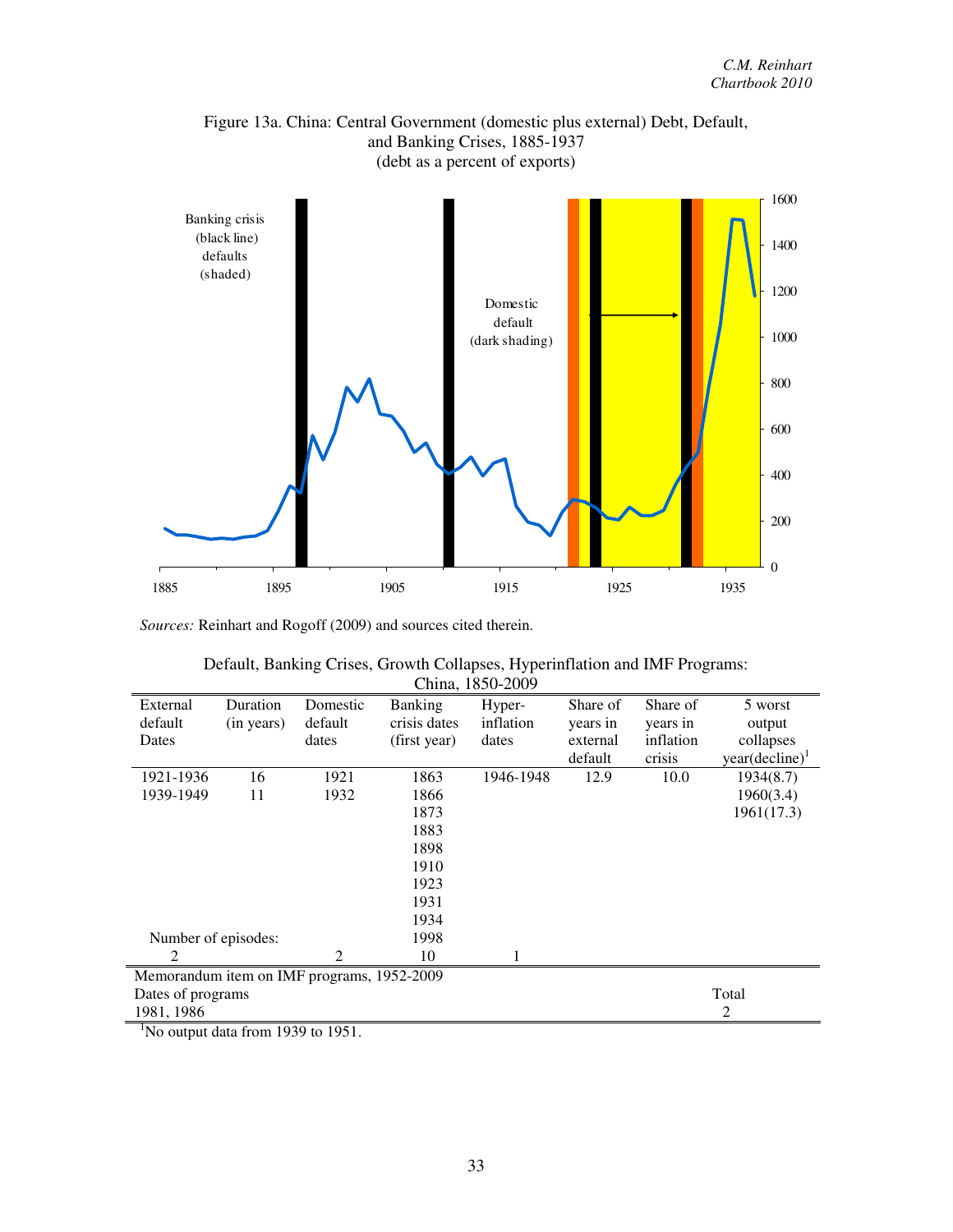Figure 13a. China: Central Government (domestic plus external) Debt, Default, and Banking Crises, 1885-1937
(debt as a percent of exports)

*Sources:* Reinhart and Rogoff (2009) and sources cited therein.

Default, Banking Crises, Growth Collapses, Hyperinflation and IMF Programs: China, 1850-2009

| External default Dates | Duration (in years) | Domestic default dates | Banking crisis dates (first year) | Hyper-inflation dates | Share of years in external default | Share of years in inflation crisis | 5 worst output collapses year(decline)[1] |
|---|---|---|---|---|---|---|---|
| 1921-1936 | 16 | 1921 | 1863 | 1946-1948 | 12.9 | 10.0 | 1934(8.7) |
| 1939-1949 | 11 | 1932 | 1866 | | | | 1960(3.4) |
| | | | 1873 | | | | 1961(17.3) |
| | | | 1883 | | | | |
| | | | 1898 | | | | |
| | | | 1910 | | | | |
| | | | 1923 | | | | |
| | | | 1931 | | | | |
| | | | 1934 | | | | |
| Number of episodes: | | | 1998 | | | | |
| 2 | | 2 | 10 | 1 | | | |

Memorandum item on IMF programs, 1952-2009

| Dates of programs | Total |
|---|---|
| 1981, 1986 | 2 |

[1]No output data from 1939 to 1951.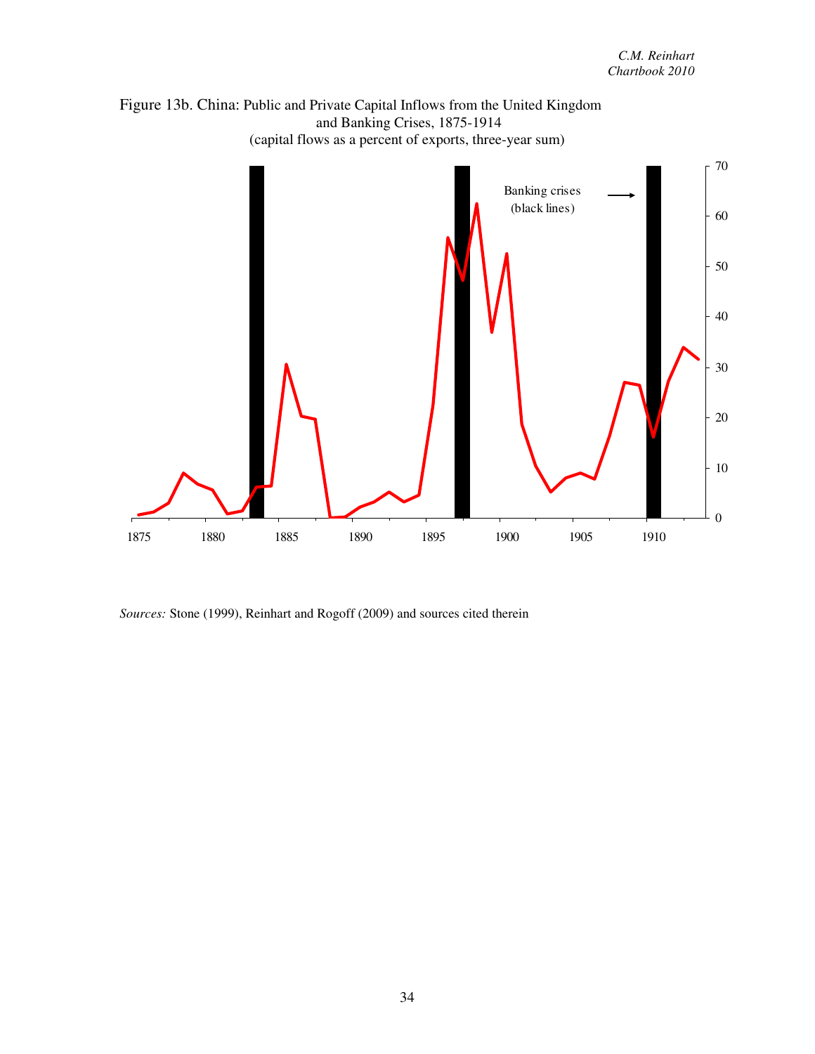Figure 13b. China: Public and Private Capital Inflows from the United Kingdom and Banking Crises, 1875-1914
(capital flows as a percent of exports, three-year sum)

*Sources:* Stone (1999), Reinhart and Rogoff (2009) and sources cited therein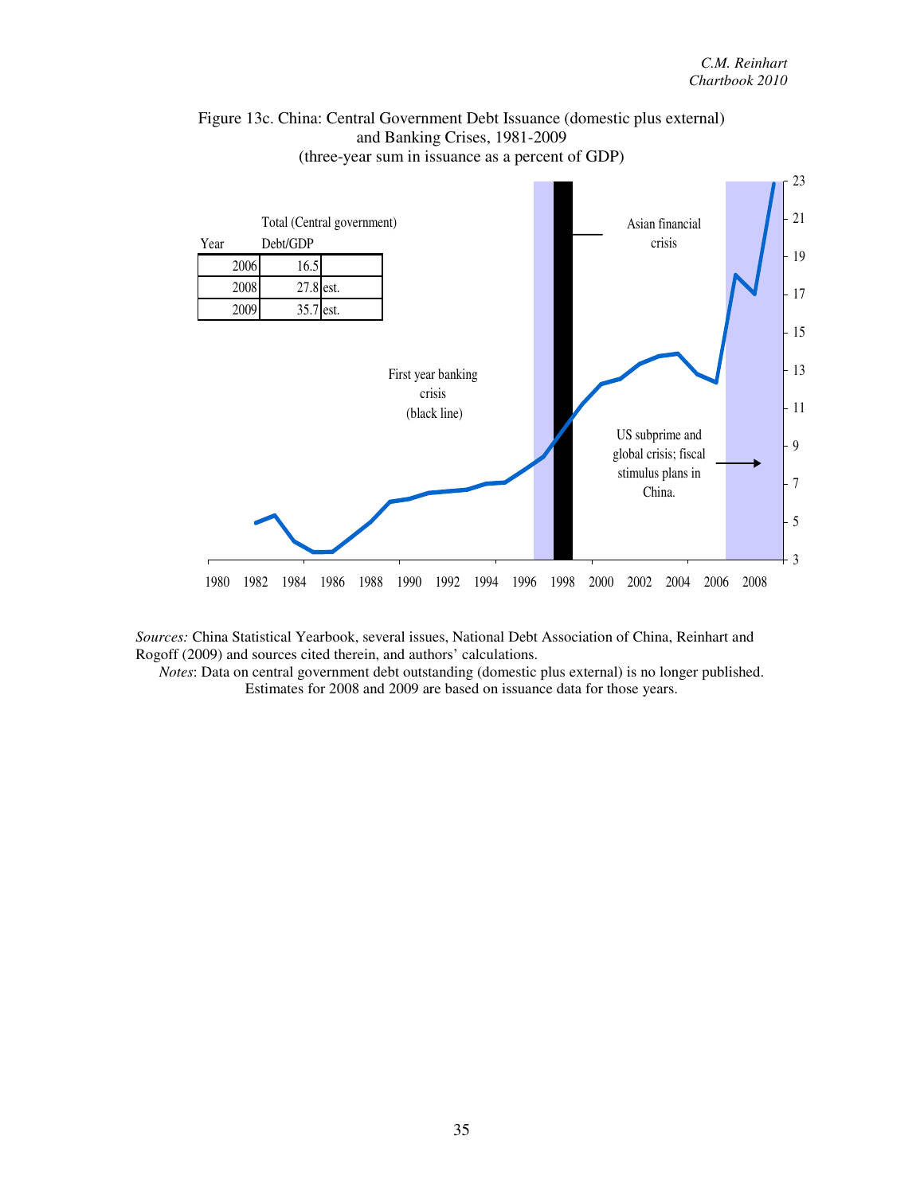Figure 13c. China: Central Government Debt Issuance (domestic plus external) and Banking Crises, 1981-2009
(three-year sum in issuance as a percent of GDP)

| Year | Total (Central government) Debt/GDP | |
|---|---|---|
| 2006 | 16.5 | |
| 2008 | 27.8 | est. |
| 2009 | 35.7 | est. |

*Sources:* China Statistical Yearbook, several issues, National Debt Association of China, Reinhart and Rogoff (2009) and sources cited therein, and authors' calculations.

*Notes*: Data on central government debt outstanding (domestic plus external) is no longer published. Estimates for 2008 and 2009 are based on issuance data for those years.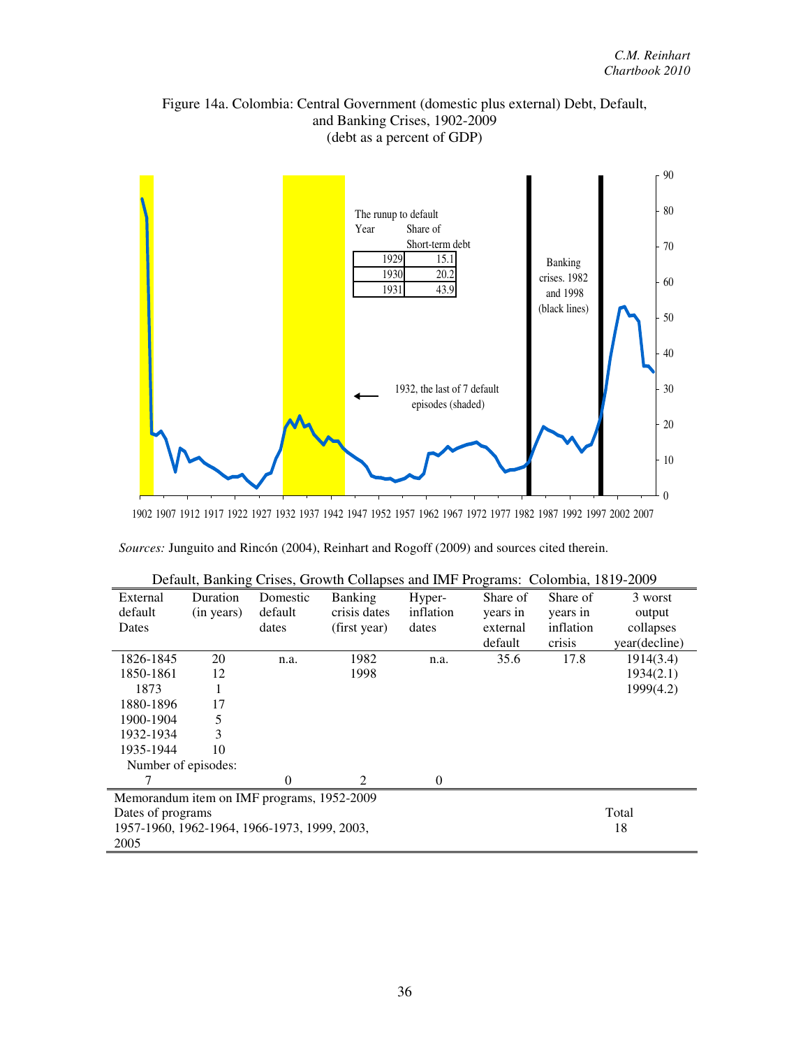Figure 14a. Colombia: Central Government (domestic plus external) Debt, Default, and Banking Crises, 1902-2009
(debt as a percent of GDP)

The runup to default

| Year | Share of Short-term debt |
|---|---|
| 1929 | 15.1 |
| 1930 | 20.2 |
| 1931 | 43.9 |

Banking crises. 1982 and 1998 (black lines)

1932, the last of 7 default episodes (shaded)

*Sources:* Junguito and Rincón (2004), Reinhart and Rogoff (2009) and sources cited therein.

Default, Banking Crises, Growth Collapses and IMF Programs: Colombia, 1819-2009

| External default Dates | Duration (in years) | Domestic default dates | Banking crisis dates (first year) | Hyper-inflation dates | Share of years in external default | Share of years in inflation crisis | 3 worst output collapses year(decline) |
|---|---|---|---|---|---|---|---|
| 1826-1845 | 20 | n.a. | 1982 | n.a. | 35.6 | 17.8 | 1914(3.4) |
| 1850-1861 | 12 | | 1998 | | | | 1934(2.1) |
| 1873 | 1 | | | | | | 1999(4.2) |
| 1880-1896 | 17 | | | | | | |
| 1900-1904 | 5 | | | | | | |
| 1932-1934 | 3 | | | | | | |
| 1935-1944 | 10 | | | | | | |
| Number of episodes: | | | | | | | |
| 7 | | 0 | 2 | 0 | | | |

Memorandum item on IMF programs, 1952-2009

| Dates of programs | Total |
|---|---|
| 1957-1960, 1962-1964, 1966-1973, 1999, 2003, 2005 | 18 |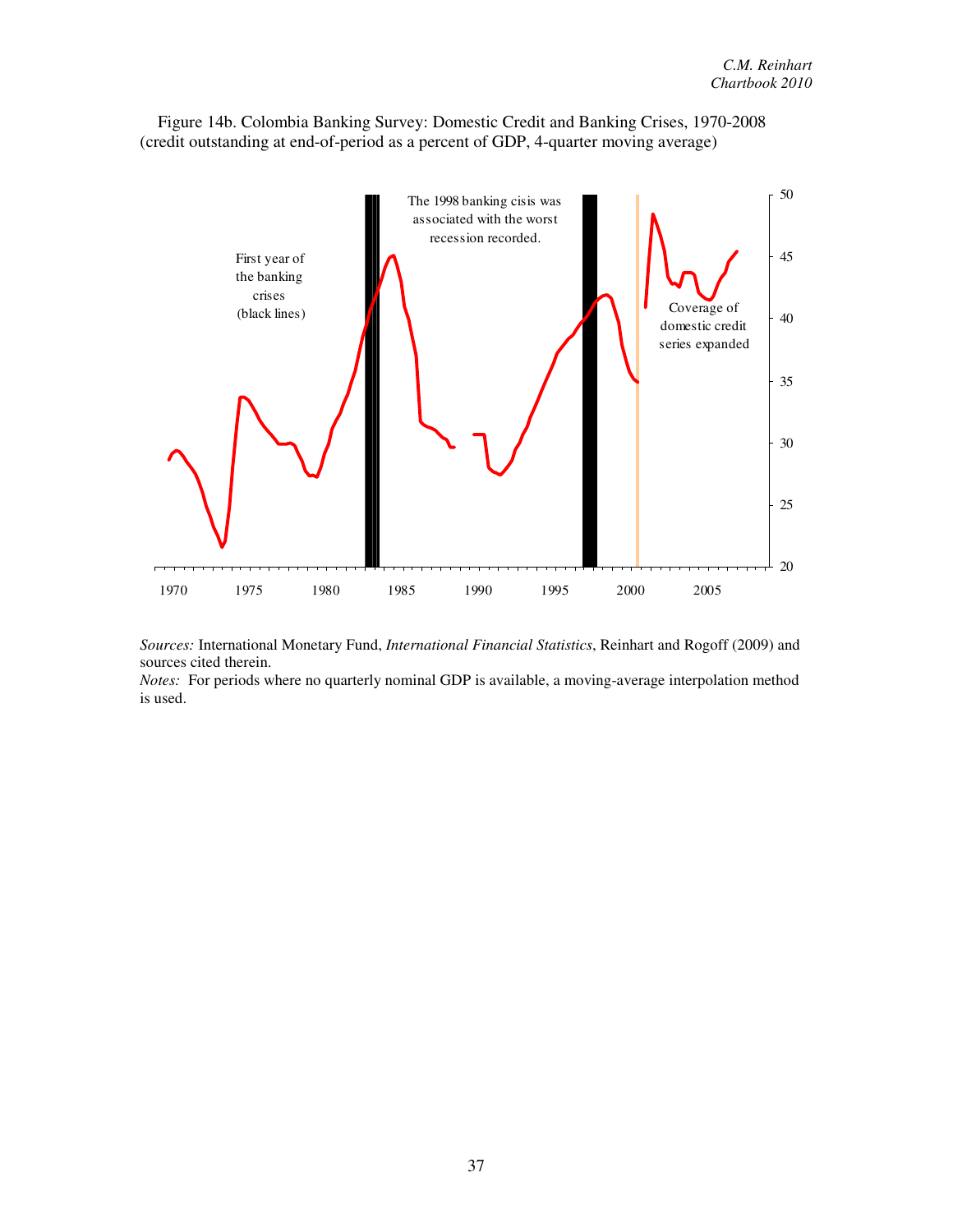Figure 14b. Colombia Banking Survey: Domestic Credit and Banking Crises, 1970-2008 (credit outstanding at end-of-period as a percent of GDP, 4-quarter moving average)

*Sources:* International Monetary Fund, *International Financial Statistics*, Reinhart and Rogoff (2009) and sources cited therein.
*Notes:* For periods where no quarterly nominal GDP is available, a moving-average interpolation method is used.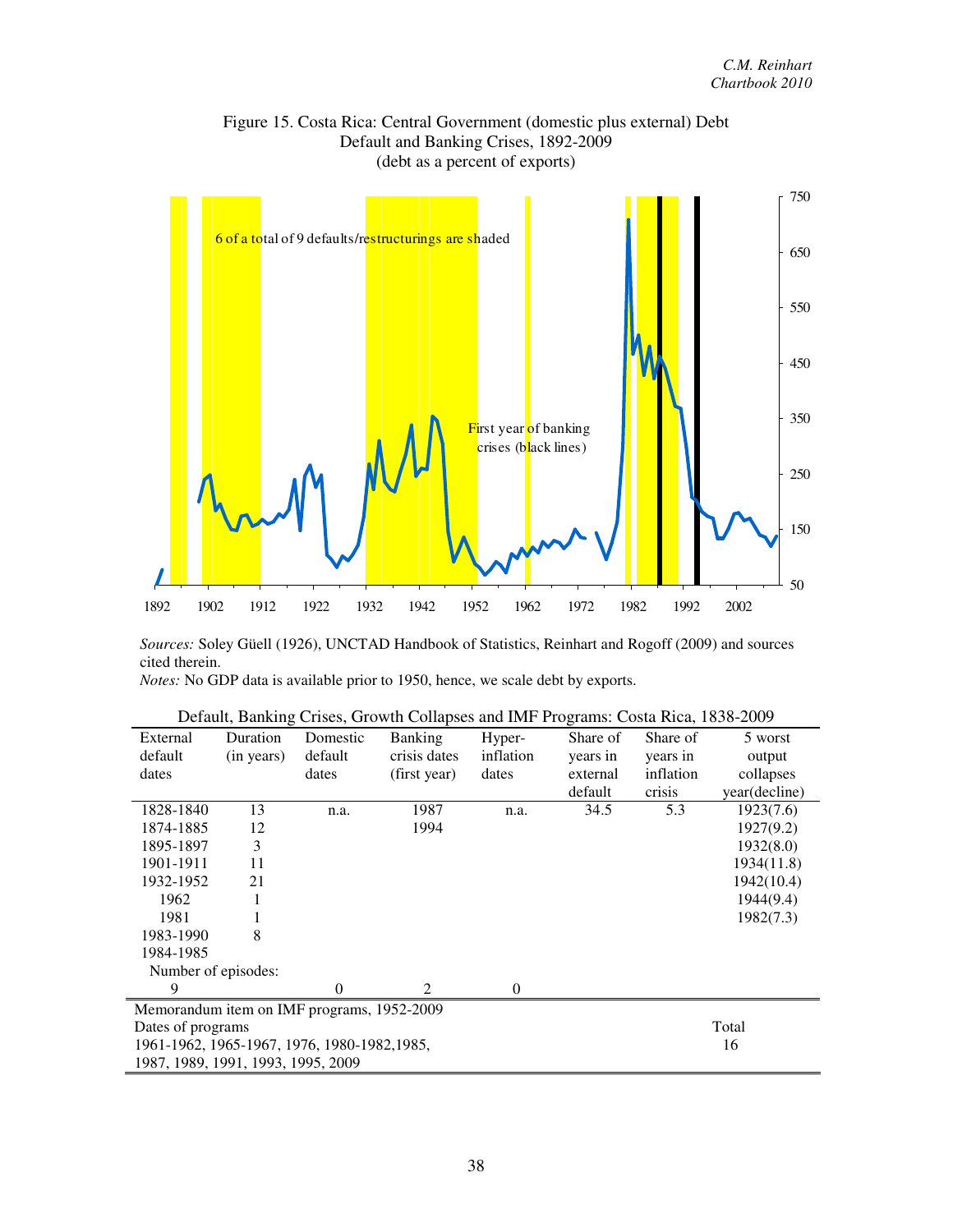Figure 15. Costa Rica: Central Government (domestic plus external) Debt Default and Banking Crises, 1892-2009
(debt as a percent of exports)

*Sources:* Soley Güell (1926), UNCTAD Handbook of Statistics, Reinhart and Rogoff (2009) and sources cited therein.
*Notes:* No GDP data is available prior to 1950, hence, we scale debt by exports.

Default, Banking Crises, Growth Collapses and IMF Programs: Costa Rica, 1838-2009

| External default dates | Duration (in years) | Domestic default dates | Banking crisis dates (first year) | Hyper-inflation dates | Share of years in external default | Share of years in inflation crisis | 5 worst output collapses year(decline) |
|---|---|---|---|---|---|---|---|
| 1828-1840 | 13 | n.a. | 1987 | n.a. | 34.5 | 5.3 | 1923(7.6) |
| 1874-1885 | 12 | | 1994 | | | | 1927(9.2) |
| 1895-1897 | 3 | | | | | | 1932(8.0) |
| 1901-1911 | 11 | | | | | | 1934(11.8) |
| 1932-1952 | 21 | | | | | | 1942(10.4) |
| 1962 | 1 | | | | | | 1944(9.4) |
| 1981 | 1 | | | | | | 1982(7.3) |
| 1983-1990 | 8 | | | | | | |
| 1984-1985 | | | | | | | |
| Number of episodes: | | | | | | | |
| 9 | | 0 | 2 | 0 | | | |

| Memorandum item on IMF programs, 1952-2009 | |
|---|---|
| Dates of programs | Total |
| 1961-1962, 1965-1967, 1976, 1980-1982,1985, 1987, 1989, 1991, 1993, 1995, 2009 | 16 |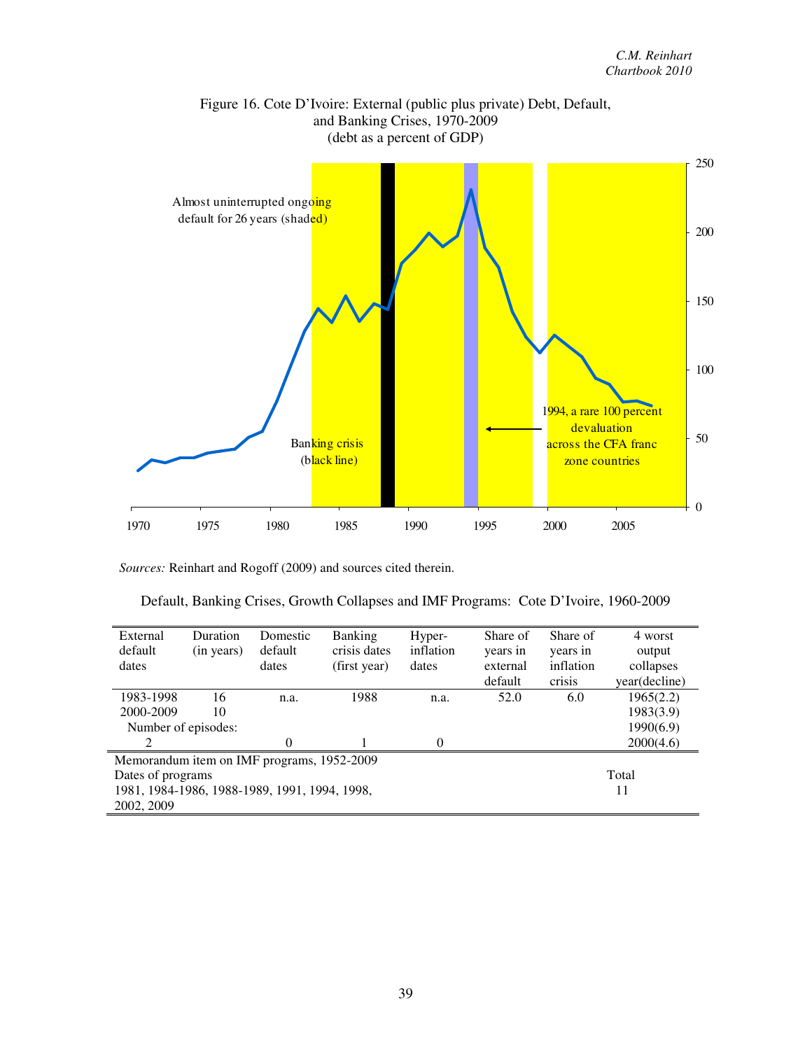Figure 16. Cote D'Ivoire: External (public plus private) Debt, Default, and Banking Crises, 1970-2009
(debt as a percent of GDP)

Almost uninterrupted ongoing default for 26 years (shaded)

Banking crisis (black line)

1994, a rare 100 percent devaluation across the CFA franc zone countries

*Sources:* Reinhart and Rogoff (2009) and sources cited therein.

Default, Banking Crises, Growth Collapses and IMF Programs: Cote D'Ivoire, 1960-2009

| External default dates | Duration (in years) | Domestic default dates | Banking crisis dates (first year) | Hyper-inflation dates | Share of years in external default | Share of years in inflation crisis | 4 worst output collapses year(decline) |
|---|---|---|---|---|---|---|---|
| 1983-1998 | 16 | n.a. | 1988 | n.a. | 52.0 | 6.0 | 1965(2.2) |
| 2000-2009 | 10 | | | | | | 1983(3.9) |
| Number of episodes: | | | | | | | 1990(6.9) |
| 2 | | 0 | 1 | 0 | | | 2000(4.6) |

| Memorandum item on IMF programs, 1952-2009 | |
|---|---|
| Dates of programs | Total |
| 1981, 1984-1986, 1988-1989, 1991, 1994, 1998, 2002, 2009 | 11 |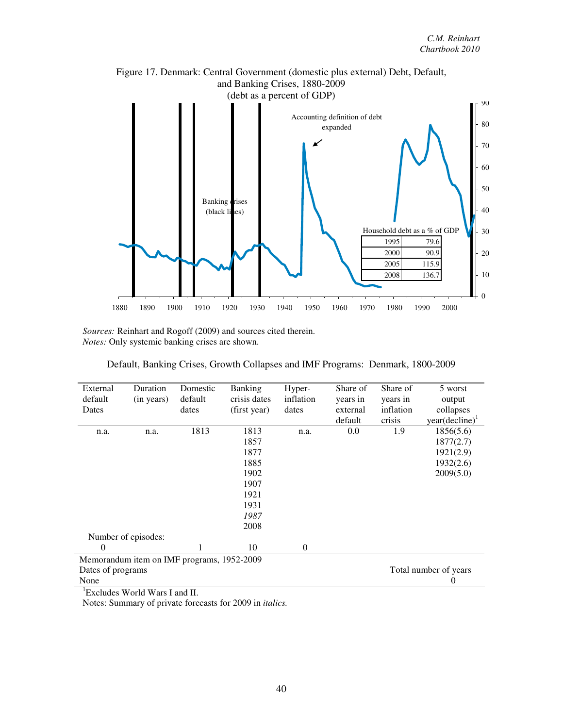Figure 17. Denmark: Central Government (domestic plus external) Debt, Default, and Banking Crises, 1880-2009
(debt as a percent of GDP)

| Household debt as a % of GDP | |
|---|---|
| 1995 | 79.6 |
| 2000 | 90.9 |
| 2005 | 115.9 |
| 2008 | 136.7 |

*Sources:* Reinhart and Rogoff (2009) and sources cited therein.
*Notes:* Only systemic banking crises are shown.

Default, Banking Crises, Growth Collapses and IMF Programs: Denmark, 1800-2009

| External default Dates | Duration (in years) | Domestic default dates | Banking crisis dates (first year) | Hyper-inflation dates | Share of years in external default | Share of years in inflation crisis | 5 worst output collapses year(decline)[1] |
|---|---|---|---|---|---|---|---|
| n.a. | n.a. | 1813 | 1813 | n.a. | 0.0 | 1.9 | 1856(5.6) |
| | | | 1857 | | | | 1877(2.7) |
| | | | 1877 | | | | 1921(2.9) |
| | | | 1885 | | | | 1932(2.6) |
| | | | 1902 | | | | 2009(5.0) |
| | | | 1907 | | | | |
| | | | 1921 | | | | |
| | | | 1931 | | | | |
| | | | *1987* | | | | |
| | | | 2008 | | | | |
| Number of episodes: | | | | | | | |
| 0 | | 1 | 10 | 0 | | | |

| Memorandum item on IMF programs, 1952-2009 | |
|---|---|
| Dates of programs | Total number of years |
| None | 0 |

[1]Excludes World Wars I and II.
Notes: Summary of private forecasts for 2009 in *italics.*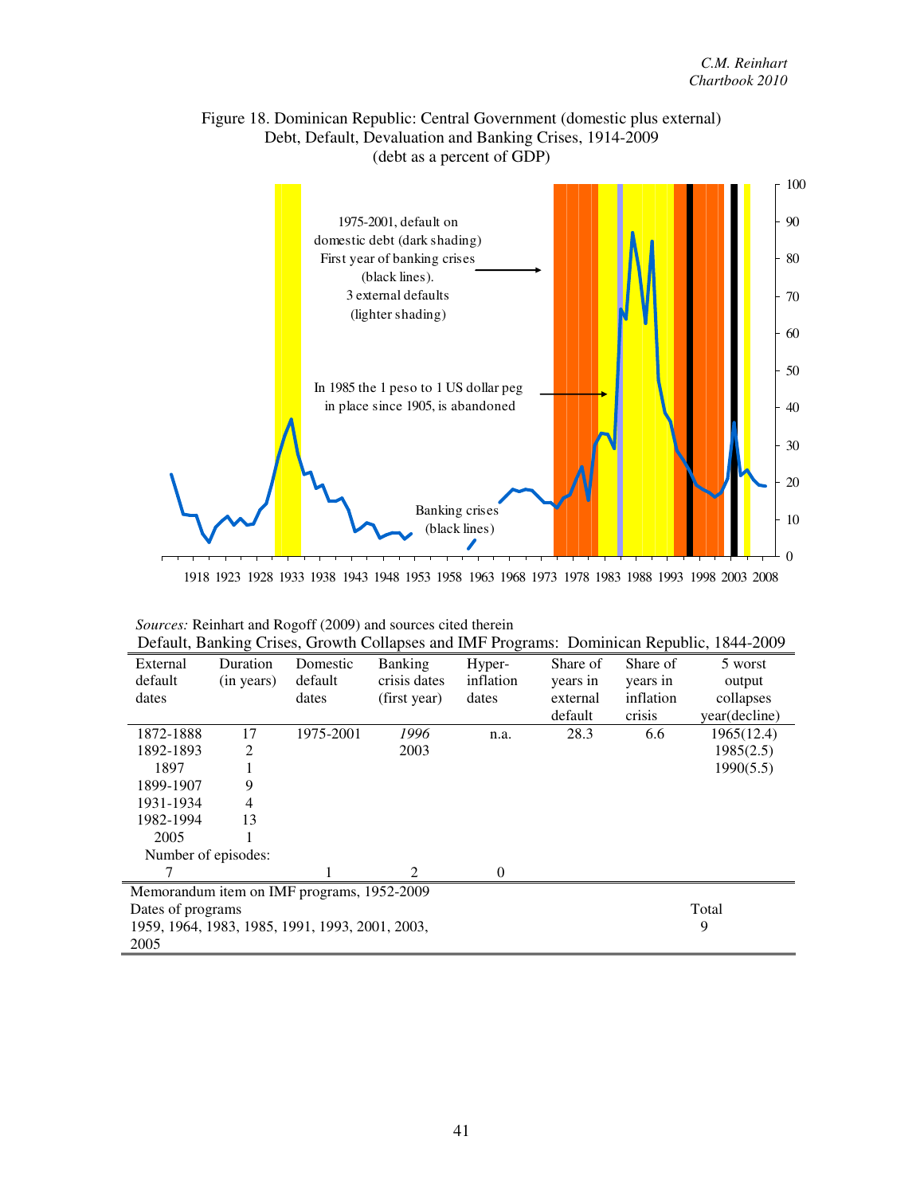Figure 18. Dominican Republic: Central Government (domestic plus external) Debt, Default, Devaluation and Banking Crises, 1914-2009
(debt as a percent of GDP)

1975-2001, default on domestic debt (dark shading)
First year of banking crises (black lines).
3 external defaults (lighter shading)

In 1985 the 1 peso to 1 US dollar peg in place since 1905, is abandoned

Banking crises (black lines)

*Sources:* Reinhart and Rogoff (2009) and sources cited therein

Default, Banking Crises, Growth Collapses and IMF Programs: Dominican Republic, 1844-2009

| External default dates | Duration (in years) | Domestic default dates | Banking crisis dates (first year) | Hyper-inflation dates | Share of years in external default | Share of years in inflation crisis | 5 worst output collapses year(decline) |
|---|---|---|---|---|---|---|---|
| 1872-1888 | 17 | 1975-2001 | *1996* | n.a. | 28.3 | 6.6 | 1965(12.4) |
| 1892-1893 | 2 | | 2003 | | | | 1985(2.5) |
| 1897 | 1 | | | | | | 1990(5.5) |
| 1899-1907 | 9 | | | | | | |
| 1931-1934 | 4 | | | | | | |
| 1982-1994 | 13 | | | | | | |
| 2005 | 1 | | | | | | |
| Number of episodes: | | | | | | | |
| 7 | | 1 | 2 | 0 | | | |

| Memorandum item on IMF programs, 1952-2009 | |
|---|---|
| Dates of programs | Total |
| 1959, 1964, 1983, 1985, 1991, 1993, 2001, 2003, 2005 | 9 |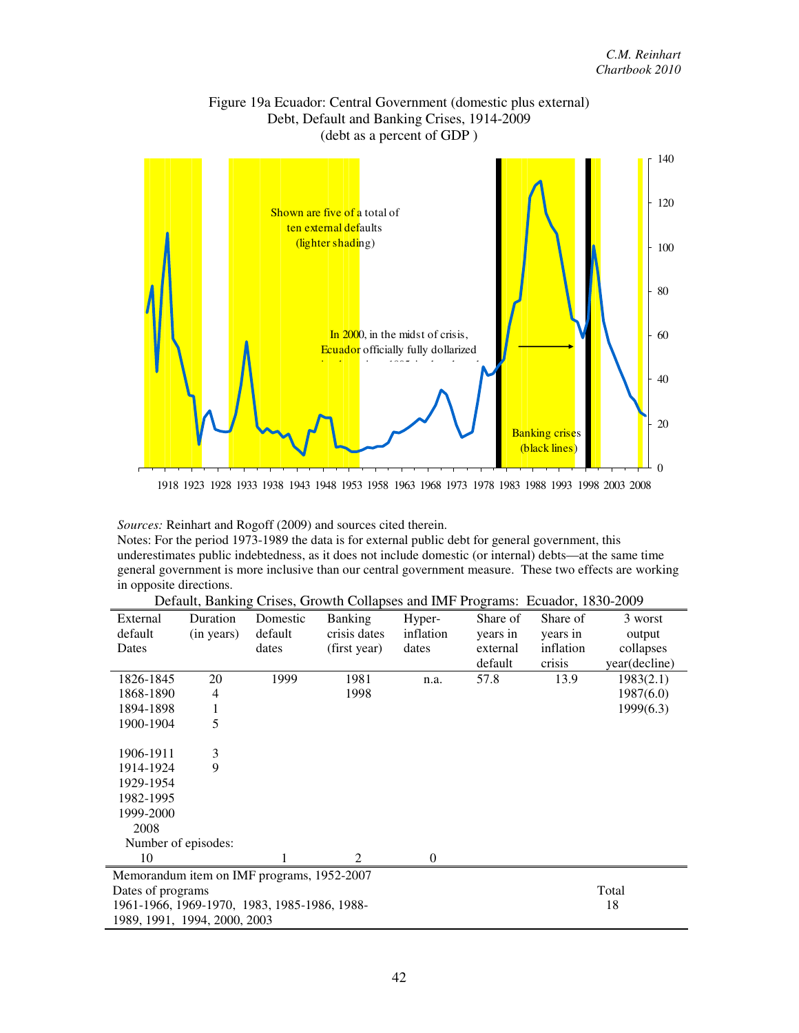Figure 19a Ecuador: Central Government (domestic plus external) Debt, Default and Banking Crises, 1914-2009 (debt as a percent of GDP )

*Sources:* Reinhart and Rogoff (2009) and sources cited therein.

Notes: For the period 1973-1989 the data is for external public debt for general government, this underestimates public indebtedness, as it does not include domestic (or internal) debts—at the same time general government is more inclusive than our central government measure. These two effects are working in opposite directions.

Default, Banking Crises, Growth Collapses and IMF Programs: Ecuador, 1830-2009

| External default Dates | Duration (in years) | Domestic default dates | Banking crisis dates (first year) | Hyper-inflation dates | Share of years in external default | Share of years in inflation crisis | 3 worst output collapses year(decline) |
|---|---|---|---|---|---|---|---|
| 1826-1845 | 20 | 1999 | 1981 | n.a. | 57.8 | 13.9 | 1983(2.1) |
| 1868-1890 | 4 | | 1998 | | | | 1987(6.0) |
| 1894-1898 | 1 | | | | | | 1999(6.3) |
| 1900-1904 | 5 | | | | | | |
| 1906-1911 | 3 | | | | | | |
| 1914-1924 | 9 | | | | | | |
| 1929-1954 | | | | | | | |
| 1982-1995 | | | | | | | |
| 1999-2000 | | | | | | | |
| 2008 | | | | | | | |
| Number of episodes: | | | | | | | |
| 10 | | 1 | 2 | 0 | | | |

| Memorandum item on IMF programs, 1952-2007 | |
|---|---|
| Dates of programs | Total |
| 1961-1966, 1969-1970, 1983, 1985-1986, 1988-1989, 1991, 1994, 2000, 2003 | 18 |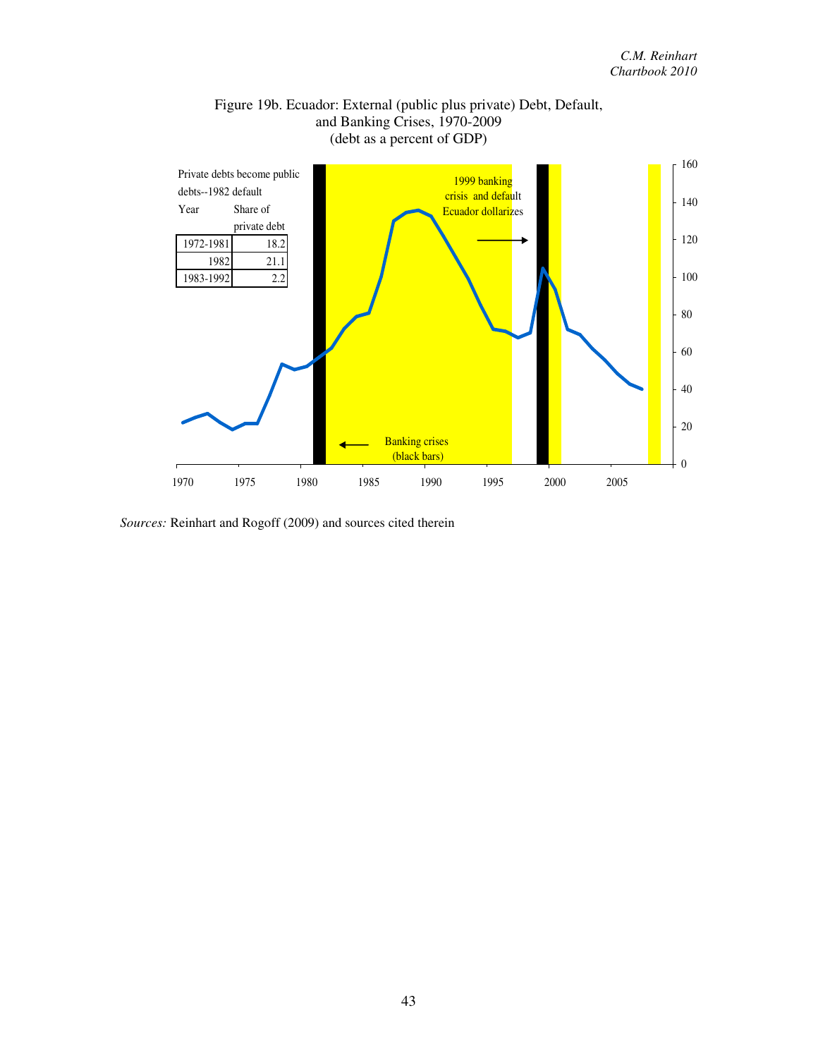Figure 19b. Ecuador: External (public plus private) Debt, Default, and Banking Crises, 1970-2009
(debt as a percent of GDP)

Private debts become public debts--1982 default

| Year | Share of private debt |
|---|---|
| 1972-1981 | 18.2 |
| 1982 | 21.1 |
| 1983-1992 | 2.2 |

1999 banking crisis and default Ecuador dollarizes

Banking crises (black bars)

*Sources:* Reinhart and Rogoff (2009) and sources cited therein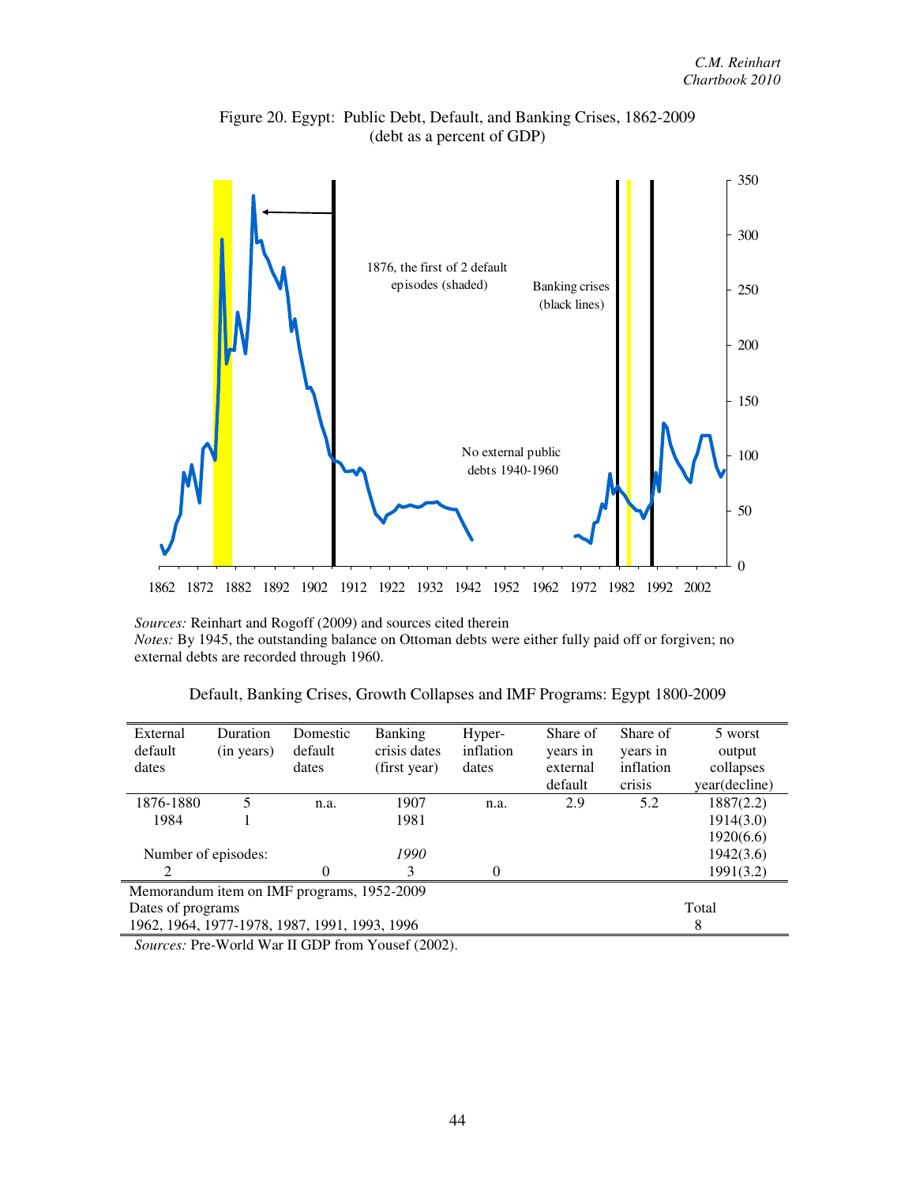Figure 20. Egypt: Public Debt, Default, and Banking Crises, 1862-2009
(debt as a percent of GDP)

1876, the first of 2 default episodes (shaded)

Banking crises (black lines)

No external public debts 1940-1960

*Sources:* Reinhart and Rogoff (2009) and sources cited therein
*Notes:* By 1945, the outstanding balance on Ottoman debts were either fully paid off or forgiven; no external debts are recorded through 1960.

Default, Banking Crises, Growth Collapses and IMF Programs: Egypt 1800-2009

| External default dates | Duration (in years) | Domestic default dates | Banking crisis dates (first year) | Hyper-inflation dates | Share of years in external default | Share of years in inflation crisis | 5 worst output collapses year(decline) |
|---|---|---|---|---|---|---|---|
| 1876-1880 | 5 | n.a. | 1907 | n.a. | 2.9 | 5.2 | 1887(2.2) |
| 1984 | 1 | | 1981 | | | | 1914(3.0) |
| | | | | | | | 1920(6.6) |
| Number of episodes: | | | *1990* | | | | 1942(3.6) |
| 2 | | 0 | 3 | 0 | | | 1991(3.2) |

Memorandum item on IMF programs, 1952-2009

| Dates of programs | Total |
|---|---|
| 1962, 1964, 1977-1978, 1987, 1991, 1993, 1996 | 8 |

*Sources:* Pre-World War II GDP from Yousef (2002).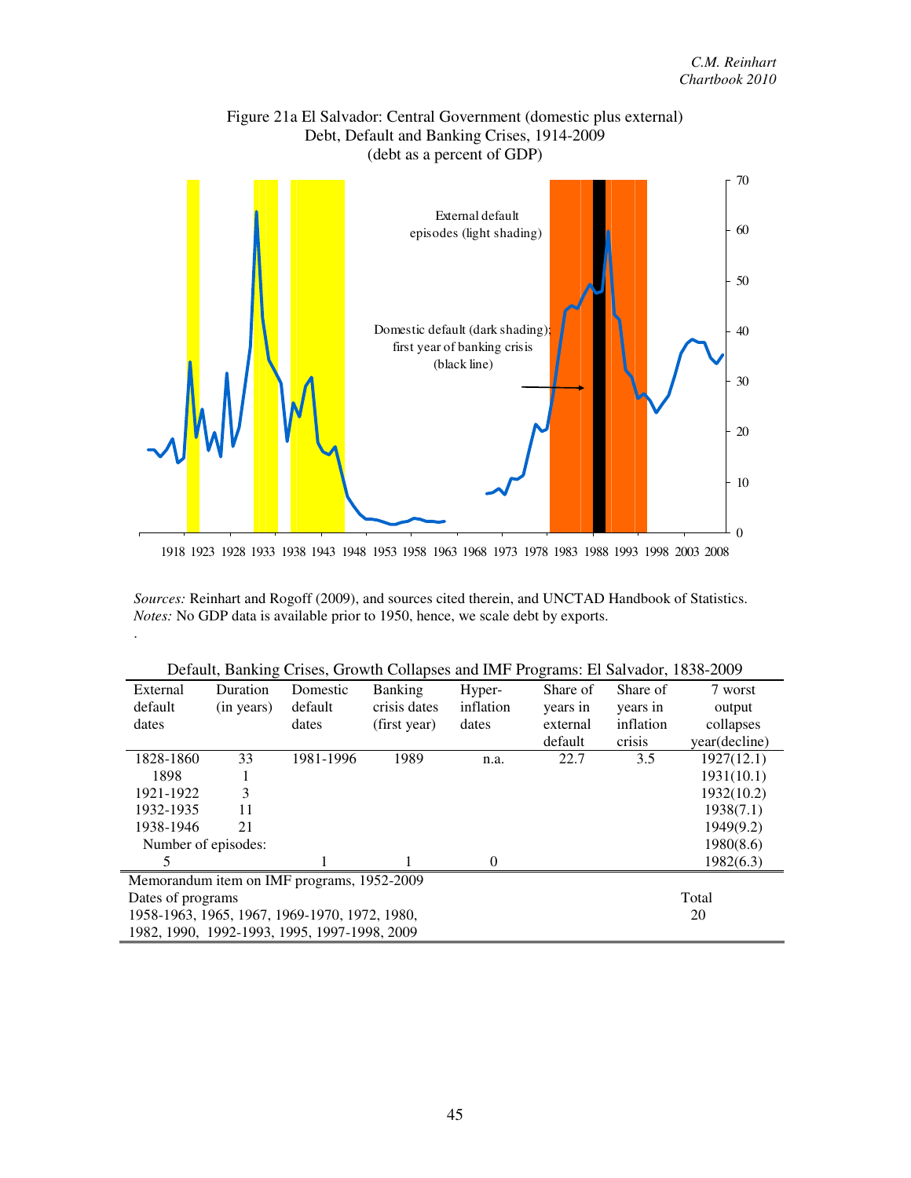Figure 21a El Salvador: Central Government (domestic plus external) Debt, Default and Banking Crises, 1914-2009 (debt as a percent of GDP)

*Sources:* Reinhart and Rogoff (2009), and sources cited therein, and UNCTAD Handbook of Statistics.
*Notes:* No GDP data is available prior to 1950, hence, we scale debt by exports.

Default, Banking Crises, Growth Collapses and IMF Programs: El Salvador, 1838-2009

| External default dates | Duration (in years) | Domestic default dates | Banking crisis dates (first year) | Hyper-inflation dates | Share of years in external default | Share of years in inflation crisis | 7 worst output collapses year(decline) |
|---|---|---|---|---|---|---|---|
| 1828-1860 | 33 | 1981-1996 | 1989 | n.a. | 22.7 | 3.5 | 1927(12.1) |
| 1898 | 1 | | | | | | 1931(10.1) |
| 1921-1922 | 3 | | | | | | 1932(10.2) |
| 1932-1935 | 11 | | | | | | 1938(7.1) |
| 1938-1946 | 21 | | | | | | 1949(9.2) |
| Number of episodes: | | | | | | | 1980(8.6) |
| 5 | | 1 | 1 | 0 | | | 1982(6.3) |

| Memorandum item on IMF programs, 1952-2009 | |
|---|---|
| Dates of programs | Total |
| 1958-1963, 1965, 1967, 1969-1970, 1972, 1980, 1982, 1990, 1992-1993, 1995, 1997-1998, 2009 | 20 |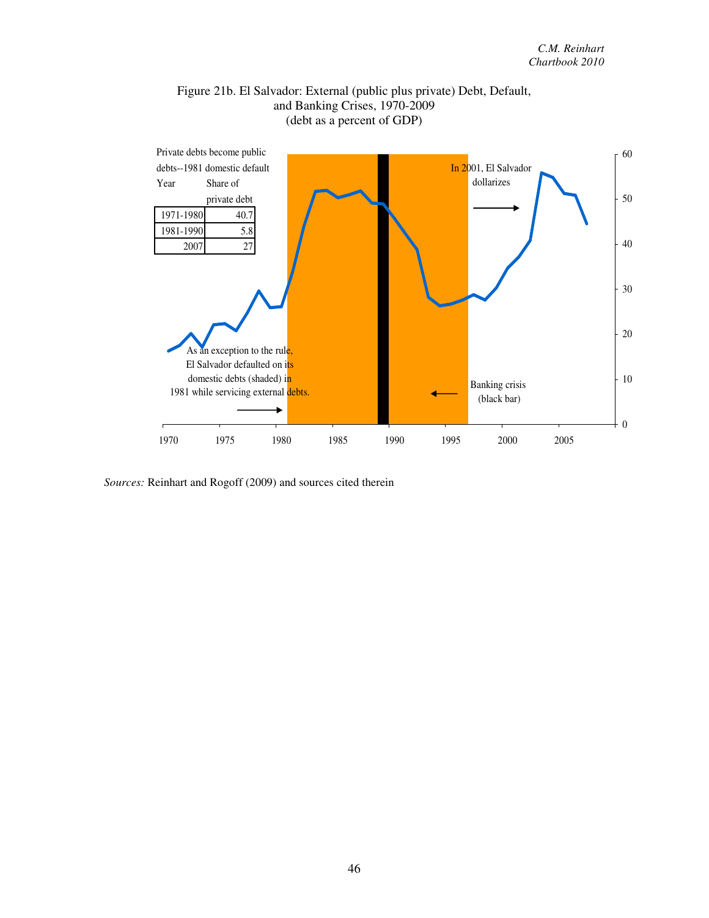Figure 21b. El Salvador: External (public plus private) Debt, Default, and Banking Crises, 1970-2009
(debt as a percent of GDP)

Private debts become public debts--1981 domestic default

| Year | Share of private debt |
|---|---|
| 1971-1980 | 40.7 |
| 1981-1990 | 5.8 |
| 2007 | 27 |

As an exception to the rule, El Salvador defaulted on its domestic debts (shaded) in 1981 while servicing external debts.

Banking crisis (black bar)

In 2001, El Salvador dollarizes

*Sources:* Reinhart and Rogoff (2009) and sources cited therein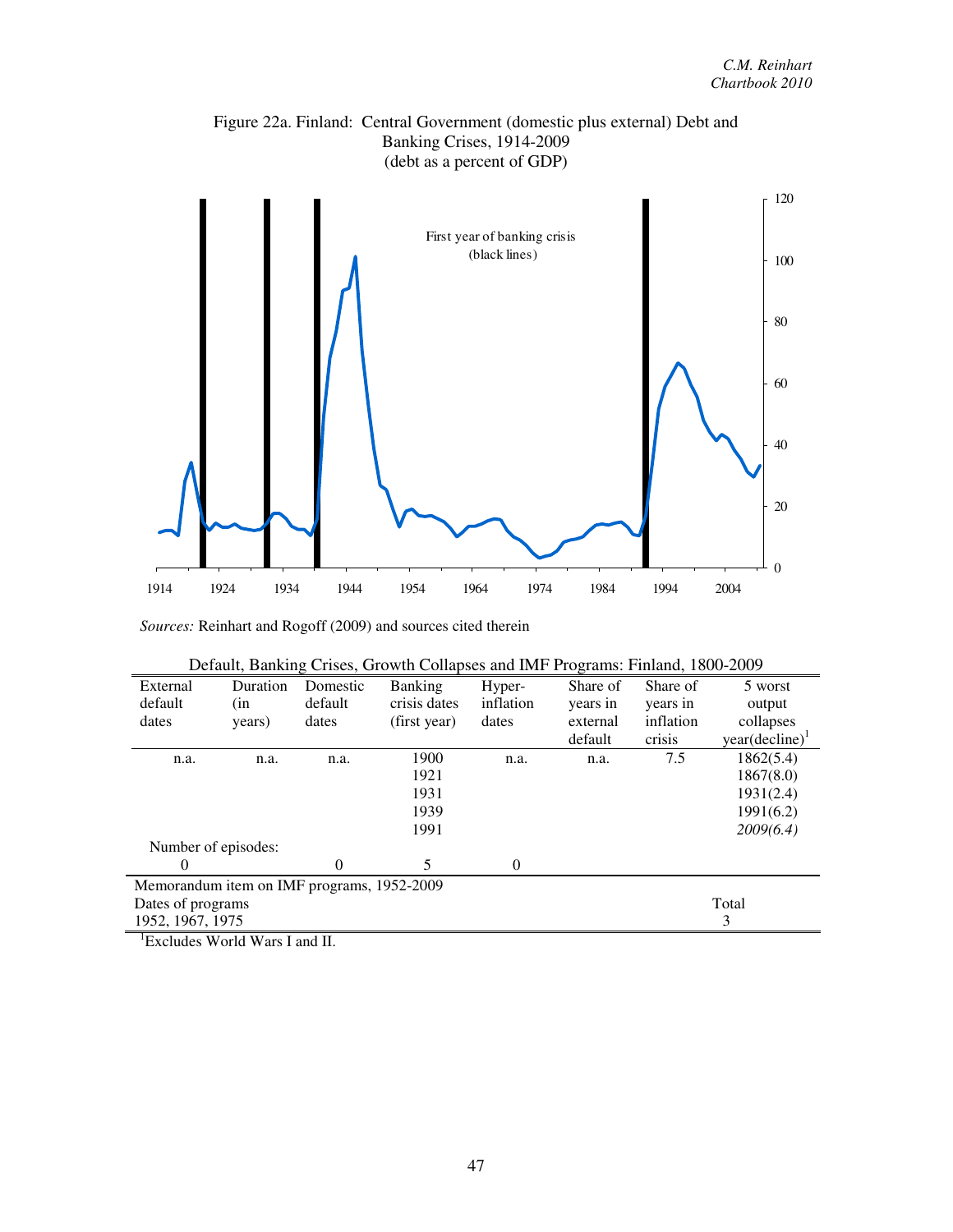Figure 22a. Finland: Central Government (domestic plus external) Debt and Banking Crises, 1914-2009
(debt as a percent of GDP)

*Sources:* Reinhart and Rogoff (2009) and sources cited therein

Default, Banking Crises, Growth Collapses and IMF Programs: Finland, 1800-2009

| External default dates | Duration (in years) | Domestic default dates | Banking crisis dates (first year) | Hyper-inflation dates | Share of years in external default | Share of years in inflation crisis | 5 worst output collapses year(decline)[1] |
|---|---|---|---|---|---|---|---|
| n.a. | n.a. | n.a. | 1900 | n.a. | n.a. | 7.5 | 1862(5.4) |
| | | | 1921 | | | | 1867(8.0) |
| | | | 1931 | | | | 1931(2.4) |
| | | | 1939 | | | | 1991(6.2) |
| | | | 1991 | | | | *2009(6.4)* |
| Number of episodes: | | | | | | | |
| 0 | | 0 | 5 | 0 | | | |

Memorandum item on IMF programs, 1952-2009

| Dates of programs | Total |
|---|---|
| 1952, 1967, 1975 | 3 |

[1]Excludes World Wars I and II.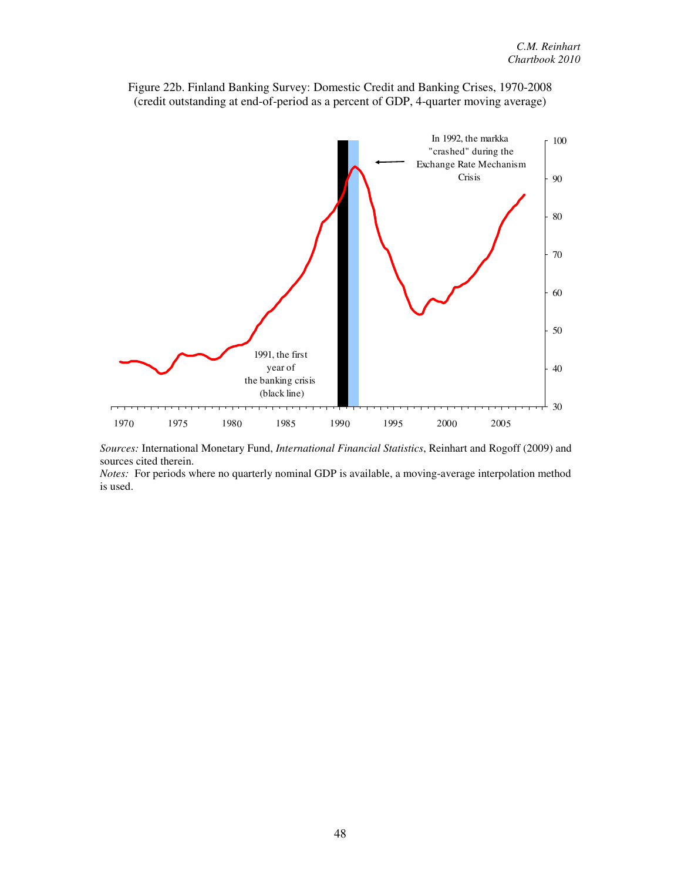Figure 22b. Finland Banking Survey: Domestic Credit and Banking Crises, 1970-2008 (credit outstanding at end-of-period as a percent of GDP, 4-quarter moving average)

*Sources:* International Monetary Fund, *International Financial Statistics*, Reinhart and Rogoff (2009) and sources cited therein.
*Notes:* For periods where no quarterly nominal GDP is available, a moving-average interpolation method is used.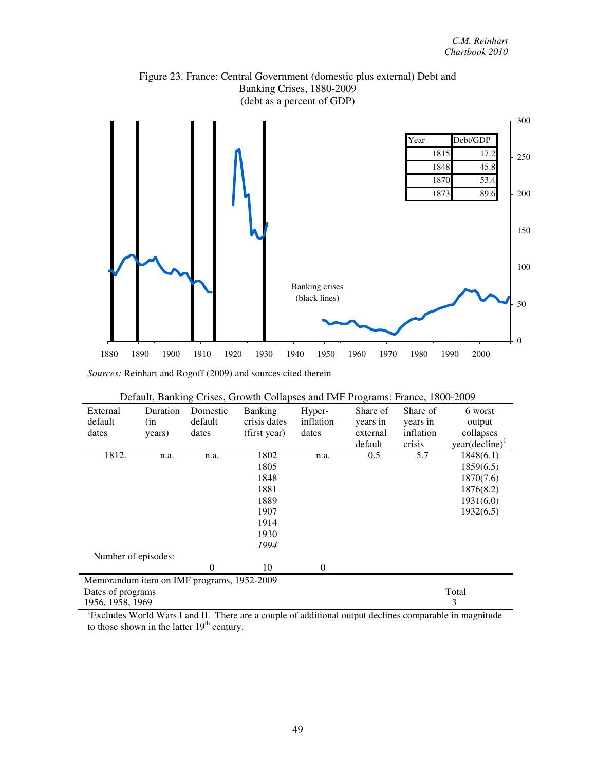Figure 23. France: Central Government (domestic plus external) Debt and Banking Crises, 1880-2009
(debt as a percent of GDP)

| Year | Debt/GDP |
|---|---|
| 1815 | 17.2 |
| 1848 | 45.8 |
| 1870 | 53.4 |
| 1873 | 89.6 |

Banking crises (black lines)

*Sources:* Reinhart and Rogoff (2009) and sources cited therein

Default, Banking Crises, Growth Collapses and IMF Programs: France, 1800-2009

| External default dates | Duration (in years) | Domestic default dates | Banking crisis dates (first year) | Hyper-inflation dates | Share of years in external default | Share of years in inflation crisis | 6 worst output collapses year(decline)[1] |
|---|---|---|---|---|---|---|---|
| 1812. | n.a. | n.a. | 1802 | n.a. | 0.5 | 5.7 | 1848(6.1) |
| | | | 1805 | | | | 1859(6.5) |
| | | | 1848 | | | | 1870(7.6) |
| | | | 1881 | | | | 1876(8.2) |
| | | | 1889 | | | | 1931(6.0) |
| | | | 1907 | | | | 1932(6.5) |
| | | | 1914 | | | | |
| | | | 1930 | | | | |
| | | | *1994* | | | | |
| Number of episodes: | | | | | | | |
| | | 0 | 10 | 0 | | | |

Memorandum item on IMF programs, 1952-2009

| Dates of programs | Total |
|---|---|
| 1956, 1958, 1969 | 3 |

[1]Excludes World Wars I and II. There are a couple of additional output declines comparable in magnitude to those shown in the latter 19th century.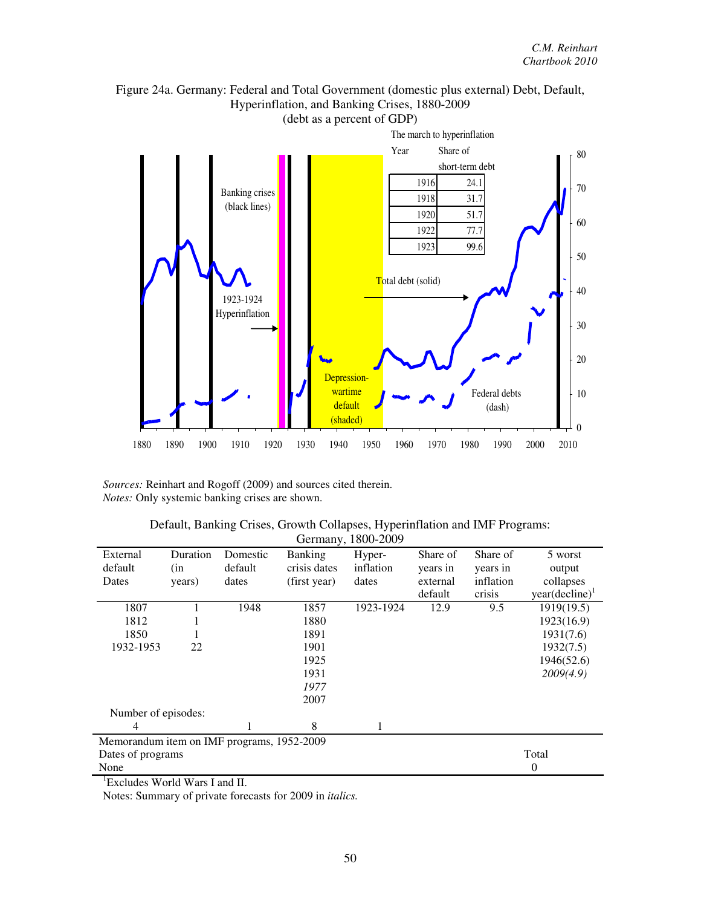Figure 24a. Germany: Federal and Total Government (domestic plus external) Debt, Default, Hyperinflation, and Banking Crises, 1880-2009
(debt as a percent of GDP)

The march to hyperinflation

| Year | Share of short-term debt |
|---|---|
| 1916 | 24.1 |
| 1918 | 31.7 |
| 1920 | 51.7 |
| 1922 | 77.7 |
| 1923 | 99.6 |

Banking crises (black lines)

1923-1924 Hyperinflation

Total debt (solid)

Depression-wartime default (shaded)

Federal debts (dash)

*Sources:* Reinhart and Rogoff (2009) and sources cited therein.
*Notes:* Only systemic banking crises are shown.

Default, Banking Crises, Growth Collapses, Hyperinflation and IMF Programs: Germany, 1800-2009

| External default Dates | Duration (in years) | Domestic default dates | Banking crisis dates (first year) | Hyper-inflation dates | Share of years in external default | Share of years in inflation crisis | 5 worst output collapses year(decline)[1] |
|---|---|---|---|---|---|---|---|
| 1807 | 1 | 1948 | 1857 | 1923-1924 | 12.9 | 9.5 | 1919(19.5) |
| 1812 | 1 | | 1880 | | | | 1923(16.9) |
| 1850 | 1 | | 1891 | | | | 1931(7.6) |
| 1932-1953 | 22 | | 1901 | | | | 1932(7.5) |
| | | | 1925 | | | | 1946(52.6) |
| | | | 1931 | | | | *2009(4.9)* |
| | | | *1977* | | | | |
| | | | 2007 | | | | |
| Number of episodes: | | | | | | | |
| 4 | | 1 | 8 | 1 | | | |

Memorandum item on IMF programs, 1952-2009

| Dates of programs | Total |
|---|---|
| None | 0 |

[1]Excludes World Wars I and II.

Notes: Summary of private forecasts for 2009 in *italics.*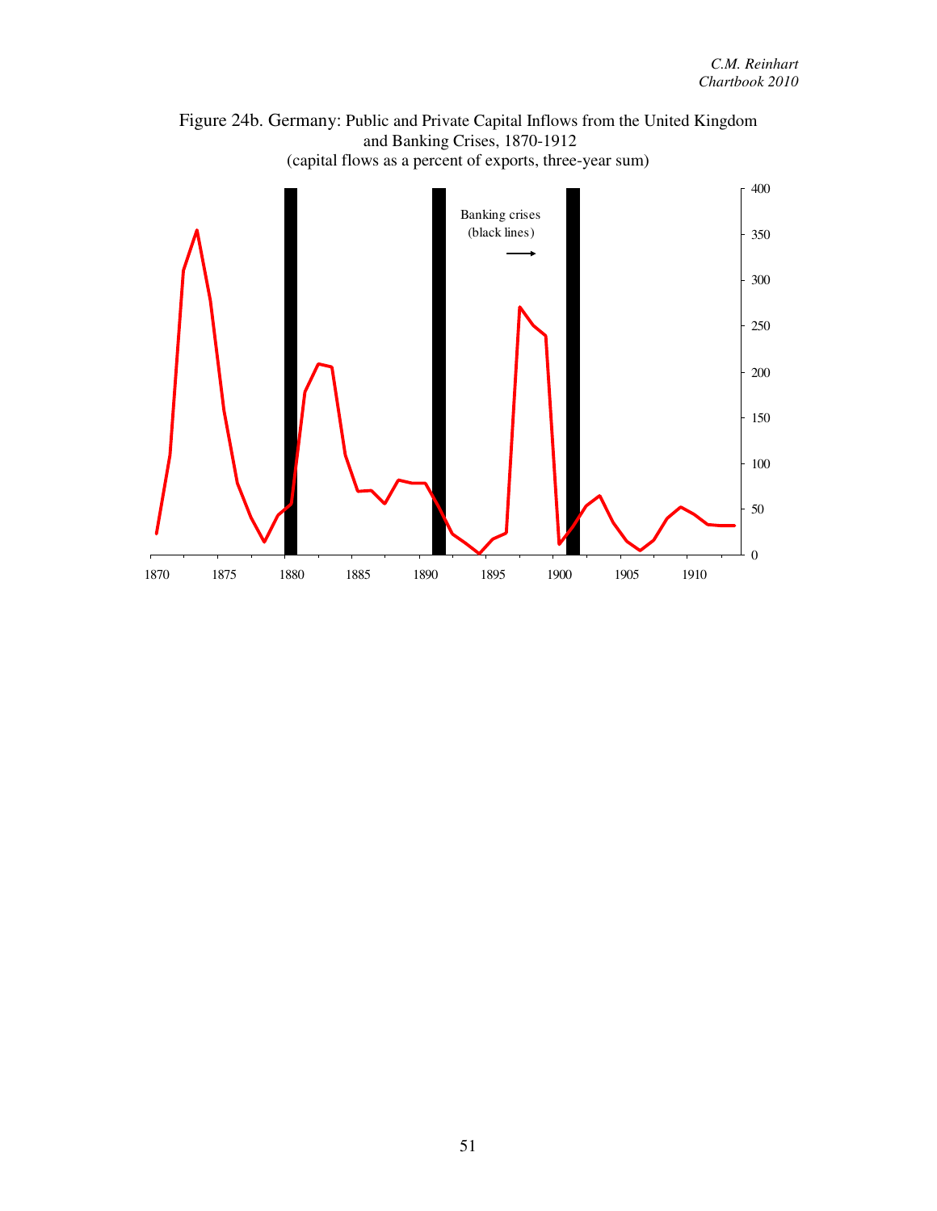Figure 24b. Germany: Public and Private Capital Inflows from the United Kingdom and Banking Crises, 1870-1912
(capital flows as a percent of exports, three-year sum)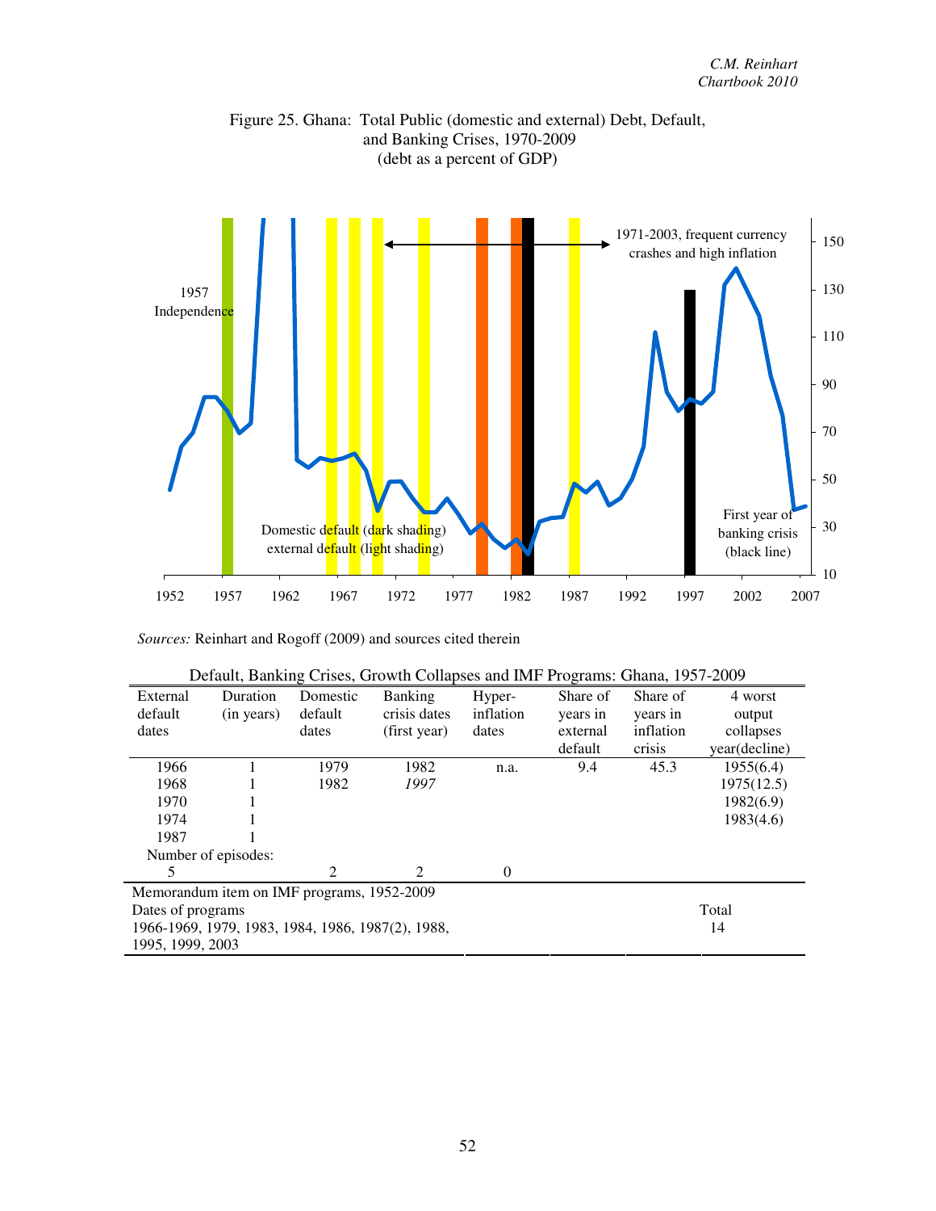Figure 25. Ghana: Total Public (domestic and external) Debt, Default, and Banking Crises, 1970-2009
(debt as a percent of GDP)

1957 Independence

1971-2003, frequent currency crashes and high inflation

Domestic default (dark shading)
external default (light shading)

First year of banking crisis (black line)

*Sources:* Reinhart and Rogoff (2009) and sources cited therein

Default, Banking Crises, Growth Collapses and IMF Programs: Ghana, 1957-2009

| External default dates | Duration (in years) | Domestic default dates | Banking crisis dates (first year) | Hyper-inflation dates | Share of years in external default | Share of years in inflation crisis | 4 worst output collapses year(decline) |
|---|---|---|---|---|---|---|---|
| 1966 | 1 | 1979 | 1982 | n.a. | 9.4 | 45.3 | 1955(6.4) |
| 1968 | 1 | 1982 | *1997* | | | | 1975(12.5) |
| 1970 | 1 | | | | | | 1982(6.9) |
| 1974 | 1 | | | | | | 1983(4.6) |
| 1987 | 1 | | | | | | |
| Number of episodes: | | | | | | | |
| 5 | | 2 | 2 | 0 | | | |

| Memorandum item on IMF programs, 1952-2009 | |
|---|---|
| Dates of programs | Total |
| 1966-1969, 1979, 1983, 1984, 1986, 1987(2), 1988, 1995, 1999, 2003 | 14 |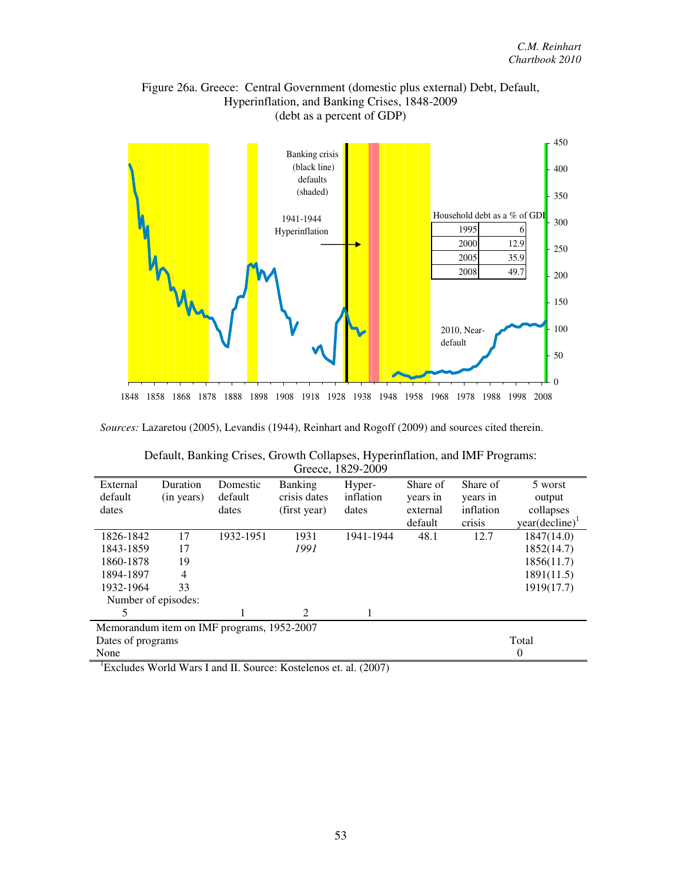Figure 26a. Greece: Central Government (domestic plus external) Debt, Default, Hyperinflation, and Banking Crises, 1848-2009
(debt as a percent of GDP)

Banking crisis (black line) defaults (shaded)

1941-1944 Hyperinflation

| Household debt as a % of GDP | |
|---|---|
| 1995 | 6 |
| 2000 | 12.9 |
| 2005 | 35.9 |
| 2008 | 49.7 |

2010, Near-default

*Sources:* Lazaretou (2005), Levandis (1944), Reinhart and Rogoff (2009) and sources cited therein.

Default, Banking Crises, Growth Collapses, Hyperinflation, and IMF Programs: Greece, 1829-2009

| External default dates | Duration (in years) | Domestic default dates | Banking crisis dates (first year) | Hyper-inflation dates | Share of years in external default | Share of years in inflation crisis | 5 worst output collapses year(decline)[1] |
|---|---|---|---|---|---|---|---|
| 1826-1842 | 17 | 1932-1951 | 1931 | 1941-1944 | 48.1 | 12.7 | 1847(14.0) |
| 1843-1859 | 17 | | *1991* | | | | 1852(14.7) |
| 1860-1878 | 19 | | | | | | 1856(11.7) |
| 1894-1897 | 4 | | | | | | 1891(11.5) |
| 1932-1964 | 33 | | | | | | 1919(17.7) |
| Number of episodes: | | | | | | | |
| 5 | | 1 | 2 | 1 | | | |

Memorandum item on IMF programs, 1952-2007

| Dates of programs | Total |
|---|---|
| None | 0 |

[1]Excludes World Wars I and II. Source: Kostelenos et. al. (2007)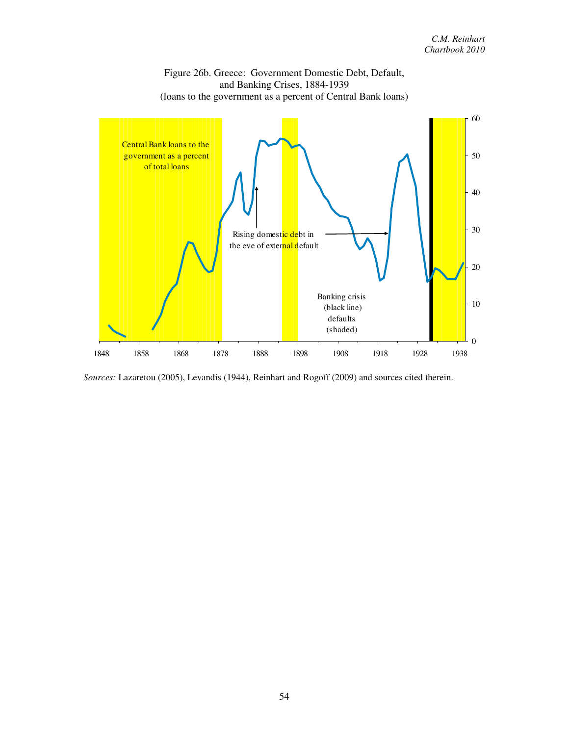Figure 26b. Greece: Government Domestic Debt, Default, and Banking Crises, 1884-1939
(loans to the government as a percent of Central Bank loans)

Central Bank loans to the government as a percent of total loans

Rising domestic debt in the eve of external default

Banking crisis (black line) defaults (shaded)

*Sources:* Lazaretou (2005), Levandis (1944), Reinhart and Rogoff (2009) and sources cited therein.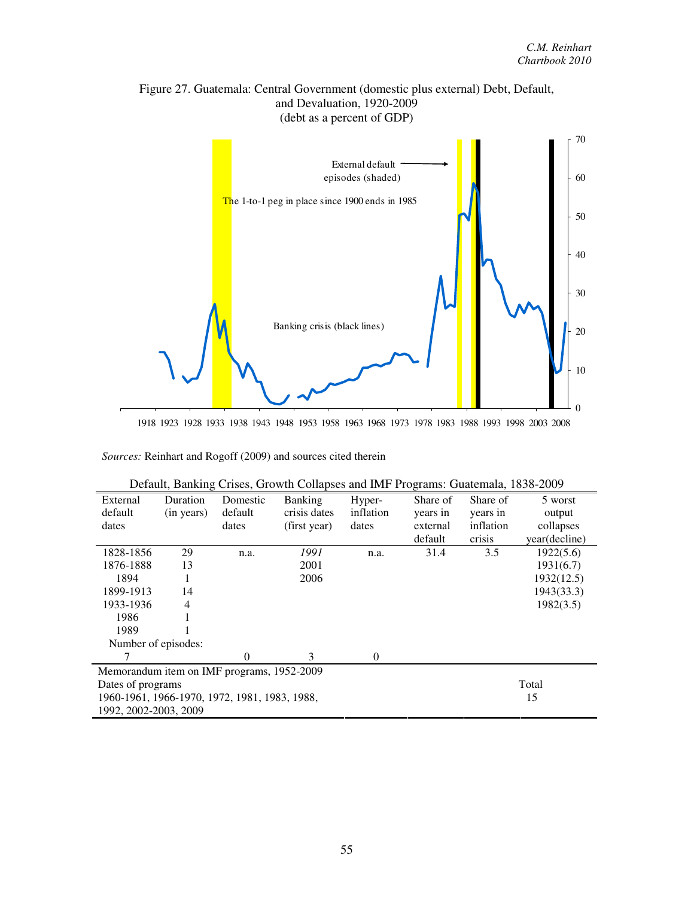Figure 27. Guatemala: Central Government (domestic plus external) Debt, Default, and Devaluation, 1920-2009
(debt as a percent of GDP)

External default episodes (shaded)

The 1-to-1 peg in place since 1900 ends in 1985

Banking crisis (black lines)

*Sources:* Reinhart and Rogoff (2009) and sources cited therein

Default, Banking Crises, Growth Collapses and IMF Programs: Guatemala, 1838-2009

| External default dates | Duration (in years) | Domestic default dates | Banking crisis dates (first year) | Hyper-inflation dates | Share of years in external default | Share of years in inflation crisis | 5 worst output collapses year(decline) |
|---|---|---|---|---|---|---|---|
| 1828-1856 | 29 | n.a. | *1991* | n.a. | 31.4 | 3.5 | 1922(5.6) |
| 1876-1888 | 13 | | 2001 | | | | 1931(6.7) |
| 1894 | 1 | | 2006 | | | | 1932(12.5) |
| 1899-1913 | 14 | | | | | | 1943(33.3) |
| 1933-1936 | 4 | | | | | | 1982(3.5) |
| 1986 | 1 | | | | | | |
| 1989 | 1 | | | | | | |
| Number of episodes: | | | | | | | |
| 7 | | 0 | 3 | 0 | | | |

Memorandum item on IMF programs, 1952-2009

| Dates of programs | Total |
|---|---|
| 1960-1961, 1966-1970, 1972, 1981, 1983, 1988, 1992, 2002-2003, 2009 | 15 |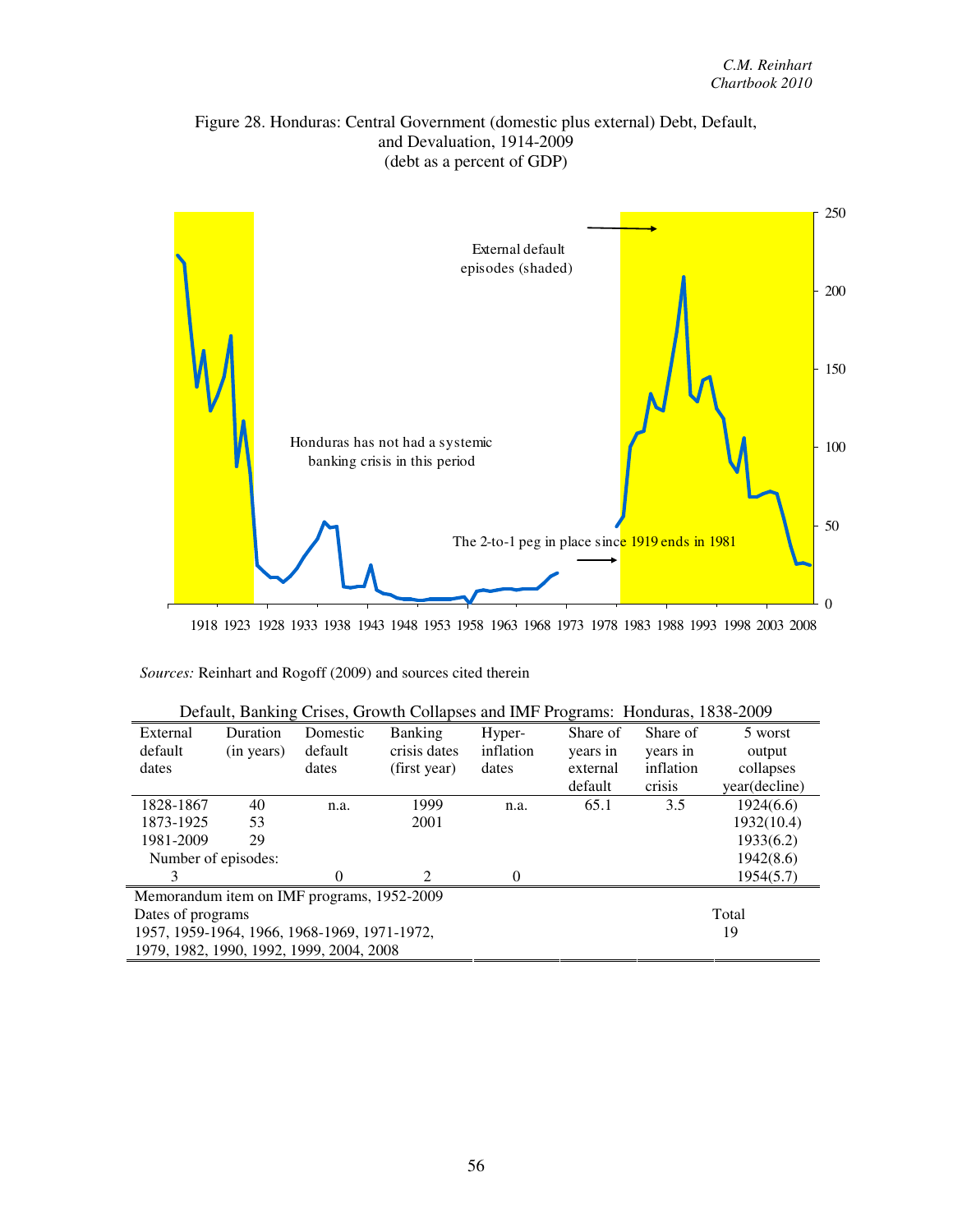Figure 28. Honduras: Central Government (domestic plus external) Debt, Default, and Devaluation, 1914-2009
(debt as a percent of GDP)

External default episodes (shaded)

Honduras has not had a systemic banking crisis in this period

The 2-to-1 peg in place since 1919 ends in 1981

*Sources:* Reinhart and Rogoff (2009) and sources cited therein

Default, Banking Crises, Growth Collapses and IMF Programs: Honduras, 1838-2009

| External default dates | Duration (in years) | Domestic default dates | Banking crisis dates (first year) | Hyper-inflation dates | Share of years in external default | Share of years in inflation crisis | 5 worst output collapses year(decline) |
|---|---|---|---|---|---|---|---|
| 1828-1867 | 40 | n.a. | 1999 | n.a. | 65.1 | 3.5 | 1924(6.6) |
| 1873-1925 | 53 | | 2001 | | | | 1932(10.4) |
| 1981-2009 | 29 | | | | | | 1933(6.2) |
| Number of episodes: | | | | | | | 1942(8.6) |
| 3 | | 0 | 2 | 0 | | | 1954(5.7) |

Memorandum item on IMF programs, 1952-2009

| Dates of programs | Total |
|---|---|
| 1957, 1959-1964, 1966, 1968-1969, 1971-1972, 1979, 1982, 1990, 1992, 1999, 2004, 2008 | 19 |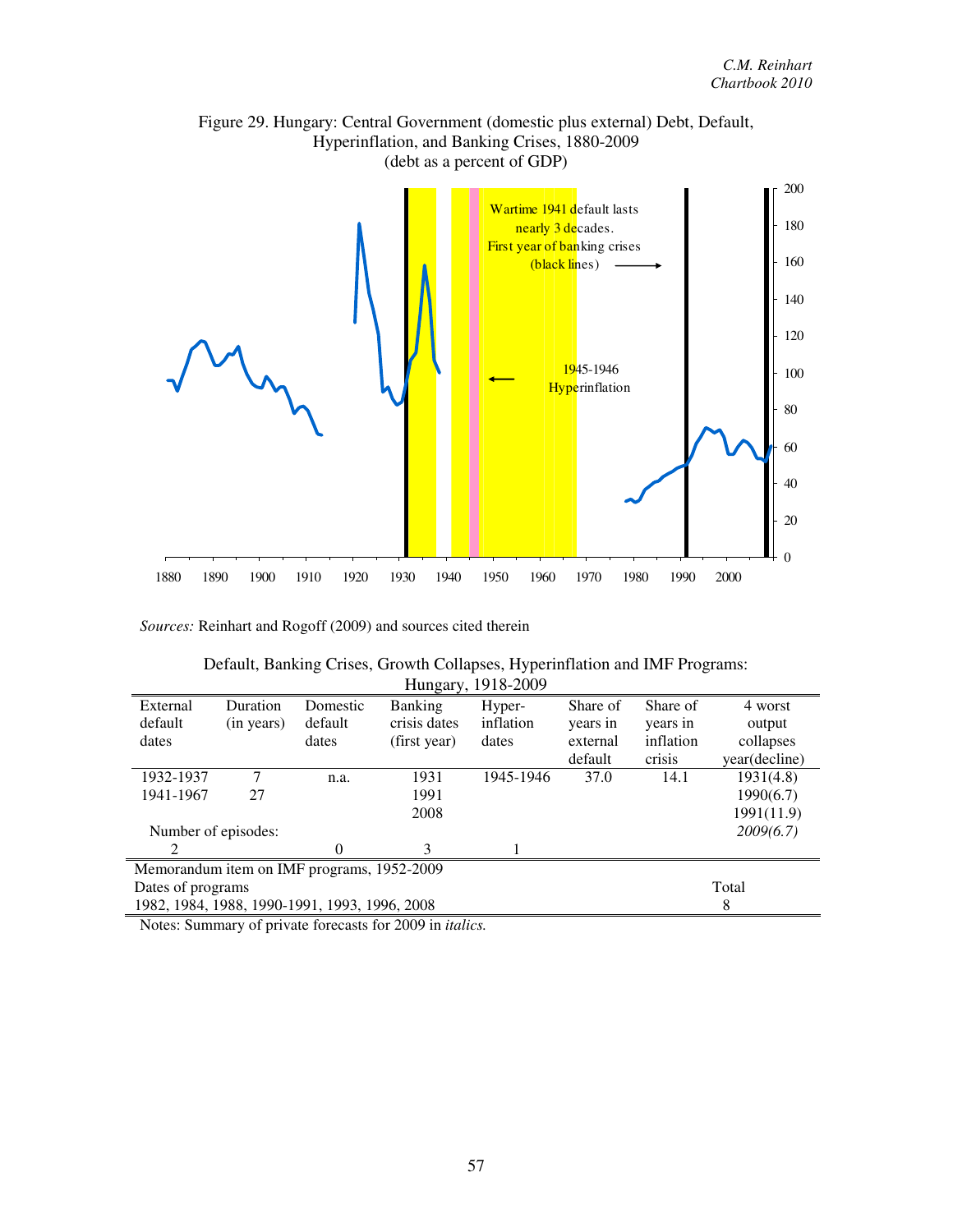Figure 29. Hungary: Central Government (domestic plus external) Debt, Default, Hyperinflation, and Banking Crises, 1880-2009
(debt as a percent of GDP)

Wartime 1941 default lasts nearly 3 decades.

First year of banking crises (black lines)

1945-1946 Hyperinflation

*Sources:* Reinhart and Rogoff (2009) and sources cited therein

Default, Banking Crises, Growth Collapses, Hyperinflation and IMF Programs: Hungary, 1918-2009

| External default dates | Duration (in years) | Domestic default dates | Banking crisis dates (first year) | Hyper-inflation dates | Share of years in external default | Share of years in inflation crisis | 4 worst output collapses year(decline) |
|---|---|---|---|---|---|---|---|
| 1932-1937 | 7 | n.a. | 1931 | 1945-1946 | 37.0 | 14.1 | 1931(4.8) |
| 1941-1967 | 27 | | 1991 | | | | 1990(6.7) |
| | | | 2008 | | | | 1991(11.9) |
| Number of episodes: | | | | | | | *2009(6.7)* |
| 2 | | 0 | 3 | 1 | | | |

| Memorandum item on IMF programs, 1952-2009 | |
|---|---|
| Dates of programs | Total |
| 1982, 1984, 1988, 1990-1991, 1993, 1996, 2008 | 8 |

Notes: Summary of private forecasts for 2009 in *italics.*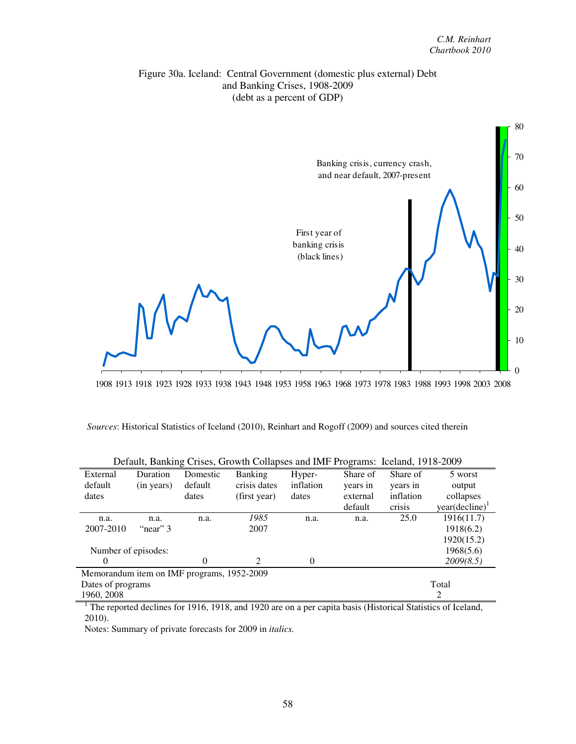Figure 30a. Iceland: Central Government (domestic plus external) Debt and Banking Crises, 1908-2009
(debt as a percent of GDP)

Banking crisis, currency crash, and near default, 2007-present

First year of banking crisis (black lines)

*Sources*: Historical Statistics of Iceland (2010), Reinhart and Rogoff (2009) and sources cited therein

Default, Banking Crises, Growth Collapses and IMF Programs: Iceland, 1918-2009

| External default dates | Duration (in years) | Domestic default dates | Banking crisis dates (first year) | Hyper-inflation dates | Share of years in external default | Share of years in inflation crisis | 5 worst output collapses year(decline)[1] |
|---|---|---|---|---|---|---|---|
| n.a. | n.a. | n.a. | *1985* | n.a. | n.a. | 25.0 | 1916(11.7) |
| 2007-2010 | "near" 3 | | 2007 | | | | 1918(6.2) |
| | | | | | | | 1920(15.2) |
| Number of episodes: | | | | | | | 1968(5.6) |
| 0 | | 0 | 2 | 0 | | | *2009(8.5)* |

| Memorandum item on IMF programs, 1952-2009 | |
|---|---|
| Dates of programs | Total |
| 1960, 2008 | 2 |

[1] The reported declines for 1916, 1918, and 1920 are on a per capita basis (Historical Statistics of Iceland, 2010).

Notes: Summary of private forecasts for 2009 in *italics.*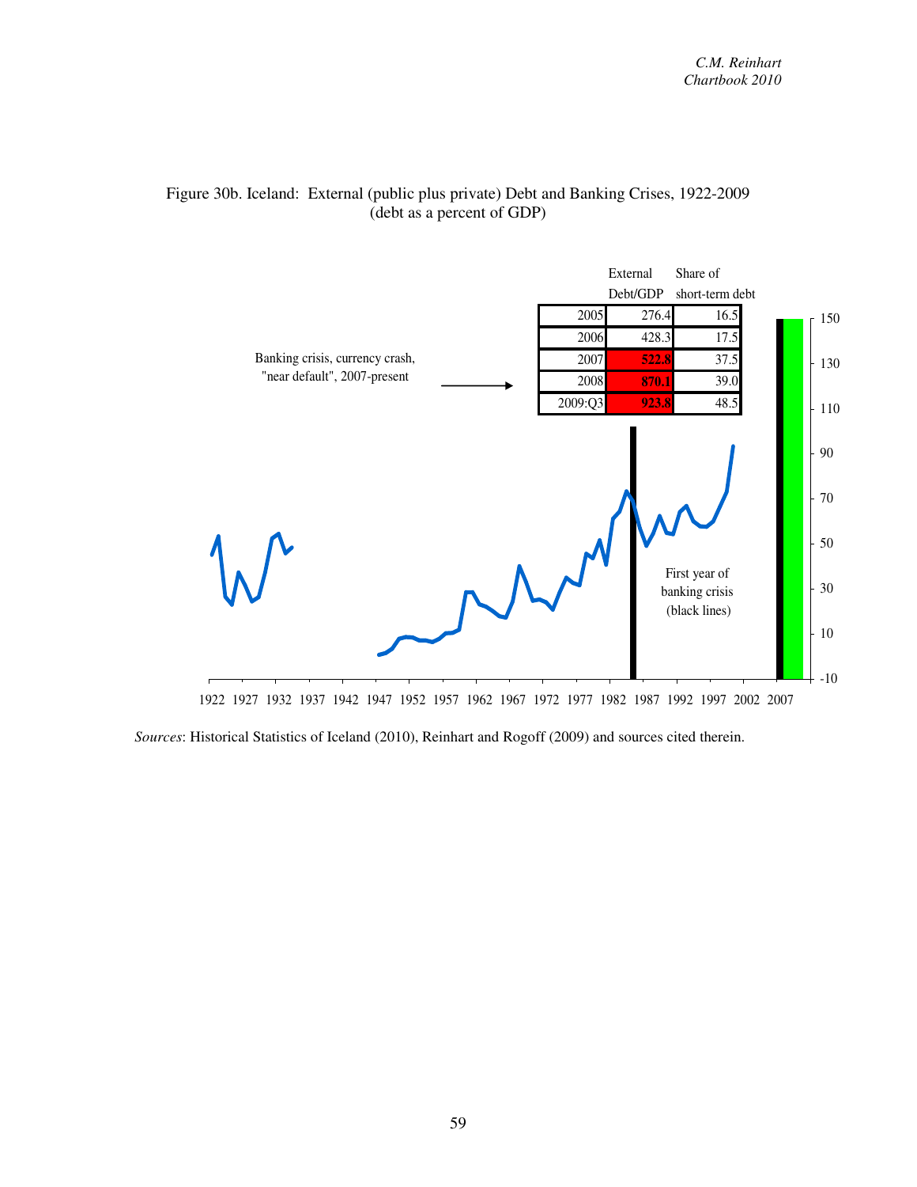Figure 30b. Iceland: External (public plus private) Debt and Banking Crises, 1922-2009
(debt as a percent of GDP)

| | External Debt/GDP | Share of short-term debt |
|---|---|---|
| 2005 | 276.4 | 16.5 |
| 2006 | 428.3 | 17.5 |
| 2007 | **522.8** | 37.5 |
| 2008 | **870.1** | 39.0 |
| 2009:Q3 | **923.8** | 48.5 |

Banking crisis, currency crash, "near default", 2007-present

First year of banking crisis (black lines)

*Sources*: Historical Statistics of Iceland (2010), Reinhart and Rogoff (2009) and sources cited therein.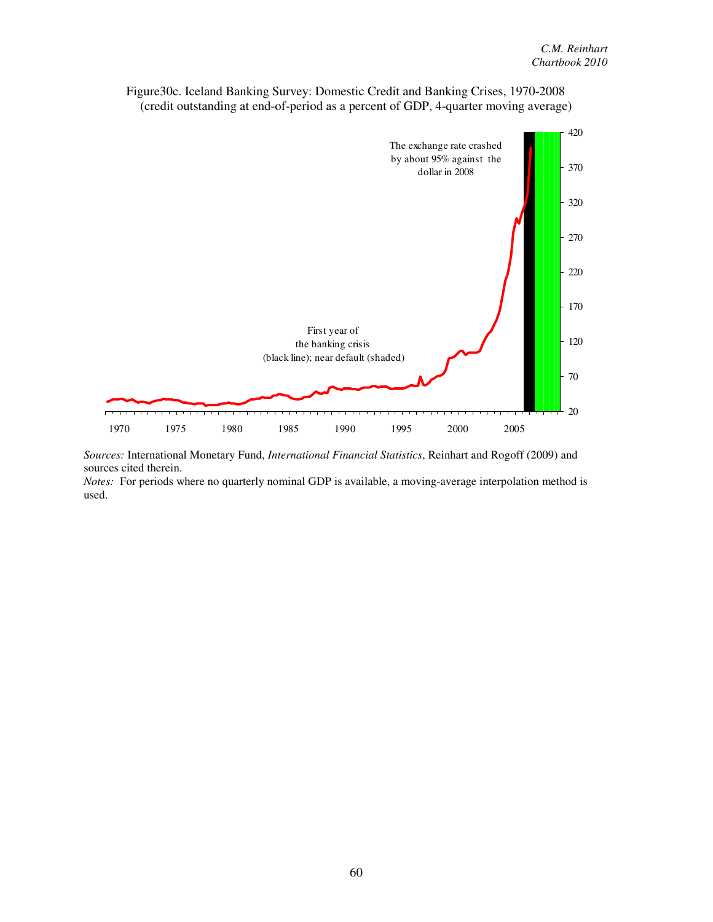Figure30c. Iceland Banking Survey: Domestic Credit and Banking Crises, 1970-2008
(credit outstanding at end-of-period as a percent of GDP, 4-quarter moving average)

*Sources:* International Monetary Fund, *International Financial Statistics*, Reinhart and Rogoff (2009) and sources cited therein.
*Notes:* For periods where no quarterly nominal GDP is available, a moving-average interpolation method is used.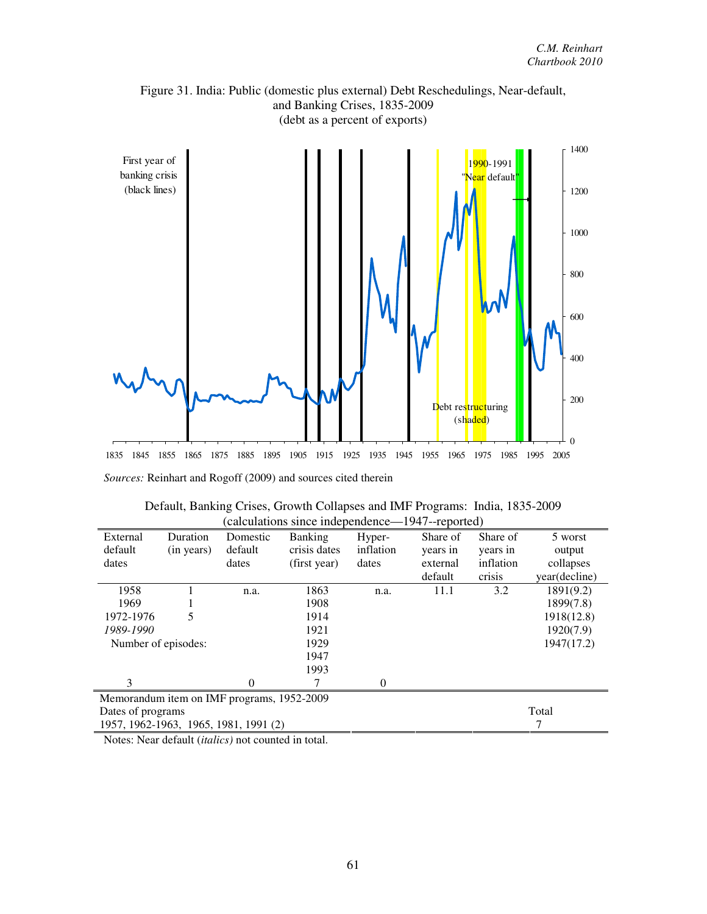Figure 31. India: Public (domestic plus external) Debt Reschedulings, Near-default, and Banking Crises, 1835-2009
(debt as a percent of exports)

*Sources:* Reinhart and Rogoff (2009) and sources cited therein

Default, Banking Crises, Growth Collapses and IMF Programs: India, 1835-2009
(calculations since independence—1947--reported)

| External default dates | Duration (in years) | Domestic default dates | Banking crisis dates (first year) | Hyper-inflation dates | Share of years in external default | Share of years in inflation crisis | 5 worst output collapses year(decline) |
|---|---|---|---|---|---|---|---|
| 1958 | 1 | n.a. | 1863 | n.a. | 11.1 | 3.2 | 1891(9.2) |
| 1969 | 1 | | 1908 | | | | 1899(7.8) |
| 1972-1976 | 5 | | 1914 | | | | 1918(12.8) |
| *1989-1990* | | | 1921 | | | | 1920(7.9) |
| Number of episodes: | | | 1929 | | | | 1947(17.2) |
| | | | 1947 | | | | |
| | | | 1993 | | | | |
| 3 | | 0 | 7 | 0 | | | |

| Memorandum item on IMF programs, 1952-2009 | |
|---|---|
| Dates of programs | Total |
| 1957, 1962-1963, 1965, 1981, 1991 (2) | 7 |

Notes: Near default (*italics*) not counted in total.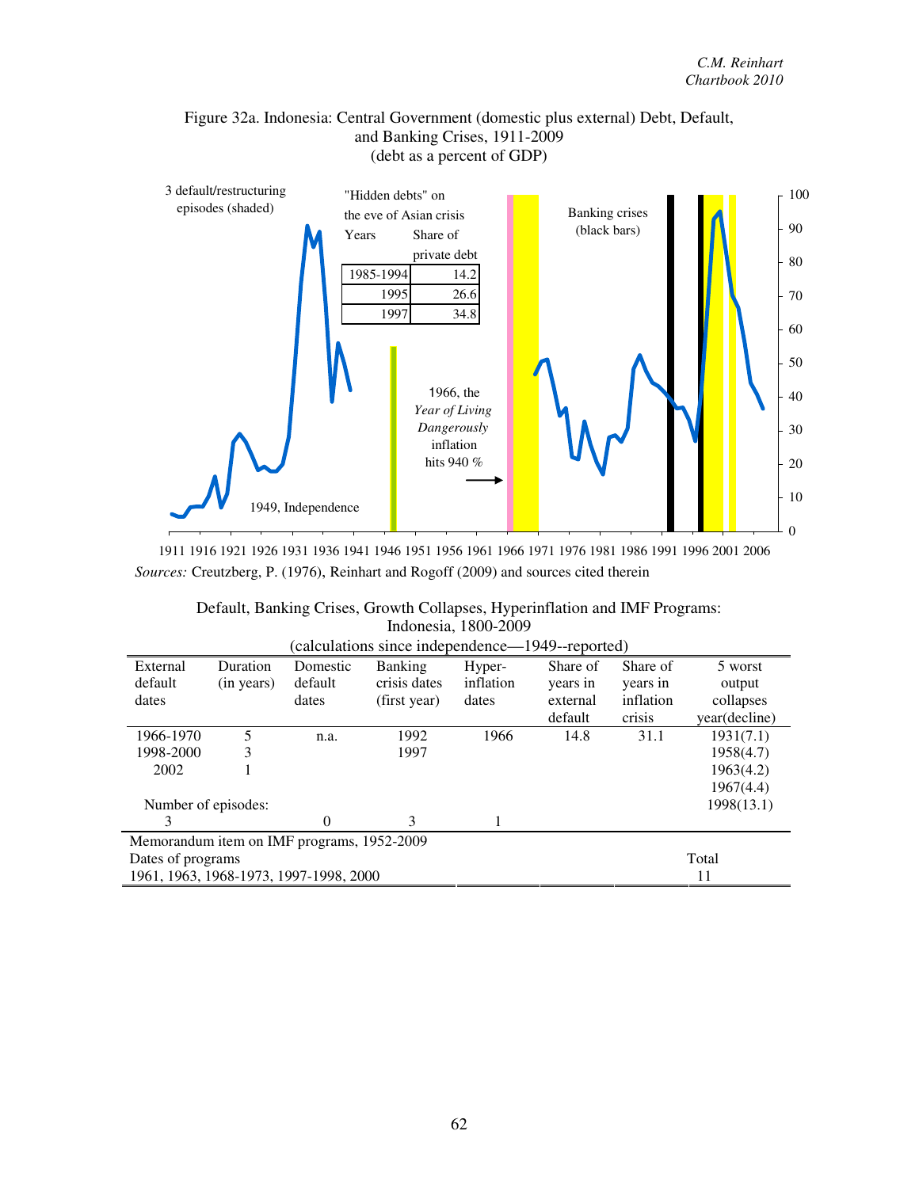Figure 32a. Indonesia: Central Government (domestic plus external) Debt, Default, and Banking Crises, 1911-2009
(debt as a percent of GDP)

3 default/restructuring episodes (shaded)

"Hidden debts" on the eve of Asian crisis

| Years | Share of private debt |
|---|---|
| 1985-1994 | 14.2 |
| 1995 | 26.6 |
| 1997 | 34.8 |

Banking crises (black bars)

1966, the *Year of Living Dangerously* inflation hits 940 %

1949, Independence

*Sources:* Creutzberg, P. (1976), Reinhart and Rogoff (2009) and sources cited therein

Default, Banking Crises, Growth Collapses, Hyperinflation and IMF Programs: Indonesia, 1800-2009
(calculations since independence—1949--reported)

| External default dates | Duration (in years) | Domestic default dates | Banking crisis dates (first year) | Hyper-inflation dates | Share of years in external default | Share of years in inflation crisis | 5 worst output collapses year(decline) |
|---|---|---|---|---|---|---|---|
| 1966-1970 | 5 | n.a. | 1992 | 1966 | 14.8 | 31.1 | 1931(7.1) |
| 1998-2000 | 3 | | 1997 | | | | 1958(4.7) |
| 2002 | 1 | | | | | | 1963(4.2) |
| | | | | | | | 1967(4.4) |
| Number of episodes: | | | | | | | 1998(13.1) |
| 3 | | 0 | 3 | 1 | | | |

Memorandum item on IMF programs, 1952-2009

| Dates of programs | Total |
|---|---|
| 1961, 1963, 1968-1973, 1997-1998, 2000 | 11 |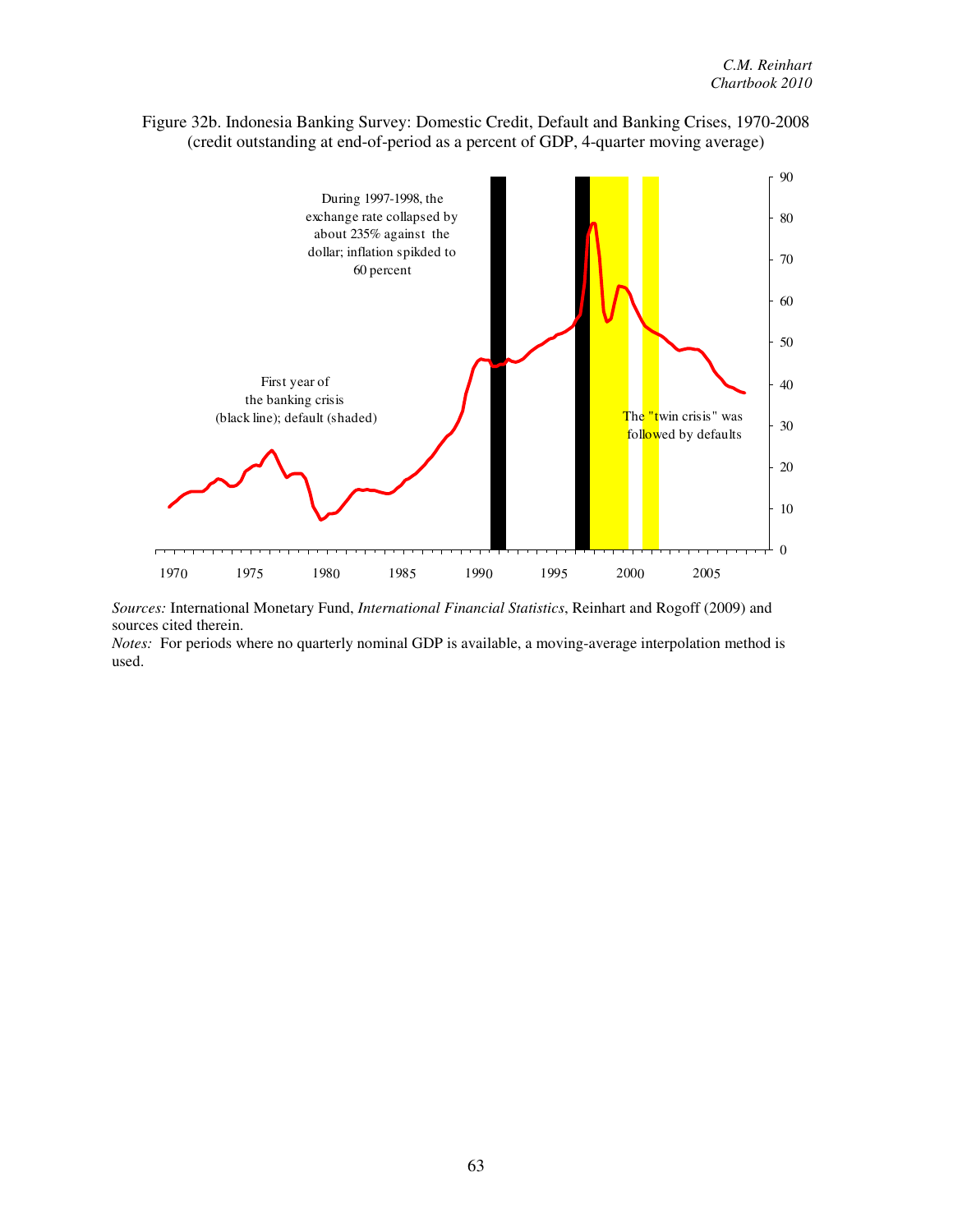Figure 32b. Indonesia Banking Survey: Domestic Credit, Default and Banking Crises, 1970-2008 (credit outstanding at end-of-period as a percent of GDP, 4-quarter moving average)

During 1997-1998, the exchange rate collapsed by about 235% against the dollar; inflation spikded to 60 percent

First year of the banking crisis (black line); default (shaded)

The "twin crisis" was followed by defaults

*Sources:* International Monetary Fund, *International Financial Statistics*, Reinhart and Rogoff (2009) and sources cited therein.

*Notes:* For periods where no quarterly nominal GDP is available, a moving-average interpolation method is used.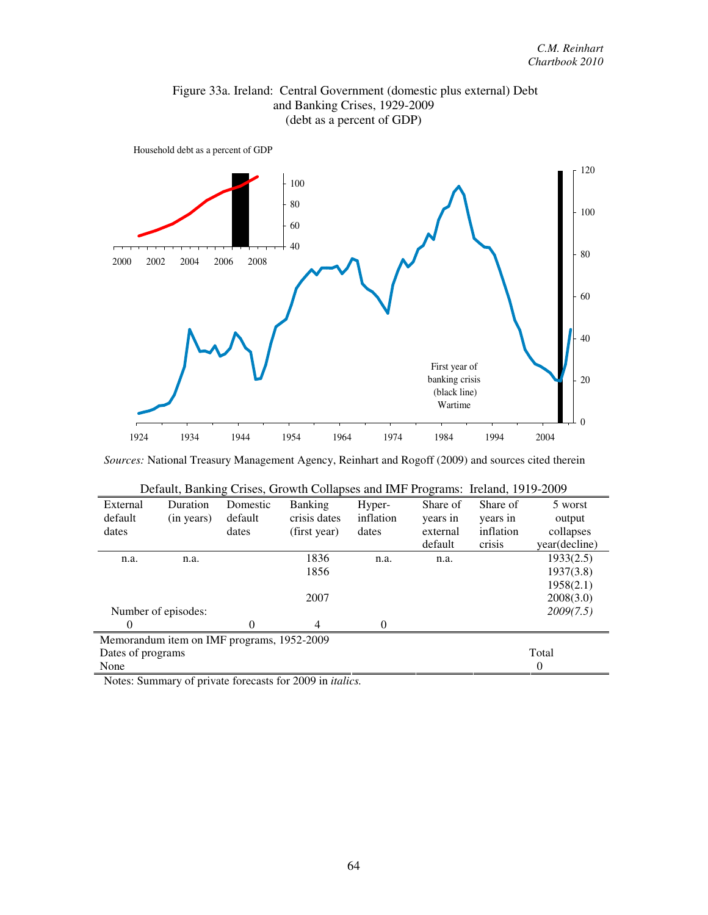Figure 33a. Ireland: Central Government (domestic plus external) Debt and Banking Crises, 1929-2009 (debt as a percent of GDP)

Household debt as a percent of GDP

First year of banking crisis (black line) Wartime

*Sources:* National Treasury Management Agency, Reinhart and Rogoff (2009) and sources cited therein

Default, Banking Crises, Growth Collapses and IMF Programs: Ireland, 1919-2009

| External default dates | Duration (in years) | Domestic default dates | Banking crisis dates (first year) | Hyper-inflation dates | Share of years in external default | Share of years in inflation crisis | 5 worst output collapses year(decline) |
|---|---|---|---|---|---|---|---|
| n.a. | n.a. | | 1836 | n.a. | n.a. | | 1933(2.5) |
| | | | 1856 | | | | 1937(3.8) |
| | | | | | | | 1958(2.1) |
| | | | 2007 | | | | 2008(3.0) |
| Number of episodes: | | | | | | | *2009(7.5)* |
| 0 | | 0 | 4 | 0 | | | |

| Memorandum item on IMF programs, 1952-2009 | |
|---|---|
| Dates of programs | Total |
| None | 0 |

Notes: Summary of private forecasts for 2009 in *italics.*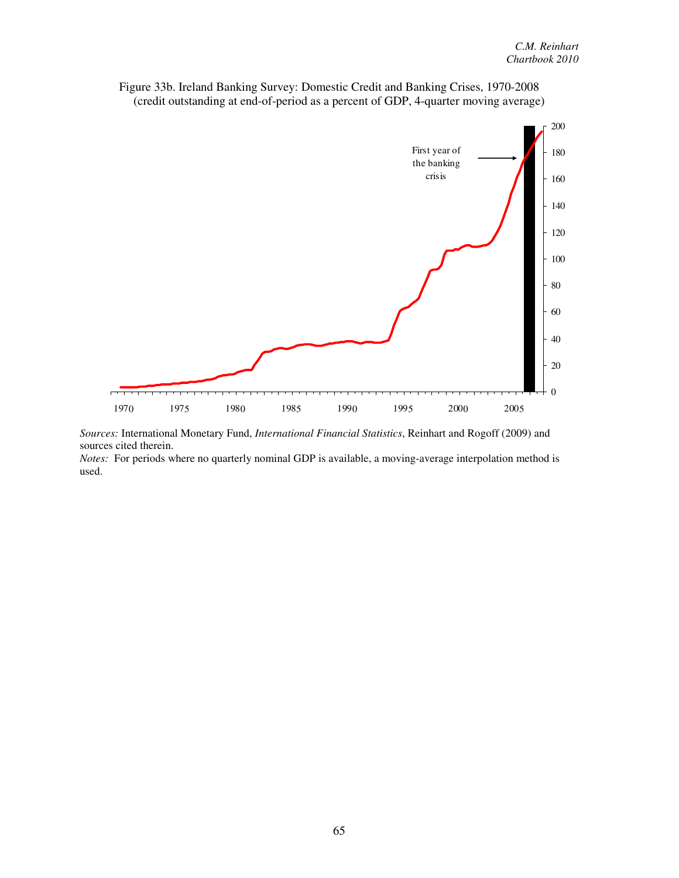Figure 33b. Ireland Banking Survey: Domestic Credit and Banking Crises, 1970-2008 (credit outstanding at end-of-period as a percent of GDP, 4-quarter moving average)

*Sources:* International Monetary Fund, *International Financial Statistics*, Reinhart and Rogoff (2009) and sources cited therein.

*Notes:* For periods where no quarterly nominal GDP is available, a moving-average interpolation method is used.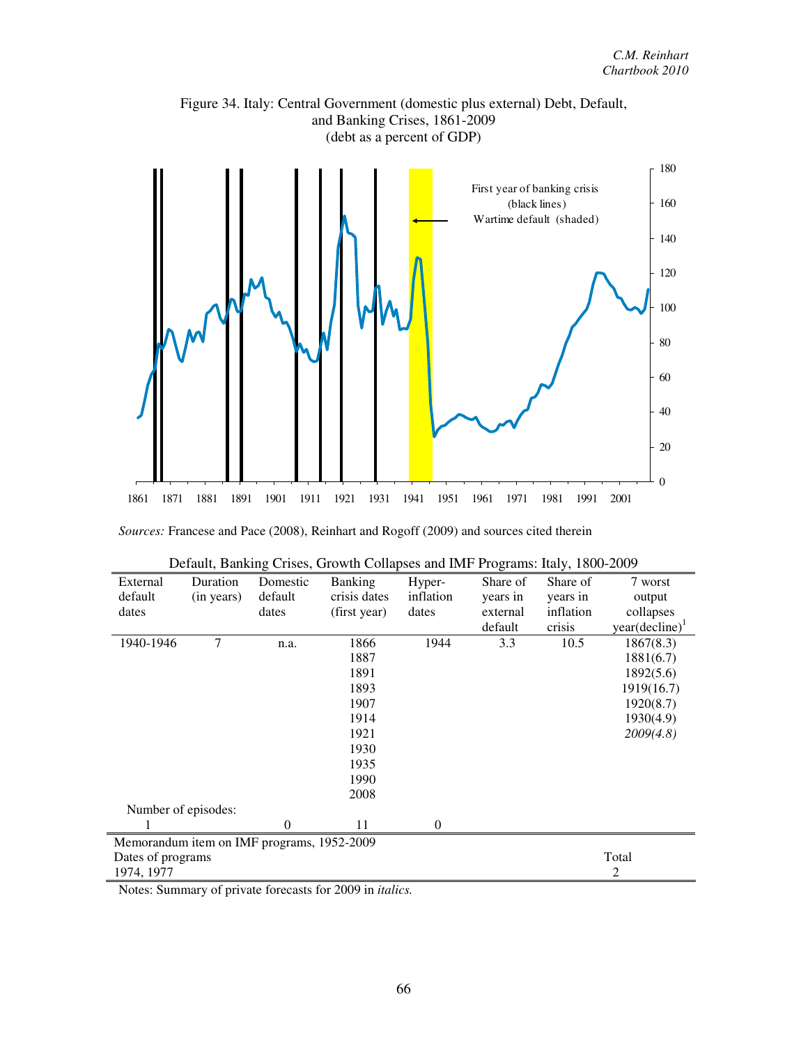Figure 34. Italy: Central Government (domestic plus external) Debt, Default, and Banking Crises, 1861-2009
(debt as a percent of GDP)

*Sources:* Francese and Pace (2008), Reinhart and Rogoff (2009) and sources cited therein

Default, Banking Crises, Growth Collapses and IMF Programs: Italy, 1800-2009

| External default dates | Duration (in years) | Domestic default dates | Banking crisis dates (first year) | Hyper-inflation dates | Share of years in external default | Share of years in inflation crisis | 7 worst output collapses year(decline)[1] |
|---|---|---|---|---|---|---|---|
| 1940-1946 | 7 | n.a. | 1866 | 1944 | 3.3 | 10.5 | 1867(8.3) |
| | | | 1887 | | | | 1881(6.7) |
| | | | 1891 | | | | 1892(5.6) |
| | | | 1893 | | | | 1919(16.7) |
| | | | 1907 | | | | 1920(8.7) |
| | | | 1914 | | | | 1930(4.9) |
| | | | 1921 | | | | *2009(4.8)* |
| | | | 1930 | | | | |
| | | | 1935 | | | | |
| | | | 1990 | | | | |
| | | | 2008 | | | | |
| Number of episodes: | | | | | | | |
| 1 | | 0 | 11 | 0 | | | |

| Memorandum item on IMF programs, 1952-2009 | |
|---|---|
| Dates of programs | Total |
| 1974, 1977 | 2 |

Notes: Summary of private forecasts for 2009 in *italics.*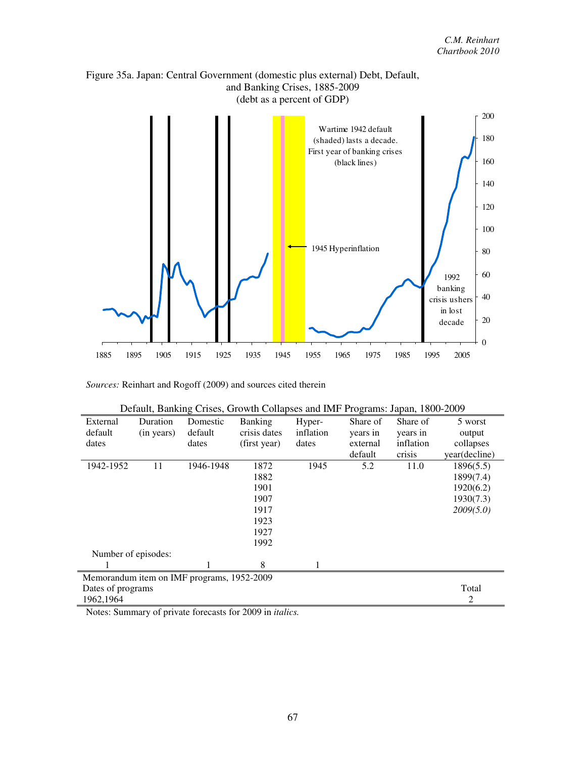Figure 35a. Japan: Central Government (domestic plus external) Debt, Default, and Banking Crises, 1885-2009
(debt as a percent of GDP)

*Sources:* Reinhart and Rogoff (2009) and sources cited therein

Default, Banking Crises, Growth Collapses and IMF Programs: Japan, 1800-2009

| External default dates | Duration (in years) | Domestic default dates | Banking crisis dates (first year) | Hyper-inflation dates | Share of years in external default | Share of years in inflation crisis | 5 worst output collapses year(decline) |
|---|---|---|---|---|---|---|---|
| 1942-1952 | 11 | 1946-1948 | 1872 | 1945 | 5.2 | 11.0 | 1896(5.5) |
| | | | 1882 | | | | 1899(7.4) |
| | | | 1901 | | | | 1920(6.2) |
| | | | 1907 | | | | 1930(7.3) |
| | | | 1917 | | | | *2009(5.0)* |
| | | | 1923 | | | | |
| | | | 1927 | | | | |
| | | | 1992 | | | | |
| Number of episodes: | | | | | | | |
| 1 | | 1 | 8 | 1 | | | |
| Memorandum item on IMF programs, 1952-2009 | | | | | | | |
| Dates of programs | | | | | | | Total |
| 1962,1964 | | | | | | | 2 |

Notes: Summary of private forecasts for 2009 in *italics.*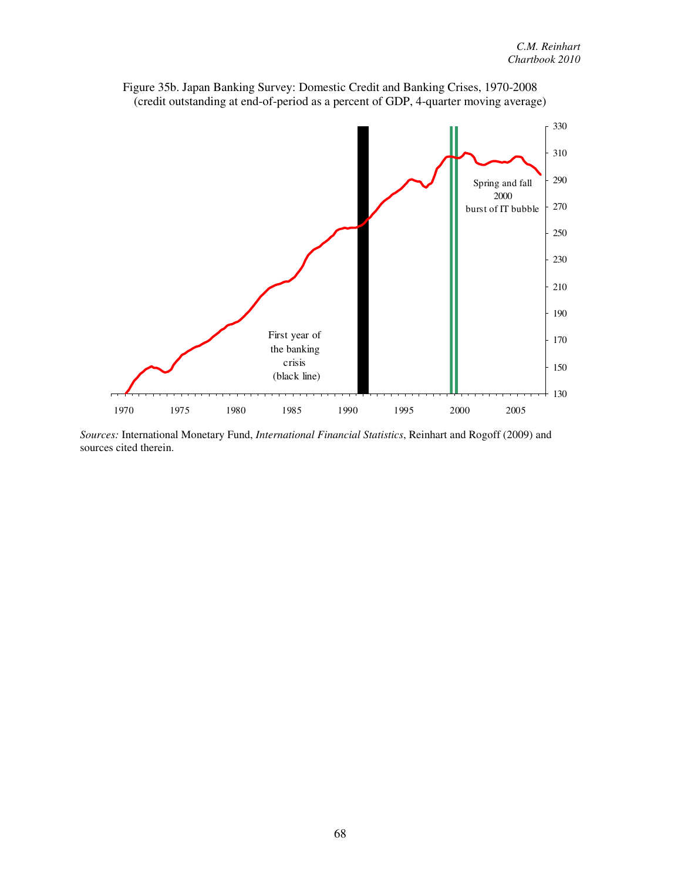Figure 35b. Japan Banking Survey: Domestic Credit and Banking Crises, 1970-2008
(credit outstanding at end-of-period as a percent of GDP, 4-quarter moving average)

First year of the banking crisis (black line)

Spring and fall 2000 burst of IT bubble

*Sources:* International Monetary Fund, *International Financial Statistics*, Reinhart and Rogoff (2009) and sources cited therein.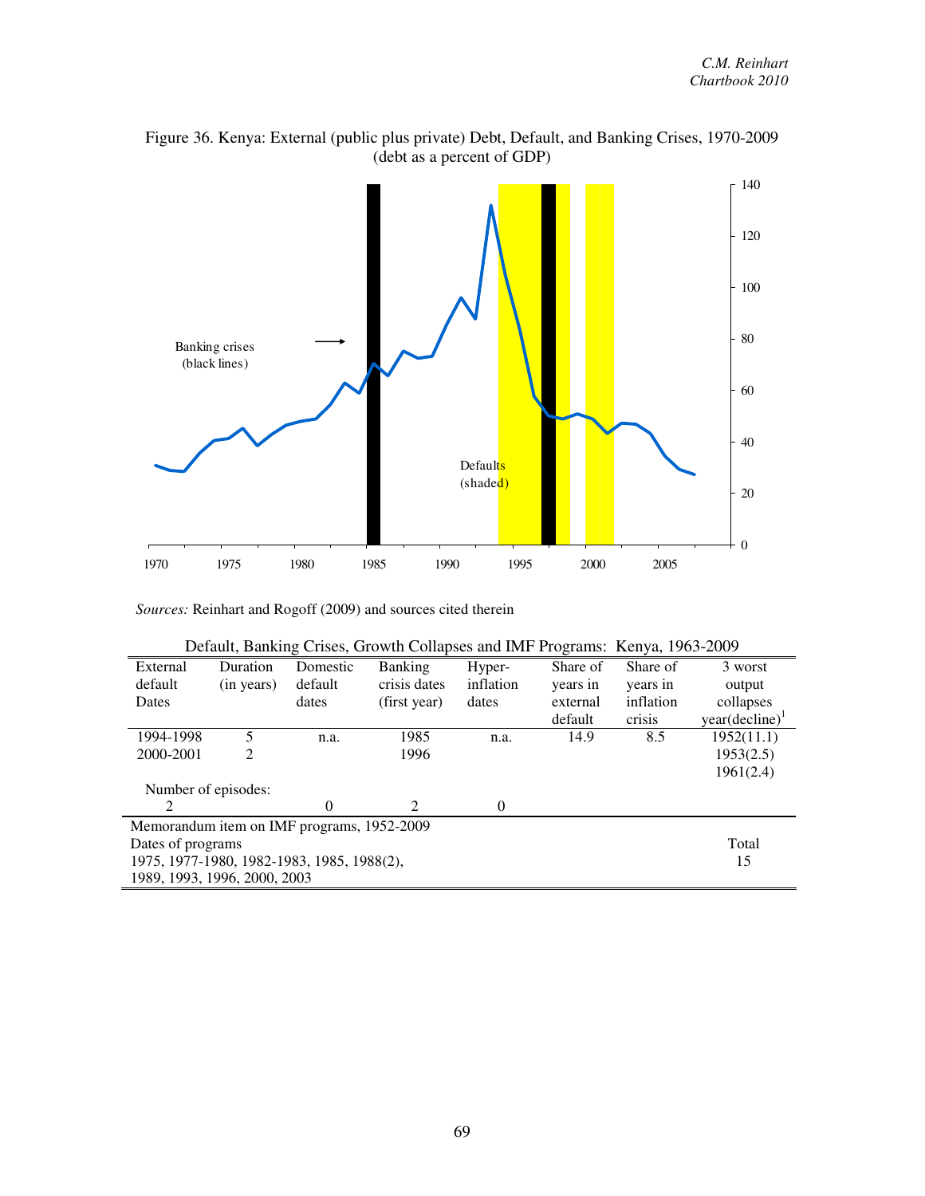Figure 36. Kenya: External (public plus private) Debt, Default, and Banking Crises, 1970-2009
(debt as a percent of GDP)

*Sources:* Reinhart and Rogoff (2009) and sources cited therein

Default, Banking Crises, Growth Collapses and IMF Programs: Kenya, 1963-2009

| External default Dates | Duration (in years) | Domestic default dates | Banking crisis dates (first year) | Hyper-inflation dates | Share of years in external default | Share of years in inflation crisis | 3 worst output collapses year(decline)[1] |
|---|---|---|---|---|---|---|---|
| 1994-1998 | 5 | n.a. | 1985 | n.a. | 14.9 | 8.5 | 1952(11.1) |
| 2000-2001 | 2 | | 1996 | | | | 1953(2.5) |
| | | | | | | | 1961(2.4) |
| Number of episodes: | | | | | | | |
| 2 | | 0 | 2 | 0 | | | |

| Memorandum item on IMF programs, 1952-2009 | |
|---|---|
| Dates of programs | Total |
| 1975, 1977-1980, 1982-1983, 1985, 1988(2), 1989, 1993, 1996, 2000, 2003 | 15 |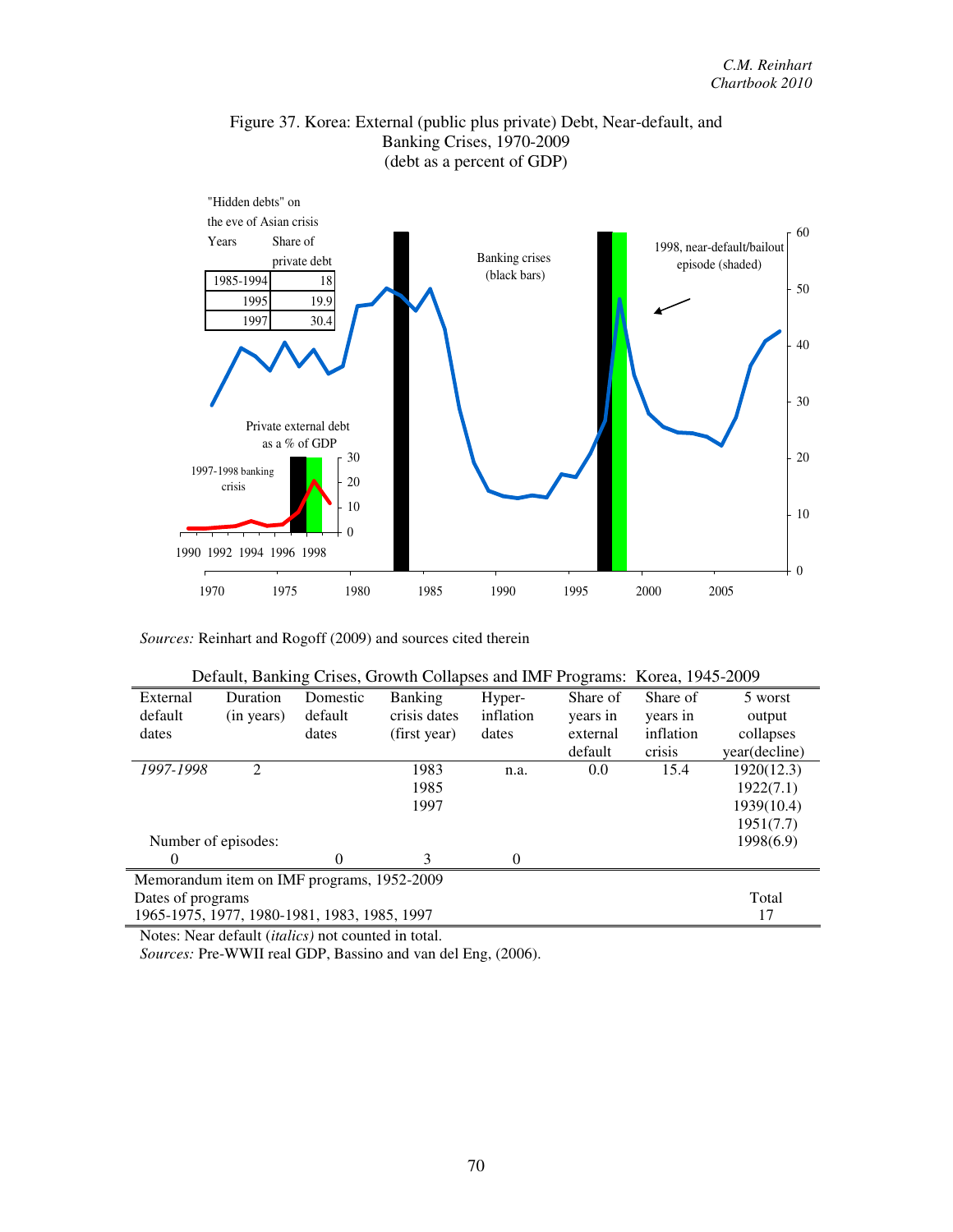Figure 37. Korea: External (public plus private) Debt, Near-default, and Banking Crises, 1970-2009
(debt as a percent of GDP)

"Hidden debts" on the eve of Asian crisis

| Years | Share of private debt |
|---|---|
| 1985-1994 | 18 |
| 1995 | 19.9 |
| 1997 | 30.4 |

*Sources:* Reinhart and Rogoff (2009) and sources cited therein

Default, Banking Crises, Growth Collapses and IMF Programs: Korea, 1945-2009

| External default dates | Duration (in years) | Domestic default dates | Banking crisis dates (first year) | Hyper-inflation dates | Share of years in external default | Share of years in inflation crisis | 5 worst output collapses year(decline) |
|---|---|---|---|---|---|---|---|
| *1997-1998* | 2 | | 1983 | n.a. | 0.0 | 15.4 | 1920(12.3) |
| | | | 1985 | | | | 1922(7.1) |
| | | | 1997 | | | | 1939(10.4) |
| | | | | | | | 1951(7.7) |
| Number of episodes: | | | | | | | 1998(6.9) |
| 0 | | 0 | 3 | 0 | | | |

| Memorandum item on IMF programs, 1952-2009 | |
|---|---|
| Dates of programs | Total |
| 1965-1975, 1977, 1980-1981, 1983, 1985, 1997 | 17 |

Notes: Near default (*italics*) not counted in total.
*Sources:* Pre-WWII real GDP, Bassino and van del Eng, (2006).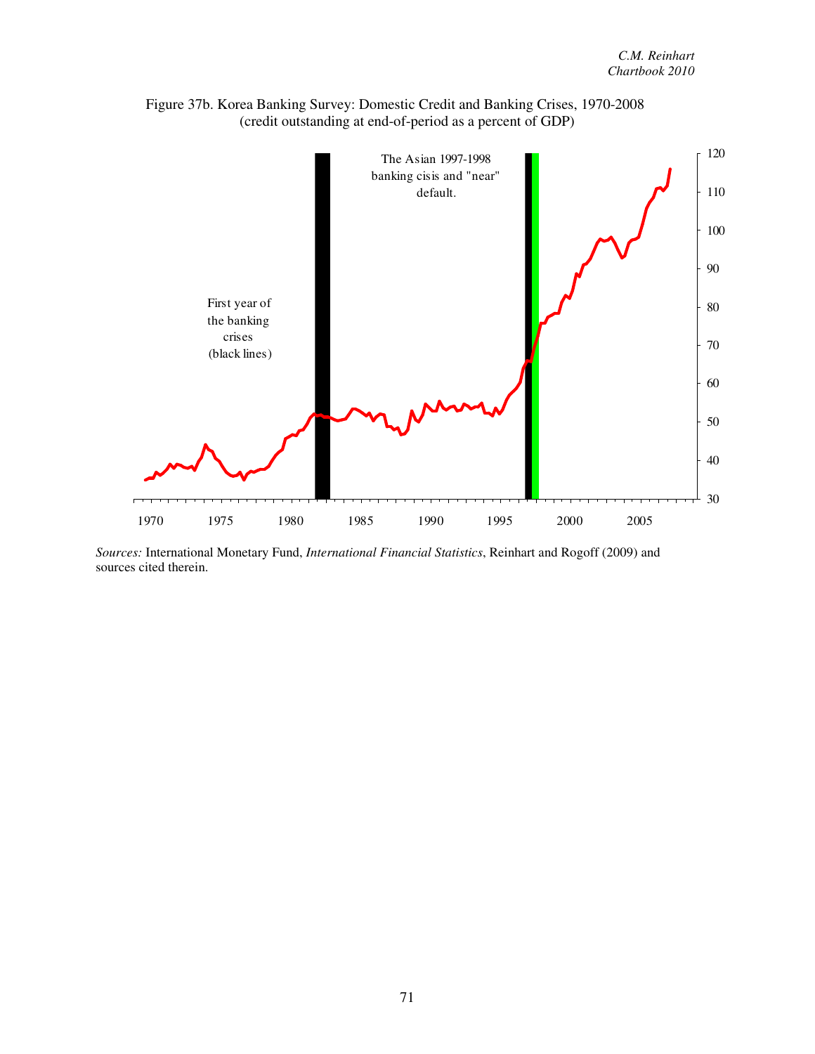Figure 37b. Korea Banking Survey: Domestic Credit and Banking Crises, 1970-2008
(credit outstanding at end-of-period as a percent of GDP)

The Asian 1997-1998 banking cisis and "near" default.

First year of the banking crises (black lines)

*Sources:* International Monetary Fund, *International Financial Statistics*, Reinhart and Rogoff (2009) and sources cited therein.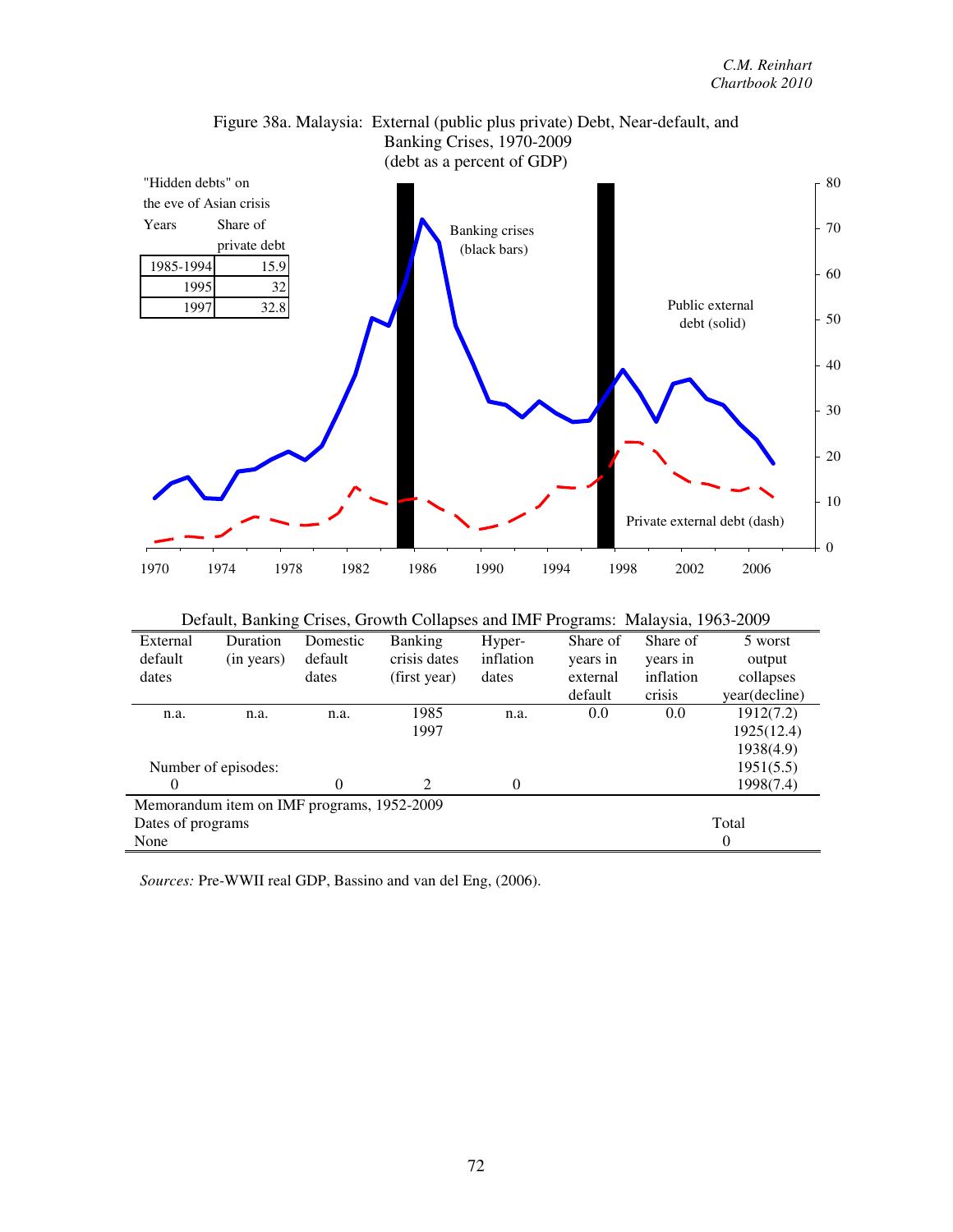Figure 38a. Malaysia: External (public plus private) Debt, Near-default, and Banking Crises, 1970-2009
(debt as a percent of GDP)

"Hidden debts" on the eve of Asian crisis

| Years | Share of private debt |
|---|---|
| 1985-1994 | 15.9 |
| 1995 | 32 |
| 1997 | 32.8 |

Banking crises (black bars)

Public external debt (solid)

Private external debt (dash)

Default, Banking Crises, Growth Collapses and IMF Programs: Malaysia, 1963-2009

| External default dates | Duration (in years) | Domestic default dates | Banking crisis dates (first year) | Hyper-inflation dates | Share of years in external default | Share of years in inflation crisis | 5 worst output collapses year(decline) |
|---|---|---|---|---|---|---|---|
| n.a. | n.a. | n.a. | 1985 | n.a. | 0.0 | 0.0 | 1912(7.2) |
| | | | 1997 | | | | 1925(12.4) |
| | | | | | | | 1938(4.9) |
| Number of episodes: | | | | | | | 1951(5.5) |
| 0 | | 0 | 2 | 0 | | | 1998(7.4) |

Memorandum item on IMF programs, 1952-2009

| Dates of programs | Total |
|---|---|
| None | 0 |

*Sources:* Pre-WWII real GDP, Bassino and van del Eng, (2006).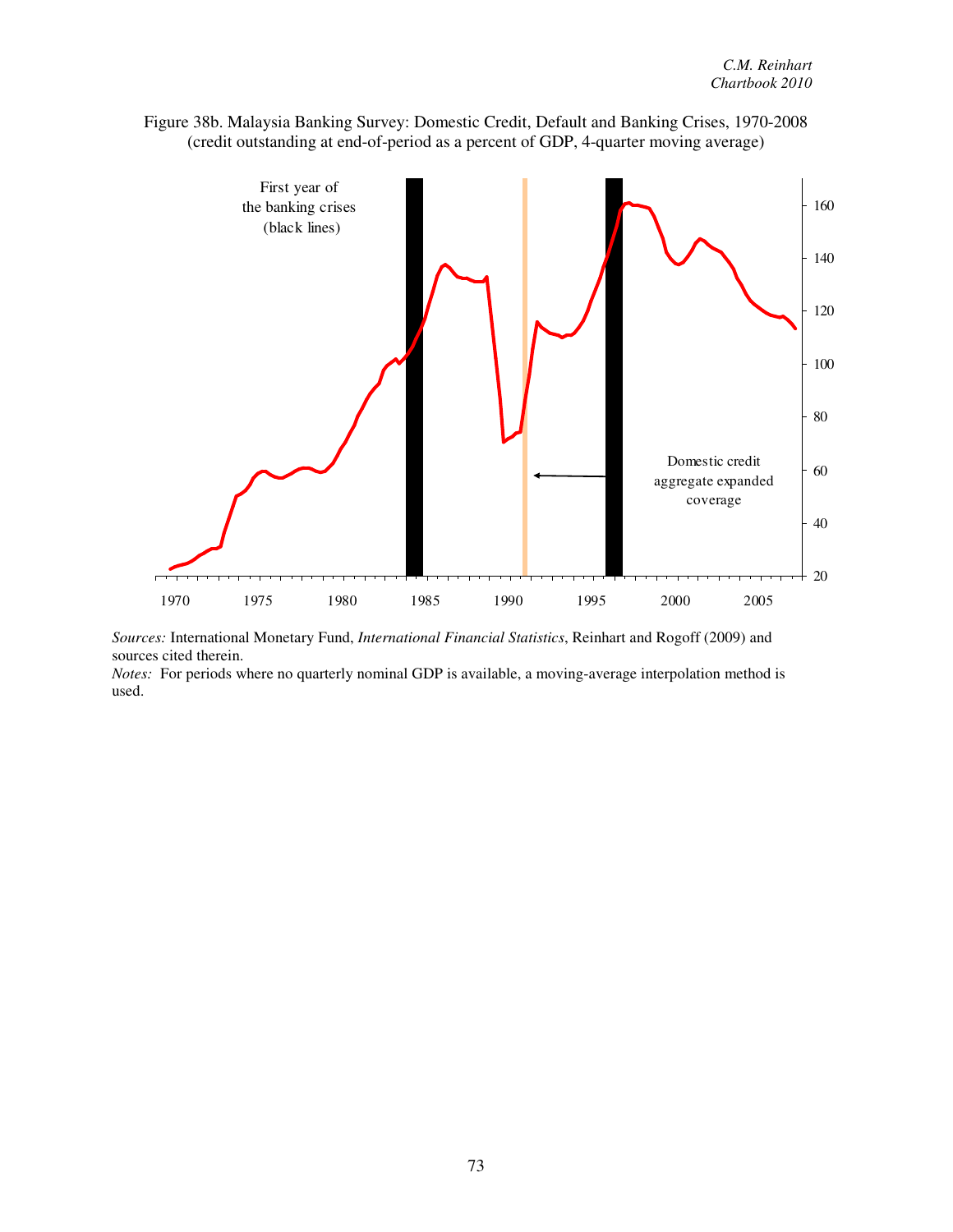Figure 38b. Malaysia Banking Survey: Domestic Credit, Default and Banking Crises, 1970-2008 (credit outstanding at end-of-period as a percent of GDP, 4-quarter moving average)

First year of the banking crises (black lines)

Domestic credit aggregate expanded coverage

*Sources:* International Monetary Fund, *International Financial Statistics*, Reinhart and Rogoff (2009) and sources cited therein.
*Notes:* For periods where no quarterly nominal GDP is available, a moving-average interpolation method is used.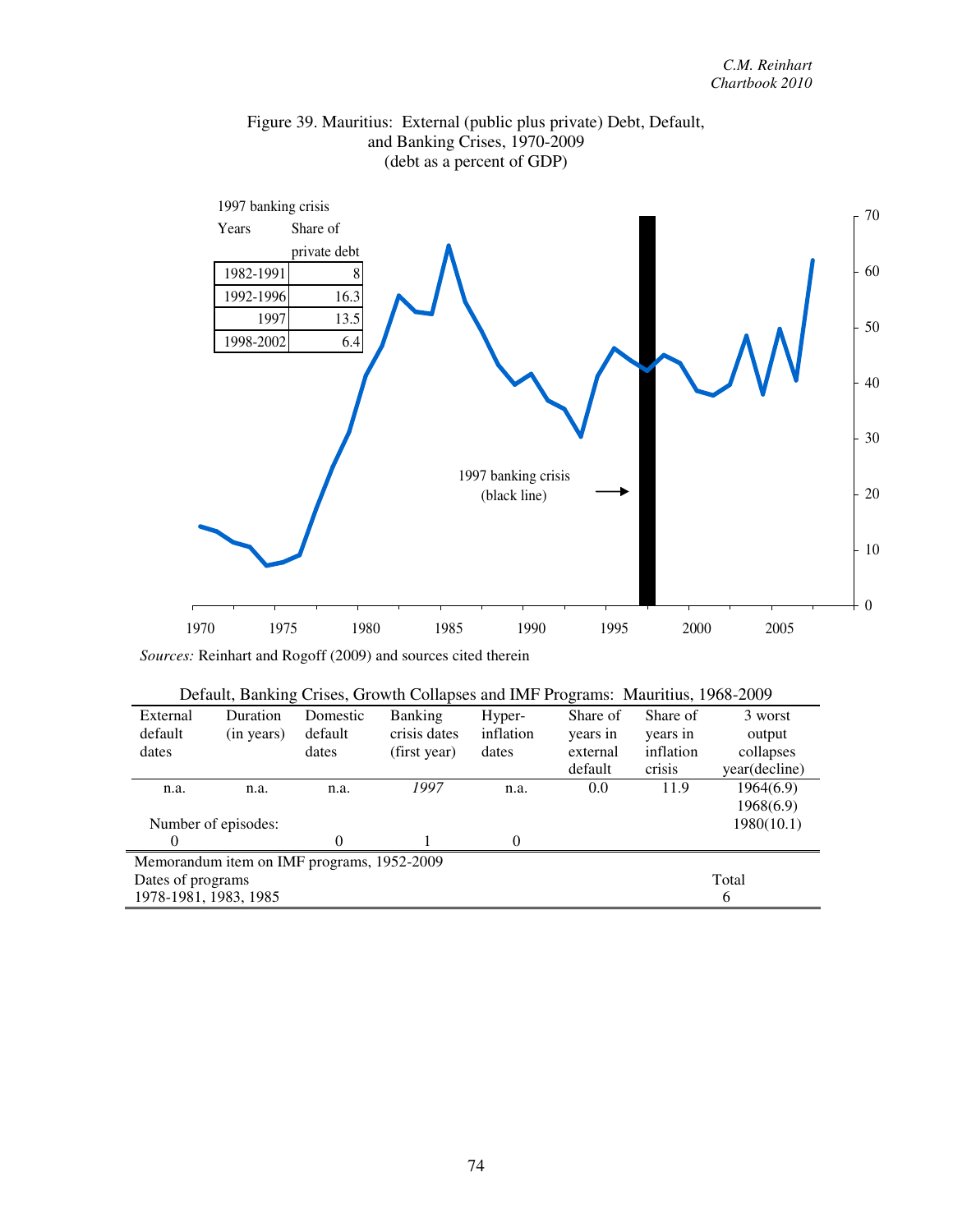Figure 39. Mauritius: External (public plus private) Debt, Default, and Banking Crises, 1970-2009
(debt as a percent of GDP)

1997 banking crisis

| Years | Share of private debt |
|---|---|
| 1982-1991 | 8 |
| 1992-1996 | 16.3 |
| 1997 | 13.5 |
| 1998-2002 | 6.4 |

1997 banking crisis (black line)

*Sources:* Reinhart and Rogoff (2009) and sources cited therein

Default, Banking Crises, Growth Collapses and IMF Programs: Mauritius, 1968-2009

| External default dates | Duration (in years) | Domestic default dates | Banking crisis dates (first year) | Hyper-inflation dates | Share of years in external default | Share of years in inflation crisis | 3 worst output collapses year(decline) |
|---|---|---|---|---|---|---|---|
| n.a. | n.a. | n.a. | *1997* | n.a. | 0.0 | 11.9 | 1964(6.9) |
| | | | | | | | 1968(6.9) |
| Number of episodes: | | | | | | | 1980(10.1) |
| 0 | | 0 | 1 | 0 | | | |

| Memorandum item on IMF programs, 1952-2009 | |
|---|---|
| Dates of programs | Total |
| 1978-1981, 1983, 1985 | 6 |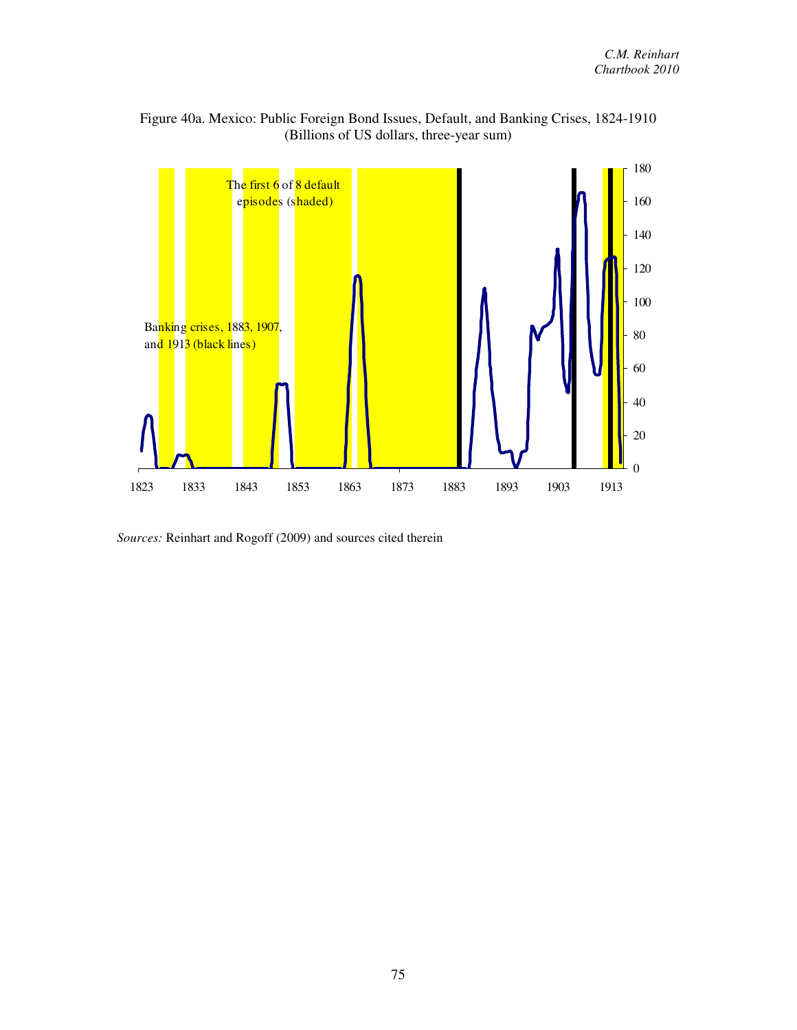Figure 40a. Mexico: Public Foreign Bond Issues, Default, and Banking Crises, 1824-1910
(Billions of US dollars, three-year sum)

*Sources:* Reinhart and Rogoff (2009) and sources cited therein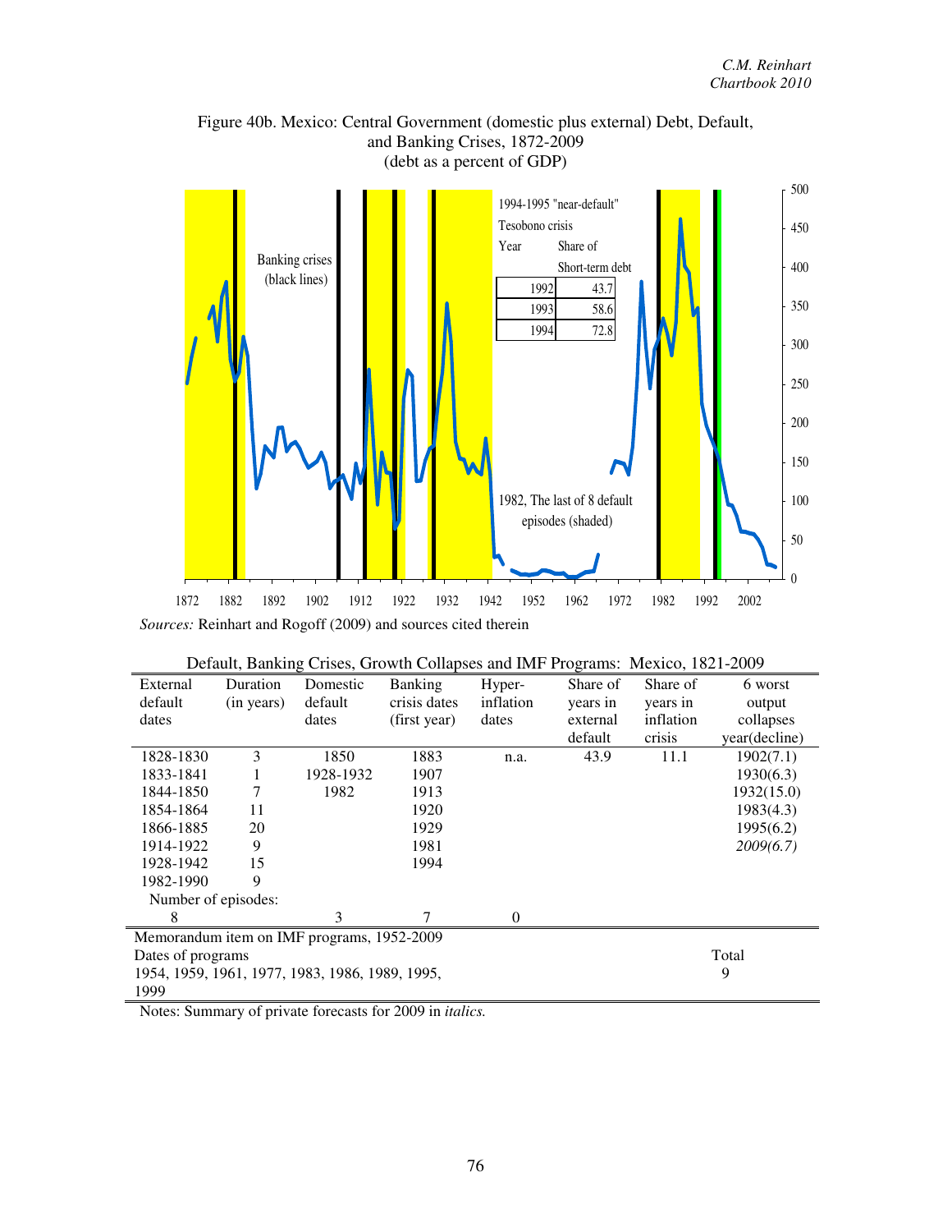Figure 40b. Mexico: Central Government (domestic plus external) Debt, Default, and Banking Crises, 1872-2009
(debt as a percent of GDP)

Banking crises (black lines)

1994-1995 "near-default" Tesobono crisis

| Year | Share of Short-term debt |
|---|---|
| 1992 | 43.7 |
| 1993 | 58.6 |
| 1994 | 72.8 |

1982, The last of 8 default episodes (shaded)

*Sources:* Reinhart and Rogoff (2009) and sources cited therein

Default, Banking Crises, Growth Collapses and IMF Programs: Mexico, 1821-2009

| External default dates | Duration (in years) | Domestic default dates | Banking crisis dates (first year) | Hyper-inflation dates | Share of years in external default | Share of years in inflation crisis | 6 worst output collapses year(decline) |
|---|---|---|---|---|---|---|---|
| 1828-1830 | 3 | 1850 | 1883 | n.a. | 43.9 | 11.1 | 1902(7.1) |
| 1833-1841 | 1 | 1928-1932 | 1907 | | | | 1930(6.3) |
| 1844-1850 | 7 | 1982 | 1913 | | | | 1932(15.0) |
| 1854-1864 | 11 | | 1920 | | | | 1983(4.3) |
| 1866-1885 | 20 | | 1929 | | | | 1995(6.2) |
| 1914-1922 | 9 | | 1981 | | | | *2009(6.7)* |
| 1928-1942 | 15 | | 1994 | | | | |
| 1982-1990 | 9 | | | | | | |
| Number of episodes: | | | | | | | |
| 8 | | 3 | 7 | 0 | | | |

| Memorandum item on IMF programs, 1952-2009 | |
|---|---|
| Dates of programs | Total |
| 1954, 1959, 1961, 1977, 1983, 1986, 1989, 1995, 1999 | 9 |

Notes: Summary of private forecasts for 2009 in *italics.*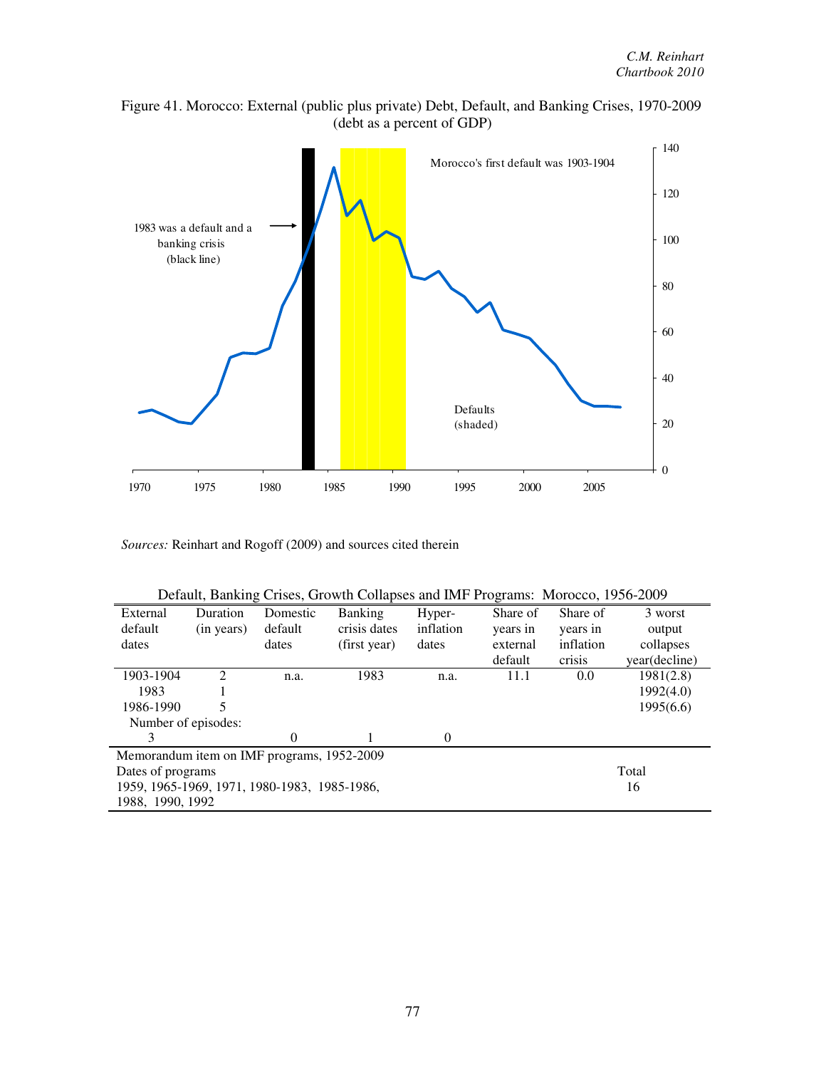Figure 41. Morocco: External (public plus private) Debt, Default, and Banking Crises, 1970-2009 (debt as a percent of GDP)

*Sources:* Reinhart and Rogoff (2009) and sources cited therein

Default, Banking Crises, Growth Collapses and IMF Programs: Morocco, 1956-2009

| External default dates | Duration (in years) | Domestic default dates | Banking crisis dates (first year) | Hyper-inflation dates | Share of years in external default | Share of years in inflation crisis | 3 worst output collapses year(decline) |
|---|---|---|---|---|---|---|---|
| 1903-1904 | 2 | n.a. | 1983 | n.a. | 11.1 | 0.0 | 1981(2.8) |
| 1983 | 1 | | | | | | 1992(4.0) |
| 1986-1990 | 5 | | | | | | 1995(6.6) |
| Number of episodes: | | | | | | | |
| 3 | | 0 | 1 | 0 | | | |

| Memorandum item on IMF programs, 1952-2009 | |
|---|---|
| Dates of programs | Total |
| 1959, 1965-1969, 1971, 1980-1983, 1985-1986, 1988, 1990, 1992 | 16 |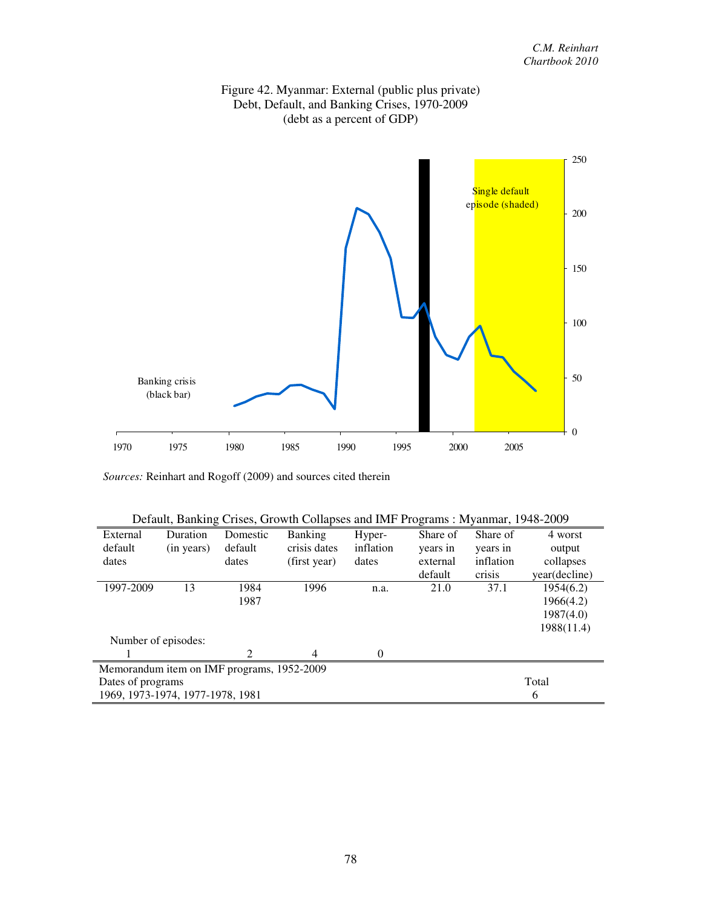Figure 42. Myanmar: External (public plus private) Debt, Default, and Banking Crises, 1970-2009 (debt as a percent of GDP)

*Sources:* Reinhart and Rogoff (2009) and sources cited therein

Default, Banking Crises, Growth Collapses and IMF Programs : Myanmar, 1948-2009

| External default dates | Duration (in years) | Domestic default dates | Banking crisis dates (first year) | Hyper-inflation dates | Share of years in external default | Share of years in inflation crisis | 4 worst output collapses year(decline) |
|---|---|---|---|---|---|---|---|
| 1997-2009 | 13 | 1984 | 1996 | n.a. | 21.0 | 37.1 | 1954(6.2) |
| | | 1987 | | | | | 1966(4.2) |
| | | | | | | | 1987(4.0) |
| | | | | | | | 1988(11.4) |
| Number of episodes: | | | | | | | |
| 1 | | 2 | 4 | 0 | | | |

| Memorandum item on IMF programs, 1952-2009 | |
|---|---|
| Dates of programs | Total |
| 1969, 1973-1974, 1977-1978, 1981 | 6 |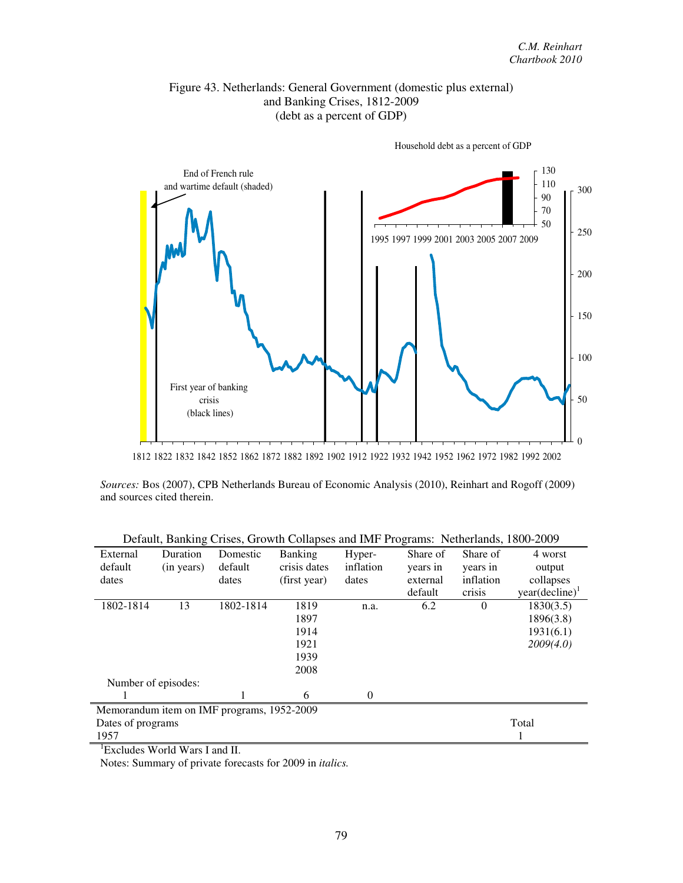Figure 43. Netherlands: General Government (domestic plus external) and Banking Crises, 1812-2009 (debt as a percent of GDP)

*Sources:* Bos (2007), CPB Netherlands Bureau of Economic Analysis (2010), Reinhart and Rogoff (2009) and sources cited therein.

Default, Banking Crises, Growth Collapses and IMF Programs: Netherlands, 1800-2009

| External default dates | Duration (in years) | Domestic default dates | Banking crisis dates (first year) | Hyper-inflation dates | Share of years in external default | Share of years in inflation crisis | 4 worst output collapses year(decline)[1] |
|---|---|---|---|---|---|---|---|
| 1802-1814 | 13 | 1802-1814 | 1819 | n.a. | 6.2 | 0 | 1830(3.5) |
| | | | 1897 | | | | 1896(3.8) |
| | | | 1914 | | | | 1931(6.1) |
| | | | 1921 | | | | *2009(4.0)* |
| | | | 1939 | | | | |
| | | | 2008 | | | | |
| Number of episodes: | | | | | | | |
| 1 | | 1 | 6 | 0 | | | |

Memorandum item on IMF programs, 1952-2009

| Dates of programs | Total |
|---|---|
| 1957 | 1 |

[1]Excludes World Wars I and II.

Notes: Summary of private forecasts for 2009 in *italics.*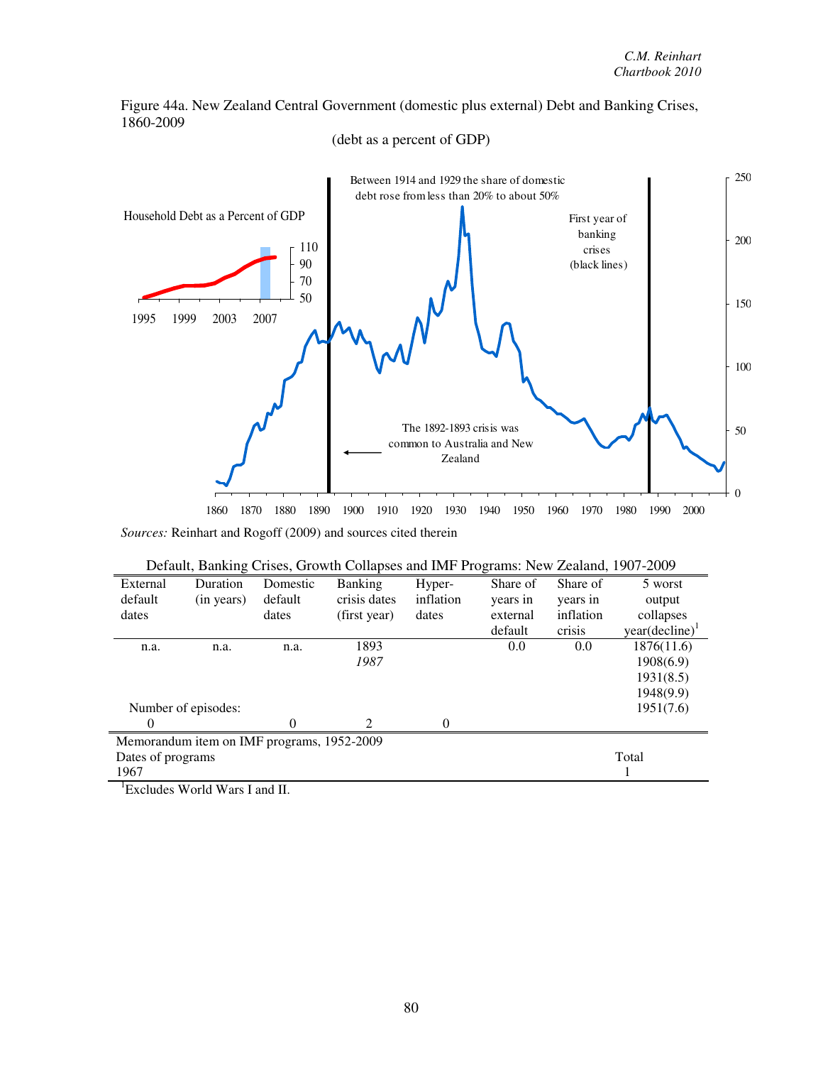Figure 44a. New Zealand Central Government (domestic plus external) Debt and Banking Crises, 1860-2009

(debt as a percent of GDP)

Between 1914 and 1929 the share of domestic debt rose from less than 20% to about 50%

First year of banking crises (black lines)

Household Debt as a Percent of GDP

The 1892-1893 crisis was common to Australia and New Zealand

*Sources:* Reinhart and Rogoff (2009) and sources cited therein

Default, Banking Crises, Growth Collapses and IMF Programs: New Zealand, 1907-2009

| External default dates | Duration (in years) | Domestic default dates | Banking crisis dates (first year) | Hyper-inflation dates | Share of years in external default | Share of years in inflation crisis | 5 worst output collapses year(decline)[1] |
|---|---|---|---|---|---|---|---|
| n.a. | n.a. | n.a. | 1893 | | 0.0 | 0.0 | 1876(11.6) |
| | | | *1987* | | | | 1908(6.9) |
| | | | | | | | 1931(8.5) |
| | | | | | | | 1948(9.9) |
| Number of episodes: | | | | | | | 1951(7.6) |
| 0 | | 0 | 2 | 0 | | | |

| Memorandum item on IMF programs, 1952-2009 | |
|---|---|
| Dates of programs | Total |
| 1967 | 1 |

[1]Excludes World Wars I and II.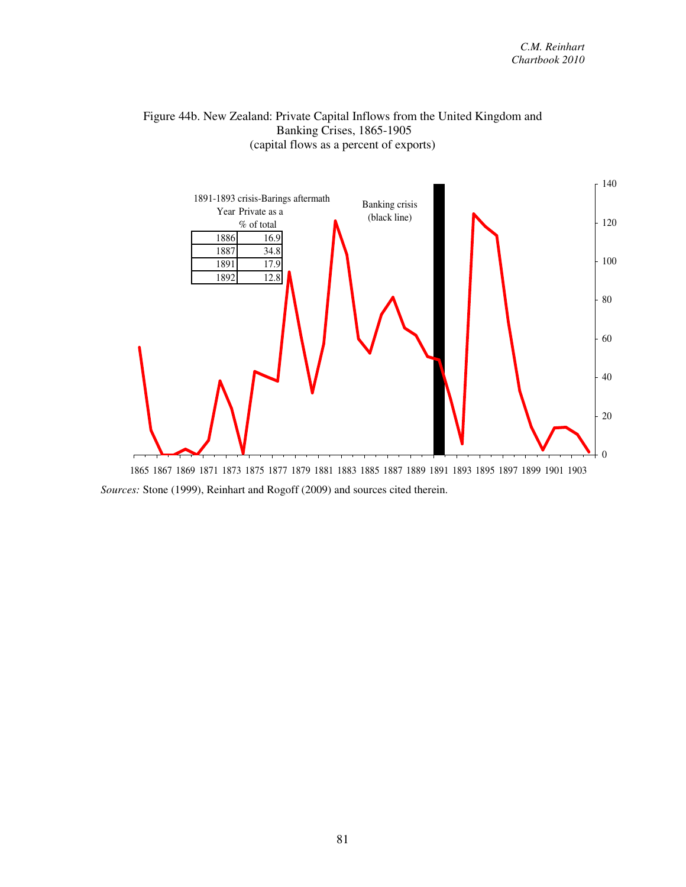Figure 44b. New Zealand: Private Capital Inflows from the United Kingdom and Banking Crises, 1865-1905
(capital flows as a percent of exports)

1891-1893 crisis-Barings aftermath

| Year | Private as a % of total |
|---|---|
| 1886 | 16.9 |
| 1887 | 34.8 |
| 1891 | 17.9 |
| 1892 | 12.8 |

Banking crisis (black line)

*Sources:* Stone (1999), Reinhart and Rogoff (2009) and sources cited therein.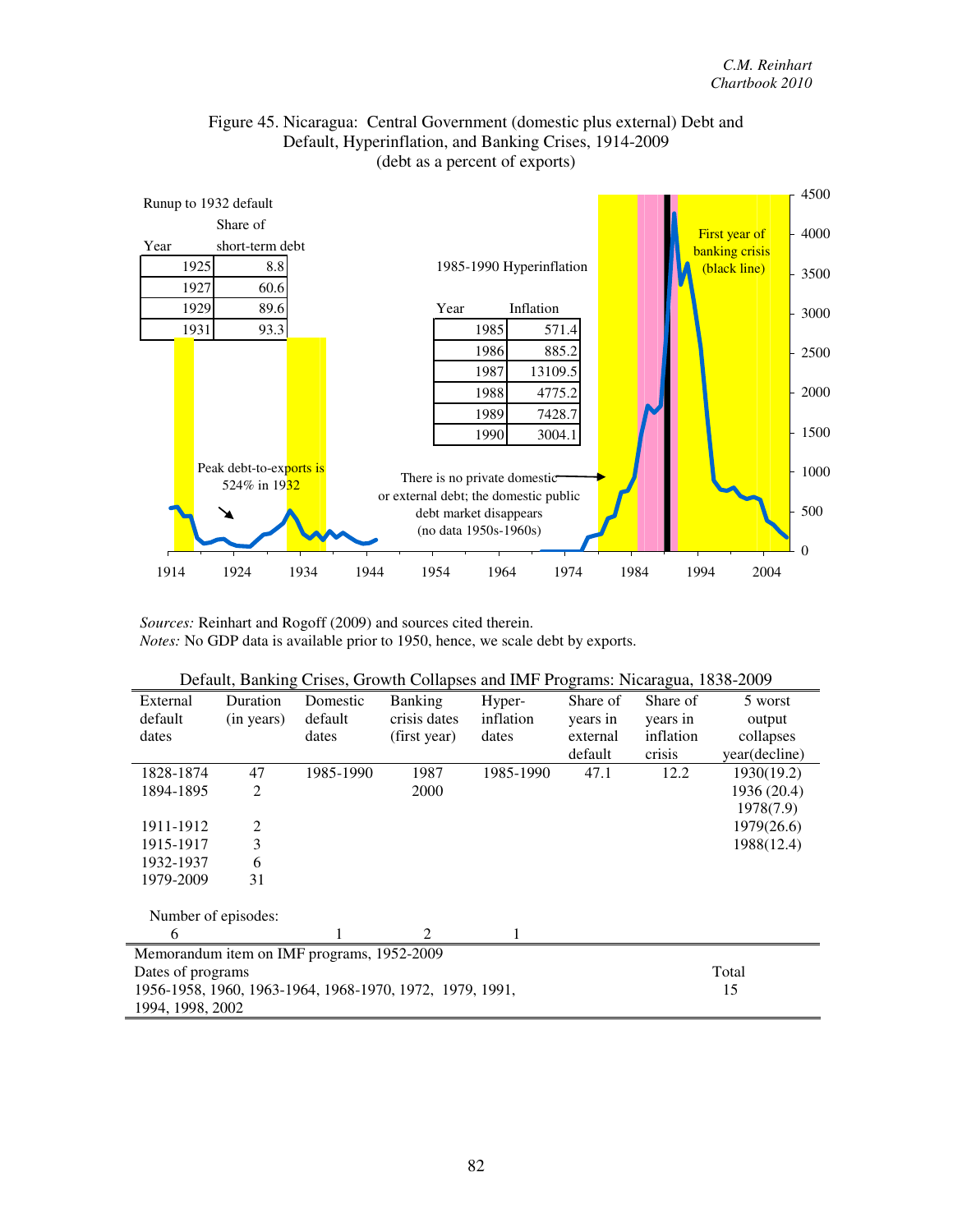Figure 45. Nicaragua: Central Government (domestic plus external) Debt and Default, Hyperinflation, and Banking Crises, 1914-2009 (debt as a percent of exports)

Runup to 1932 default

| Year | Share of short-term debt |
|---|---|
| 1925 | 8.8 |
| 1927 | 60.6 |
| 1929 | 89.6 |
| 1931 | 93.3 |

1985-1990 Hyperinflation

| Year | Inflation |
|---|---|
| 1985 | 571.4 |
| 1986 | 885.2 |
| 1987 | 13109.5 |
| 1988 | 4775.2 |
| 1989 | 7428.7 |
| 1990 | 3004.1 |

Peak debt-to-exports is 524% in 1932

There is no private domestic or external debt; the domestic public debt market disappears (no data 1950s-1960s)

First year of banking crisis (black line)

*Sources:* Reinhart and Rogoff (2009) and sources cited therein.
*Notes:* No GDP data is available prior to 1950, hence, we scale debt by exports.

Default, Banking Crises, Growth Collapses and IMF Programs: Nicaragua, 1838-2009

| External default dates | Duration (in years) | Domestic default dates | Banking crisis dates (first year) | Hyper-inflation dates | Share of years in external default | Share of years in inflation crisis | 5 worst output collapses year(decline) |
|---|---|---|---|---|---|---|---|
| 1828-1874 | 47 | 1985-1990 | 1987 | 1985-1990 | 47.1 | 12.2 | 1930(19.2) |
| 1894-1895 | 2 | | 2000 | | | | 1936 (20.4) |
| | | | | | | | 1978(7.9) |
| 1911-1912 | 2 | | | | | | 1979(26.6) |
| 1915-1917 | 3 | | | | | | 1988(12.4) |
| 1932-1937 | 6 | | | | | | |
| 1979-2009 | 31 | | | | | | |
| Number of episodes: | | | | | | | |
| 6 | | 1 | 2 | 1 | | | |

| Memorandum item on IMF programs, 1952-2009 | |
|---|---|
| Dates of programs | Total |
| 1956-1958, 1960, 1963-1964, 1968-1970, 1972, 1979, 1991, 1994, 1998, 2002 | 15 |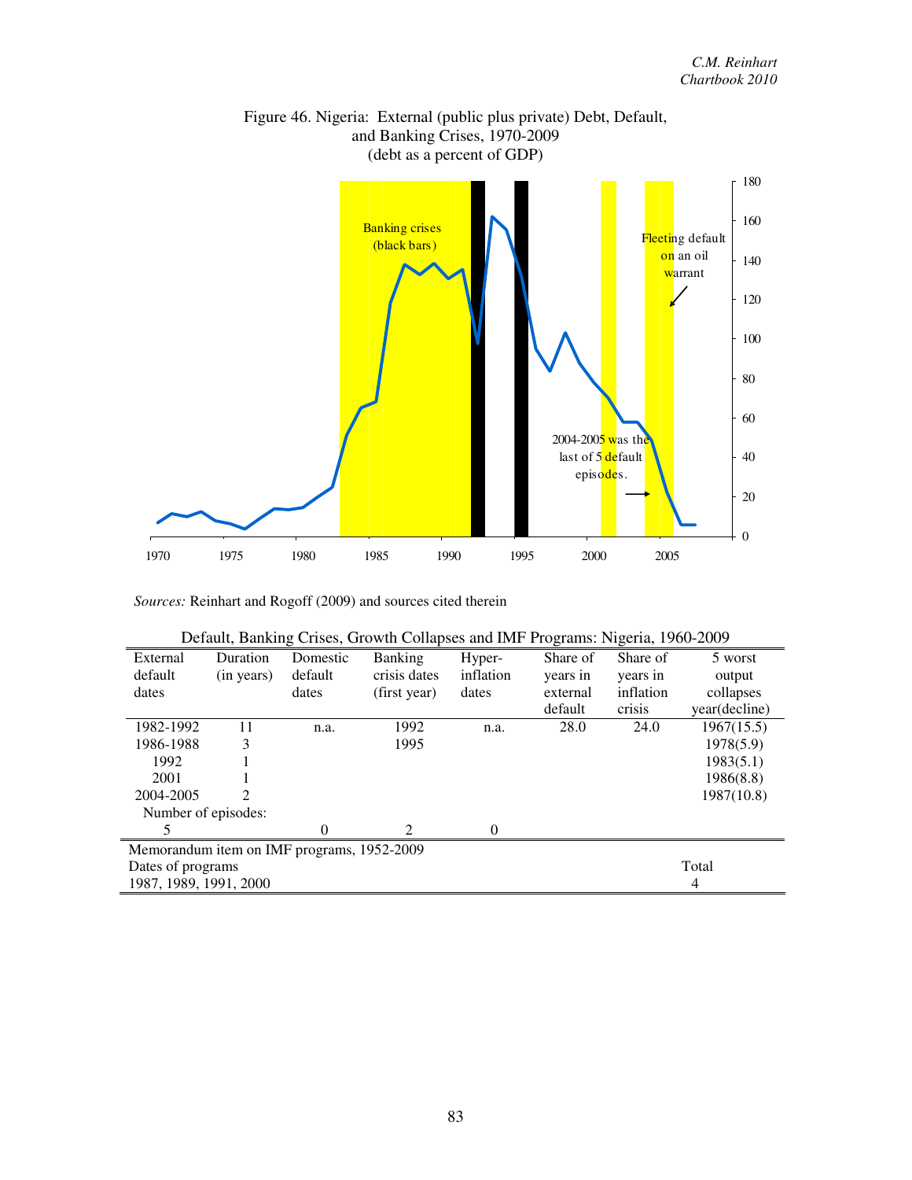Figure 46. Nigeria: External (public plus private) Debt, Default, and Banking Crises, 1970-2009
(debt as a percent of GDP)

*Sources:* Reinhart and Rogoff (2009) and sources cited therein

Default, Banking Crises, Growth Collapses and IMF Programs: Nigeria, 1960-2009

| External default dates | Duration (in years) | Domestic default dates | Banking crisis dates (first year) | Hyper-inflation dates | Share of years in external default | Share of years in inflation crisis | 5 worst output collapses year(decline) |
|---|---|---|---|---|---|---|---|
| 1982-1992 | 11 | n.a. | 1992 | n.a. | 28.0 | 24.0 | 1967(15.5) |
| 1986-1988 | 3 | | 1995 | | | | 1978(5.9) |
| 1992 | 1 | | | | | | 1983(5.1) |
| 2001 | 1 | | | | | | 1986(8.8) |
| 2004-2005 | 2 | | | | | | 1987(10.8) |
| Number of episodes: | | | | | | | |
| 5 | | 0 | 2 | 0 | | | |

Memorandum item on IMF programs, 1952-2009

| Dates of programs | Total |
|---|---|
| 1987, 1989, 1991, 2000 | 4 |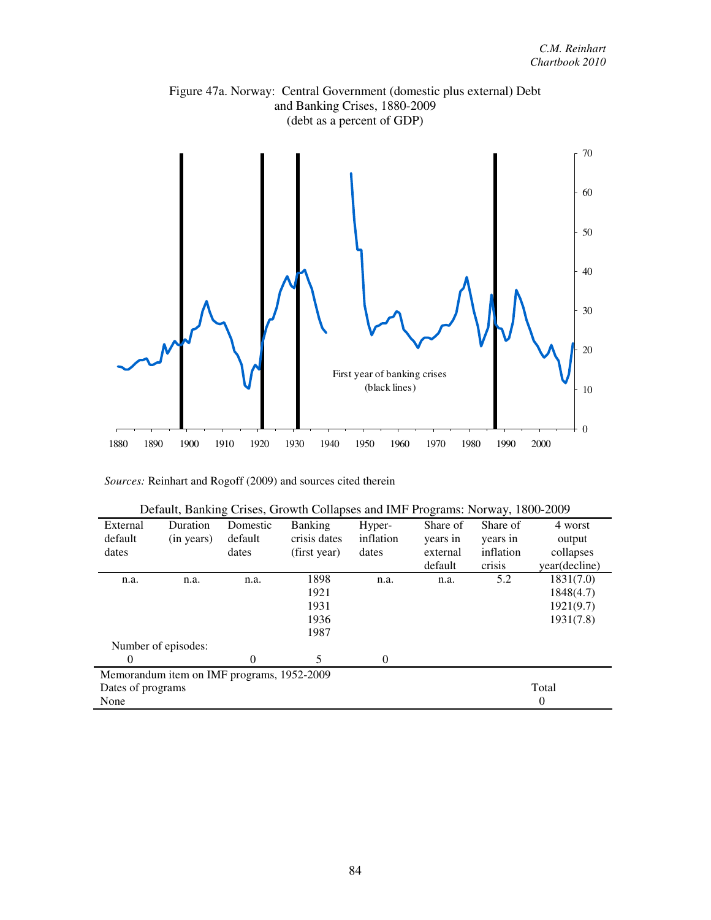Figure 47a. Norway: Central Government (domestic plus external) Debt and Banking Crises, 1880-2009
(debt as a percent of GDP)

First year of banking crises (black lines)

*Sources:* Reinhart and Rogoff (2009) and sources cited therein

Default, Banking Crises, Growth Collapses and IMF Programs: Norway, 1800-2009

| External default dates | Duration (in years) | Domestic default dates | Banking crisis dates (first year) | Hyper-inflation dates | Share of years in external default | Share of years in inflation crisis | 4 worst output collapses year(decline) |
|---|---|---|---|---|---|---|---|
| n.a. | n.a. | n.a. | 1898 | n.a. | n.a. | 5.2 | 1831(7.0) |
| | | | 1921 | | | | 1848(4.7) |
| | | | 1931 | | | | 1921(9.7) |
| | | | 1936 | | | | 1931(7.8) |
| | | | 1987 | | | | |
| Number of episodes: | | | | | | | |
| 0 | | 0 | 5 | 0 | | | |

| Memorandum item on IMF programs, 1952-2009 | |
|---|---|
| Dates of programs | Total |
| None | 0 |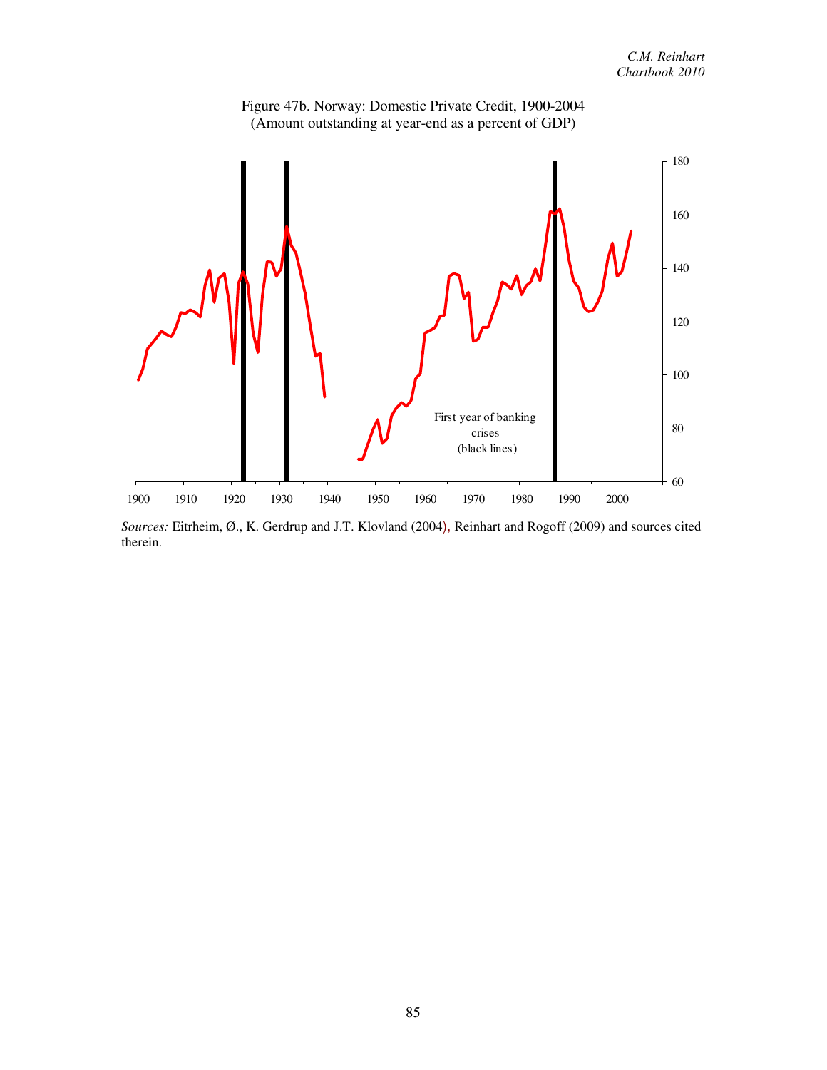Figure 47b. Norway: Domestic Private Credit, 1900-2004
(Amount outstanding at year-end as a percent of GDP)

*Sources:* Eitrheim, Ø., K. Gerdrup and J.T. Klovland (2004), Reinhart and Rogoff (2009) and sources cited therein.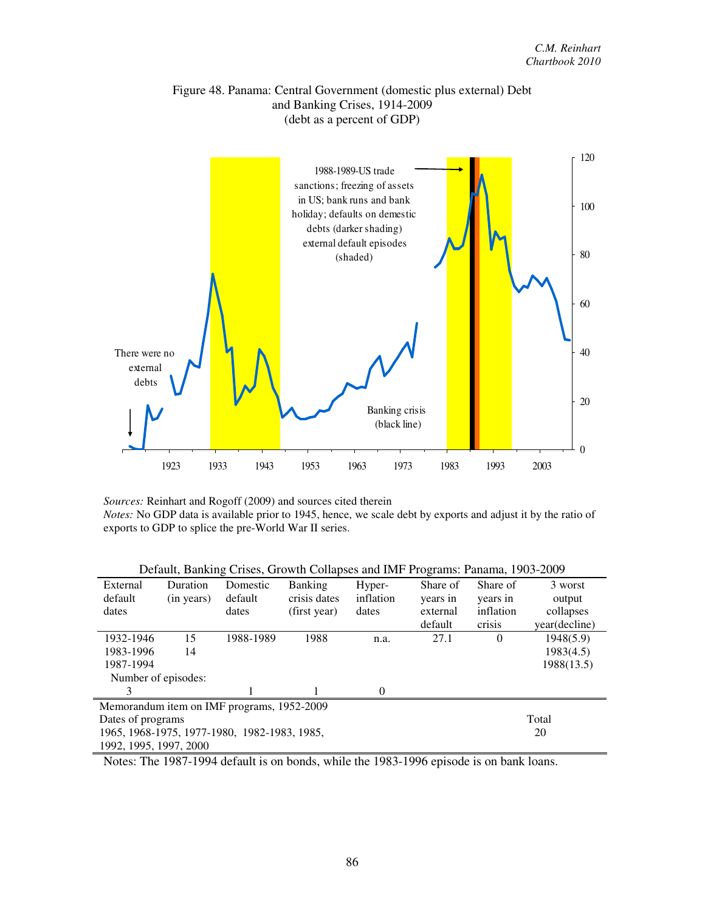Figure 48. Panama: Central Government (domestic plus external) Debt and Banking Crises, 1914-2009
(debt as a percent of GDP)

There were no external debts

1988-1989-US trade sanctions; freezing of assets in US; bank runs and bank holiday; defaults on demestic debts (darker shading) external default episodes (shaded)

Banking crisis (black line)

*Sources:* Reinhart and Rogoff (2009) and sources cited therein
*Notes:* No GDP data is available prior to 1945, hence, we scale debt by exports and adjust it by the ratio of exports to GDP to splice the pre-World War II series.

Default, Banking Crises, Growth Collapses and IMF Programs: Panama, 1903-2009

| External default dates | Duration (in years) | Domestic default dates | Banking crisis dates (first year) | Hyper-inflation dates | Share of years in external default | Share of years in inflation crisis | 3 worst output collapses year(decline) |
|---|---|---|---|---|---|---|---|
| 1932-1946 | 15 | 1988-1989 | 1988 | n.a. | 27.1 | 0 | 1948(5.9) |
| 1983-1996 | 14 | | | | | | 1983(4.5) |
| 1987-1994 | | | | | | | 1988(13.5) |
| Number of episodes: | | | | | | | |
| 3 | | 1 | 1 | 0 | | | |

| Memorandum item on IMF programs, 1952-2009 | |
|---|---|
| Dates of programs | Total |
| 1965, 1968-1975, 1977-1980, 1982-1983, 1985, 1992, 1995, 1997, 2000 | 20 |

Notes: The 1987-1994 default is on bonds, while the 1983-1996 episode is on bank loans.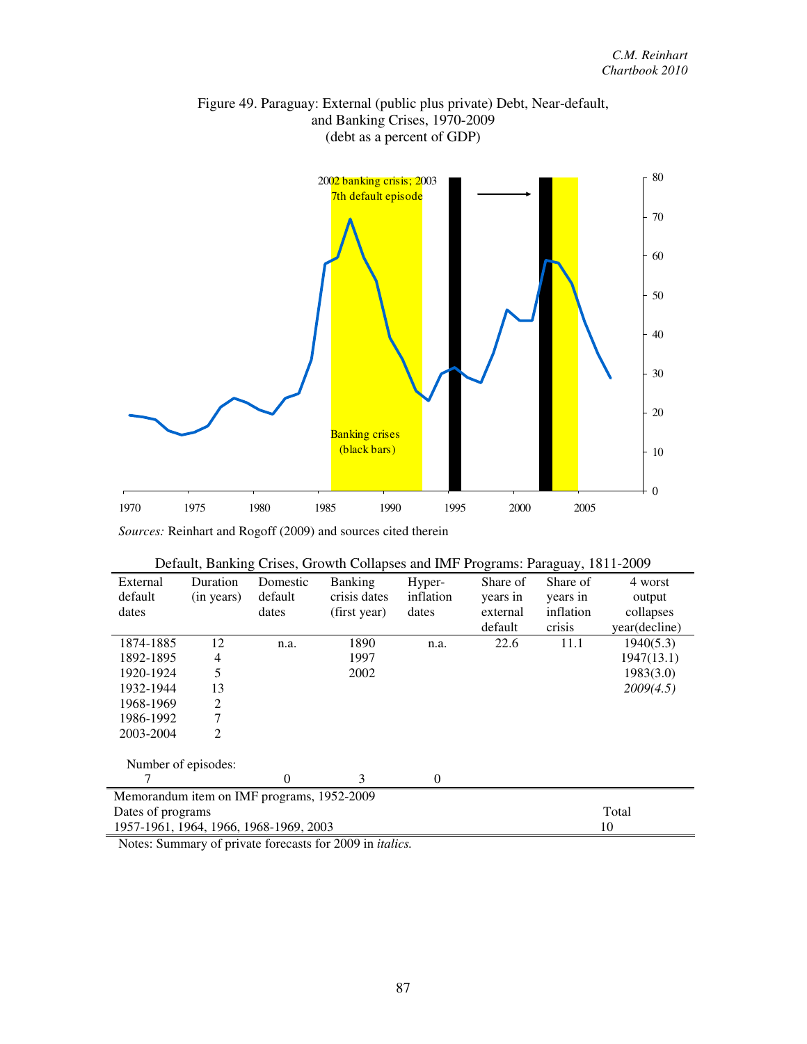Figure 49. Paraguay: External (public plus private) Debt, Near-default, and Banking Crises, 1970-2009
(debt as a percent of GDP)

*Sources:* Reinhart and Rogoff (2009) and sources cited therein

Default, Banking Crises, Growth Collapses and IMF Programs: Paraguay, 1811-2009

| External default dates | Duration (in years) | Domestic default dates | Banking crisis dates (first year) | Hyper-inflation dates | Share of years in external default | Share of years in inflation crisis | 4 worst output collapses year(decline) |
|---|---|---|---|---|---|---|---|
| 1874-1885 | 12 | n.a. | 1890 | n.a. | 22.6 | 11.1 | 1940(5.3) |
| 1892-1895 | 4 | | 1997 | | | | 1947(13.1) |
| 1920-1924 | 5 | | 2002 | | | | 1983(3.0) |
| 1932-1944 | 13 | | | | | | *2009(4.5)* |
| 1968-1969 | 2 | | | | | | |
| 1986-1992 | 7 | | | | | | |
| 2003-2004 | 2 | | | | | | |
| Number of episodes: | | | | | | | |
| 7 | | 0 | 3 | 0 | | | |

Memorandum item on IMF programs, 1952-2009

| Dates of programs | Total |
|---|---|
| 1957-1961, 1964, 1966, 1968-1969, 2003 | 10 |

Notes: Summary of private forecasts for 2009 in *italics.*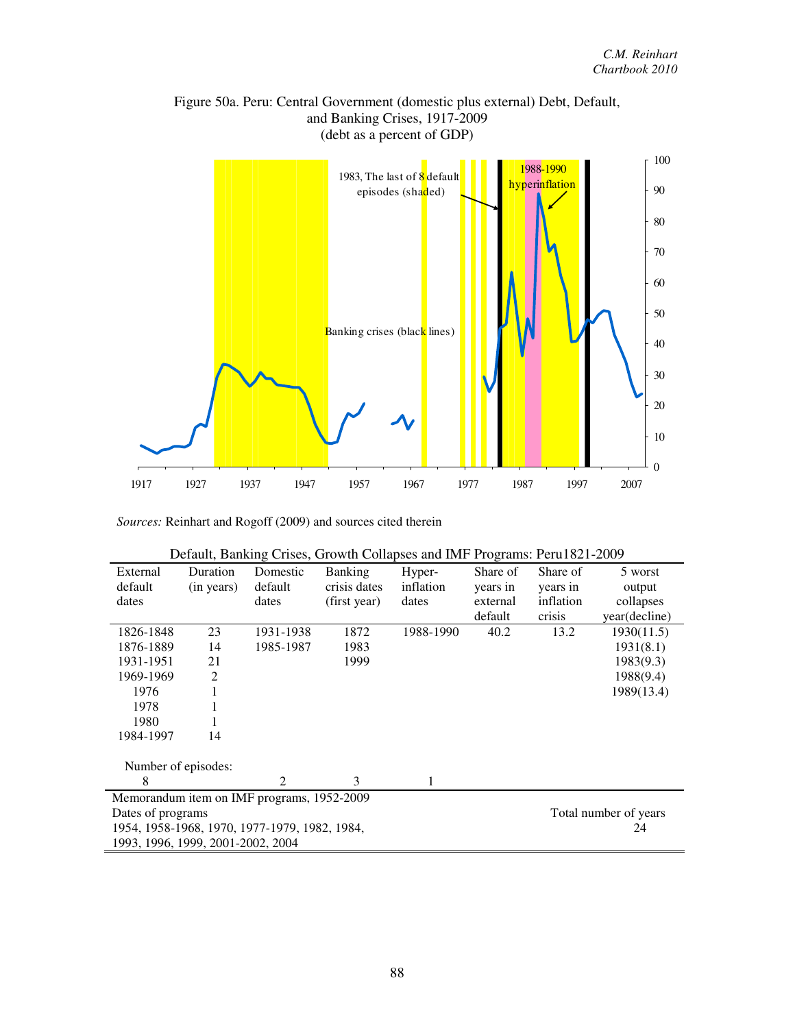Figure 50a. Peru: Central Government (domestic plus external) Debt, Default, and Banking Crises, 1917-2009
(debt as a percent of GDP)

*Sources:* Reinhart and Rogoff (2009) and sources cited therein

Default, Banking Crises, Growth Collapses and IMF Programs: Peru1821-2009

| External default dates | Duration (in years) | Domestic default dates | Banking crisis dates (first year) | Hyper-inflation dates | Share of years in external default | Share of years in inflation crisis | 5 worst output collapses year(decline) |
|---|---|---|---|---|---|---|---|
| 1826-1848 | 23 | 1931-1938 | 1872 | 1988-1990 | 40.2 | 13.2 | 1930(11.5) |
| 1876-1889 | 14 | 1985-1987 | 1983 | | | | 1931(8.1) |
| 1931-1951 | 21 | | 1999 | | | | 1983(9.3) |
| 1969-1969 | 2 | | | | | | 1988(9.4) |
| 1976 | 1 | | | | | | 1989(13.4) |
| 1978 | 1 | | | | | | |
| 1980 | 1 | | | | | | |
| 1984-1997 | 14 | | | | | | |
| Number of episodes: | | | | | | | |
| 8 | | 2 | 3 | 1 | | | |

Memorandum item on IMF programs, 1952-2009

| Dates of programs | Total number of years |
|---|---|
| 1954, 1958-1968, 1970, 1977-1979, 1982, 1984, 1993, 1996, 1999, 2001-2002, 2004 | 24 |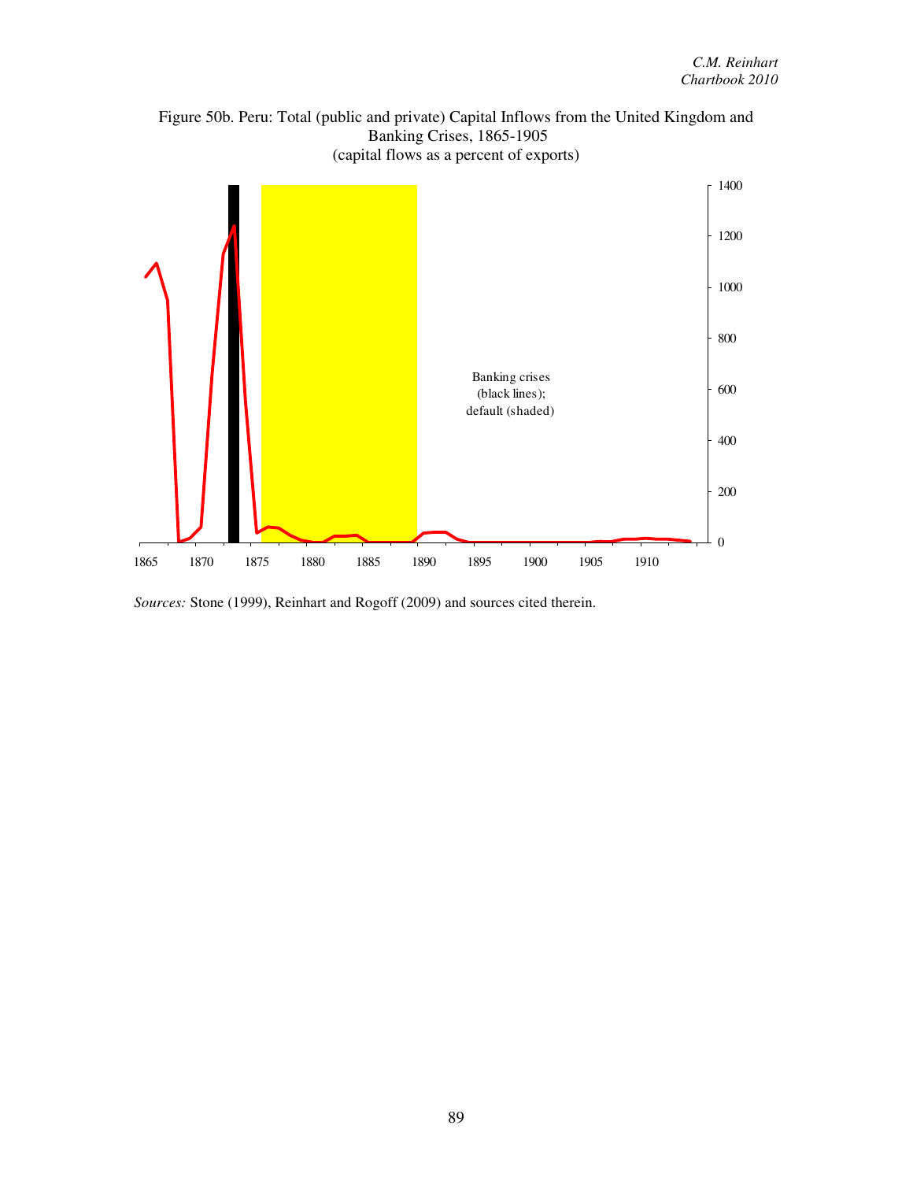Figure 50b. Peru: Total (public and private) Capital Inflows from the United Kingdom and Banking Crises, 1865-1905
(capital flows as a percent of exports)

Banking crises (black lines); default (shaded)

*Sources:* Stone (1999), Reinhart and Rogoff (2009) and sources cited therein.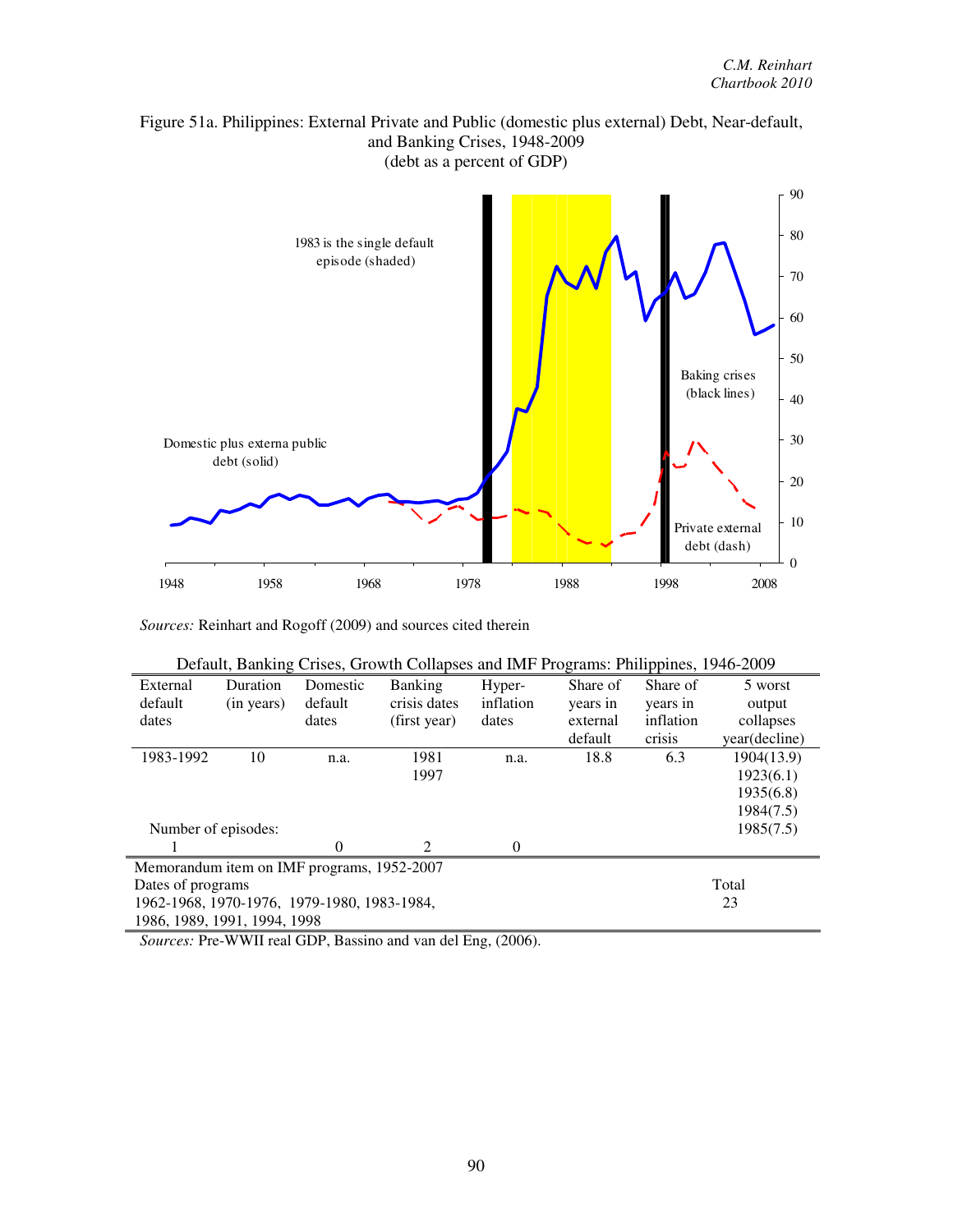Figure 51a. Philippines: External Private and Public (domestic plus external) Debt, Near-default, and Banking Crises, 1948-2009
(debt as a percent of GDP)

*Sources:* Reinhart and Rogoff (2009) and sources cited therein

Default, Banking Crises, Growth Collapses and IMF Programs: Philippines, 1946-2009

| External default dates | Duration (in years) | Domestic default dates | Banking crisis dates (first year) | Hyper-inflation dates | Share of years in external default | Share of years in inflation crisis | 5 worst output collapses year(decline) |
|---|---|---|---|---|---|---|---|
| 1983-1992 | 10 | n.a. | 1981 | n.a. | 18.8 | 6.3 | 1904(13.9) |
| | | | 1997 | | | | 1923(6.1) |
| | | | | | | | 1935(6.8) |
| | | | | | | | 1984(7.5) |
| Number of episodes: | | | | | | | 1985(7.5) |
| 1 | | 0 | 2 | 0 | | | |

| Memorandum item on IMF programs, 1952-2007 | |
|---|---|
| Dates of programs | Total |
| 1962-1968, 1970-1976, 1979-1980, 1983-1984, 1986, 1989, 1991, 1994, 1998 | 23 |

*Sources:* Pre-WWII real GDP, Bassino and van del Eng, (2006).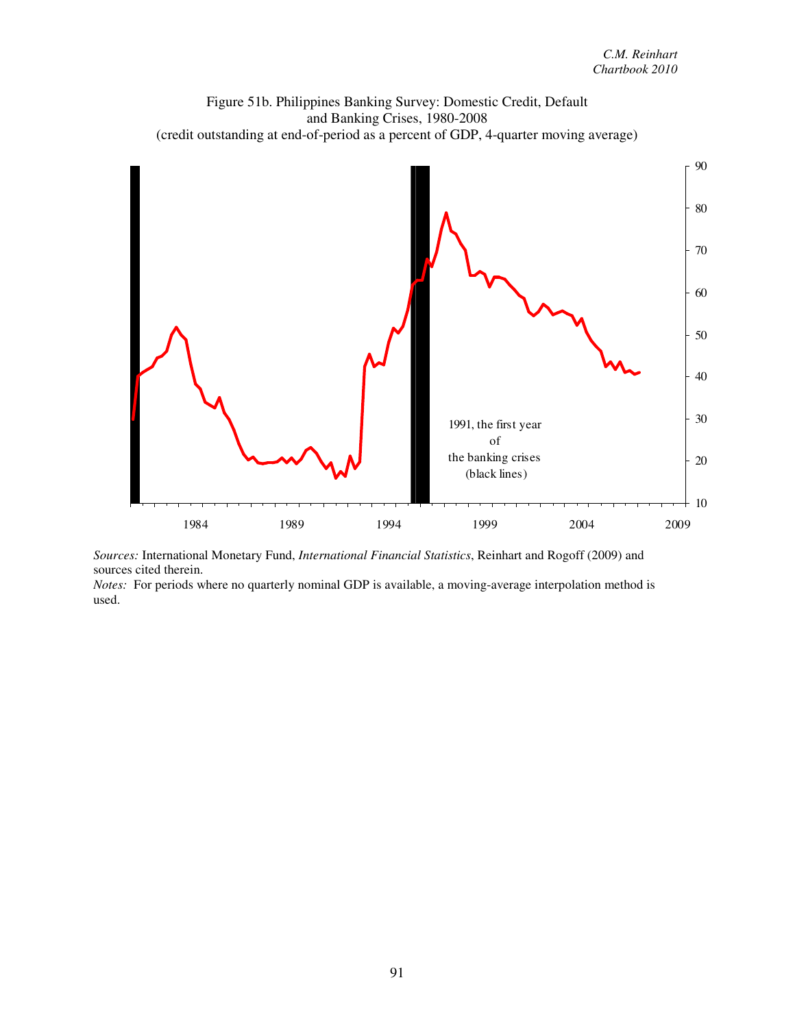Figure 51b. Philippines Banking Survey: Domestic Credit, Default and Banking Crises, 1980-2008
(credit outstanding at end-of-period as a percent of GDP, 4-quarter moving average)

1991, the first year of the banking crises (black lines)

*Sources:* International Monetary Fund, *International Financial Statistics*, Reinhart and Rogoff (2009) and sources cited therein.
*Notes:* For periods where no quarterly nominal GDP is available, a moving-average interpolation method is used.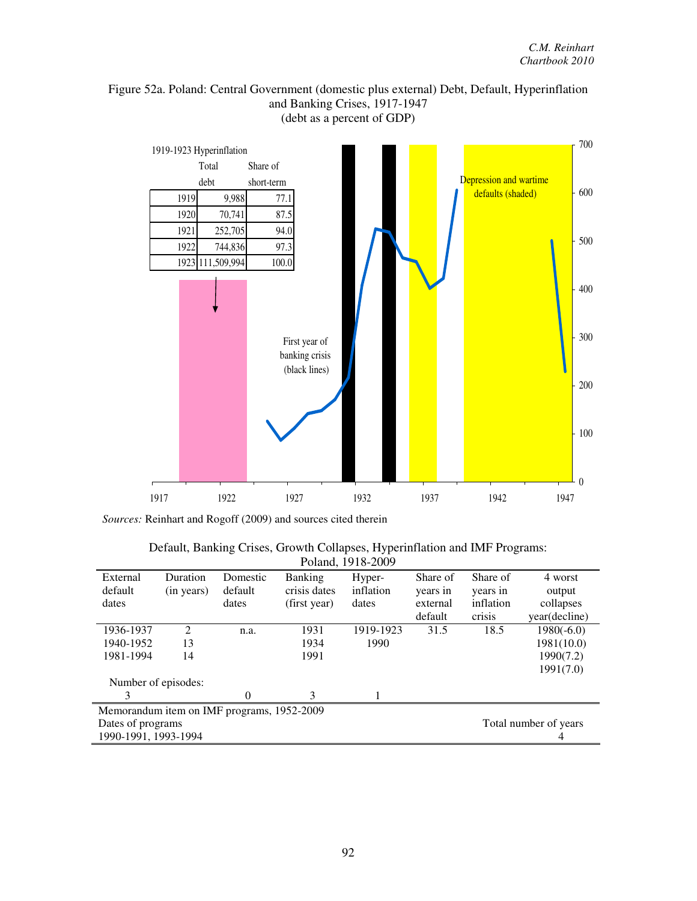Figure 52a. Poland: Central Government (domestic plus external) Debt, Default, Hyperinflation and Banking Crises, 1917-1947
(debt as a percent of GDP)

1919-1923 Hyperinflation

| | Total debt | Share of short-term |
|---|---|---|
| 1919 | 9,988 | 77.1 |
| 1920 | 70,741 | 87.5 |
| 1921 | 252,705 | 94.0 |
| 1922 | 744,836 | 97.3 |
| 1923 | 111,509,994 | 100.0 |

First year of banking crisis (black lines)

Depression and wartime defaults (shaded)

*Sources:* Reinhart and Rogoff (2009) and sources cited therein

Default, Banking Crises, Growth Collapses, Hyperinflation and IMF Programs: Poland, 1918-2009

| External default dates | Duration (in years) | Domestic default dates | Banking crisis dates (first year) | Hyper-inflation dates | Share of years in external default | Share of years in inflation crisis | 4 worst output collapses year(decline) |
|---|---|---|---|---|---|---|---|
| 1936-1937 | 2 | n.a. | 1931 | 1919-1923 | 31.5 | 18.5 | 1980(-6.0) |
| 1940-1952 | 13 | | 1934 | 1990 | | | 1981(10.0) |
| 1981-1994 | 14 | | 1991 | | | | 1990(7.2) |
| | | | | | | | 1991(7.0) |
| Number of episodes: | | | | | | | |
| 3 | | 0 | 3 | 1 | | | |

Memorandum item on IMF programs, 1952-2009

| Dates of programs | Total number of years |
|---|---|
| 1990-1991, 1993-1994 | 4 |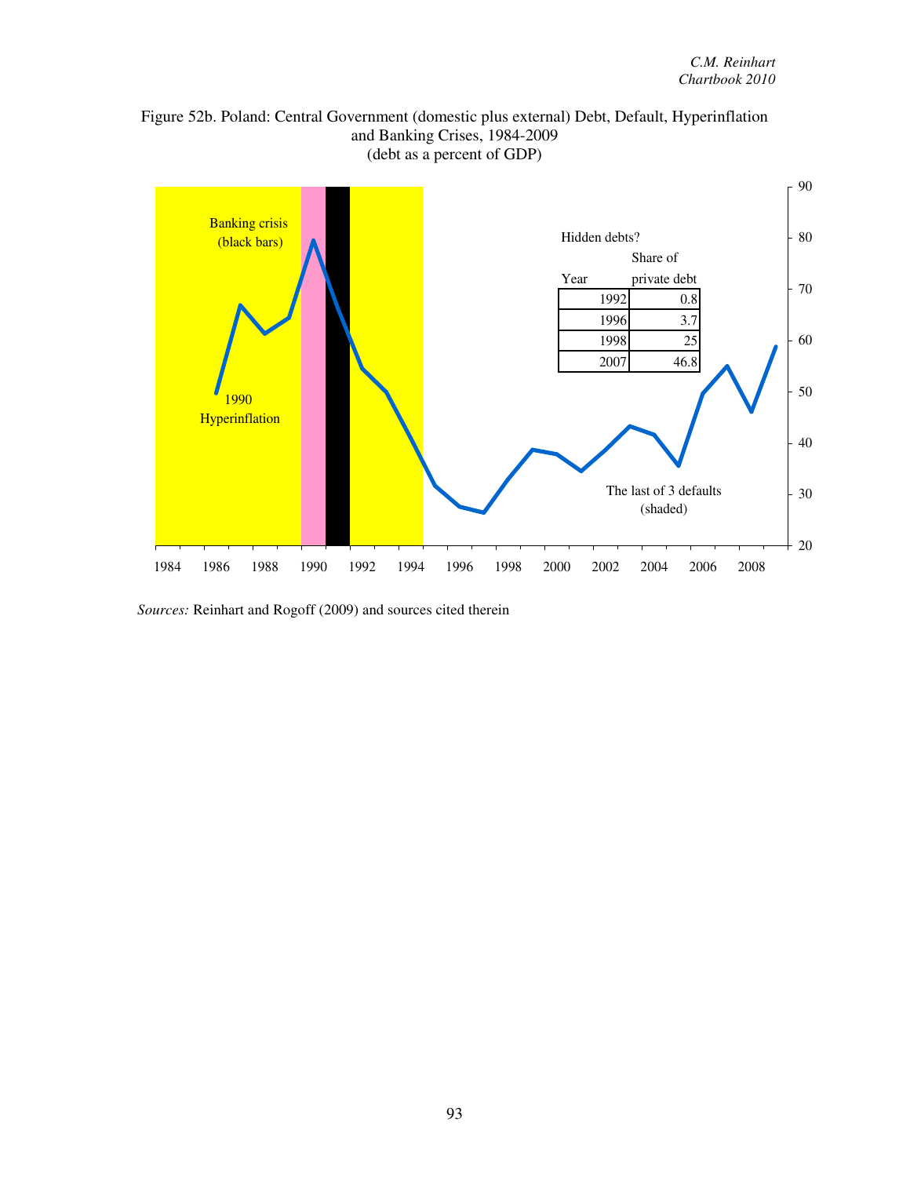Figure 52b. Poland: Central Government (domestic plus external) Debt, Default, Hyperinflation and Banking Crises, 1984-2009
(debt as a percent of GDP)

Banking crisis (black bars)

1990 Hyperinflation

Hidden debts?

| Year | Share of private debt |
|---|---|
| 1992 | 0.8 |
| 1996 | 3.7 |
| 1998 | 25 |
| 2007 | 46.8 |

The last of 3 defaults (shaded)

*Sources:* Reinhart and Rogoff (2009) and sources cited therein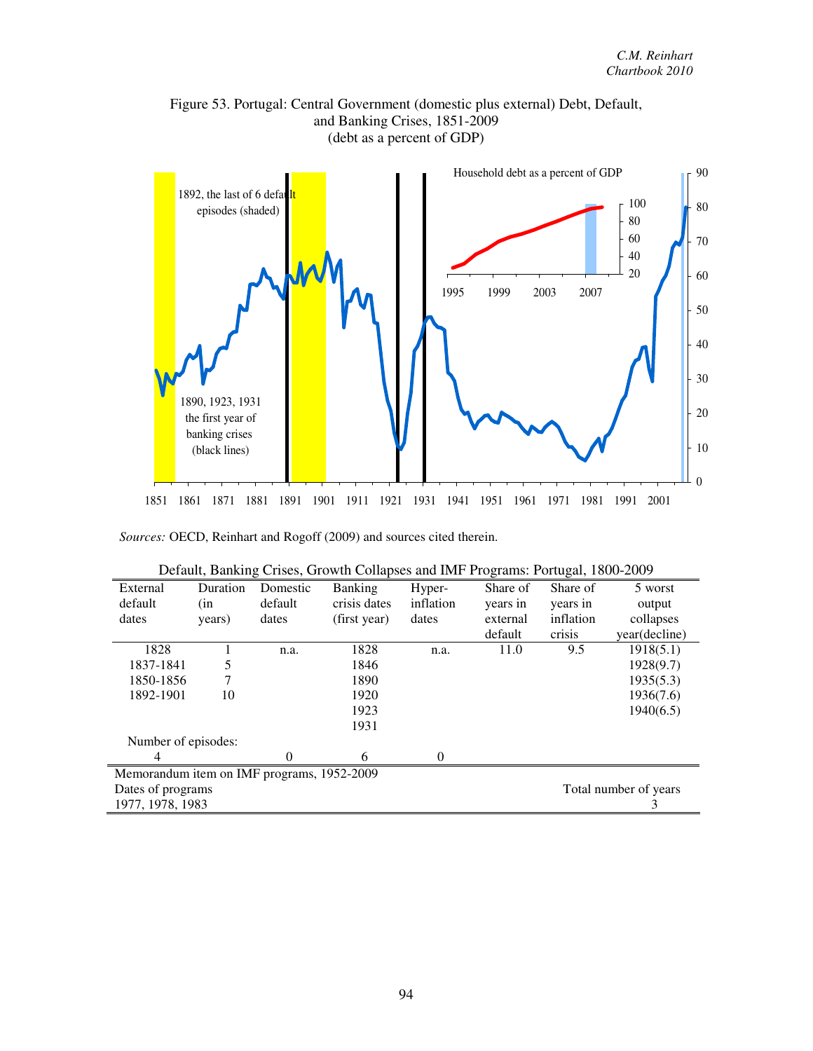Figure 53. Portugal: Central Government (domestic plus external) Debt, Default, and Banking Crises, 1851-2009
(debt as a percent of GDP)

*Sources:* OECD, Reinhart and Rogoff (2009) and sources cited therein.

Default, Banking Crises, Growth Collapses and IMF Programs: Portugal, 1800-2009

| External default dates | Duration (in years) | Domestic default dates | Banking crisis dates (first year) | Hyper-inflation dates | Share of years in external default | Share of years in inflation crisis | 5 worst output collapses year(decline) |
|---|---|---|---|---|---|---|---|
| 1828 | 1 | n.a. | 1828 | n.a. | 11.0 | 9.5 | 1918(5.1) |
| 1837-1841 | 5 | | 1846 | | | | 1928(9.7) |
| 1850-1856 | 7 | | 1890 | | | | 1935(5.3) |
| 1892-1901 | 10 | | 1920 | | | | 1936(7.6) |
| | | | 1923 | | | | 1940(6.5) |
| | | | 1931 | | | | |
| Number of episodes: | | | | | | | |
| 4 | | 0 | 6 | 0 | | | |

Memorandum item on IMF programs, 1952-2009

| Dates of programs | Total number of years |
|---|---|
| 1977, 1978, 1983 | 3 |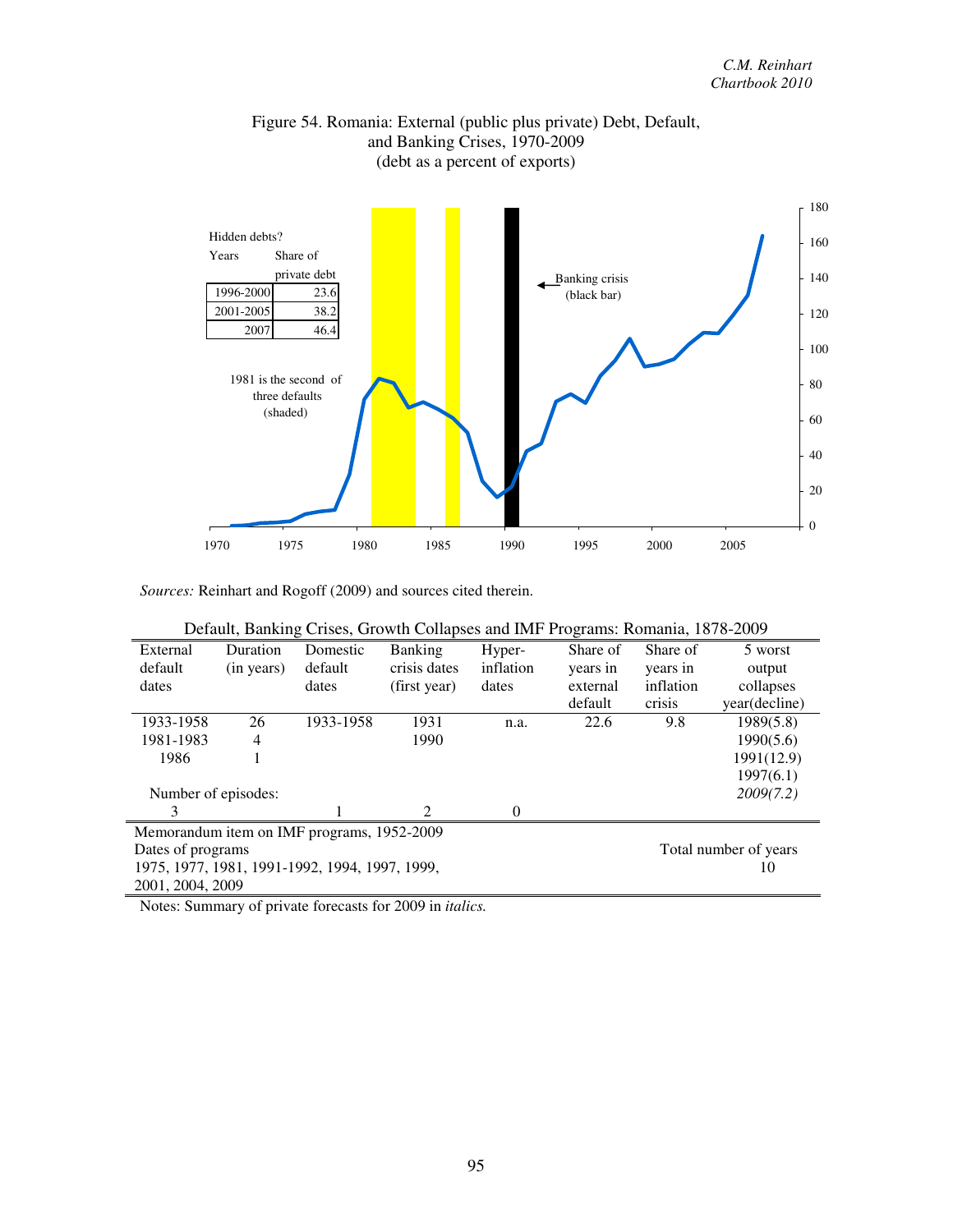Figure 54. Romania: External (public plus private) Debt, Default, and Banking Crises, 1970-2009
(debt as a percent of exports)

Hidden debts?

| Years | Share of private debt |
|---|---|
| 1996-2000 | 23.6 |
| 2001-2005 | 38.2 |
| 2007 | 46.4 |

1981 is the second of three defaults (shaded)

Banking crisis (black bar)

*Sources:* Reinhart and Rogoff (2009) and sources cited therein.

Default, Banking Crises, Growth Collapses and IMF Programs: Romania, 1878-2009

| External default dates | Duration (in years) | Domestic default dates | Banking crisis dates (first year) | Hyper-inflation dates | Share of years in external default | Share of years in inflation crisis | 5 worst output collapses year(decline) |
|---|---|---|---|---|---|---|---|
| 1933-1958 | 26 | 1933-1958 | 1931 | n.a. | 22.6 | 9.8 | 1989(5.8) |
| 1981-1983 | 4 | | 1990 | | | | 1990(5.6) |
| 1986 | 1 | | | | | | 1991(12.9) |
| | | | | | | | 1997(6.1) |
| Number of episodes: | | | | | | | *2009(7.2)* |
| 3 | | 1 | 2 | 0 | | | |

Memorandum item on IMF programs, 1952-2009

| Dates of programs | Total number of years |
|---|---|
| 1975, 1977, 1981, 1991-1992, 1994, 1997, 1999, 2001, 2004, 2009 | 10 |

Notes: Summary of private forecasts for 2009 in *italics.*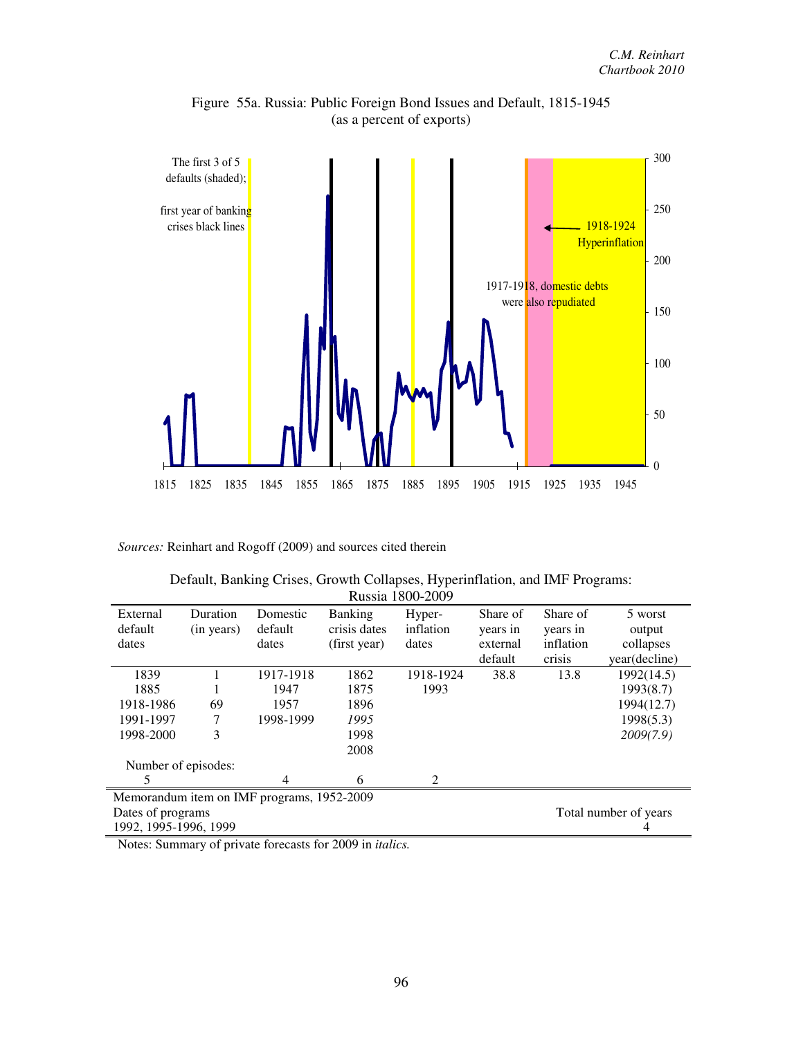Figure 55a. Russia: Public Foreign Bond Issues and Default, 1815-1945
(as a percent of exports)

The first 3 of 5 defaults (shaded); first year of banking crises black lines

1918-1924 Hyperinflation

1917-1918, domestic debts were also repudiated

*Sources:* Reinhart and Rogoff (2009) and sources cited therein

Default, Banking Crises, Growth Collapses, Hyperinflation, and IMF Programs: Russia 1800-2009

| External default dates | Duration (in years) | Domestic default dates | Banking crisis dates (first year) | Hyper-inflation dates | Share of years in external default | Share of years in inflation crisis | 5 worst output collapses year(decline) |
|---|---|---|---|---|---|---|---|
| 1839 | 1 | 1917-1918 | 1862 | 1918-1924 | 38.8 | 13.8 | 1992(14.5) |
| 1885 | 1 | 1947 | 1875 | 1993 | | | 1993(8.7) |
| 1918-1986 | 69 | 1957 | 1896 | | | | 1994(12.7) |
| 1991-1997 | 7 | 1998-1999 | *1995* | | | | 1998(5.3) |
| 1998-2000 | 3 | | 1998 | | | | *2009(7.9)* |
| | | | 2008 | | | | |
| Number of episodes: | | | | | | | |
| 5 | | 4 | 6 | 2 | | | |

| Memorandum item on IMF programs, 1952-2009 | |
|---|---|
| Dates of programs | Total number of years |
| 1992, 1995-1996, 1999 | 4 |

Notes: Summary of private forecasts for 2009 in *italics.*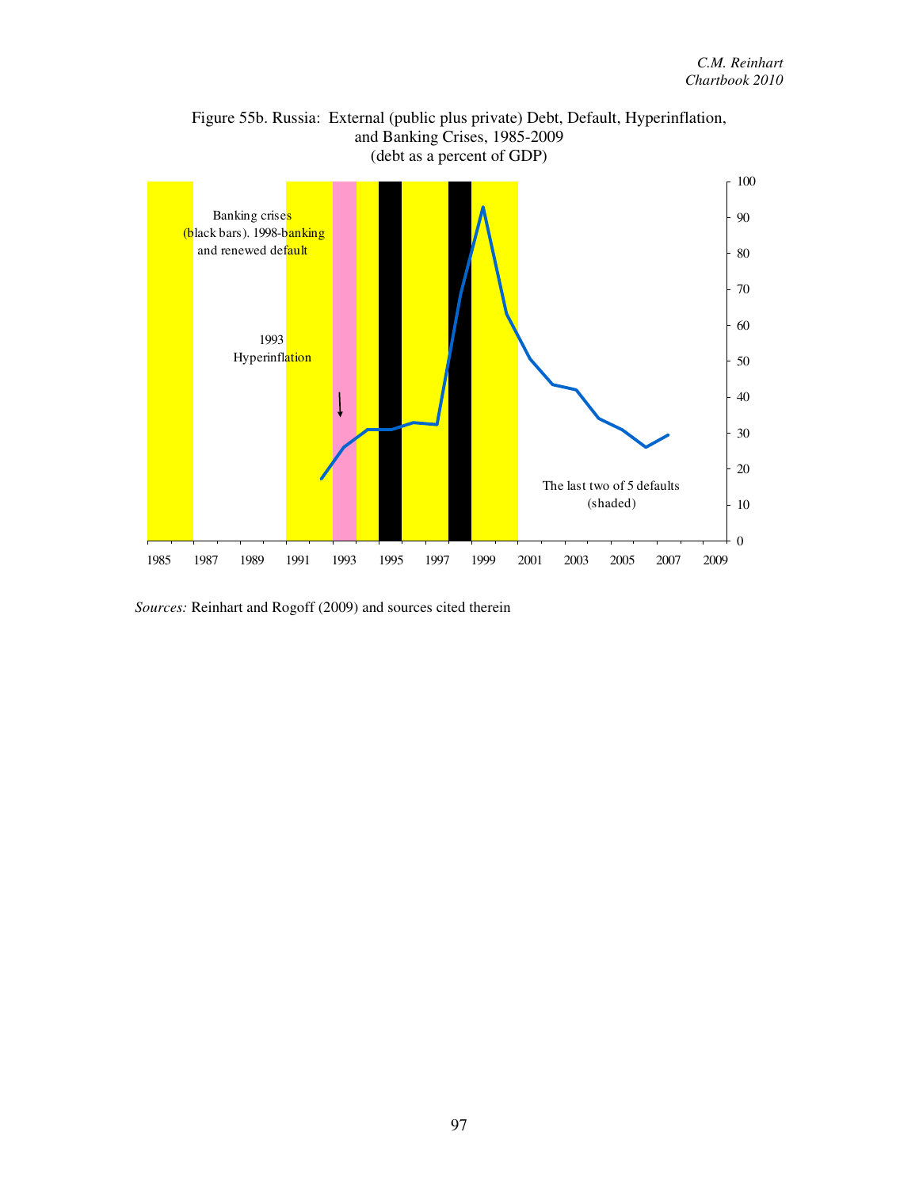Figure 55b. Russia: External (public plus private) Debt, Default, Hyperinflation, and Banking Crises, 1985-2009
(debt as a percent of GDP)

*Sources:* Reinhart and Rogoff (2009) and sources cited therein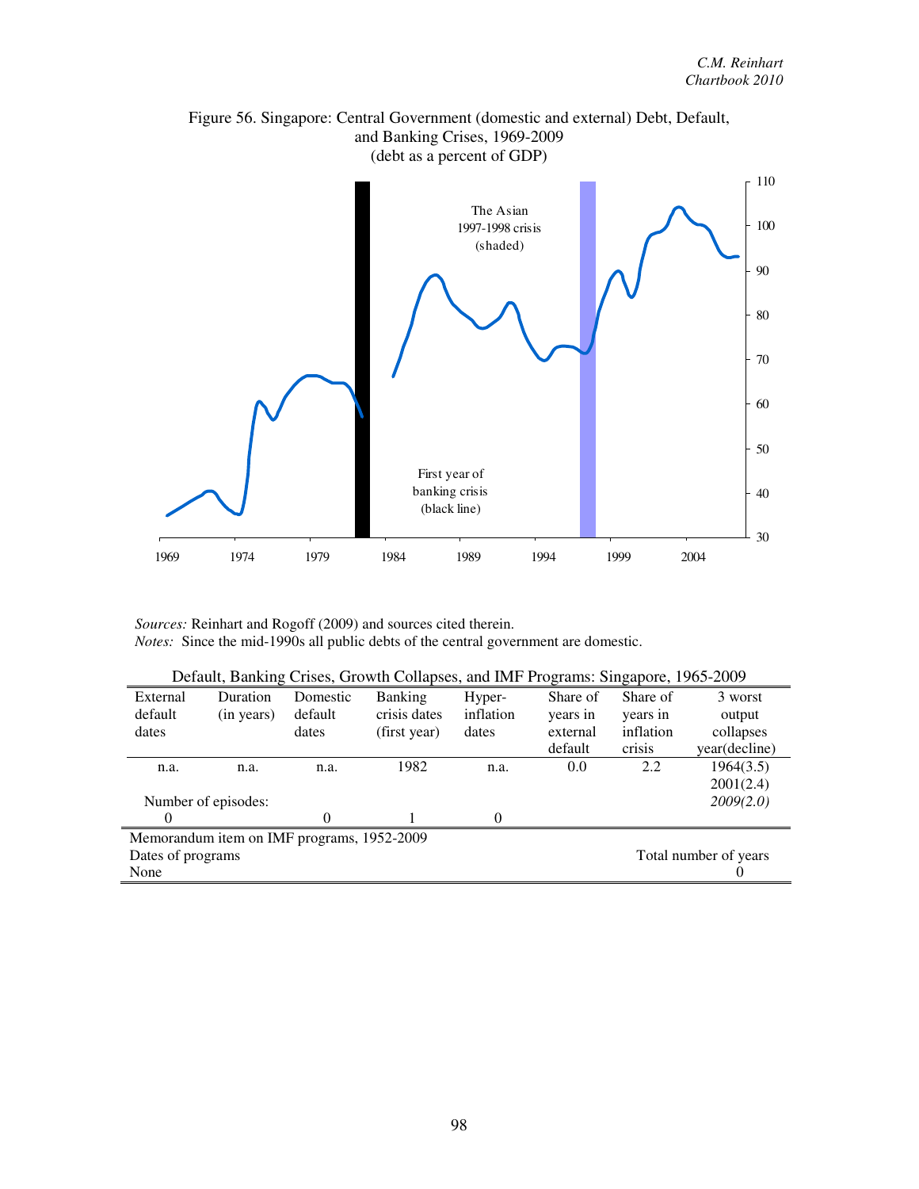Figure 56. Singapore: Central Government (domestic and external) Debt, Default, and Banking Crises, 1969-2009
(debt as a percent of GDP)

*Sources:* Reinhart and Rogoff (2009) and sources cited therein.
*Notes:* Since the mid-1990s all public debts of the central government are domestic.

Default, Banking Crises, Growth Collapses, and IMF Programs: Singapore, 1965-2009

| External default dates | Duration (in years) | Domestic default dates | Banking crisis dates (first year) | Hyper-inflation dates | Share of years in external default | Share of years in inflation crisis | 3 worst output collapses year(decline) |
|---|---|---|---|---|---|---|---|
| n.a. | n.a. | n.a. | 1982 | n.a. | 0.0 | 2.2 | 1964(3.5) |
| | | | | | | | 2001(2.4) |
| Number of episodes: | | | | | | | *2009(2.0)* |
| 0 | | 0 | 1 | 0 | | | |

| Memorandum item on IMF programs, 1952-2009 | |
|---|---|
| Dates of programs | Total number of years |
| None | 0 |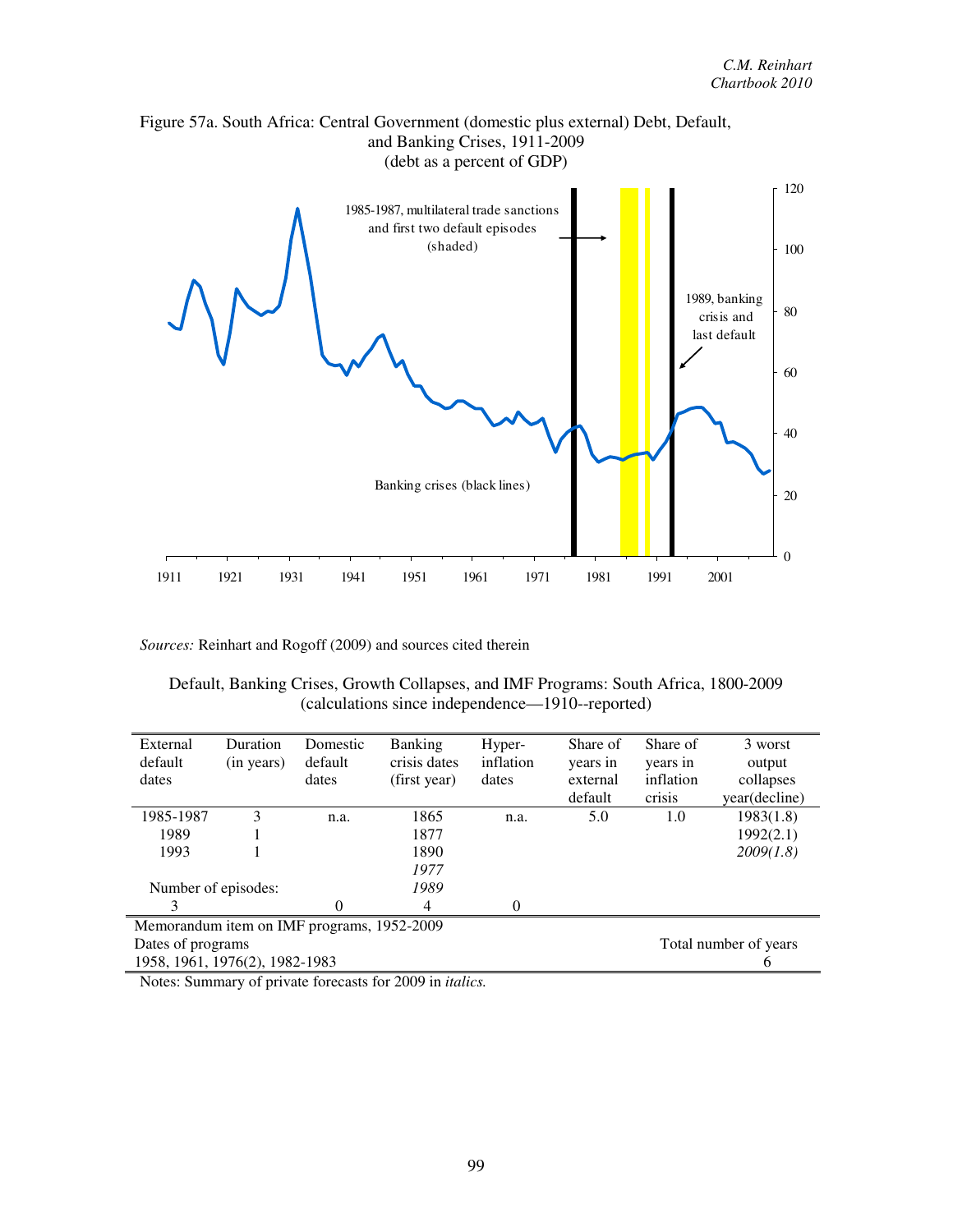Figure 57a. South Africa: Central Government (domestic plus external) Debt, Default, and Banking Crises, 1911-2009
(debt as a percent of GDP)

1985-1987, multilateral trade sanctions and first two default episodes (shaded)

1989, banking crisis and last default

Banking crises (black lines)

*Sources:* Reinhart and Rogoff (2009) and sources cited therein

Default, Banking Crises, Growth Collapses, and IMF Programs: South Africa, 1800-2009
(calculations since independence—1910--reported)

| External default dates | Duration (in years) | Domestic default dates | Banking crisis dates (first year) | Hyper-inflation dates | Share of years in external default | Share of years in inflation crisis | 3 worst output collapses year(decline) |
|---|---|---|---|---|---|---|---|
| 1985-1987 | 3 | n.a. | 1865 | n.a. | 5.0 | 1.0 | 1983(1.8) |
| 1989 | 1 | | 1877 | | | | 1992(2.1) |
| 1993 | 1 | | 1890 | | | | *2009(1.8)* |
| | | | *1977* | | | | |
| Number of episodes: | | | *1989* | | | | |
| 3 | | 0 | 4 | 0 | | | |

Memorandum item on IMF programs, 1952-2009

| Dates of programs | Total number of years |
|---|---|
| 1958, 1961, 1976(2), 1982-1983 | 6 |

Notes: Summary of private forecasts for 2009 in *italics.*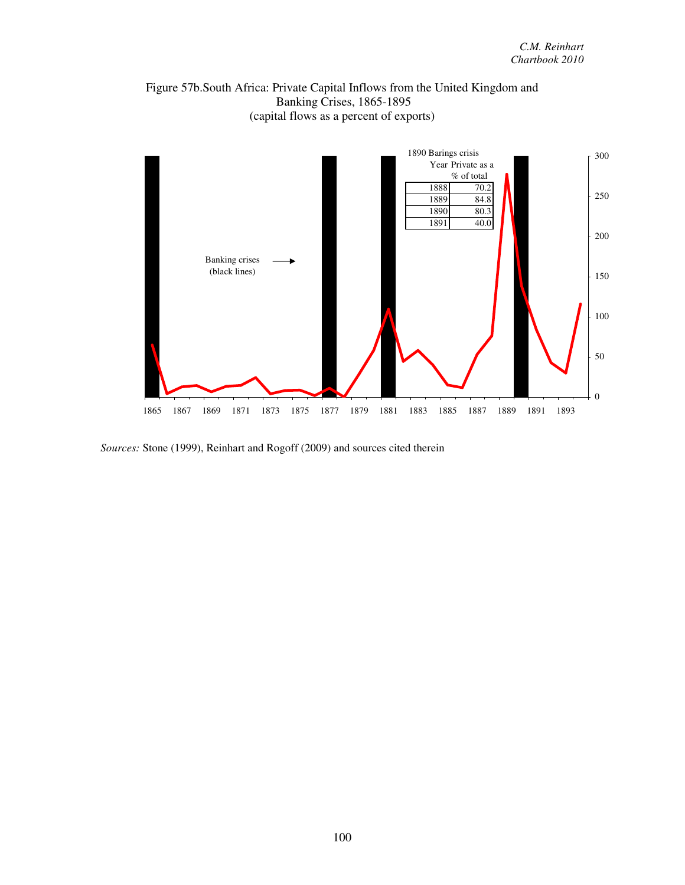Figure 57b.South Africa: Private Capital Inflows from the United Kingdom and Banking Crises, 1865-1895
(capital flows as a percent of exports)

1890 Barings crisis

| Year | Private as a % of total |
|---|---|
| 1888 | 70.2 |
| 1889 | 84.8 |
| 1890 | 80.3 |
| 1891 | 40.0 |

Banking crises (black lines)

*Sources:* Stone (1999), Reinhart and Rogoff (2009) and sources cited therein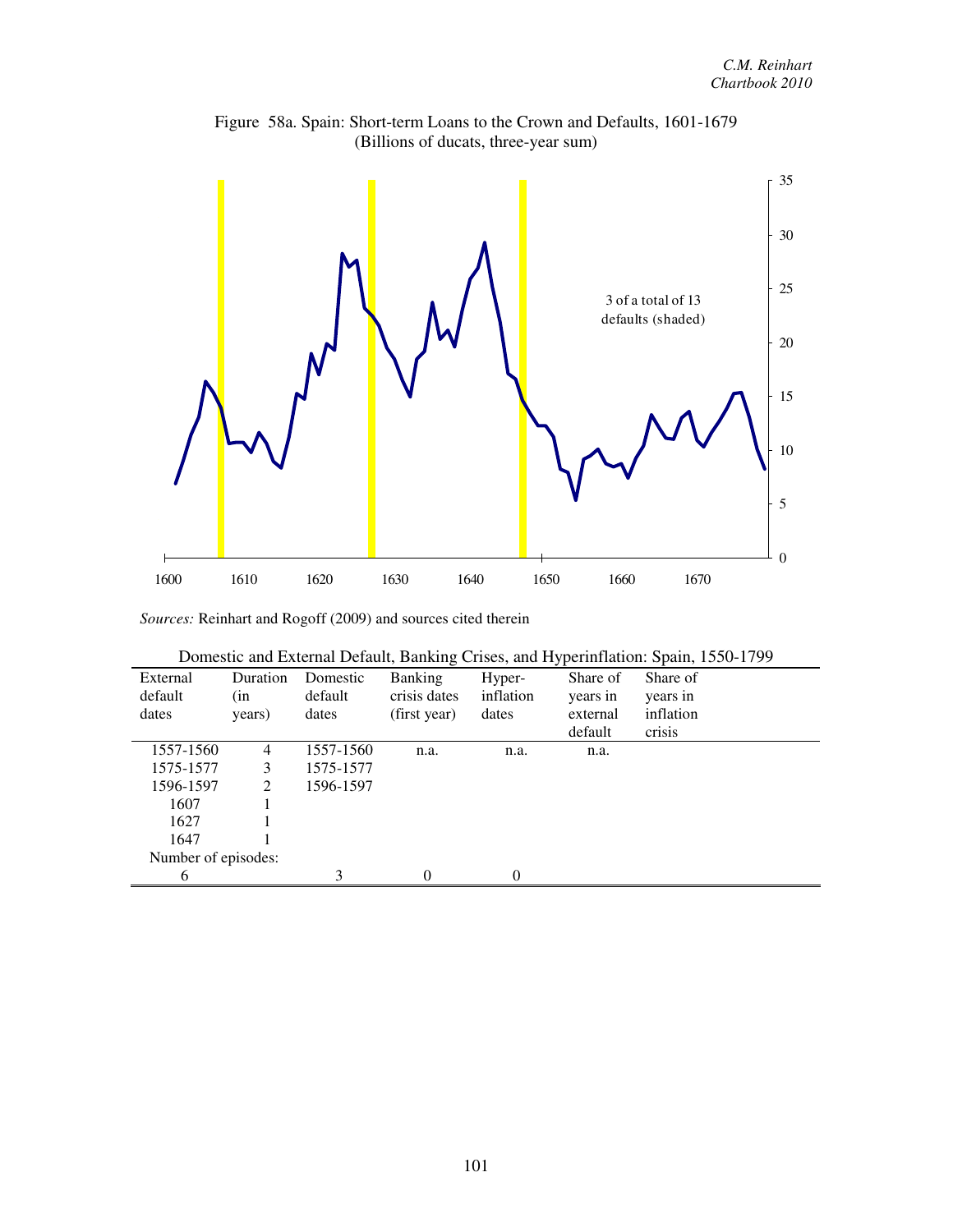Figure 58a. Spain: Short-term Loans to the Crown and Defaults, 1601-1679
(Billions of ducats, three-year sum)

3 of a total of 13 defaults (shaded)

*Sources:* Reinhart and Rogoff (2009) and sources cited therein

Domestic and External Default, Banking Crises, and Hyperinflation: Spain, 1550-1799

| External default dates | Duration (in years) | Domestic default dates | Banking crisis dates (first year) | Hyper-inflation dates | Share of years in external default | Share of years in inflation crisis |
|---|---|---|---|---|---|---|
| 1557-1560 | 4 | 1557-1560 | n.a. | n.a. | n.a. | |
| 1575-1577 | 3 | 1575-1577 | | | | |
| 1596-1597 | 2 | 1596-1597 | | | | |
| 1607 | 1 | | | | | |
| 1627 | 1 | | | | | |
| 1647 | 1 | | | | | |
| Number of episodes: | | | | | | |
| 6 | | 3 | 0 | 0 | | |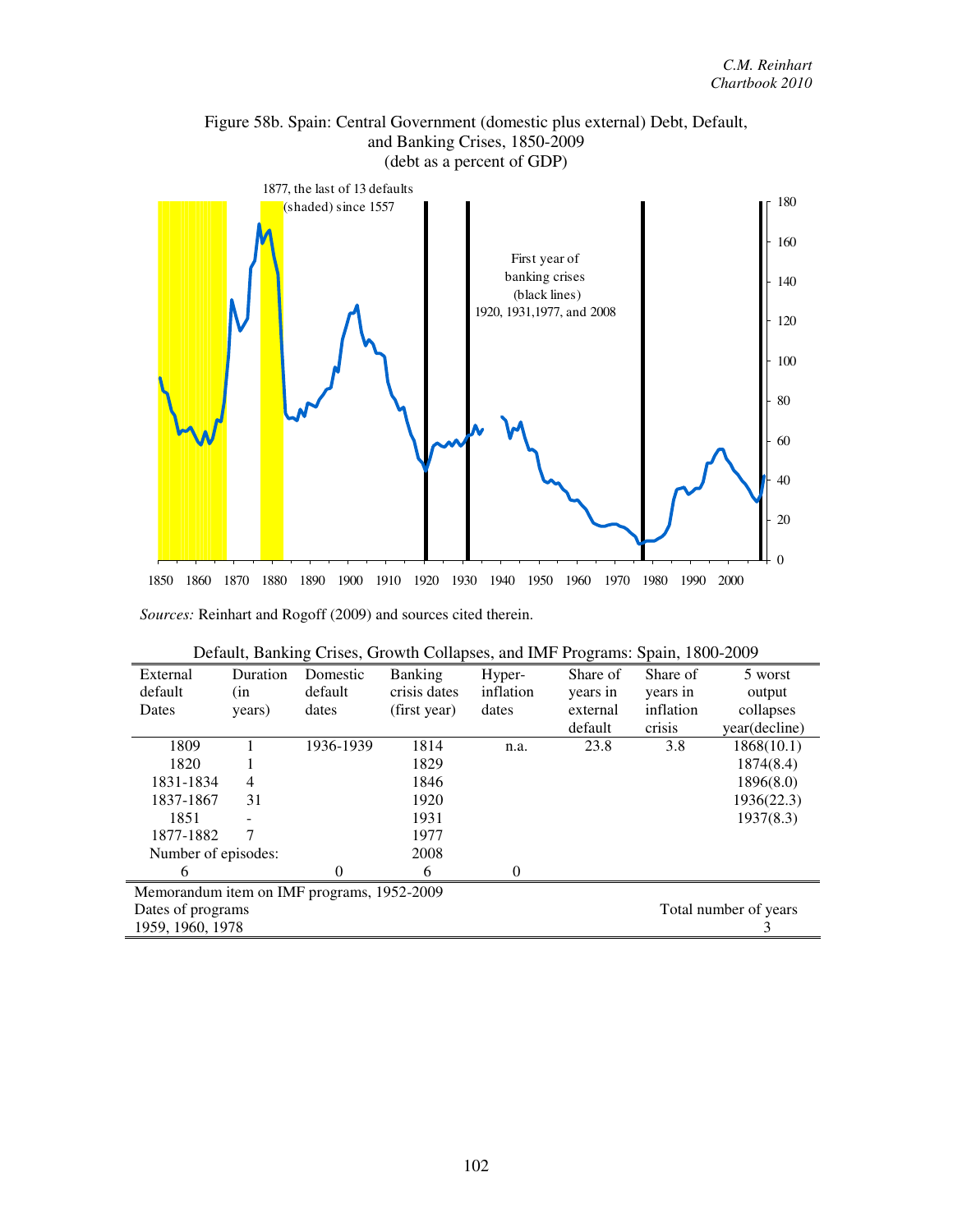Figure 58b. Spain: Central Government (domestic plus external) Debt, Default, and Banking Crises, 1850-2009
(debt as a percent of GDP)

1877, the last of 13 defaults (shaded) since 1557

First year of banking crises (black lines) 1920, 1931, 1977, and 2008

*Sources:* Reinhart and Rogoff (2009) and sources cited therein.

Default, Banking Crises, Growth Collapses, and IMF Programs: Spain, 1800-2009

| External default Dates | Duration (in years) | Domestic default dates | Banking crisis dates (first year) | Hyper-inflation dates | Share of years in external default | Share of years in inflation crisis | 5 worst output collapses year(decline) |
|---|---|---|---|---|---|---|---|
| 1809 | 1 | 1936-1939 | 1814 | n.a. | 23.8 | 3.8 | 1868(10.1) |
| 1820 | 1 | | 1829 | | | | 1874(8.4) |
| 1831-1834 | 4 | | 1846 | | | | 1896(8.0) |
| 1837-1867 | 31 | | 1920 | | | | 1936(22.3) |
| 1851 | - | | 1931 | | | | 1937(8.3) |
| 1877-1882 | 7 | | 1977 | | | | |
| Number of episodes: | | | 2008 | | | | |
| 6 | | 0 | 6 | 0 | | | |

| Memorandum item on IMF programs, 1952-2009 | |
|---|---|
| Dates of programs | Total number of years |
| 1959, 1960, 1978 | 3 |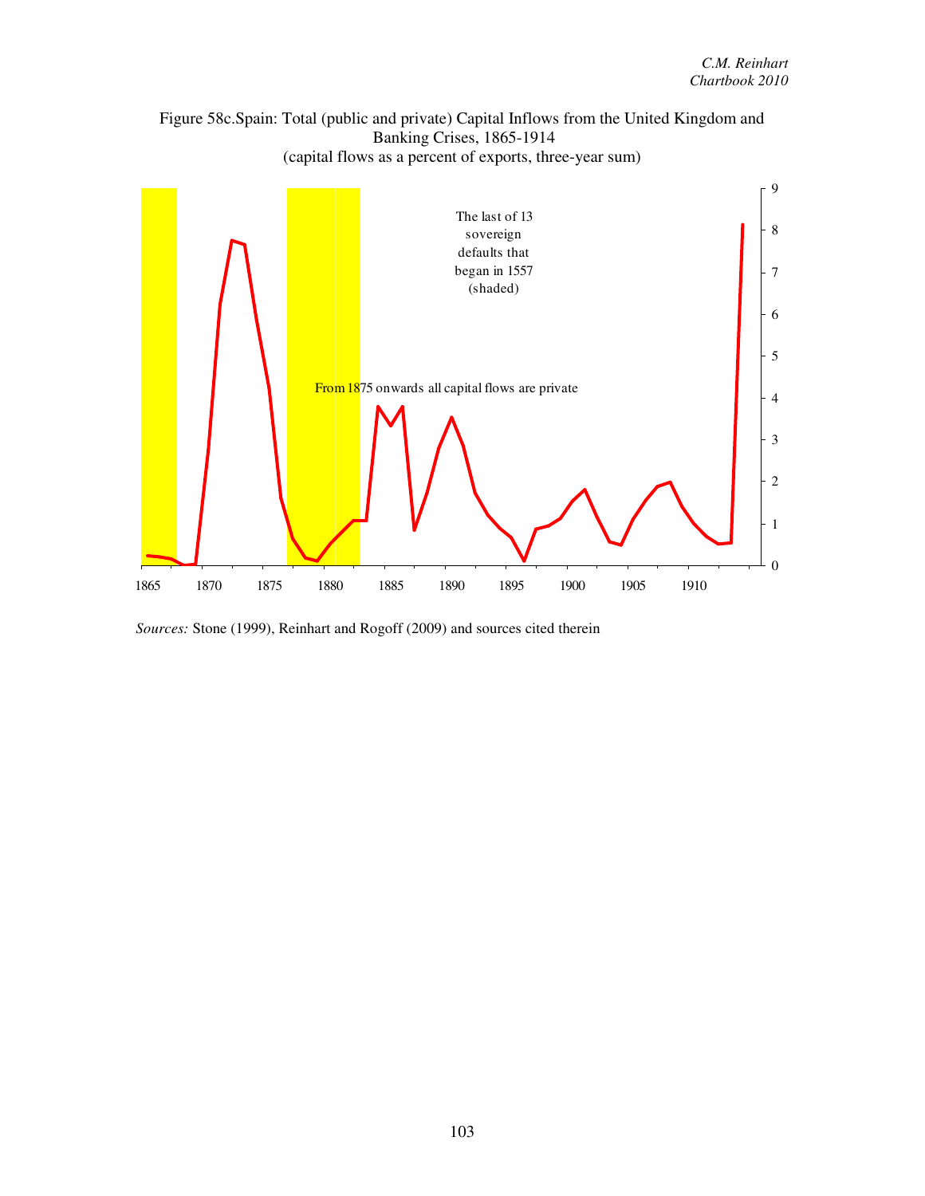Figure 58c.Spain: Total (public and private) Capital Inflows from the United Kingdom and Banking Crises, 1865-1914
(capital flows as a percent of exports, three-year sum)

The last of 13 sovereign defaults that began in 1557 (shaded)

From 1875 onwards all capital flows are private

*Sources:* Stone (1999), Reinhart and Rogoff (2009) and sources cited therein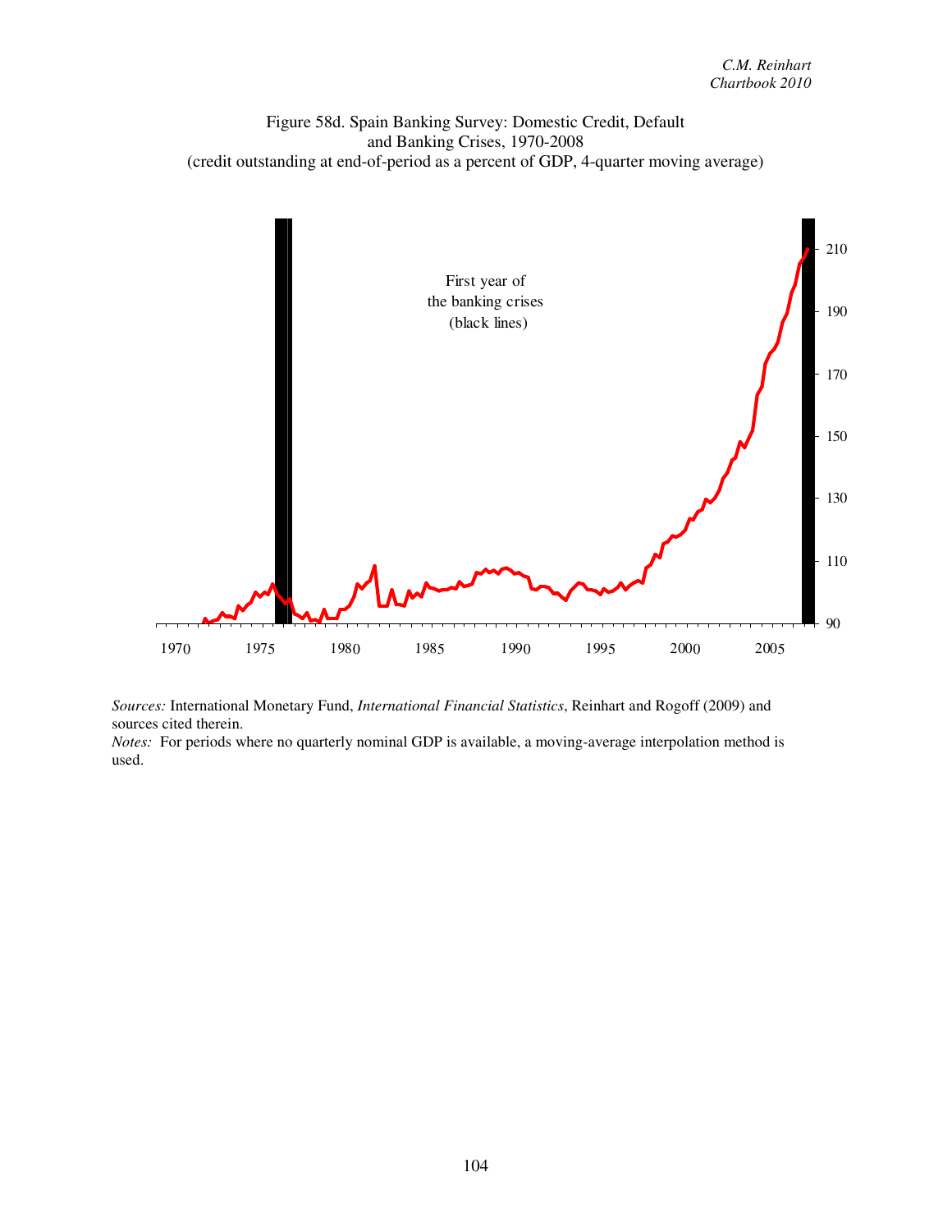Figure 58d. Spain Banking Survey: Domestic Credit, Default and Banking Crises, 1970-2008
(credit outstanding at end-of-period as a percent of GDP, 4-quarter moving average)

First year of the banking crises (black lines)

*Sources:* International Monetary Fund, *International Financial Statistics*, Reinhart and Rogoff (2009) and sources cited therein.
*Notes:* For periods where no quarterly nominal GDP is available, a moving-average interpolation method is used.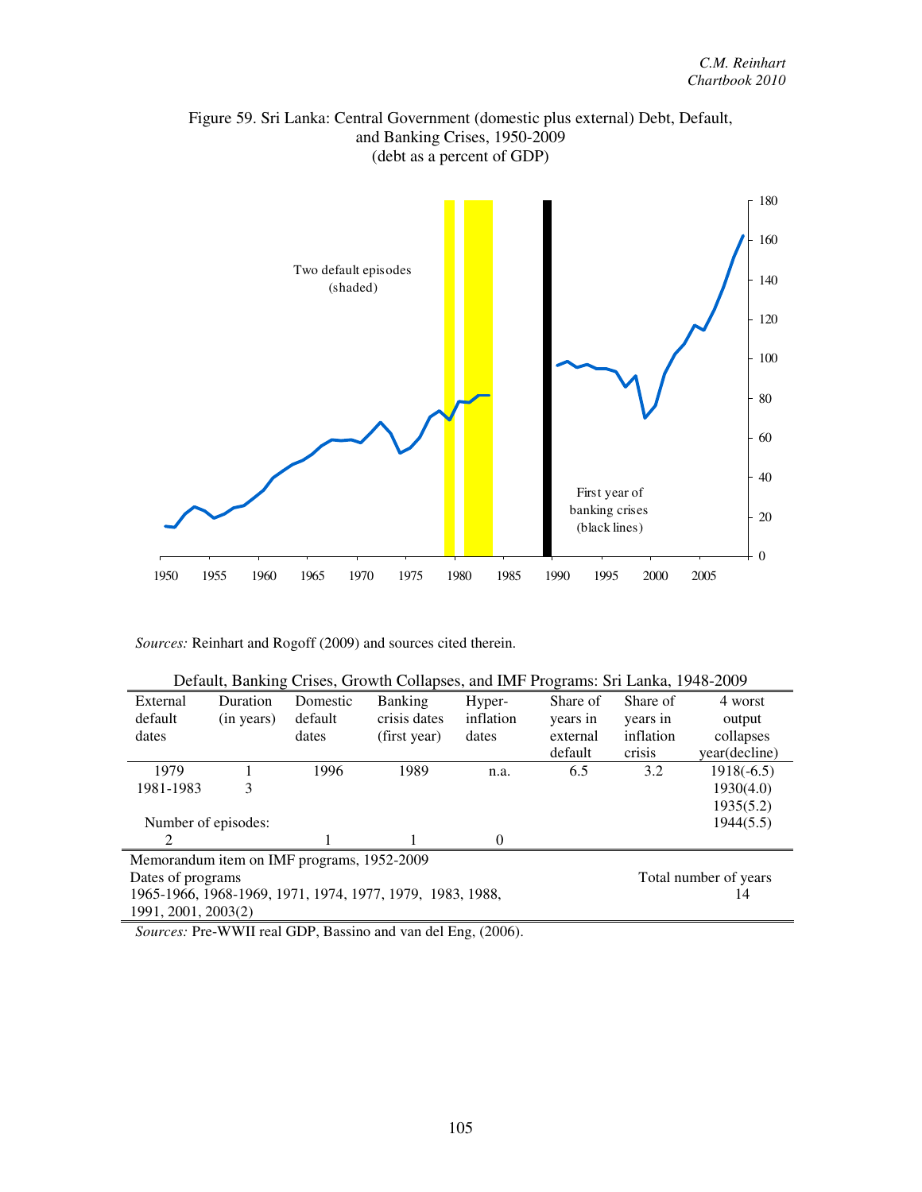Figure 59. Sri Lanka: Central Government (domestic plus external) Debt, Default, and Banking Crises, 1950-2009
(debt as a percent of GDP)

*Sources:* Reinhart and Rogoff (2009) and sources cited therein.

Default, Banking Crises, Growth Collapses, and IMF Programs: Sri Lanka, 1948-2009

| External default dates | Duration (in years) | Domestic default dates | Banking crisis dates (first year) | Hyper-inflation dates | Share of years in external default | Share of years in inflation crisis | 4 worst output collapses year(decline) |
|---|---|---|---|---|---|---|---|
| 1979 | 1 | 1996 | 1989 | n.a. | 6.5 | 3.2 | 1918(-6.5) |
| 1981-1983 | 3 | | | | | | 1930(4.0) |
| | | | | | | | 1935(5.2) |
| Number of episodes: | | | | | | | 1944(5.5) |
| 2 | | 1 | 1 | 0 | | | |

Memorandum item on IMF programs, 1952-2009

| Dates of programs | Total number of years |
|---|---|
| 1965-1966, 1968-1969, 1971, 1974, 1977, 1979, 1983, 1988, 1991, 2001, 2003(2) | 14 |

*Sources:* Pre-WWII real GDP, Bassino and van del Eng, (2006).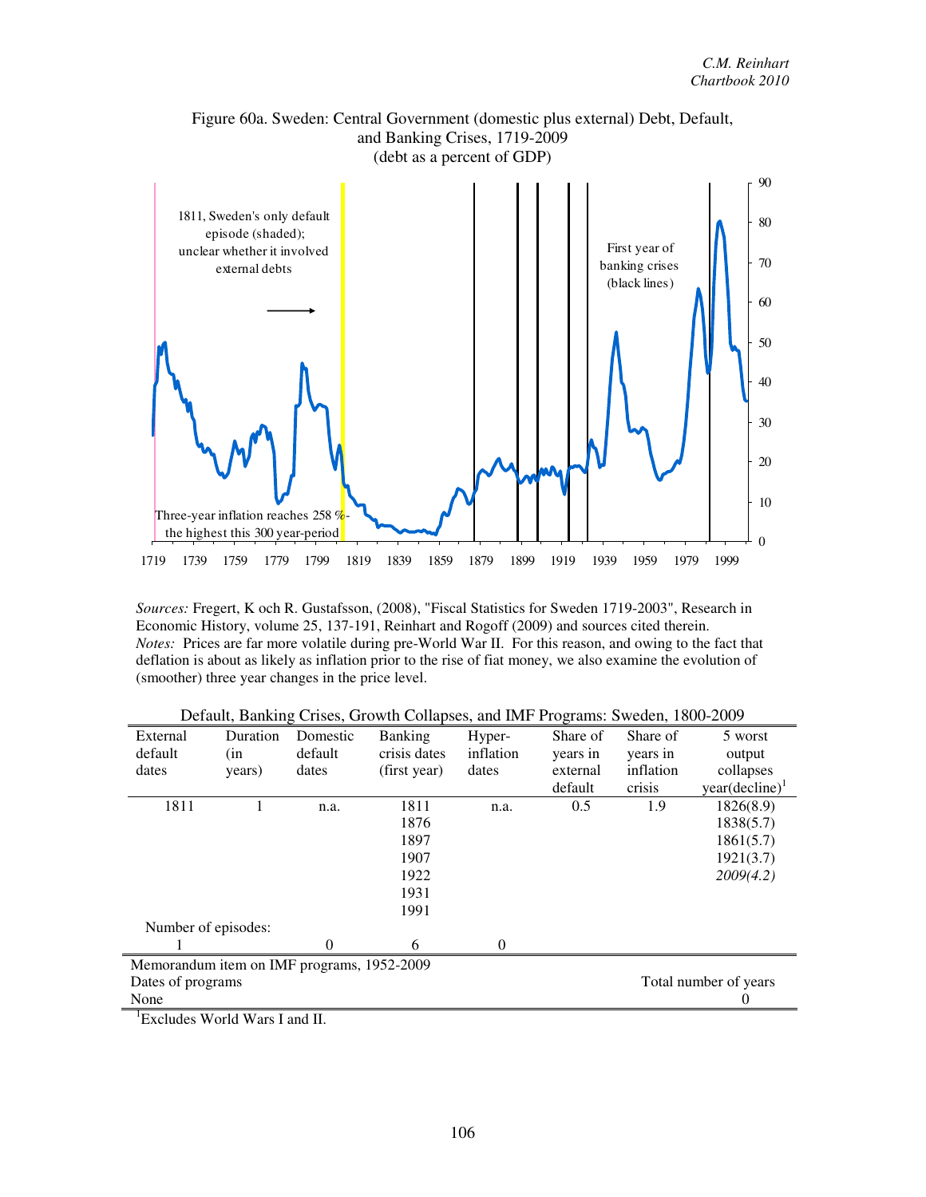Figure 60a. Sweden: Central Government (domestic plus external) Debt, Default, and Banking Crises, 1719-2009
(debt as a percent of GDP)

1811, Sweden's only default episode (shaded); unclear whether it involved external debts

First year of banking crises (black lines)

Three-year inflation reaches 258 % - the highest this 300 year-period

*Sources:* Fregert, K och R. Gustafsson, (2008), "Fiscal Statistics for Sweden 1719-2003", Research in Economic History, volume 25, 137-191, Reinhart and Rogoff (2009) and sources cited therein.
*Notes:* Prices are far more volatile during pre-World War II. For this reason, and owing to the fact that deflation is about as likely as inflation prior to the rise of fiat money, we also examine the evolution of (smoother) three year changes in the price level.

Default, Banking Crises, Growth Collapses, and IMF Programs: Sweden, 1800-2009

| External default dates | Duration (in years) | Domestic default dates | Banking crisis dates (first year) | Hyper-inflation dates | Share of years in external default | Share of years in inflation crisis | 5 worst output collapses year(decline)[1] |
|---|---|---|---|---|---|---|---|
| 1811 | 1 | n.a. | 1811 | n.a. | 0.5 | 1.9 | 1826(8.9) |
| | | | 1876 | | | | 1838(5.7) |
| | | | 1897 | | | | 1861(5.7) |
| | | | 1907 | | | | 1921(3.7) |
| | | | 1922 | | | | *2009(4.2)* |
| | | | 1931 | | | | |
| | | | 1991 | | | | |
| Number of episodes: | | | | | | | |
| 1 | | 0 | 6 | 0 | | | |

| Memorandum item on IMF programs, 1952-2009 | |
|---|---|
| Dates of programs | Total number of years |
| None | 0 |

[1]Excludes World Wars I and II.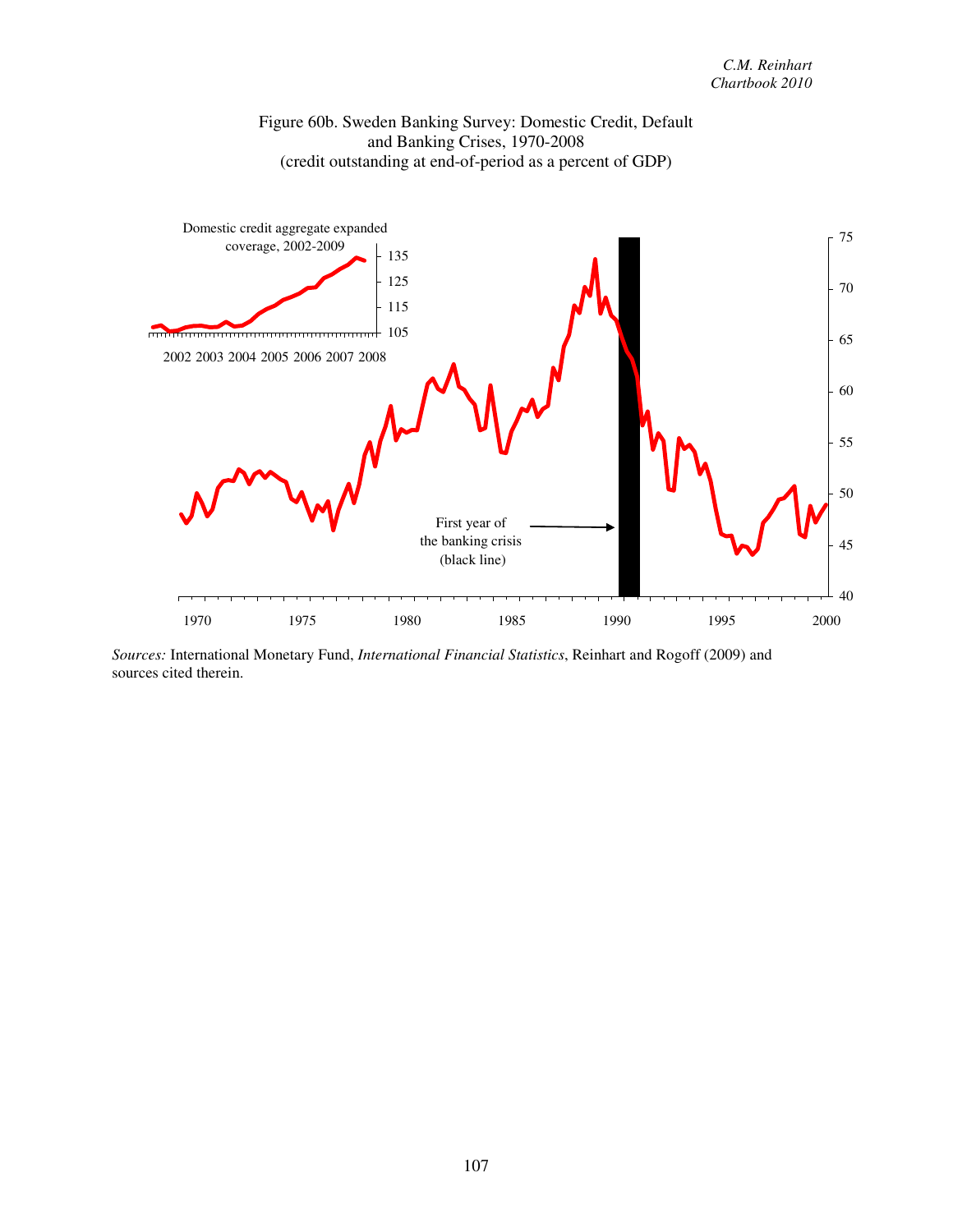Figure 60b. Sweden Banking Survey: Domestic Credit, Default and Banking Crises, 1970-2008
(credit outstanding at end-of-period as a percent of GDP)

Domestic credit aggregate expanded coverage, 2002-2009

First year of the banking crisis (black line)

*Sources:* International Monetary Fund, *International Financial Statistics*, Reinhart and Rogoff (2009) and sources cited therein.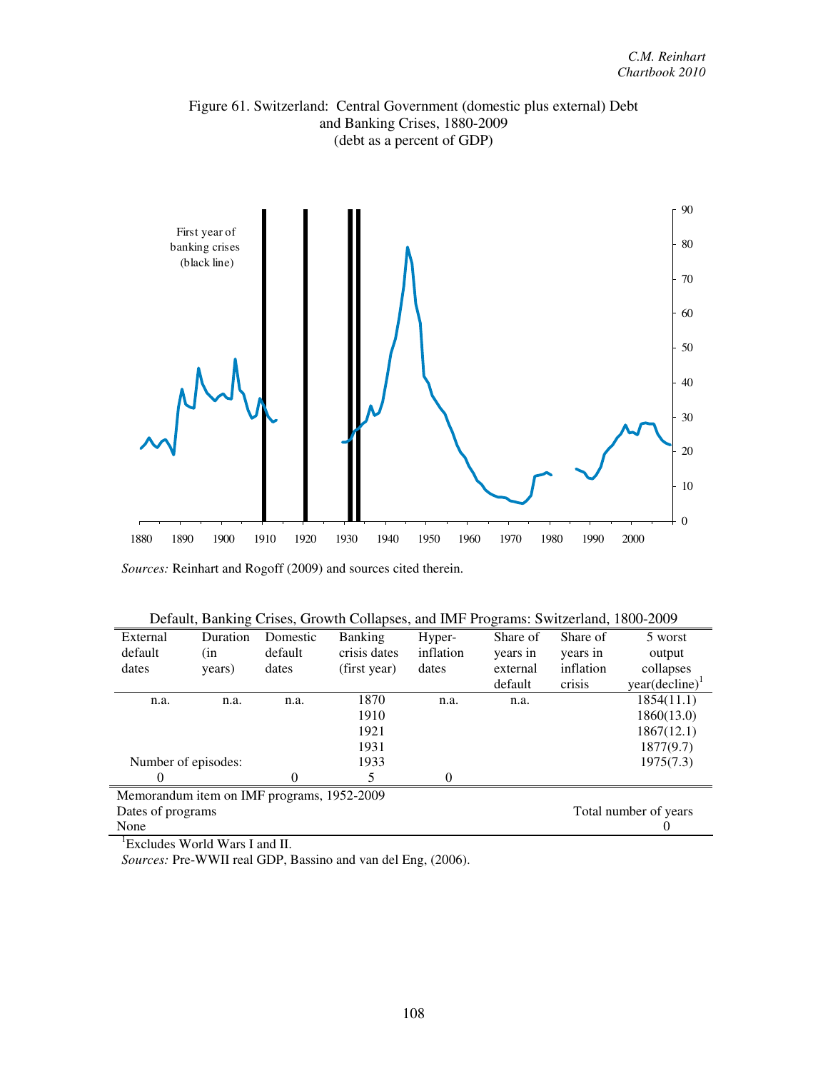Figure 61. Switzerland: Central Government (domestic plus external) Debt and Banking Crises, 1880-2009
(debt as a percent of GDP)

First year of banking crises (black line)

*Sources:* Reinhart and Rogoff (2009) and sources cited therein.

Default, Banking Crises, Growth Collapses, and IMF Programs: Switzerland, 1800-2009

| External default dates | Duration (in years) | Domestic default dates | Banking crisis dates (first year) | Hyper-inflation dates | Share of years in external default | Share of years in inflation crisis | 5 worst output collapses year(decline)[1] |
|---|---|---|---|---|---|---|---|
| n.a. | n.a. | n.a. | 1870 | n.a. | n.a. | | 1854(11.1) |
| | | | 1910 | | | | 1860(13.0) |
| | | | 1921 | | | | 1867(12.1) |
| | | | 1931 | | | | 1877(9.7) |
| Number of episodes: | | | 1933 | | | | 1975(7.3) |
| 0 | | 0 | 5 | 0 | | | |

| Memorandum item on IMF programs, 1952-2009 | |
|---|---|
| Dates of programs | Total number of years |
| None | 0 |

[1]Excludes World Wars I and II.

*Sources:* Pre-WWII real GDP, Bassino and van del Eng, (2006).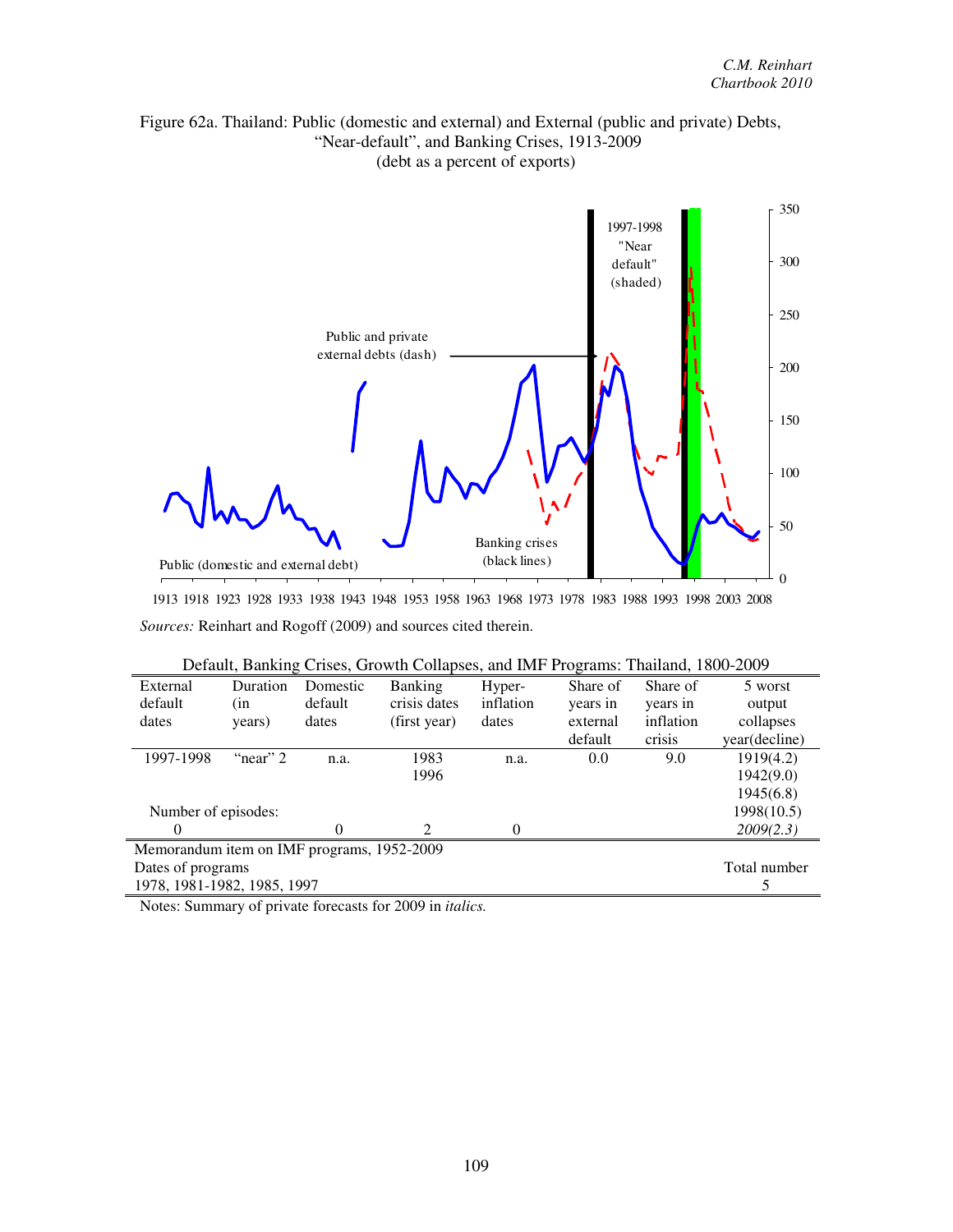Figure 62a. Thailand: Public (domestic and external) and External (public and private) Debts, "Near-default", and Banking Crises, 1913-2009
(debt as a percent of exports)

*Sources:* Reinhart and Rogoff (2009) and sources cited therein.

Default, Banking Crises, Growth Collapses, and IMF Programs: Thailand, 1800-2009

| External default dates | Duration (in years) | Domestic default dates | Banking crisis dates (first year) | Hyper-inflation dates | Share of years in external default | Share of years in inflation crisis | 5 worst output collapses year(decline) |
|---|---|---|---|---|---|---|---|
| 1997-1998 | "near" 2 | n.a. | 1983 | n.a. | 0.0 | 9.0 | 1919(4.2) |
| | | | 1996 | | | | 1942(9.0) |
| | | | | | | | 1945(6.8) |
| Number of episodes: | | | | | | | 1998(10.5) |
| 0 | | 0 | 2 | 0 | | | *2009(2.3)* |

| Memorandum item on IMF programs, 1952-2009 | |
|---|---|
| Dates of programs | Total number |
| 1978, 1981-1982, 1985, 1997 | 5 |

Notes: Summary of private forecasts for 2009 in *italics.*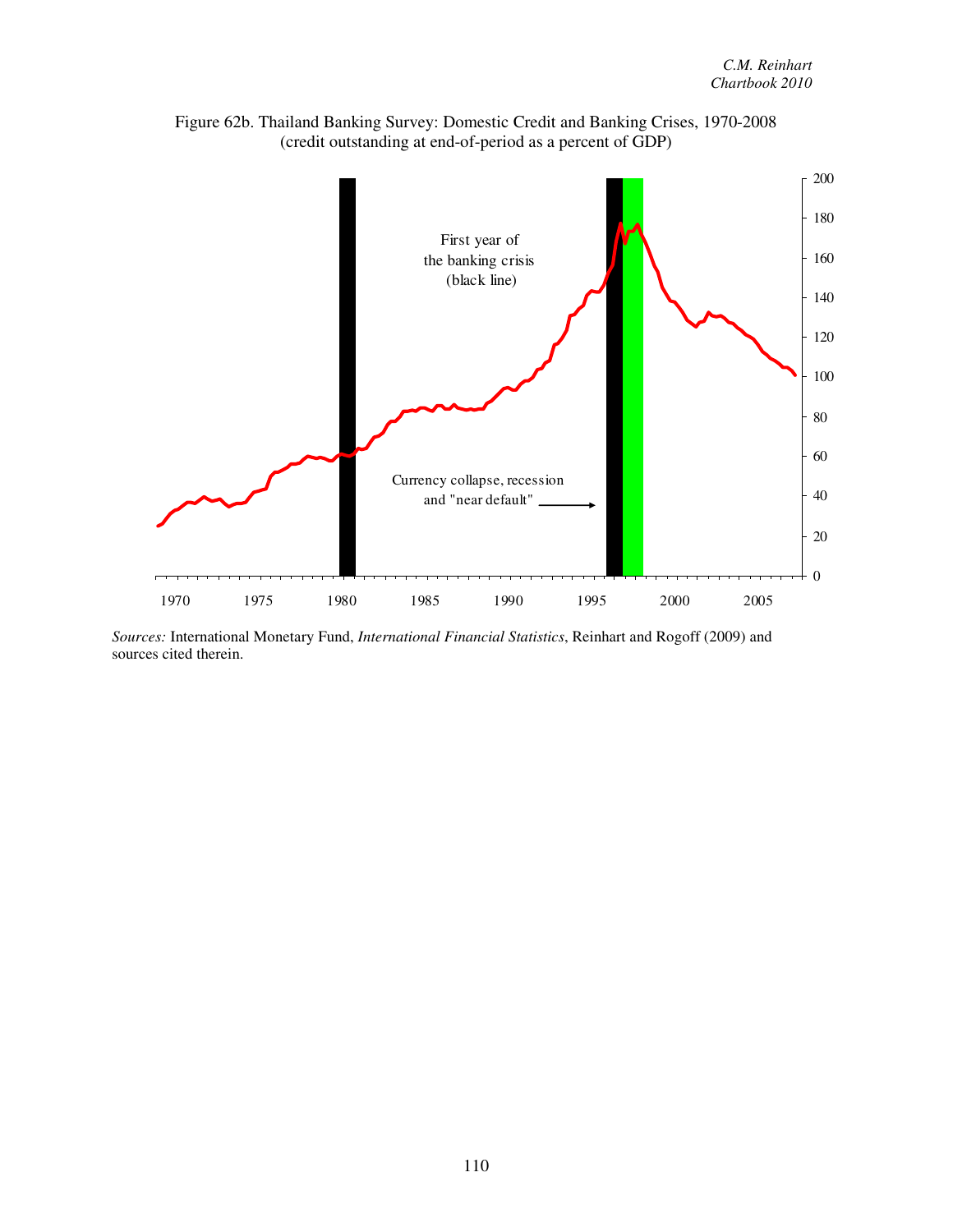Figure 62b. Thailand Banking Survey: Domestic Credit and Banking Crises, 1970-2008
(credit outstanding at end-of-period as a percent of GDP)

*Sources:* International Monetary Fund, *International Financial Statistics*, Reinhart and Rogoff (2009) and sources cited therein.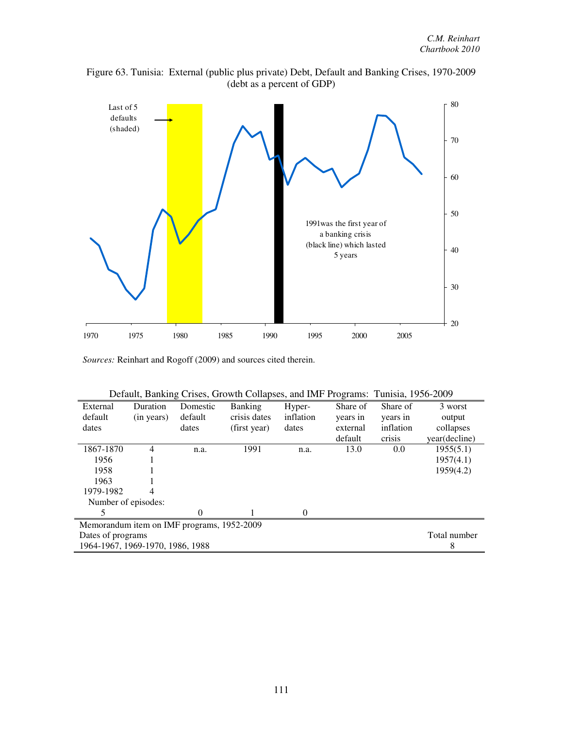Figure 63. Tunisia: External (public plus private) Debt, Default and Banking Crises, 1970-2009 (debt as a percent of GDP)

Last of 5 defaults (shaded)

1991was the first year of a banking crisis (black line) which lasted 5 years

*Sources:* Reinhart and Rogoff (2009) and sources cited therein.

Default, Banking Crises, Growth Collapses, and IMF Programs: Tunisia, 1956-2009

| External default dates | Duration (in years) | Domestic default dates | Banking crisis dates (first year) | Hyper-inflation dates | Share of years in external default | Share of years in inflation crisis | 3 worst output collapses year(decline) |
|---|---|---|---|---|---|---|---|
| 1867-1870 | 4 | n.a. | 1991 | n.a. | 13.0 | 0.0 | 1955(5.1) |
| 1956 | 1 | | | | | | 1957(4.1) |
| 1958 | 1 | | | | | | 1959(4.2) |
| 1963 | 1 | | | | | | |
| 1979-1982 | 4 | | | | | | |
| Number of episodes: | | | | | | | |
| 5 | | 0 | 1 | 0 | | | |

| Memorandum item on IMF programs, 1952-2009 | |
|---|---|
| Dates of programs | Total number |
| 1964-1967, 1969-1970, 1986, 1988 | 8 |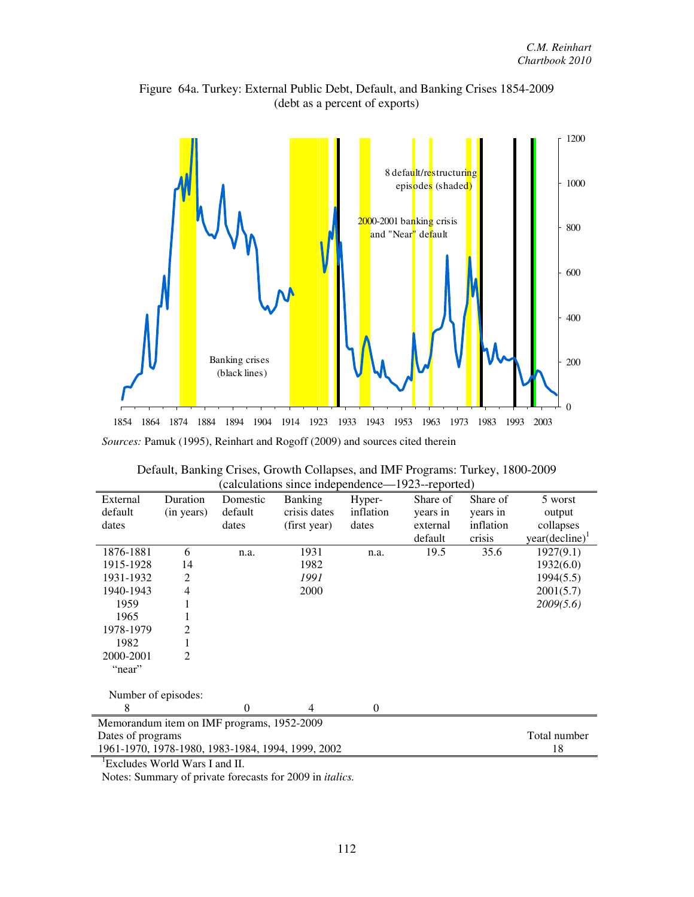Figure 64a. Turkey: External Public Debt, Default, and Banking Crises 1854-2009
(debt as a percent of exports)

8 default/restructuring episodes (shaded)

2000-2001 banking crisis and "Near" default

Banking crises (black lines)

*Sources:* Pamuk (1995), Reinhart and Rogoff (2009) and sources cited therein

Default, Banking Crises, Growth Collapses, and IMF Programs: Turkey, 1800-2009
(calculations since independence—1923--reported)

| External default dates | Duration (in years) | Domestic default dates | Banking crisis dates (first year) | Hyper-inflation dates | Share of years in external default | Share of years in inflation crisis | 5 worst output collapses year(decline)[1] |
|---|---|---|---|---|---|---|---|
| 1876-1881 | 6 | n.a. | 1931 | n.a. | 19.5 | 35.6 | 1927(9.1) |
| 1915-1928 | 14 | | 1982 | | | | 1932(6.0) |
| 1931-1932 | 2 | | *1991* | | | | 1994(5.5) |
| 1940-1943 | 4 | | 2000 | | | | 2001(5.7) |
| 1959 | 1 | | | | | | *2009(5.6)* |
| 1965 | 1 | | | | | | |
| 1978-1979 | 2 | | | | | | |
| 1982 | 1 | | | | | | |
| 2000-2001 "near" | 2 | | | | | | |
| Number of episodes: | | | | | | | |
| 8 | | 0 | 4 | 0 | | | |

| Memorandum item on IMF programs, 1952-2009 | |
|---|---|
| Dates of programs | Total number |
| 1961-1970, 1978-1980, 1983-1984, 1994, 1999, 2002 | 18 |

[1]Excludes World Wars I and II.

Notes: Summary of private forecasts for 2009 in *italics.*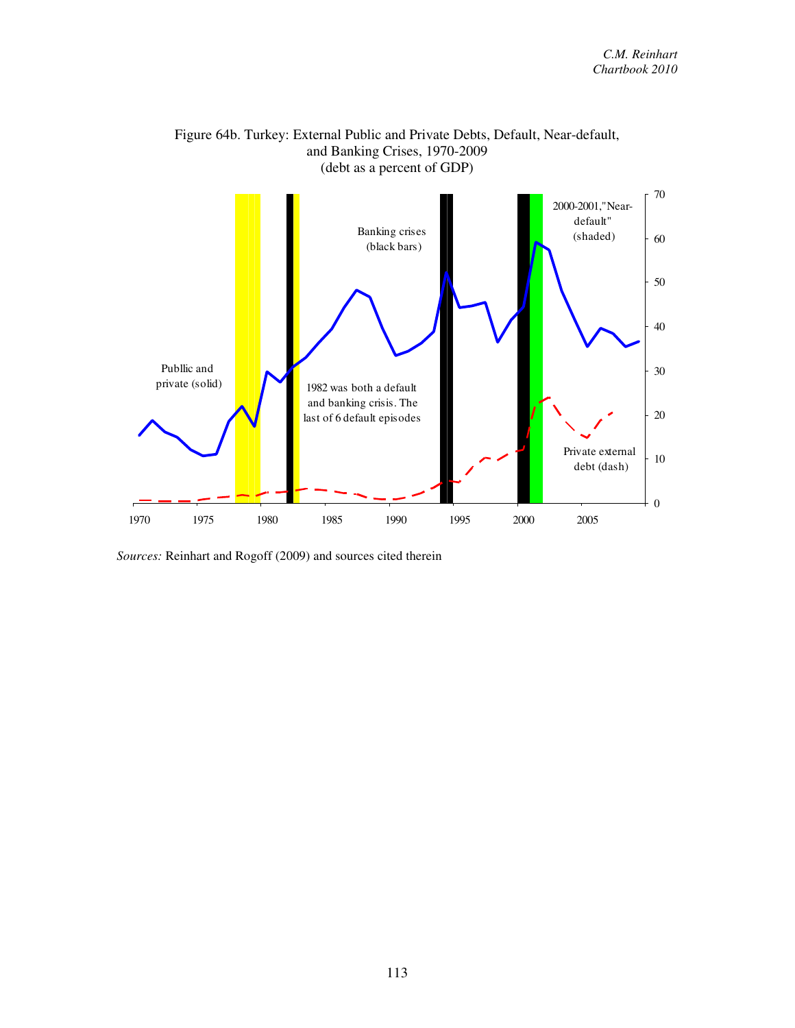Figure 64b. Turkey: External Public and Private Debts, Default, Near-default, and Banking Crises, 1970-2009 (debt as a percent of GDP)

*Sources:* Reinhart and Rogoff (2009) and sources cited therein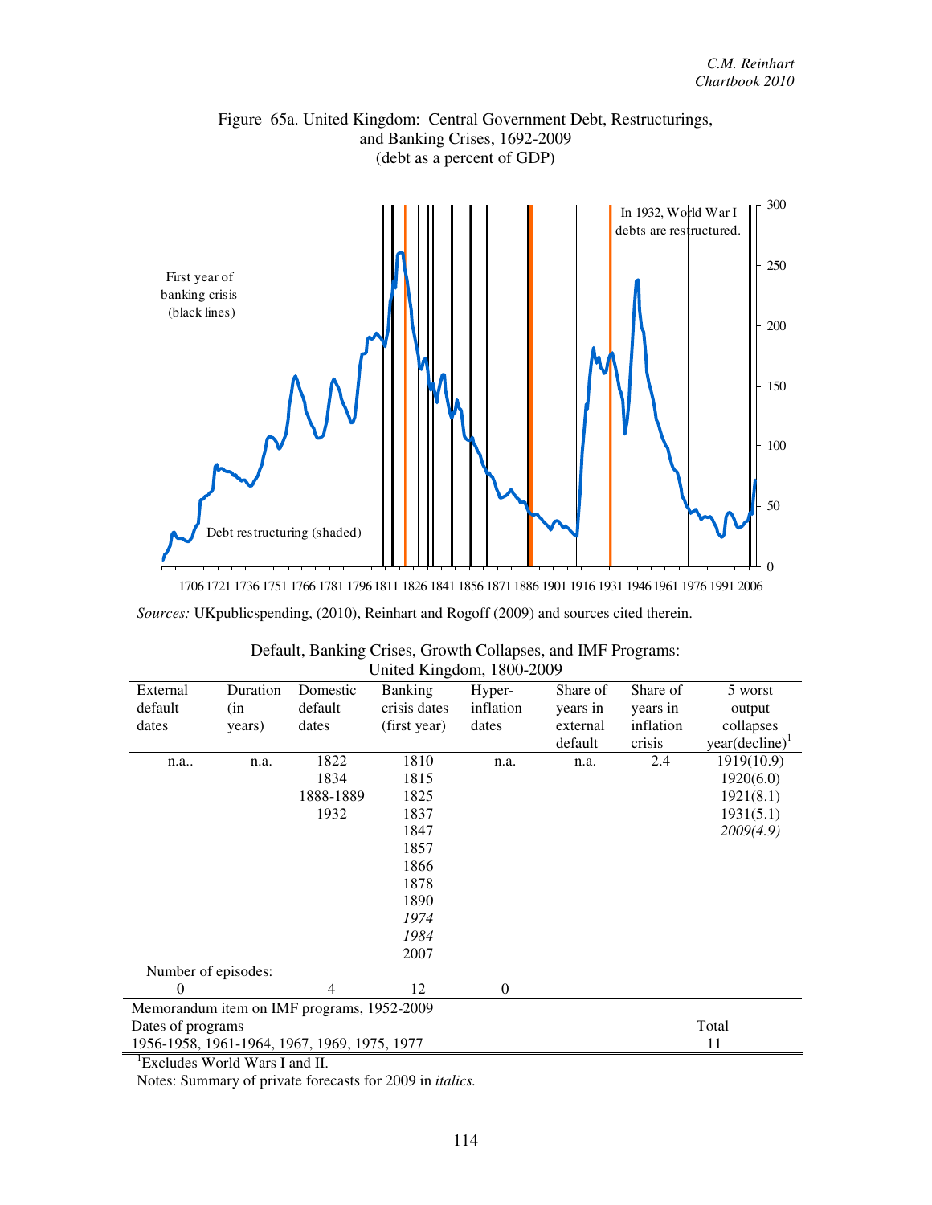Figure 65a. United Kingdom: Central Government Debt, Restructurings, and Banking Crises, 1692-2009
(debt as a percent of GDP)

In 1932, World War I debts are restructured.

First year of banking crisis (black lines)

Debt restructuring (shaded)

*Sources:* UKpublicspending, (2010), Reinhart and Rogoff (2009) and sources cited therein.

Default, Banking Crises, Growth Collapses, and IMF Programs: United Kingdom, 1800-2009

| External default dates | Duration (in years) | Domestic default dates | Banking crisis dates (first year) | Hyper-inflation dates | Share of years in external default | Share of years in inflation crisis | 5 worst output collapses year(decline)[1] |
|---|---|---|---|---|---|---|---|
| n.a.. | n.a. | 1822 | 1810 | n.a. | n.a. | 2.4 | 1919(10.9) |
| | | 1834 | 1815 | | | | 1920(6.0) |
| | | 1888-1889 | 1825 | | | | 1921(8.1) |
| | | 1932 | 1837 | | | | 1931(5.1) |
| | | | 1847 | | | | *2009(4.9)* |
| | | | 1857 | | | | |
| | | | 1866 | | | | |
| | | | 1878 | | | | |
| | | | 1890 | | | | |
| | | | *1974* | | | | |
| | | | *1984* | | | | |
| | | | 2007 | | | | |
| Number of episodes: | | | | | | | |
| 0 | | 4 | 12 | 0 | | | |

Memorandum item on IMF programs, 1952-2009

| Dates of programs | Total |
|---|---|
| 1956-1958, 1961-1964, 1967, 1969, 1975, 1977 | 11 |

[1]Excludes World Wars I and II.

Notes: Summary of private forecasts for 2009 in *italics.*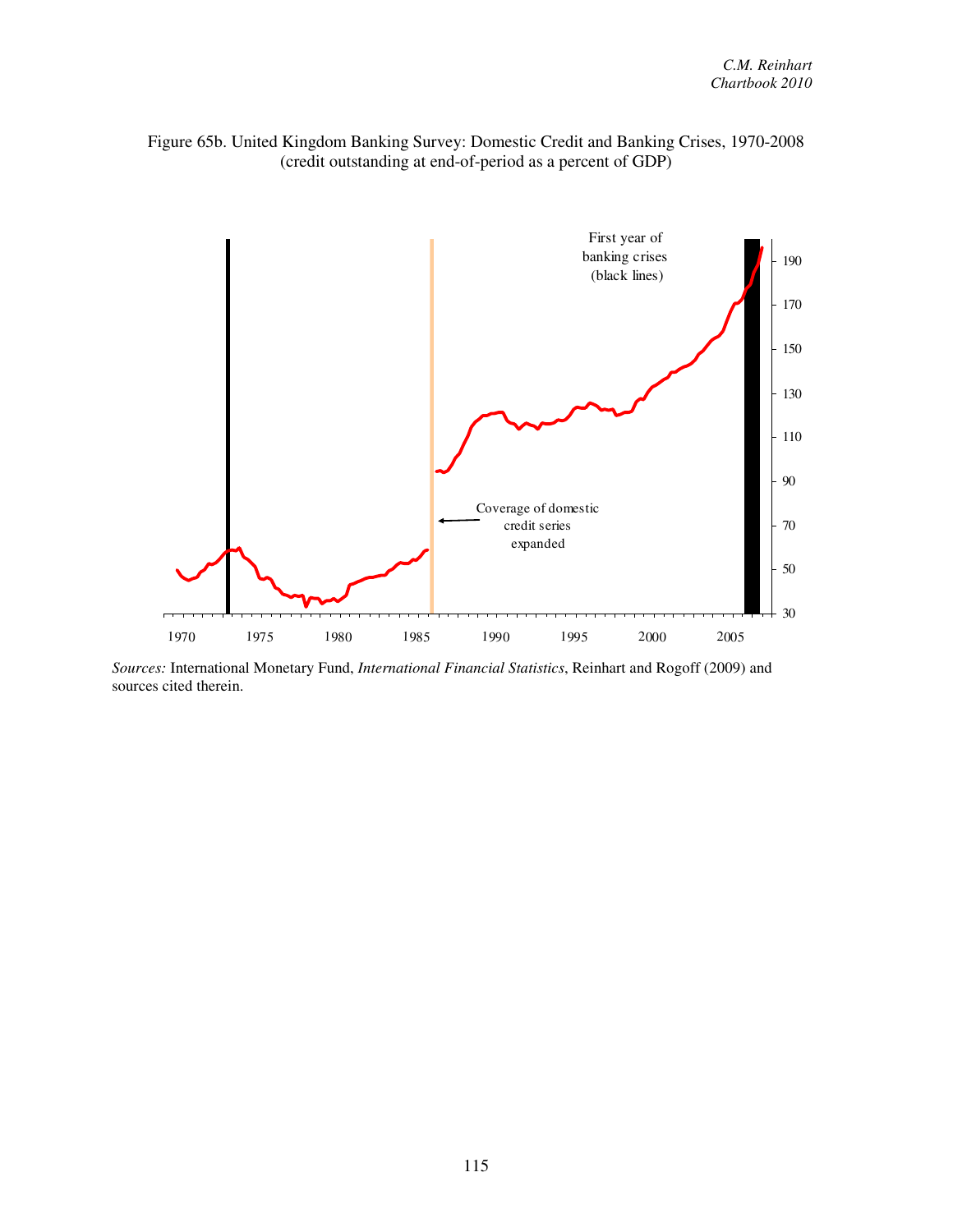Figure 65b. United Kingdom Banking Survey: Domestic Credit and Banking Crises, 1970-2008 (credit outstanding at end-of-period as a percent of GDP)

First year of banking crises (black lines)

Coverage of domestic credit series expanded

*Sources:* International Monetary Fund, *International Financial Statistics*, Reinhart and Rogoff (2009) and sources cited therein.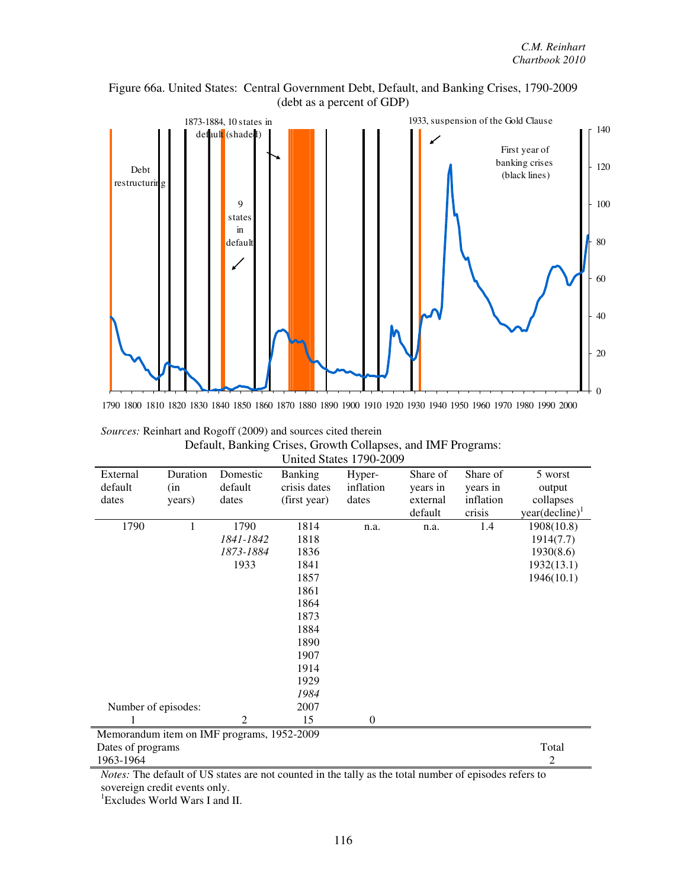Figure 66a. United States: Central Government Debt, Default, and Banking Crises, 1790-2009
(debt as a percent of GDP)

Sources: *Reinhart and Rogoff (2009) and sources cited therein*

Default, Banking Crises, Growth Collapses, and IMF Programs: United States 1790-2009

| External default dates | Duration (in years) | Domestic default dates | Banking crisis dates (first year) | Hyper-inflation dates | Share of years in external default | Share of years in inflation crisis | 5 worst output collapses year(decline)[1] |
|---|---|---|---|---|---|---|---|
| 1790 | 1 | 1790 | 1814 | n.a. | n.a. | 1.4 | 1908(10.8) |
| | | *1841-1842* | 1818 | | | | 1914(7.7) |
| | | *1873-1884* | 1836 | | | | 1930(8.6) |
| | | 1933 | 1841 | | | | 1932(13.1) |
| | | | 1857 | | | | 1946(10.1) |
| | | | 1861 | | | | |
| | | | 1864 | | | | |
| | | | 1873 | | | | |
| | | | 1884 | | | | |
| | | | 1890 | | | | |
| | | | 1907 | | | | |
| | | | 1914 | | | | |
| | | | 1929 | | | | |
| | | | *1984* | | | | |
| Number of episodes: | | | 2007 | | | | |
| 1 | | 2 | 15 | 0 | | | |

| Memorandum item on IMF programs, 1952-2009 | |
|---|---|
| Dates of programs | Total |
| 1963-1964 | 2 |

*Notes:* The default of US states are not counted in the tally as the total number of episodes refers to sovereign credit events only.

[1]Excludes World Wars I and II.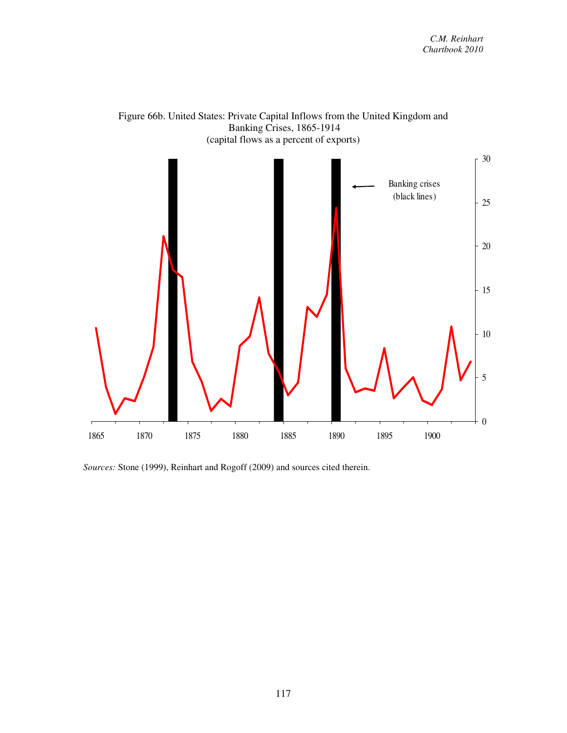Figure 66b. United States: Private Capital Inflows from the United Kingdom and Banking Crises, 1865-1914
(capital flows as a percent of exports)

*Sources:* Stone (1999), Reinhart and Rogoff (2009) and sources cited therein.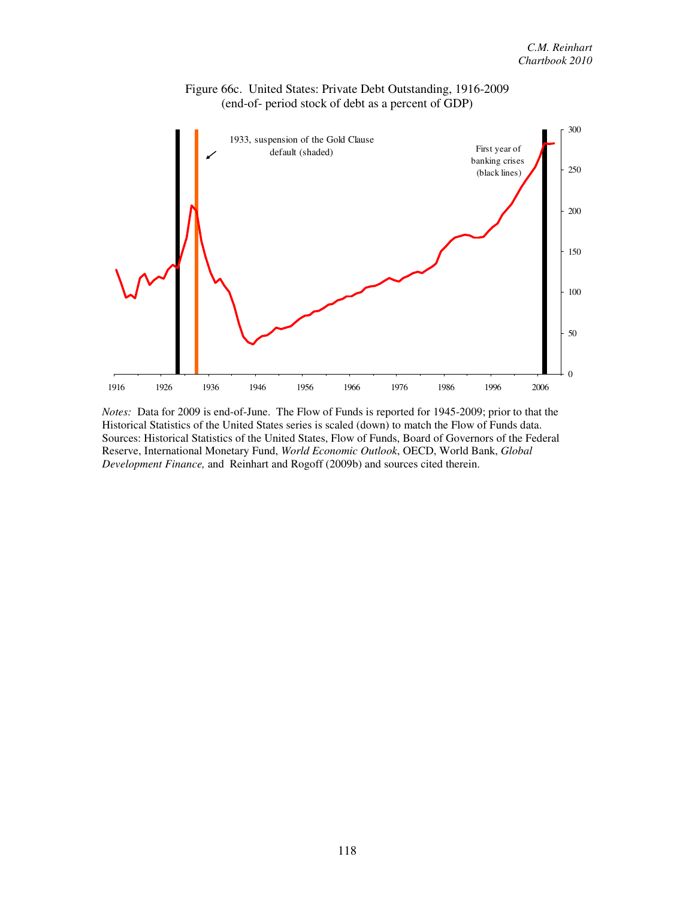Figure 66c. United States: Private Debt Outstanding, 1916-2009
(end-of- period stock of debt as a percent of GDP)

1933, suspension of the Gold Clause default (shaded)

First year of banking crises (black lines)

*Notes:* Data for 2009 is end-of-June. The Flow of Funds is reported for 1945-2009; prior to that the Historical Statistics of the United States series is scaled (down) to match the Flow of Funds data.
Sources: Historical Statistics of the United States, Flow of Funds, Board of Governors of the Federal Reserve, International Monetary Fund, *World Economic Outlook*, OECD, World Bank, *Global Development Finance,* and Reinhart and Rogoff (2009b) and sources cited therein.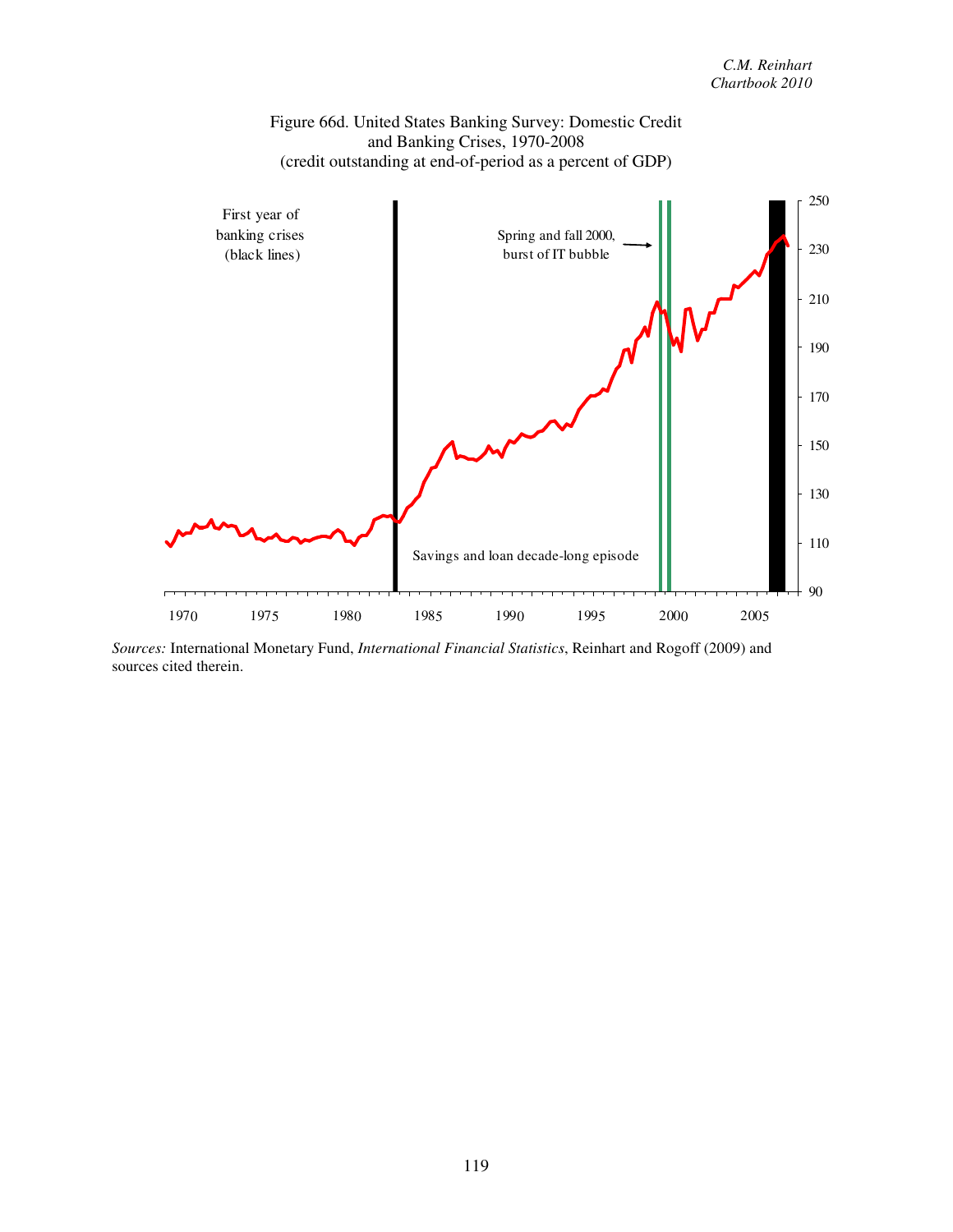Figure 66d. United States Banking Survey: Domestic Credit and Banking Crises, 1970-2008
(credit outstanding at end-of-period as a percent of GDP)

First year of banking crises (black lines)

Spring and fall 2000, burst of IT bubble

Savings and loan decade-long episode

*Sources:* International Monetary Fund, *International Financial Statistics*, Reinhart and Rogoff (2009) and sources cited therein.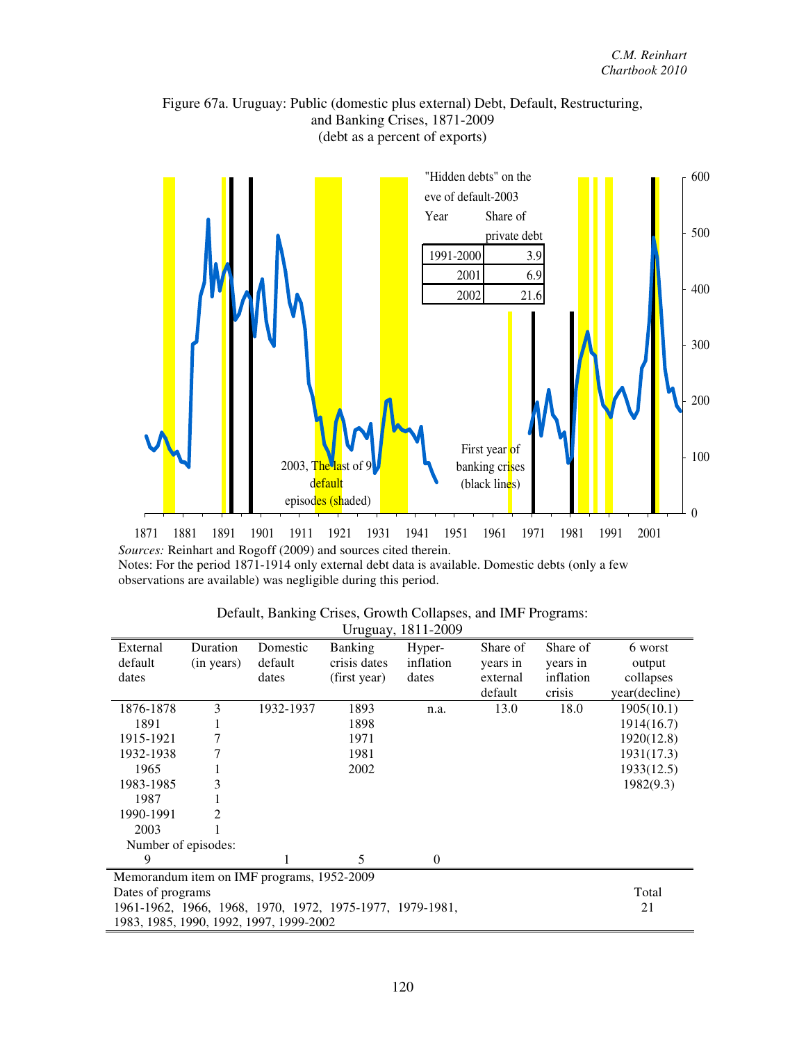Figure 67a. Uruguay: Public (domestic plus external) Debt, Default, Restructuring, and Banking Crises, 1871-2009
(debt as a percent of exports)

"Hidden debts" on the eve of default-2003

| Year | Share of private debt |
|---|---|
| 1991-2000 | 3.9 |
| 2001 | 6.9 |
| 2002 | 21.6 |

2003, The last of 9 default episodes (shaded)

First year of banking crises (black lines)

*Sources:* Reinhart and Rogoff (2009) and sources cited therein.
Notes: For the period 1871-1914 only external debt data is available. Domestic debts (only a few observations are available) was negligible during this period.

Default, Banking Crises, Growth Collapses, and IMF Programs: Uruguay, 1811-2009

| External default dates | Duration (in years) | Domestic default dates | Banking crisis dates (first year) | Hyper-inflation dates | Share of years in external default | Share of years in inflation crisis | 6 worst output collapses year(decline) |
|---|---|---|---|---|---|---|---|
| 1876-1878 | 3 | 1932-1937 | 1893 | n.a. | 13.0 | 18.0 | 1905(10.1) |
| 1891 | 1 | | 1898 | | | | 1914(16.7) |
| 1915-1921 | 7 | | 1971 | | | | 1920(12.8) |
| 1932-1938 | 7 | | 1981 | | | | 1931(17.3) |
| 1965 | 1 | | 2002 | | | | 1933(12.5) |
| 1983-1985 | 3 | | | | | | 1982(9.3) |
| 1987 | 1 | | | | | | |
| 1990-1991 | 2 | | | | | | |
| 2003 | 1 | | | | | | |
| Number of episodes: | | | | | | | |
| 9 | | 1 | 5 | 0 | | | |

Memorandum item on IMF programs, 1952-2009

| Dates of programs | Total |
|---|---|
| 1961-1962, 1966, 1968, 1970, 1972, 1975-1977, 1979-1981, 1983, 1985, 1990, 1992, 1997, 1999-2002 | 21 |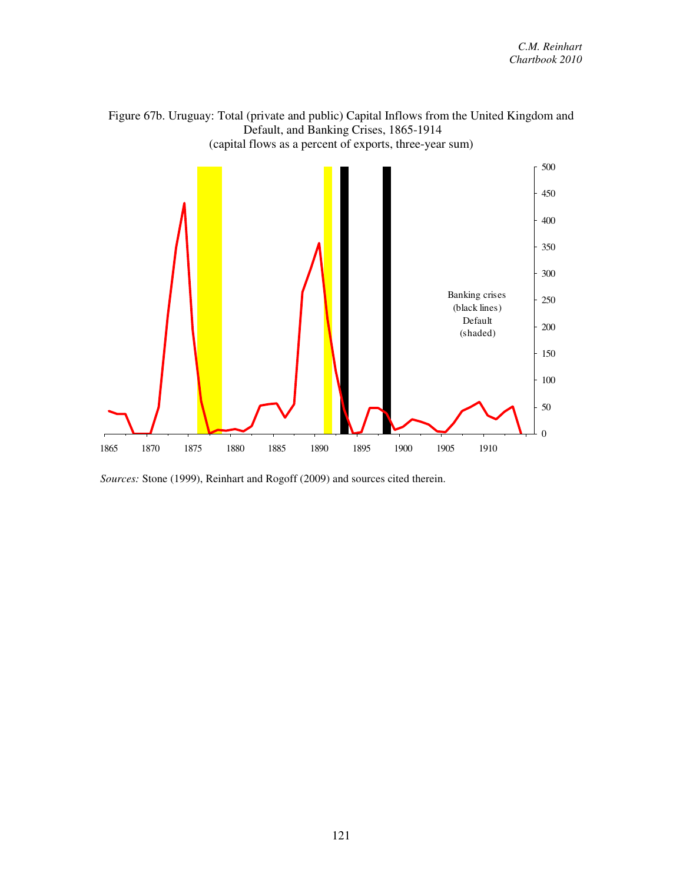Figure 67b. Uruguay: Total (private and public) Capital Inflows from the United Kingdom and Default, and Banking Crises, 1865-1914
(capital flows as a percent of exports, three-year sum)

*Sources:* Stone (1999), Reinhart and Rogoff (2009) and sources cited therein.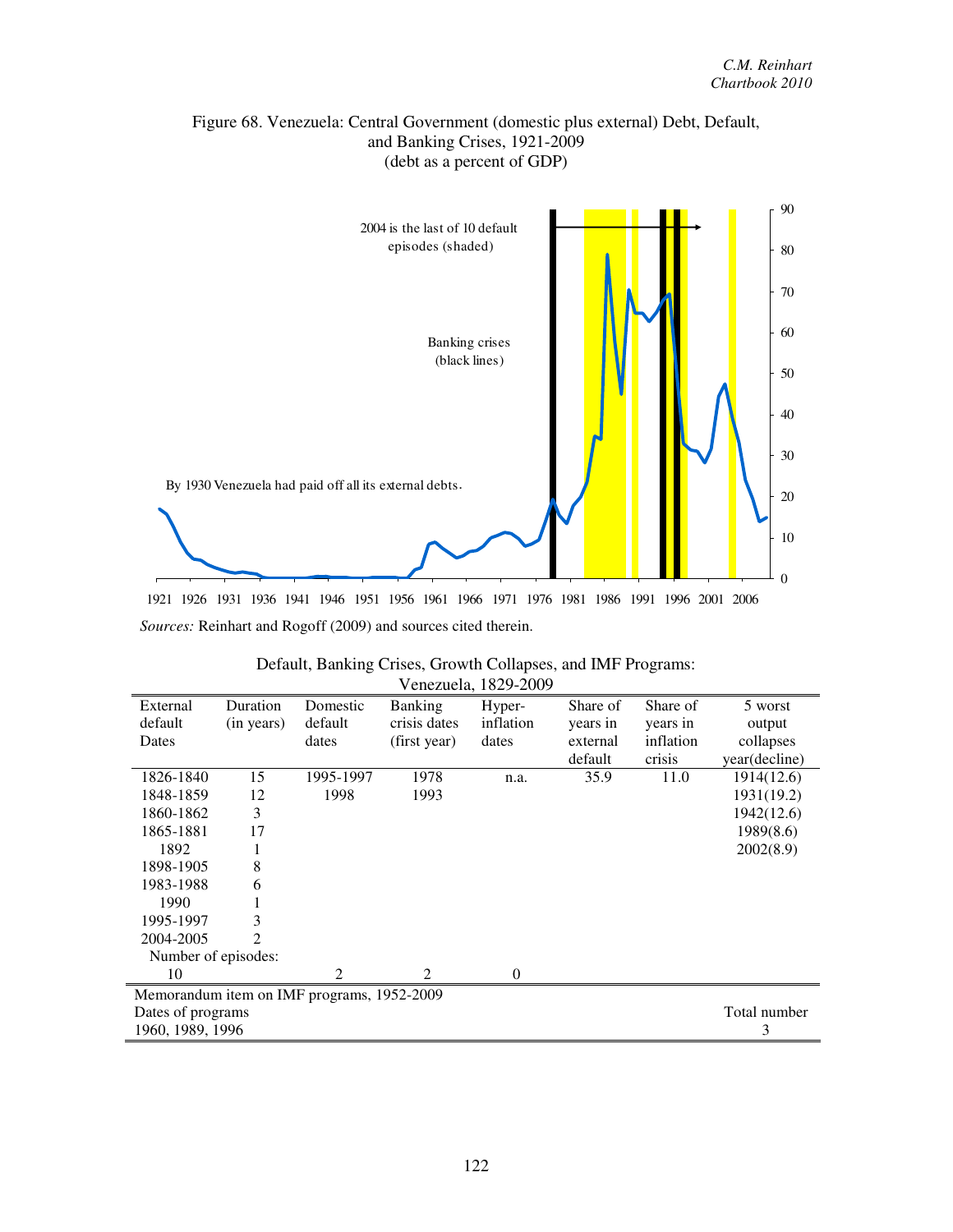Figure 68. Venezuela: Central Government (domestic plus external) Debt, Default, and Banking Crises, 1921-2009
(debt as a percent of GDP)

2004 is the last of 10 default episodes (shaded)

Banking crises (black lines)

By 1930 Venezuela had paid off all its external debts.

*Sources:* Reinhart and Rogoff (2009) and sources cited therein.

Default, Banking Crises, Growth Collapses, and IMF Programs: Venezuela, 1829-2009

| External default Dates | Duration (in years) | Domestic default dates | Banking crisis dates (first year) | Hyper-inflation dates | Share of years in external default | Share of years in inflation crisis | 5 worst output collapses year(decline) |
|---|---|---|---|---|---|---|---|
| 1826-1840 | 15 | 1995-1997 | 1978 | n.a. | 35.9 | 11.0 | 1914(12.6) |
| 1848-1859 | 12 | 1998 | 1993 | | | | 1931(19.2) |
| 1860-1862 | 3 | | | | | | 1942(12.6) |
| 1865-1881 | 17 | | | | | | 1989(8.6) |
| 1892 | 1 | | | | | | 2002(8.9) |
| 1898-1905 | 8 | | | | | | |
| 1983-1988 | 6 | | | | | | |
| 1990 | 1 | | | | | | |
| 1995-1997 | 3 | | | | | | |
| 2004-2005 | 2 | | | | | | |
| Number of episodes: | | | | | | | |
| 10 | | 2 | 2 | 0 | | | |

Memorandum item on IMF programs, 1952-2009

| Dates of programs | Total number |
|---|---|
| 1960, 1989, 1996 | 3 |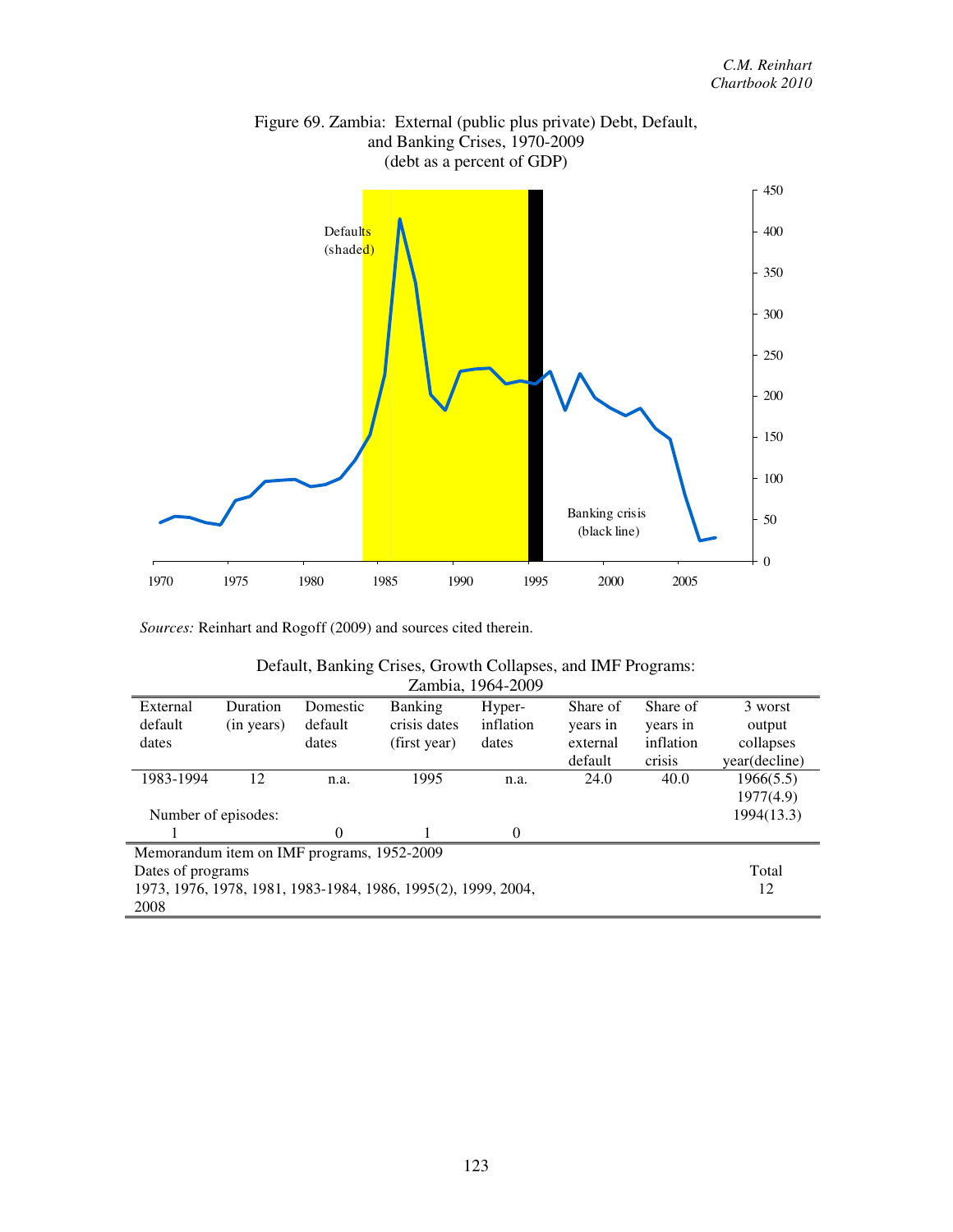Figure 69. Zambia: External (public plus private) Debt, Default, and Banking Crises, 1970-2009
(debt as a percent of GDP)

*Sources:* Reinhart and Rogoff (2009) and sources cited therein.

Default, Banking Crises, Growth Collapses, and IMF Programs: Zambia, 1964-2009

| External default dates | Duration (in years) | Domestic default dates | Banking crisis dates (first year) | Hyper-inflation dates | Share of years in external default | Share of years in inflation crisis | 3 worst output collapses year(decline) |
|---|---|---|---|---|---|---|---|
| 1983-1994 | 12 | n.a. | 1995 | n.a. | 24.0 | 40.0 | 1966(5.5) |
| | | | | | | | 1977(4.9) |
| Number of episodes: | | | | | | | 1994(13.3) |
| 1 | | 0 | 1 | 0 | | | |

| Memorandum item on IMF programs, 1952-2009 | |
|---|---|
| Dates of programs | Total |
| 1973, 1976, 1978, 1981, 1983-1984, 1986, 1995(2), 1999, 2004, 2008 | 12 |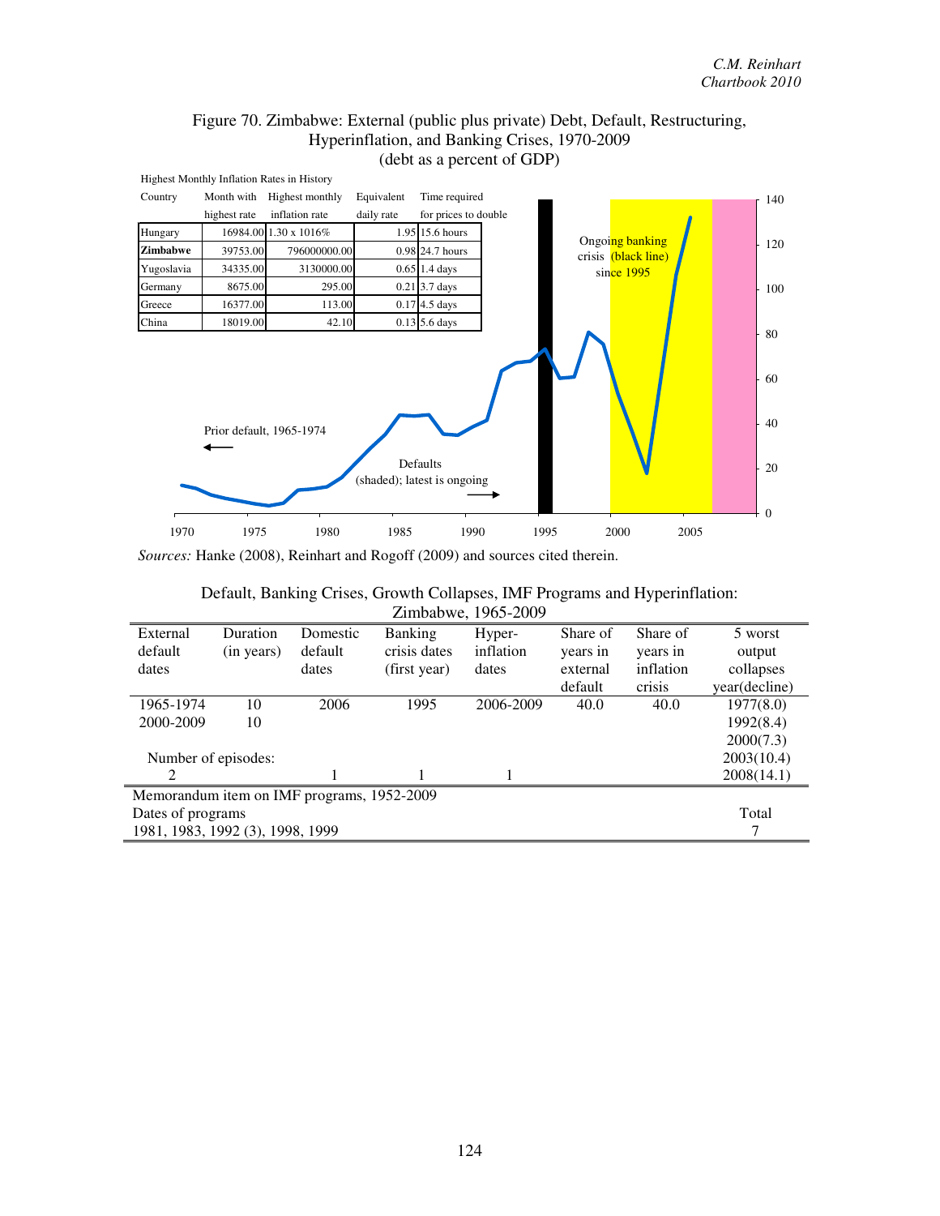# Figure 70. Zimbabwe: External (public plus private) Debt, Default, Restructuring, Hyperinflation, and Banking Crises, 1970-2009
(debt as a percent of GDP)

Highest Monthly Inflation Rates in History

| Country | Month with highest rate | Highest monthly inflation rate | Equivalent daily rate | Time required for prices to double |
|---|---|---|---|---|
| Hungary | 16984.00 | 1.30 x 1016% | 1.95 | 15.6 hours |
| **Zimbabwe** | 39753.00 | 796000000.00 | 0.98 | 24.7 hours |
| Yugoslavia | 34335.00 | 3130000.00 | 0.65 | 1.4 days |
| Germany | 8675.00 | 295.00 | 0.21 | 3.7 days |
| Greece | 16377.00 | 113.00 | 0.17 | 4.5 days |
| China | 18019.00 | 42.10 | 0.13 | 5.6 days |

Ongoing banking crisis (black line) since 1995

Prior default, 1965-1974

Defaults (shaded); latest is ongoing

*Sources:* Hanke (2008), Reinhart and Rogoff (2009) and sources cited therein.

Default, Banking Crises, Growth Collapses, IMF Programs and Hyperinflation: Zimbabwe, 1965-2009

| External default dates | Duration (in years) | Domestic default dates | Banking crisis dates (first year) | Hyper-inflation dates | Share of years in external default | Share of years in inflation crisis | 5 worst output collapses year(decline) |
|---|---|---|---|---|---|---|---|
| 1965-1974 | 10 | 2006 | 1995 | 2006-2009 | 40.0 | 40.0 | 1977(8.0) |
| 2000-2009 | 10 | | | | | | 1992(8.4) |
| | | | | | | | 2000(7.3) |
| Number of episodes: | | | | | | | 2003(10.4) |
| 2 | | 1 | 1 | 1 | | | 2008(14.1) |

Memorandum item on IMF programs, 1952-2009

| Dates of programs | Total |
|---|---|
| 1981, 1983, 1992 (3), 1998, 1999 | 7 |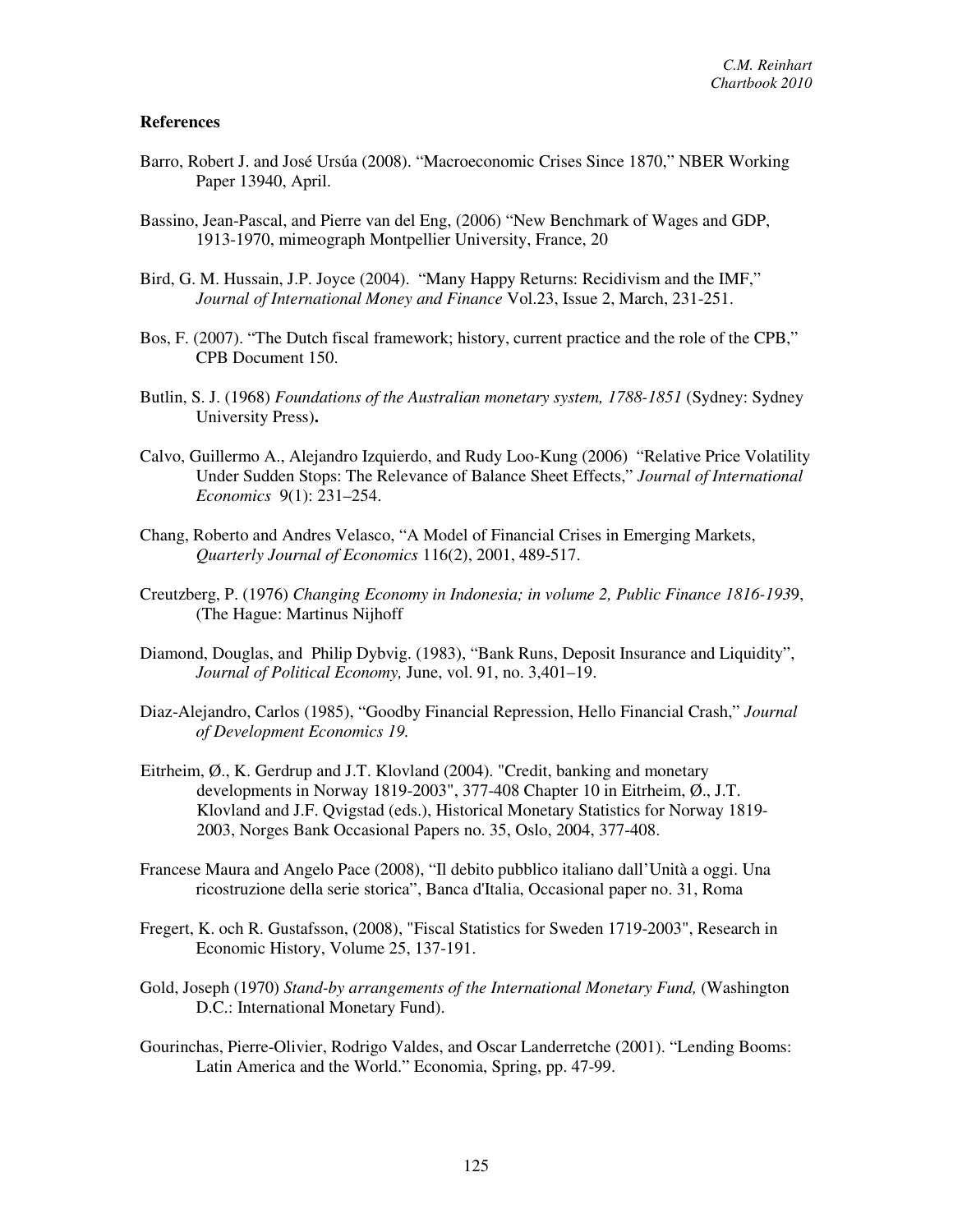**References**

Barro, Robert J. and José Ursúa (2008). “Macroeconomic Crises Since 1870,” NBER Working Paper 13940, April.

Bassino, Jean-Pascal, and Pierre van del Eng, (2006) “New Benchmark of Wages and GDP, 1913-1970, mimeograph Montpellier University, France, 20

Bird, G. M. Hussain, J.P. Joyce (2004). “Many Happy Returns: Recidivism and the IMF,” *Journal of International Money and Finance* Vol.23, Issue 2, March, 231-251.

Bos, F. (2007). “The Dutch fiscal framework; history, current practice and the role of the CPB,” CPB Document 150.

Butlin, S. J. (1968) *Foundations of the Australian monetary system, 1788-1851* (Sydney: Sydney University Press)**.**

Calvo, Guillermo A., Alejandro Izquierdo, and Rudy Loo-Kung (2006) “Relative Price Volatility Under Sudden Stops: The Relevance of Balance Sheet Effects,” *Journal of International Economics* 9(1): 231–254.

Chang, Roberto and Andres Velasco, “A Model of Financial Crises in Emerging Markets, *Quarterly Journal of Economics* 116(2), 2001, 489-517.

Creutzberg, P. (1976) *Changing Economy in Indonesia; in volume 2, Public Finance 1816-1939*, (The Hague: Martinus Nijhoff

Diamond, Douglas, and Philip Dybvig. (1983), “Bank Runs, Deposit Insurance and Liquidity”, *Journal of Political Economy,* June, vol. 91, no. 3,401–19.

Diaz-Alejandro, Carlos (1985), “Goodby Financial Repression, Hello Financial Crash,” *Journal of Development Economics 19.*

Eitrheim, Ø., K. Gerdrup and J.T. Klovland (2004). "Credit, banking and monetary developments in Norway 1819-2003", 377-408 Chapter 10 in Eitrheim, Ø., J.T. Klovland and J.F. Qvigstad (eds.), Historical Monetary Statistics for Norway 1819-2003, Norges Bank Occasional Papers no. 35, Oslo, 2004, 377-408.

Francese Maura and Angelo Pace (2008), “Il debito pubblico italiano dall’Unità a oggi. Una ricostruzione della serie storica”, Banca d'Italia, Occasional paper no. 31, Roma

Fregert, K. och R. Gustafsson, (2008), "Fiscal Statistics for Sweden 1719-2003", Research in Economic History, Volume 25, 137-191.

Gold, Joseph (1970) *Stand-by arrangements of the International Monetary Fund,* (Washington D.C.: International Monetary Fund).

Gourinchas, Pierre-Olivier, Rodrigo Valdes, and Oscar Landerretche (2001). “Lending Booms: Latin America and the World.” Economia, Spring, pp. 47-99.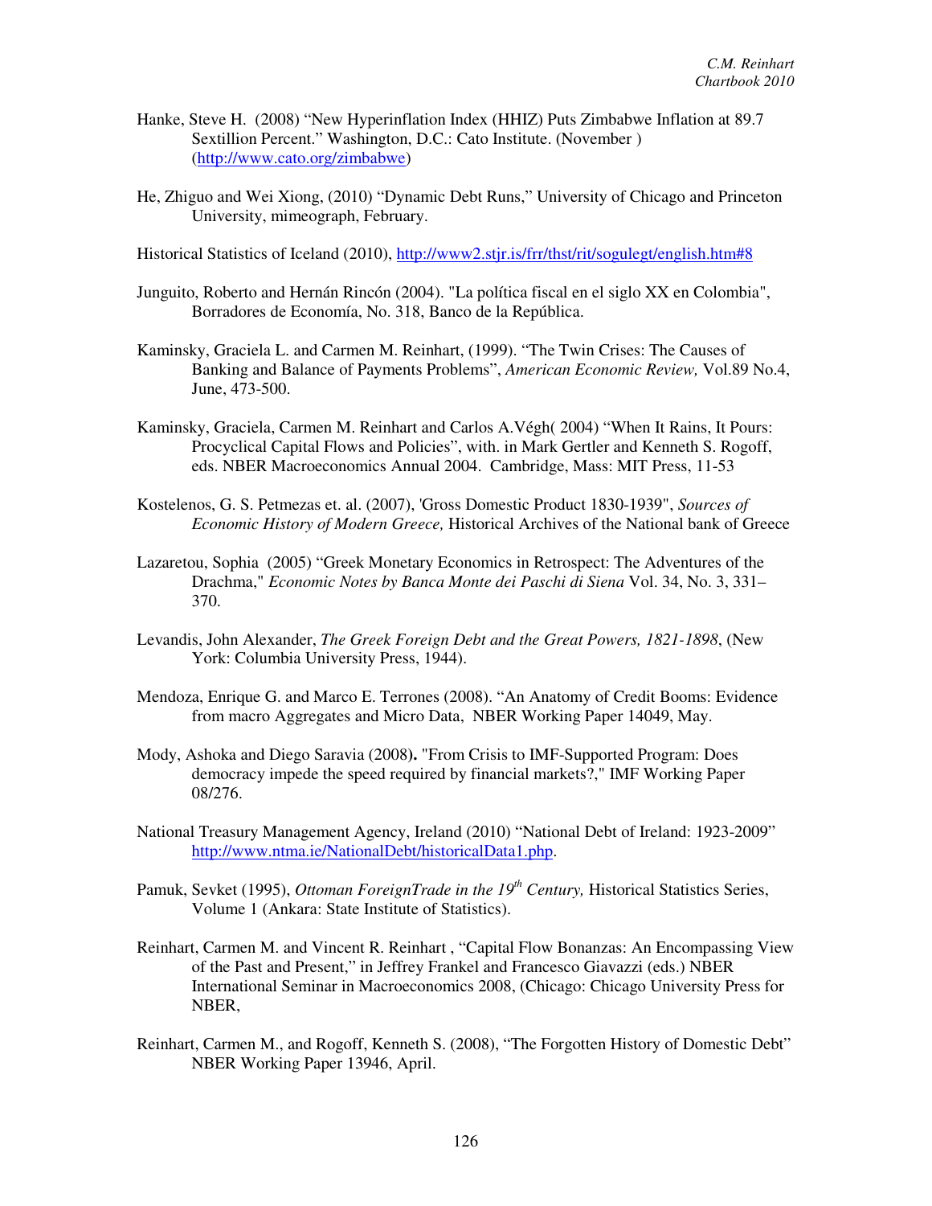Hanke, Steve H. (2008) "New Hyperinflation Index (HHIZ) Puts Zimbabwe Inflation at 89.7 Sextillion Percent." Washington, D.C.: Cato Institute. (November ) (http://www.cato.org/zimbabwe)

He, Zhiguo and Wei Xiong, (2010) "Dynamic Debt Runs," University of Chicago and Princeton University, mimeograph, February.

Historical Statistics of Iceland (2010), http://www2.stjr.is/frr/thst/rit/sogulegt/english.htm#8

Junguito, Roberto and Hernán Rincón (2004). "La política fiscal en el siglo XX en Colombia", Borradores de Economía, No. 318, Banco de la República.

Kaminsky, Graciela L. and Carmen M. Reinhart, (1999). "The Twin Crises: The Causes of Banking and Balance of Payments Problems", *American Economic Review,* Vol.89 No.4, June, 473-500.

Kaminsky, Graciela, Carmen M. Reinhart and Carlos A.Végh( 2004) "When It Rains, It Pours: Procyclical Capital Flows and Policies", with. in Mark Gertler and Kenneth S. Rogoff, eds. NBER Macroeconomics Annual 2004. Cambridge, Mass: MIT Press, 11-53

Kostelenos, G. S. Petmezas et. al. (2007), 'Gross Domestic Product 1830-1939", *Sources of Economic History of Modern Greece,* Historical Archives of the National bank of Greece

Lazaretou, Sophia (2005) "Greek Monetary Economics in Retrospect: The Adventures of the Drachma," *Economic Notes by Banca Monte dei Paschi di Siena* Vol. 34, No. 3, 331–370.

Levandis, John Alexander, *The Greek Foreign Debt and the Great Powers, 1821-1898*, (New York: Columbia University Press, 1944).

Mendoza, Enrique G. and Marco E. Terrones (2008). "An Anatomy of Credit Booms: Evidence from macro Aggregates and Micro Data, NBER Working Paper 14049, May.

Mody, Ashoka and Diego Saravia (2008**).** "From Crisis to IMF-Supported Program: Does democracy impede the speed required by financial markets?," IMF Working Paper 08/276.

National Treasury Management Agency, Ireland (2010) "National Debt of Ireland: 1923-2009" http://www.ntma.ie/NationalDebt/historicalData1.php.

Pamuk, Sevket (1995), *Ottoman ForeignTrade in the 19th Century,* Historical Statistics Series, Volume 1 (Ankara: State Institute of Statistics).

Reinhart, Carmen M. and Vincent R. Reinhart , "Capital Flow Bonanzas: An Encompassing View of the Past and Present," in Jeffrey Frankel and Francesco Giavazzi (eds.) NBER International Seminar in Macroeconomics 2008, (Chicago: Chicago University Press for NBER,

Reinhart, Carmen M., and Rogoff, Kenneth S. (2008), "The Forgotten History of Domestic Debt" NBER Working Paper 13946, April.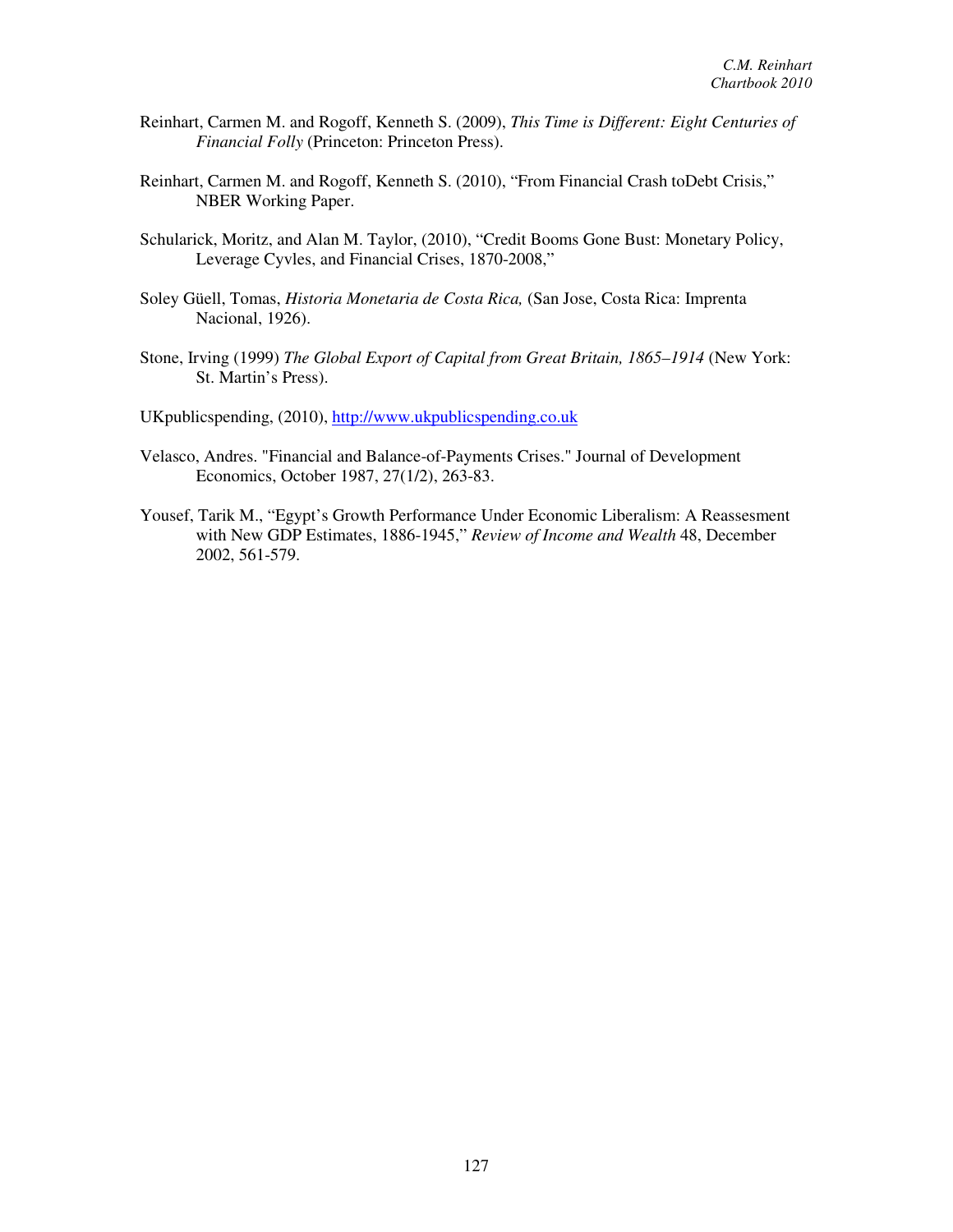Reinhart, Carmen M. and Rogoff, Kenneth S. (2009), *This Time is Different: Eight Centuries of Financial Folly* (Princeton: Princeton Press).

Reinhart, Carmen M. and Rogoff, Kenneth S. (2010), "From Financial Crash toDebt Crisis," NBER Working Paper.

Schularick, Moritz, and Alan M. Taylor, (2010), "Credit Booms Gone Bust: Monetary Policy, Leverage Cyvles, and Financial Crises, 1870-2008,"

Soley Güell, Tomas, *Historia Monetaria de Costa Rica,* (San Jose, Costa Rica: Imprenta Nacional, 1926).

Stone, Irving (1999) *The Global Export of Capital from Great Britain, 1865–1914* (New York: St. Martin's Press).

UKpublicspending, (2010), http://www.ukpublicspending.co.uk

Velasco, Andres. "Financial and Balance-of-Payments Crises." Journal of Development Economics, October 1987, 27(1/2), 263-83.

Yousef, Tarik M., "Egypt's Growth Performance Under Economic Liberalism: A Reassesment with New GDP Estimates, 1886-1945," *Review of Income and Wealth* 48, December 2002, 561-579.